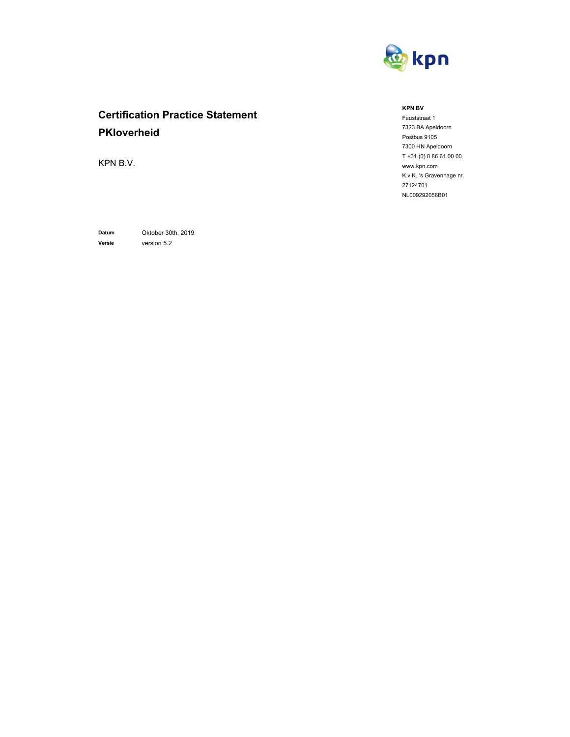# Certification Practice Statement PKIoverheid

KPN B.V.

**KPN BV**
Fauststraat 1
7323 BA Apeldoorn
Postbus 9105
7300 HN Apeldoorn
T +31 (0) 8 86 61 00 00
www.kpn.com
K.v.K. 's Gravenhage nr. 27124701
NL009292056B01

**Datum** Oktober 30th, 2019
**Versie** version 5.2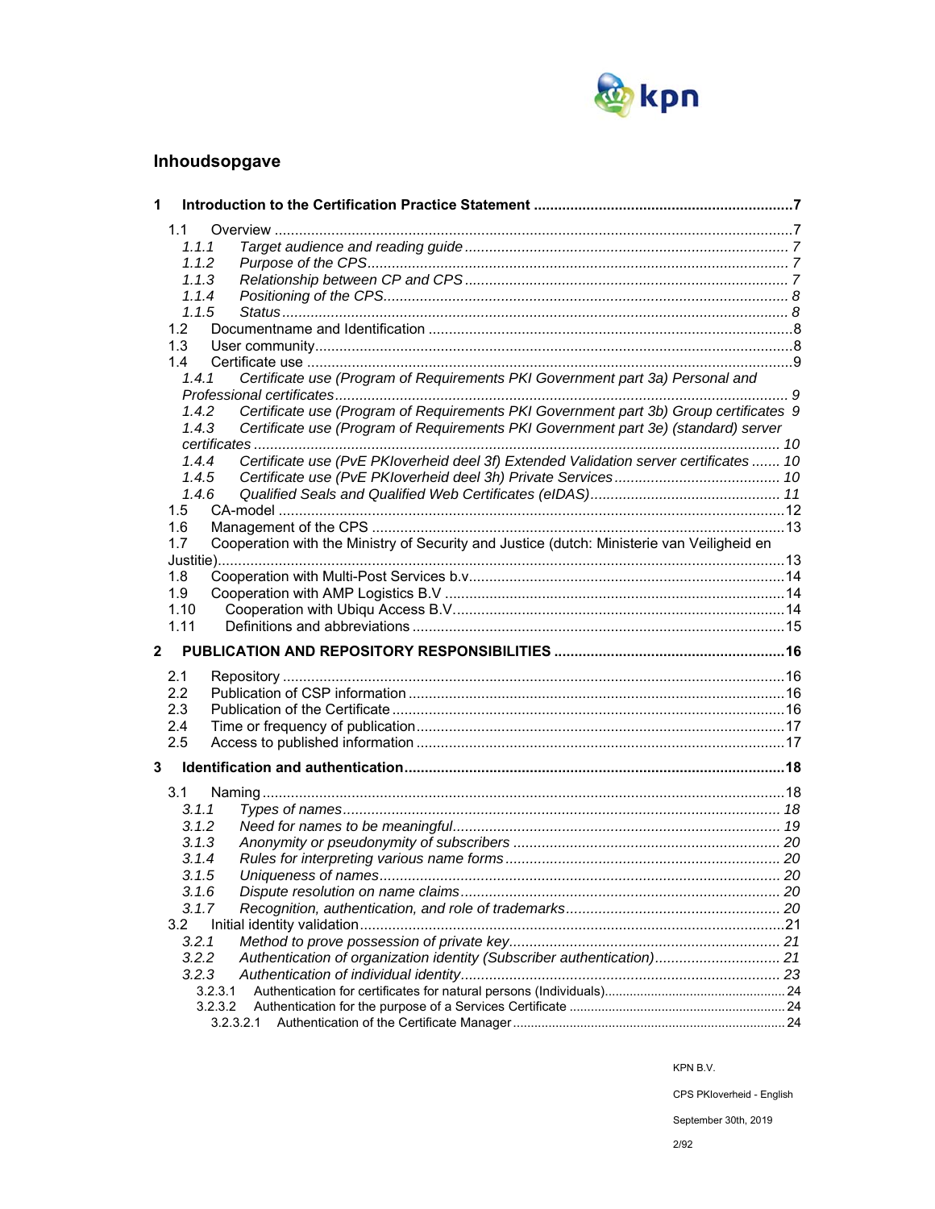## Inhoudsopgave

**1 Introduction to the Certification Practice Statement ....... 7**

- 1.1 Overview ....... 7
  - *1.1.1 Target audience and reading guide ....... 7*
  - *1.1.2 Purpose of the CPS ....... 7*
  - *1.1.3 Relationship between CP and CPS ....... 7*
  - *1.1.4 Positioning of the CPS ....... 8*
  - *1.1.5 Status ....... 8*
- 1.2 Documentname and Identification ....... 8
- 1.3 User community ....... 8
- 1.4 Certificate use ....... 9
  - *1.4.1 Certificate use (Program of Requirements PKI Government part 3a) Personal and Professional certificates ....... 9*
  - *1.4.2 Certificate use (Program of Requirements PKI Government part 3b) Group certificates 9*
  - *1.4.3 Certificate use (Program of Requirements PKI Government part 3e) (standard) server certificates ....... 10*
  - *1.4.4 Certificate use (PvE PKIoverheid deel 3f) Extended Validation server certificates ....... 10*
  - *1.4.5 Certificate use (PvE PKIoverheid deel 3h) Private Services ....... 10*
  - *1.4.6 Qualified Seals and Qualified Web Certificates (eIDAS) ....... 11*
- 1.5 CA-model ....... 12
- 1.6 Management of the CPS ....... 13
- 1.7 Cooperation with the Ministry of Security and Justice (dutch: Ministerie van Veiligheid en Justitie) ....... 13
- 1.8 Cooperation with Multi-Post Services b.v. ....... 14
- 1.9 Cooperation with AMP Logistics B.V ....... 14
- 1.10 Cooperation with Ubiqu Access B.V. ....... 14
- 1.11 Definitions and abbreviations ....... 15

**2 PUBLICATION AND REPOSITORY RESPONSIBILITIES ....... 16**

- 2.1 Repository ....... 16
- 2.2 Publication of CSP information ....... 16
- 2.3 Publication of the Certificate ....... 16
- 2.4 Time or frequency of publication ....... 17
- 2.5 Access to published information ....... 17

**3 Identification and authentication ....... 18**

- 3.1 Naming ....... 18
  - *3.1.1 Types of names ....... 18*
  - *3.1.2 Need for names to be meaningful ....... 19*
  - *3.1.3 Anonymity or pseudonymity of subscribers ....... 20*
  - *3.1.4 Rules for interpreting various name forms ....... 20*
  - *3.1.5 Uniqueness of names ....... 20*
  - *3.1.6 Dispute resolution on name claims ....... 20*
  - *3.1.7 Recognition, authentication, and role of trademarks ....... 20*
- 3.2 Initial identity validation ....... 21
  - *3.2.1 Method to prove possession of private key ....... 21*
  - *3.2.2 Authentication of organization identity (Subscriber authentication) ....... 21*
  - *3.2.3 Authentication of individual identity ....... 23*
    - 3.2.3.1 Authentication for certificates for natural persons (Individuals) ....... 24
    - 3.2.3.2 Authentication for the purpose of a Services Certificate ....... 24
      - 3.2.3.2.1 Authentication of the Certificate Manager ....... 24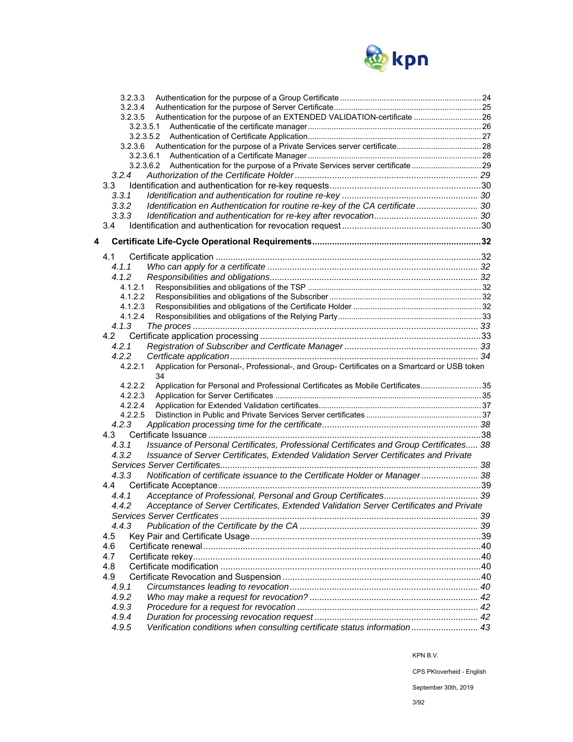3.2.3.3 Authentication for the purpose of a Group Certificate ..... 24
3.2.3.4 Authentication for the purpose of Server Certificate ..... 25
3.2.3.5 Authentication for the purpose of an EXTENDED VALIDATION-certificate ..... 26
3.2.3.5.1 Authenticatie of the certificate manager ..... 26
3.2.3.5.2 Authentication of Certificate Application ..... 27
3.2.3.6 Authentication for the purpose of a Private Services server certificate ..... 28
3.2.3.6.1 Authentication of a Certificate Manager ..... 28
3.2.3.6.2 Authentication for the purpose of a Private Services server certificate ..... 29
*3.2.4 Authorization of the Certificate Holder ..... 29*
3.3 Identification and authentication for re-key requests ..... 30
*3.3.1 Identification and authentication for routine re-key ..... 30*
*3.3.2 Identification en Authentication for routine re-key of the CA certificate ..... 30*
*3.3.3 Identification and authentication for re-key after revocation ..... 30*
3.4 Identification and authentication for revocation request ..... 30

**4 Certificate Life-Cycle Operational Requirements ..... 32**

4.1 Certificate application ..... 32
*4.1.1 Who can apply for a certificate ..... 32*
*4.1.2 Responsibilities and obligations ..... 32*
4.1.2.1 Responsibilities and obligations of the TSP ..... 32
4.1.2.2 Responsibilities and obligations of the Subscriber ..... 32
4.1.2.3 Responsibilities and obligations of the Certificate Holder ..... 32
4.1.2.4 Responsibilities and obligations of the Relying Party ..... 33
*4.1.3 The proces ..... 33*
4.2 Certificate application processing ..... 33
*4.2.1 Registration of Subscriber and Certficate Manager ..... 33*
*4.2.2 Certficate application ..... 34*
4.2.2.1 Application for Personal-, Professional-, and Group- Certificates on a Smartcard or USB token 34
4.2.2.2 Application for Personal and Professional Certificates as Mobile Certificates ..... 35
4.2.2.3 Application for Server Certificates ..... 35
4.2.2.4 Application for Extended Validation certificates ..... 37
4.2.2.5 Distinction in Public and Private Services Server certificates ..... 37
*4.2.3 Application processing time for the certificate ..... 38*
4.3 Certificate Issuance ..... 38
*4.3.1 Issuance of Personal Certificates, Professional Certificates and Group Certificates ..... 38*
*4.3.2 Issuance of Server Certificates, Extended Validation Server Certificates and Private Services Server Certificates ..... 38*
*4.3.3 Notification of certificate issuance to the Certificate Holder or Manager ..... 38*
4.4 Certificate Acceptance ..... 39
*4.4.1 Acceptance of Professional, Personal and Group Certificates ..... 39*
*4.4.2 Acceptance of Server Certificates, Extended Validation Server Certificates and Private Services Server Certficates ..... 39*
*4.4.3 Publication of the Certificate by the CA ..... 39*
4.5 Key Pair and Certificate Usage ..... 39
4.6 Certificate renewal ..... 40
4.7 Certificate rekey ..... 40
4.8 Certificate modification ..... 40
4.9 Certificate Revocation and Suspension ..... 40
*4.9.1 Circumstances leading to revocation ..... 40*
*4.9.2 Who may make a request for revocation? ..... 42*
*4.9.3 Procedure for a request for revocation ..... 42*
*4.9.4 Duration for processing revocation request ..... 42*
*4.9.5 Verification conditions when consulting certificate status information ..... 43*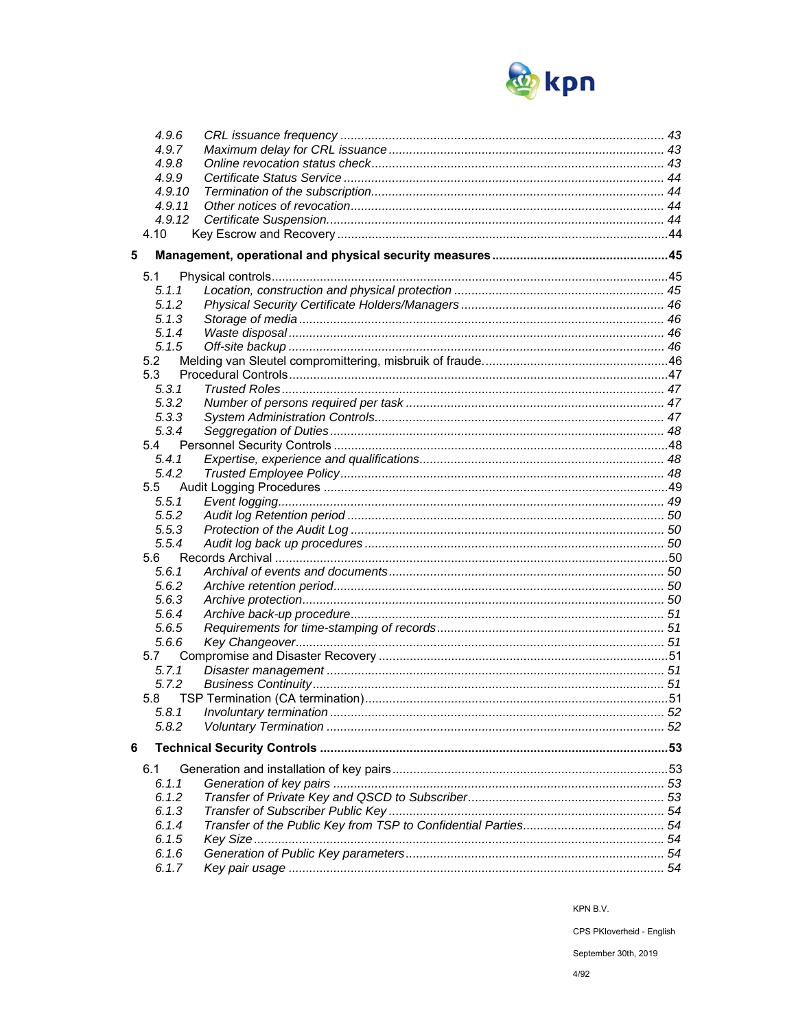4.9.6 *CRL issuance frequency* ........ 43
4.9.7 *Maximum delay for CRL issuance* ........ 43
4.9.8 *Online revocation status check* ........ 43
4.9.9 *Certificate Status Service* ........ 44
4.9.10 *Termination of the subscription* ........ 44
4.9.11 *Other notices of revocation* ........ 44
4.9.12 *Certificate Suspension* ........ 44
4.10 Key Escrow and Recovery ........ 44

**5 Management, operational and physical security measures ........ 45**

5.1 Physical controls ........ 45
5.1.1 *Location, construction and physical protection* ........ 45
5.1.2 *Physical Security Certificate Holders/Managers* ........ 46
5.1.3 *Storage of media* ........ 46
5.1.4 *Waste disposal* ........ 46
5.1.5 *Off-site backup* ........ 46
5.2 Melding van Sleutel compromittering, misbruik of fraude. ........ 46
5.3 Procedural Controls ........ 47
5.3.1 *Trusted Roles* ........ 47
5.3.2 *Number of persons required per task* ........ 47
5.3.3 *System Administration Controls* ........ 47
5.3.4 *Seggregation of Duties* ........ 48
5.4 Personnel Security Controls ........ 48
5.4.1 *Expertise, experience and qualifications* ........ 48
5.4.2 *Trusted Employee Policy* ........ 48
5.5 Audit Logging Procedures ........ 49
5.5.1 *Event logging* ........ 49
5.5.2 *Audit log Retention period* ........ 50
5.5.3 *Protection of the Audit Log* ........ 50
5.5.4 *Audit log back up procedures* ........ 50
5.6 Records Archival ........ 50
5.6.1 *Archival of events and documents* ........ 50
5.6.2 *Archive retention period* ........ 50
5.6.3 *Archive protection* ........ 50
5.6.4 *Archive back-up procedure* ........ 51
5.6.5 *Requirements for time-stamping of records* ........ 51
5.6.6 *Key Changeover* ........ 51
5.7 Compromise and Disaster Recovery ........ 51
5.7.1 *Disaster management* ........ 51
5.7.2 *Business Continuity* ........ 51
5.8 TSP Termination (CA termination) ........ 51
5.8.1 *Involuntary termination* ........ 52
5.8.2 *Voluntary Termination* ........ 52

**6 Technical Security Controls ........ 53**

6.1 Generation and installation of key pairs ........ 53
6.1.1 *Generation of key pairs* ........ 53
6.1.2 *Transfer of Private Key and QSCD to Subscriber* ........ 53
6.1.3 *Transfer of Subscriber Public Key* ........ 54
6.1.4 *Transfer of the Public Key from TSP to Confidential Parties* ........ 54
6.1.5 *Key Size* ........ 54
6.1.6 *Generation of Public Key parameters* ........ 54
6.1.7 *Key pair usage* ........ 54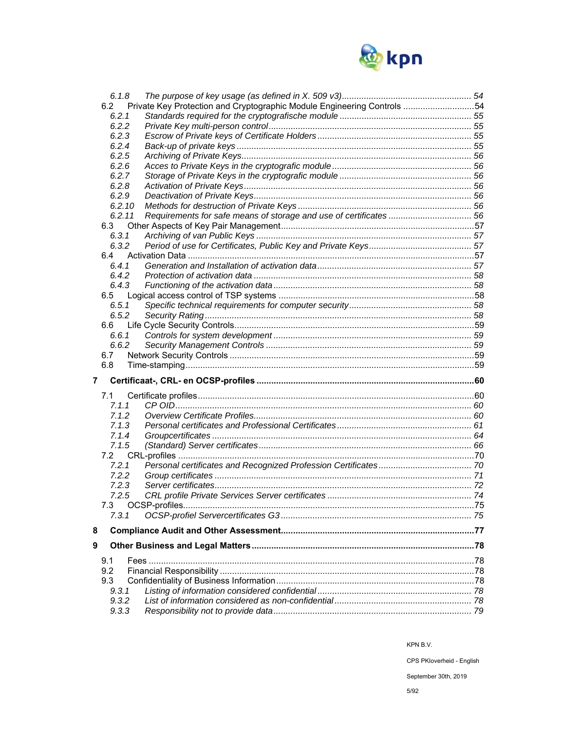6.1.8 *The purpose of key usage (as defined in X. 509 v3)* ..... 54
6.2 Private Key Protection and Cryptographic Module Engineering Controls ..... 54
6.2.1 *Standards required for the cryptografische module* ..... 55
6.2.2 *Private Key multi-person control* ..... 55
6.2.3 *Escrow of Private keys of Certificate Holders* ..... 55
6.2.4 *Back-up of private keys* ..... 55
6.2.5 *Archiving of Private Keys* ..... 56
6.2.6 *Acces to Private Keys in the cryptografic module* ..... 56
6.2.7 *Storage of Private Keys in the cryptografic module* ..... 56
6.2.8 *Activation of Private Keys* ..... 56
6.2.9 *Deactivation of Private Keys* ..... 56
6.2.10 *Methods for destruction of Private Keys* ..... 56
6.2.11 *Requirements for safe means of storage and use of certificates* ..... 56
6.3 Other Aspects of Key Pair Management ..... 57
6.3.1 *Archiving of van Public Keys* ..... 57
6.3.2 *Period of use for Certificates, Public Key and Private Keys* ..... 57
6.4 Activation Data ..... 57
6.4.1 *Generation and Installation of activation data* ..... 57
6.4.2 *Protection of activation data* ..... 58
6.4.3 *Functioning of the activation data* ..... 58
6.5 Logical access control of TSP systems ..... 58
6.5.1 *Specific technical requirements for computer security* ..... 58
6.5.2 *Security Rating* ..... 58
6.6 Life Cycle Security Controls ..... 59
6.6.1 *Controls for system development* ..... 59
6.6.2 *Security Management Controls* ..... 59
6.7 Network Security Controls ..... 59
6.8 Time-stamping ..... 59

**7 Certificaat-, CRL- en OCSP-profiles ..... 60**

7.1 Certificate profiles ..... 60
7.1.1 *CP OID* ..... 60
7.1.2 *Overview Certificate Profiles* ..... 60
7.1.3 *Personal certificates and Professional Certificates* ..... 61
7.1.4 *Groupcertificates* ..... 64
7.1.5 *(Standard) Server certificates* ..... 66
7.2 CRL-profiles ..... 70
7.2.1 *Personal certificates and Recognized Profession Certificates* ..... 70
7.2.2 *Group certificates* ..... 71
7.2.3 *Server certificates* ..... 72
7.2.5 *CRL profile Private Services Server certificates* ..... 74
7.3 OCSP-profiles ..... 75
7.3.1 *OCSP-profiel Servercertificates G3* ..... 75

**8 Compliance Audit and Other Assessment ..... 77**

**9 Other Business and Legal Matters ..... 78**

9.1 Fees ..... 78
9.2 Financial Responsibility ..... 78
9.3 Confidentiality of Business Information ..... 78
9.3.1 *Listing of information considered confidential* ..... 78
9.3.2 *List of information considered as non-confidential* ..... 78
9.3.3 *Responsibility not to provide data* ..... 79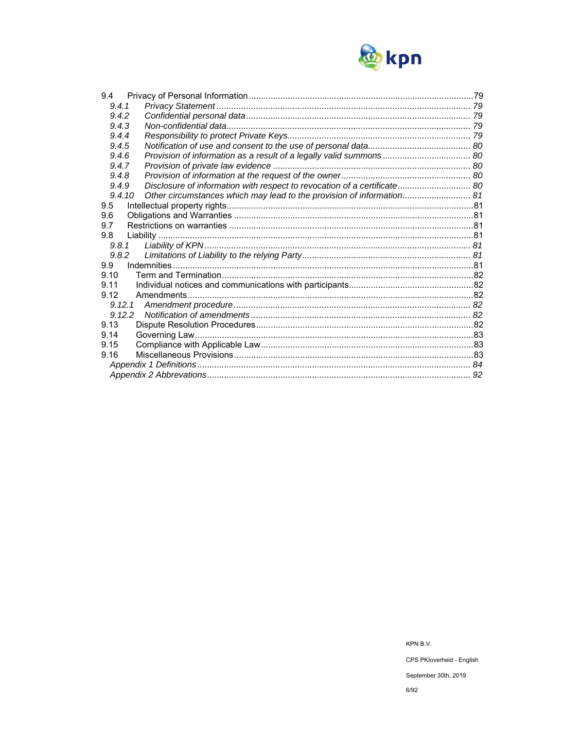9.4 Privacy of Personal Information ....................................................................................79
- 9.4.1 *Privacy Statement ....................................................................................... 79*
- 9.4.2 *Confidential personal data ............................................................................ 79*
- 9.4.3 *Non-confidential data.................................................................................... 79*
- 9.4.4 *Responsibility to protect Private Keys........................................................... 79*
- 9.4.5 *Notification of use and consent to the use of personal data.......................... 80*
- 9.4.6 *Provision of information as a result of a legally valid summons .................... 80*
- 9.4.7 *Provision of private law evidence ................................................................. 80*
- 9.4.8 *Provision of information at the request of the owner..................................... 80*
- 9.4.9 *Disclosure of information with respect to revocation of a certificate.............. 80*
- 9.4.10 *Other circumstances which may lead to the provision of information............ 81*

9.5 Intellectual property rights....................................................................................81

9.6 Obligations and Warranties ..................................................................................81

9.7 Restrictions on warranties ....................................................................................81

9.8 Liability .................................................................................................................81
- 9.8.1 *Liability of KPN............................................................................................. 81*
- 9.8.2 *Limitations of Liability to the relying Party..................................................... 81*

9.9 Indemnities ...........................................................................................................81

9.10 Term and Termination.......................................................................................82

9.11 Individual notices and communications with participants...................................82

9.12 Amendments.....................................................................................................82
- 9.12.1 *Amendment procedure ................................................................................. 82*
- 9.12.2 *Notification of amendments .......................................................................... 82*

9.13 Dispute Resolution Procedures.........................................................................82

9.14 Governing Law..................................................................................................83

9.15 Compliance with Applicable Law.......................................................................83

9.16 Miscellaneous Provisions..................................................................................83

*Appendix 1 Definitions ................................................................................................ 84*

*Appendix 2 Abbrevations............................................................................................ 92*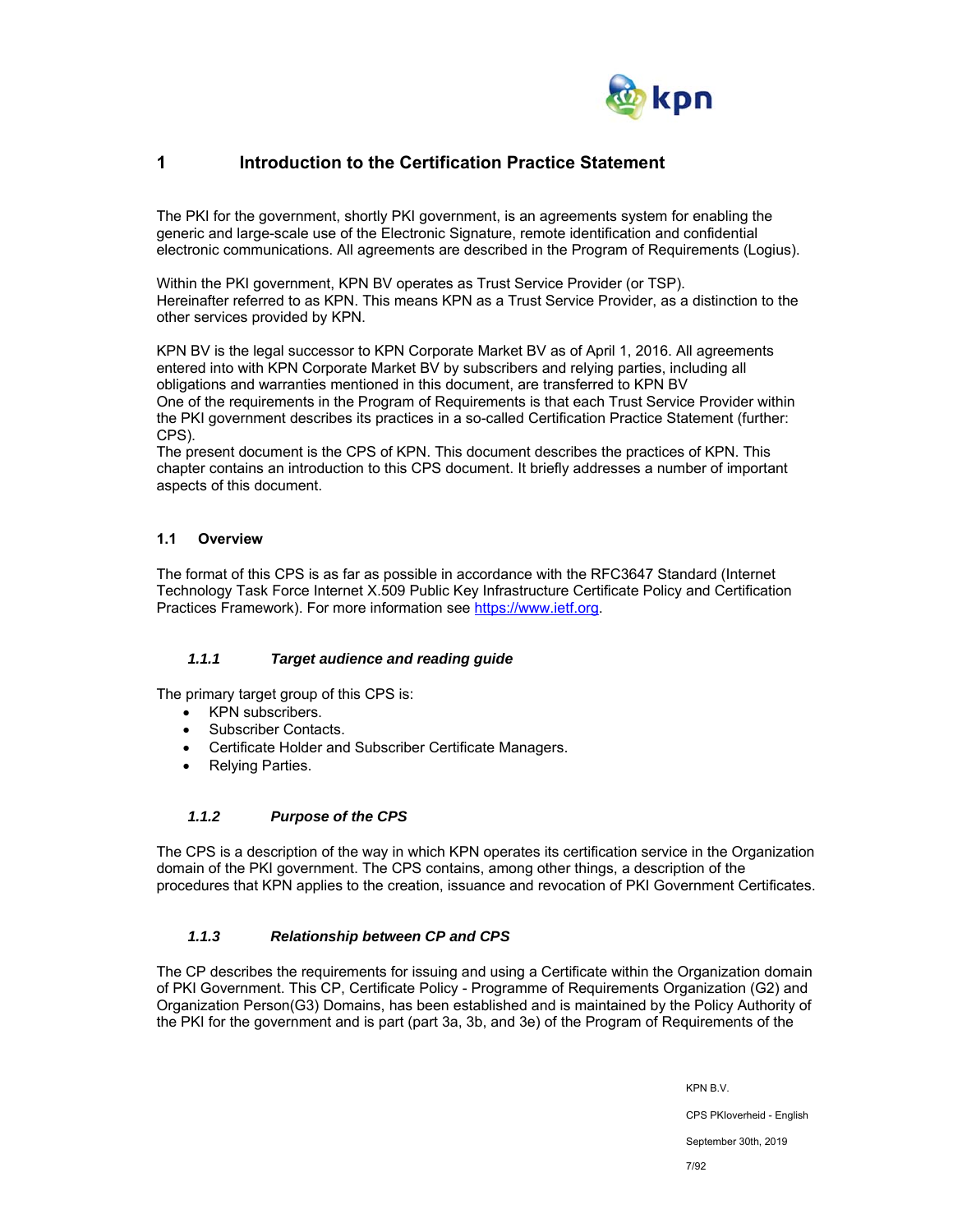# 1 Introduction to the Certification Practice Statement

The PKI for the government, shortly PKI government, is an agreements system for enabling the generic and large-scale use of the Electronic Signature, remote identification and confidential electronic communications. All agreements are described in the Program of Requirements (Logius).

Within the PKI government, KPN BV operates as Trust Service Provider (or TSP). Hereinafter referred to as KPN. This means KPN as a Trust Service Provider, as a distinction to the other services provided by KPN.

KPN BV is the legal successor to KPN Corporate Market BV as of April 1, 2016. All agreements entered into with KPN Corporate Market BV by subscribers and relying parties, including all obligations and warranties mentioned in this document, are transferred to KPN BV
One of the requirements in the Program of Requirements is that each Trust Service Provider within the PKI government describes its practices in a so-called Certification Practice Statement (further: CPS).
The present document is the CPS of KPN. This document describes the practices of KPN. This chapter contains an introduction to this CPS document. It briefly addresses a number of important aspects of this document.

## 1.1 Overview

The format of this CPS is as far as possible in accordance with the RFC3647 Standard (Internet Technology Task Force Internet X.509 Public Key Infrastructure Certificate Policy and Certification Practices Framework). For more information see https://www.ietf.org.

### *1.1.1 Target audience and reading guide*

The primary target group of this CPS is:

- KPN subscribers.
- Subscriber Contacts.
- Certificate Holder and Subscriber Certificate Managers.
- Relying Parties.

### *1.1.2 Purpose of the CPS*

The CPS is a description of the way in which KPN operates its certification service in the Organization domain of the PKI government. The CPS contains, among other things, a description of the procedures that KPN applies to the creation, issuance and revocation of PKI Government Certificates.

### *1.1.3 Relationship between CP and CPS*

The CP describes the requirements for issuing and using a Certificate within the Organization domain of PKI Government. This CP, Certificate Policy - Programme of Requirements Organization (G2) and Organization Person(G3) Domains, has been established and is maintained by the Policy Authority of the PKI for the government and is part (part 3a, 3b, and 3e) of the Program of Requirements of the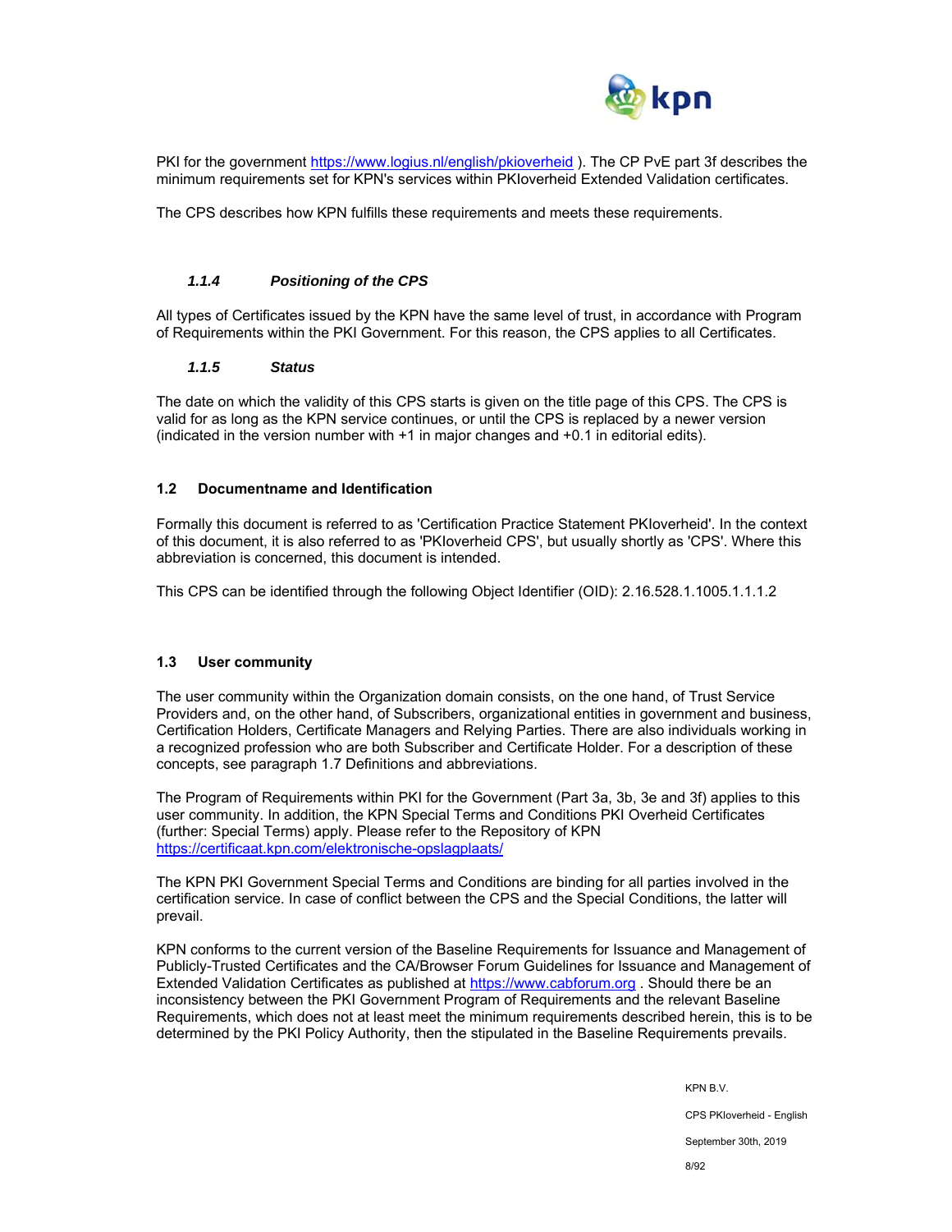PKI for the government https://www.logius.nl/english/pkioverheid ). The CP PvE part 3f describes the minimum requirements set for KPN's services within PKIoverheid Extended Validation certificates.

The CPS describes how KPN fulfills these requirements and meets these requirements.

#### *1.1.4 Positioning of the CPS*

All types of Certificates issued by the KPN have the same level of trust, in accordance with Program of Requirements within the PKI Government. For this reason, the CPS applies to all Certificates.

#### *1.1.5 Status*

The date on which the validity of this CPS starts is given on the title page of this CPS. The CPS is valid for as long as the KPN service continues, or until the CPS is replaced by a newer version (indicated in the version number with +1 in major changes and +0.1 in editorial edits).

### 1.2 Documentname and Identification

Formally this document is referred to as 'Certification Practice Statement PKIoverheid'. In the context of this document, it is also referred to as 'PKIoverheid CPS', but usually shortly as 'CPS'. Where this abbreviation is concerned, this document is intended.

This CPS can be identified through the following Object Identifier (OID): 2.16.528.1.1005.1.1.1.2

### 1.3 User community

The user community within the Organization domain consists, on the one hand, of Trust Service Providers and, on the other hand, of Subscribers, organizational entities in government and business, Certification Holders, Certificate Managers and Relying Parties. There are also individuals working in a recognized profession who are both Subscriber and Certificate Holder. For a description of these concepts, see paragraph 1.7 Definitions and abbreviations.

The Program of Requirements within PKI for the Government (Part 3a, 3b, 3e and 3f) applies to this user community. In addition, the KPN Special Terms and Conditions PKI Overheid Certificates (further: Special Terms) apply. Please refer to the Repository of KPN https://certificaat.kpn.com/elektronische-opslagplaats/

The KPN PKI Government Special Terms and Conditions are binding for all parties involved in the certification service. In case of conflict between the CPS and the Special Conditions, the latter will prevail.

KPN conforms to the current version of the Baseline Requirements for Issuance and Management of Publicly-Trusted Certificates and the CA/Browser Forum Guidelines for Issuance and Management of Extended Validation Certificates as published at https://www.cabforum.org . Should there be an inconsistency between the PKI Government Program of Requirements and the relevant Baseline Requirements, which does not at least meet the minimum requirements described herein, this is to be determined by the PKI Policy Authority, then the stipulated in the Baseline Requirements prevails.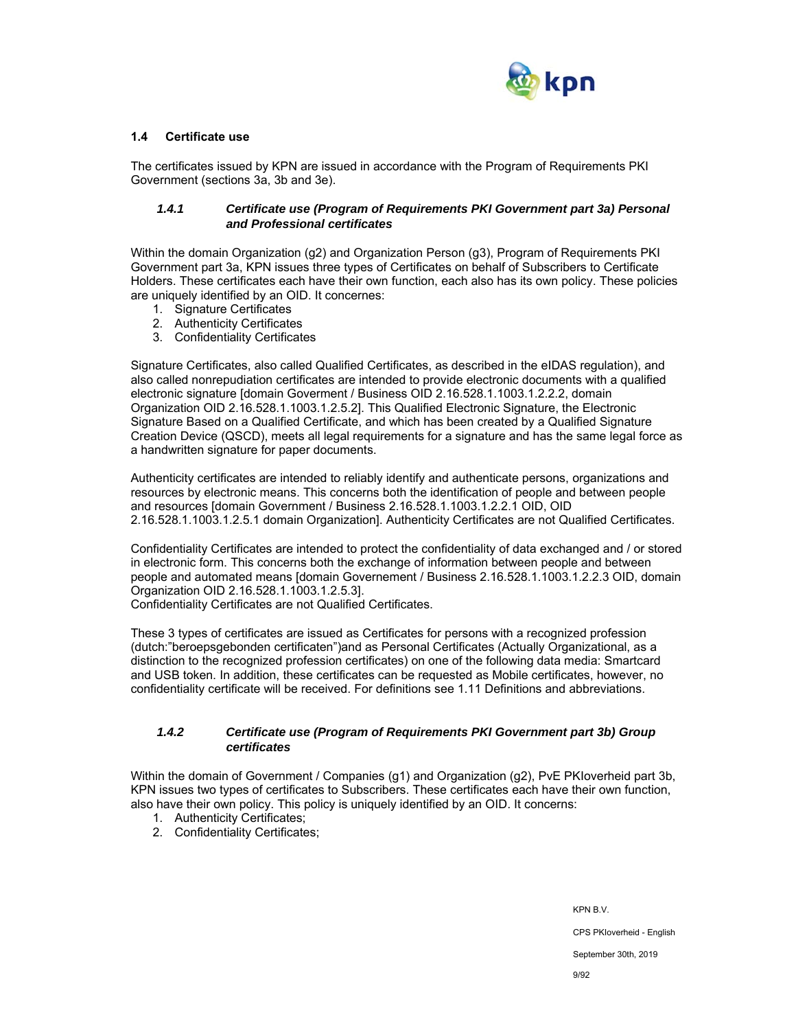## 1.4 Certificate use

The certificates issued by KPN are issued in accordance with the Program of Requirements PKI Government (sections 3a, 3b and 3e).

### *1.4.1 Certificate use (Program of Requirements PKI Government part 3a) Personal and Professional certificates*

Within the domain Organization (g2) and Organization Person (g3), Program of Requirements PKI Government part 3a, KPN issues three types of Certificates on behalf of Subscribers to Certificate Holders. These certificates each have their own function, each also has its own policy. These policies are uniquely identified by an OID. It concernes:

1. Signature Certificates
2. Authenticity Certificates
3. Confidentiality Certificates

Signature Certificates, also called Qualified Certificates, as described in the eIDAS regulation), and also called nonrepudiation certificates are intended to provide electronic documents with a qualified electronic signature [domain Goverment / Business OID 2.16.528.1.1003.1.2.2.2, domain Organization OID 2.16.528.1.1003.1.2.5.2]. This Qualified Electronic Signature, the Electronic Signature Based on a Qualified Certificate, and which has been created by a Qualified Signature Creation Device (QSCD), meets all legal requirements for a signature and has the same legal force as a handwritten signature for paper documents.

Authenticity certificates are intended to reliably identify and authenticate persons, organizations and resources by electronic means. This concerns both the identification of people and between people and resources [domain Government / Business 2.16.528.1.1003.1.2.2.1 OID, OID 2.16.528.1.1003.1.2.5.1 domain Organization]. Authenticity Certificates are not Qualified Certificates.

Confidentiality Certificates are intended to protect the confidentiality of data exchanged and / or stored in electronic form. This concerns both the exchange of information between people and between people and automated means [domain Governement / Business 2.16.528.1.1003.1.2.2.3 OID, domain Organization OID 2.16.528.1.1003.1.2.5.3].
Confidentiality Certificates are not Qualified Certificates.

These 3 types of certificates are issued as Certificates for persons with a recognized profession (dutch:"beroepsgebonden certificaten")and as Personal Certificates (Actually Organizational, as a distinction to the recognized profession certificates) on one of the following data media: Smartcard and USB token. In addition, these certificates can be requested as Mobile certificates, however, no confidentiality certificate will be received. For definitions see 1.11 Definitions and abbreviations.

### *1.4.2 Certificate use (Program of Requirements PKI Government part 3b) Group certificates*

Within the domain of Government / Companies (g1) and Organization (g2), PvE PKIoverheid part 3b, KPN issues two types of certificates to Subscribers. These certificates each have their own function, also have their own policy. This policy is uniquely identified by an OID. It concerns:

1. Authenticity Certificates;
2. Confidentiality Certificates;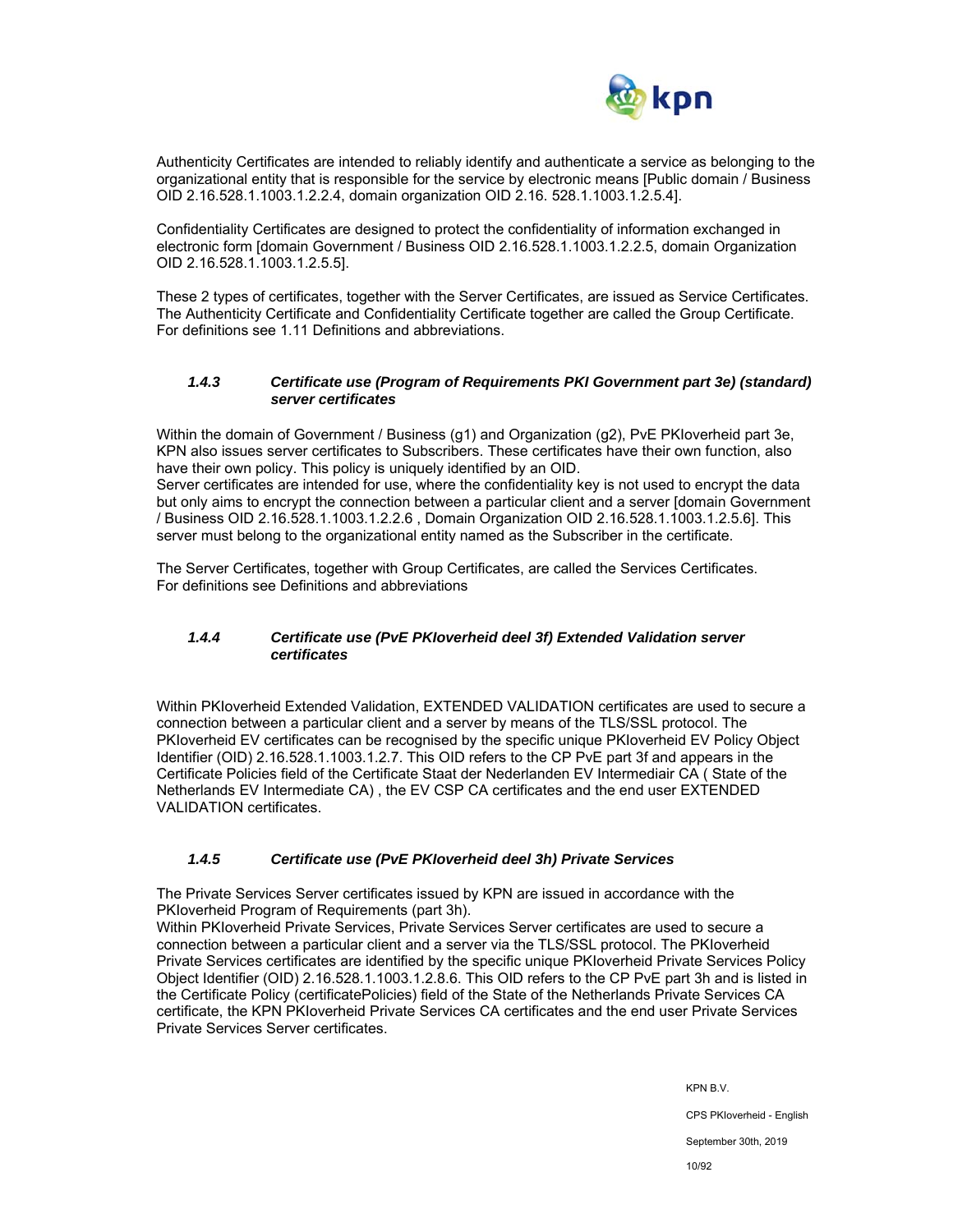Authenticity Certificates are intended to reliably identify and authenticate a service as belonging to the organizational entity that is responsible for the service by electronic means [Public domain / Business OID 2.16.528.1.1003.1.2.2.4, domain organization OID 2.16. 528.1.1003.1.2.5.4].

Confidentiality Certificates are designed to protect the confidentiality of information exchanged in electronic form [domain Government / Business OID 2.16.528.1.1003.1.2.2.5, domain Organization OID 2.16.528.1.1003.1.2.5.5].

These 2 types of certificates, together with the Server Certificates, are issued as Service Certificates. The Authenticity Certificate and Confidentiality Certificate together are called the Group Certificate. For definitions see 1.11 Definitions and abbreviations.

### *1.4.3 Certificate use (Program of Requirements PKI Government part 3e) (standard) server certificates*

Within the domain of Government / Business (g1) and Organization (g2), PvE PKIoverheid part 3e, KPN also issues server certificates to Subscribers. These certificates have their own function, also have their own policy. This policy is uniquely identified by an OID.
Server certificates are intended for use, where the confidentiality key is not used to encrypt the data but only aims to encrypt the connection between a particular client and a server [domain Government / Business OID 2.16.528.1.1003.1.2.2.6 , Domain Organization OID 2.16.528.1.1003.1.2.5.6]. This server must belong to the organizational entity named as the Subscriber in the certificate.

The Server Certificates, together with Group Certificates, are called the Services Certificates. For definitions see Definitions and abbreviations

### *1.4.4 Certificate use (PvE PKIoverheid deel 3f) Extended Validation server certificates*

Within PKIoverheid Extended Validation, EXTENDED VALIDATION certificates are used to secure a connection between a particular client and a server by means of the TLS/SSL protocol. The PKIoverheid EV certificates can be recognised by the specific unique PKIoverheid EV Policy Object Identifier (OID) 2.16.528.1.1003.1.2.7. This OID refers to the CP PvE part 3f and appears in the Certificate Policies field of the Certificate Staat der Nederlanden EV Intermediair CA ( State of the Netherlands EV Intermediate CA) , the EV CSP CA certificates and the end user EXTENDED VALIDATION certificates.

### *1.4.5 Certificate use (PvE PKIoverheid deel 3h) Private Services*

The Private Services Server certificates issued by KPN are issued in accordance with the PKIoverheid Program of Requirements (part 3h).
Within PKIoverheid Private Services, Private Services Server certificates are used to secure a connection between a particular client and a server via the TLS/SSL protocol. The PKIoverheid Private Services certificates are identified by the specific unique PKIoverheid Private Services Policy Object Identifier (OID) 2.16.528.1.1003.1.2.8.6. This OID refers to the CP PvE part 3h and is listed in the Certificate Policy (certificatePolicies) field of the State of the Netherlands Private Services CA certificate, the KPN PKIoverheid Private Services CA certificates and the end user Private Services Private Services Server certificates.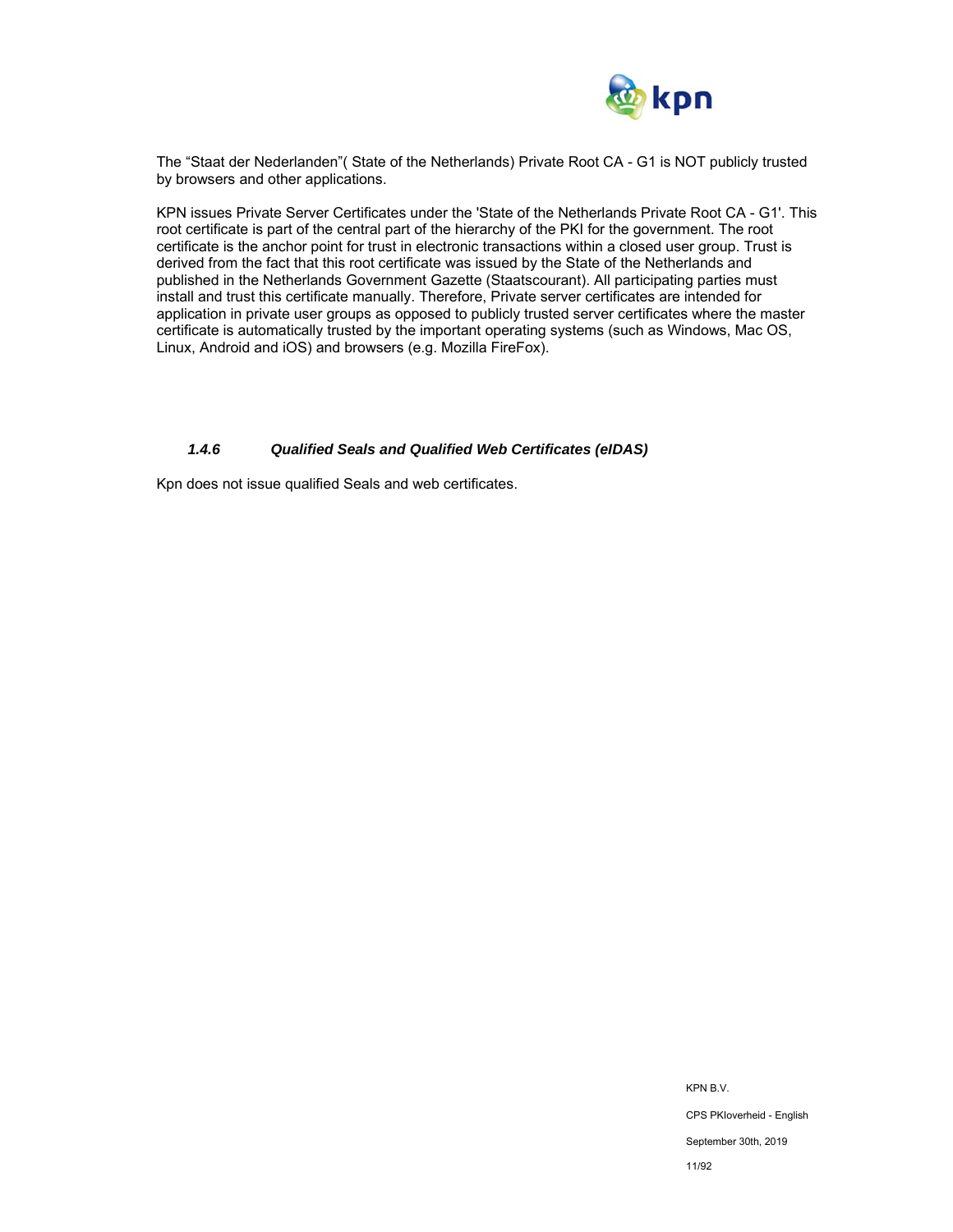The “Staat der Nederlanden”( State of the Netherlands) Private Root CA - G1 is NOT publicly trusted by browsers and other applications.

KPN issues Private Server Certificates under the 'State of the Netherlands Private Root CA - G1'. This root certificate is part of the central part of the hierarchy of the PKI for the government. The root certificate is the anchor point for trust in electronic transactions within a closed user group. Trust is derived from the fact that this root certificate was issued by the State of the Netherlands and published in the Netherlands Government Gazette (Staatscourant). All participating parties must install and trust this certificate manually. Therefore, Private server certificates are intended for application in private user groups as opposed to publicly trusted server certificates where the master certificate is automatically trusted by the important operating systems (such as Windows, Mac OS, Linux, Android and iOS) and browsers (e.g. Mozilla FireFox).

#### *1.4.6 Qualified Seals and Qualified Web Certificates (eIDAS)*

Kpn does not issue qualified Seals and web certificates.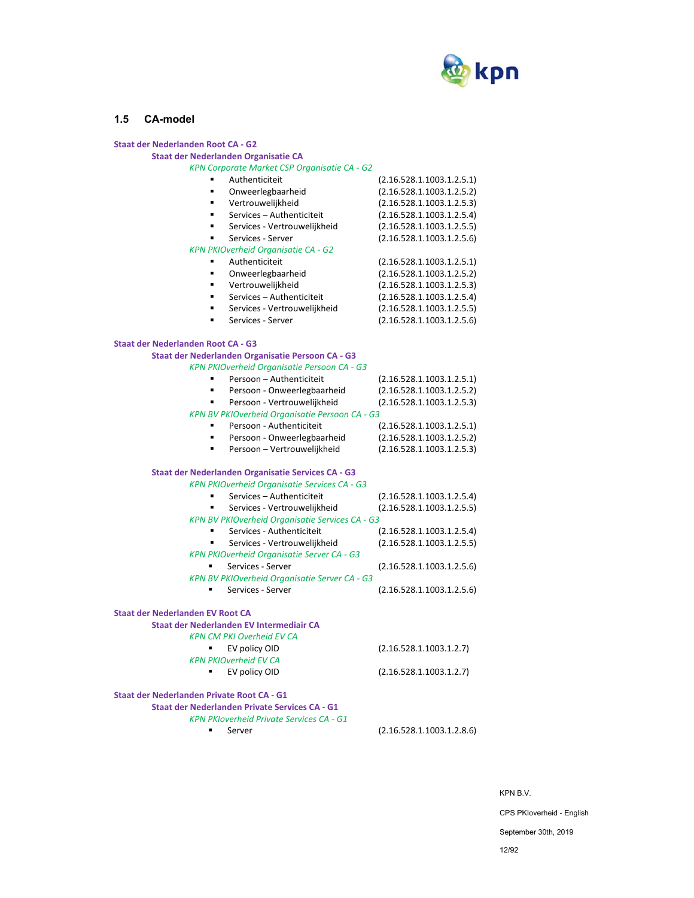## 1.5 CA-model

**Staat der Nederlanden Root CA - G2**

**Staat der Nederlanden Organisatie CA**

*KPN Corporate Market CSP Organisatie CA - G2*

- Authenticiteit (2.16.528.1.1003.1.2.5.1)
- Onweerlegbaarheid (2.16.528.1.1003.1.2.5.2)
- Vertrouwelijkheid (2.16.528.1.1003.1.2.5.3)
- Services – Authenticiteit (2.16.528.1.1003.1.2.5.4)
- Services - Vertrouwelijkheid (2.16.528.1.1003.1.2.5.5)
- Services - Server (2.16.528.1.1003.1.2.5.6)

*KPN PKIOverheid Organisatie CA - G2*

- Authenticiteit (2.16.528.1.1003.1.2.5.1)
- Onweerlegbaarheid (2.16.528.1.1003.1.2.5.2)
- Vertrouwelijkheid (2.16.528.1.1003.1.2.5.3)
- Services – Authenticiteit (2.16.528.1.1003.1.2.5.4)
- Services - Vertrouwelijkheid (2.16.528.1.1003.1.2.5.5)
- Services - Server (2.16.528.1.1003.1.2.5.6)

**Staat der Nederlanden Root CA - G3**

**Staat der Nederlanden Organisatie Persoon CA - G3**

*KPN PKIOverheid Organisatie Persoon CA - G3*

- Persoon – Authenticiteit (2.16.528.1.1003.1.2.5.1)
- Persoon - Onweerlegbaarheid (2.16.528.1.1003.1.2.5.2)
- Persoon - Vertrouwelijkheid (2.16.528.1.1003.1.2.5.3)

*KPN BV PKIOverheid Organisatie Persoon CA - G3*

- Persoon - Authenticiteit (2.16.528.1.1003.1.2.5.1)
- Persoon - Onweerlegbaarheid (2.16.528.1.1003.1.2.5.2)
- Persoon – Vertrouwelijkheid (2.16.528.1.1003.1.2.5.3)

**Staat der Nederlanden Organisatie Services CA - G3**

*KPN PKIOverheid Organisatie Services CA - G3*

- Services – Authenticiteit (2.16.528.1.1003.1.2.5.4)
- Services - Vertrouwelijkheid (2.16.528.1.1003.1.2.5.5)

*KPN BV PKIOverheid Organisatie Services CA - G3*

- Services - Authenticiteit (2.16.528.1.1003.1.2.5.4)
- Services - Vertrouwelijkheid (2.16.528.1.1003.1.2.5.5)

*KPN PKIOverheid Organisatie Server CA - G3*

- Services - Server (2.16.528.1.1003.1.2.5.6)

*KPN BV PKIOverheid Organisatie Server CA - G3*

- Services - Server (2.16.528.1.1003.1.2.5.6)

**Staat der Nederlanden EV Root CA**

**Staat der Nederlanden EV Intermediair CA**

*KPN CM PKI Overheid EV CA*

- EV policy OID (2.16.528.1.1003.1.2.7)

*KPN PKIOverheid EV CA*

- EV policy OID (2.16.528.1.1003.1.2.7)

**Staat der Nederlanden Private Root CA - G1**

**Staat der Nederlanden Private Services CA - G1**

*KPN PKIoverheid Private Services CA - G1*

- Server (2.16.528.1.1003.1.2.8.6)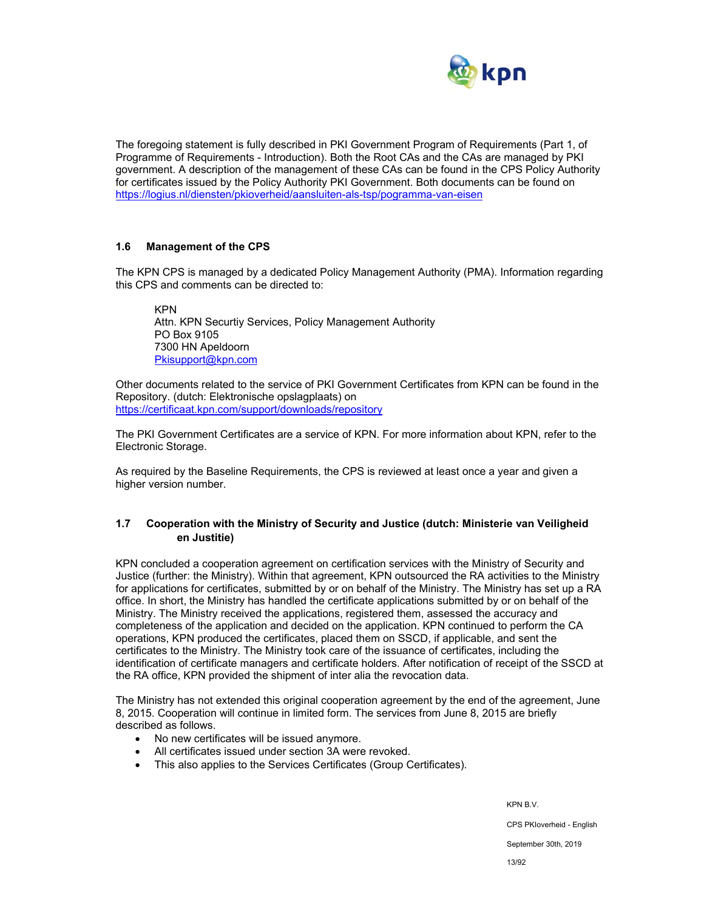The foregoing statement is fully described in PKI Government Program of Requirements (Part 1, of Programme of Requirements - Introduction). Both the Root CAs and the CAs are managed by PKI government. A description of the management of these CAs can be found in the CPS Policy Authority for certificates issued by the Policy Authority PKI Government. Both documents can be found on https://logius.nl/diensten/pkioverheid/aansluiten-als-tsp/pogramma-van-eisen

## 1.6 Management of the CPS

The KPN CPS is managed by a dedicated Policy Management Authority (PMA). Information regarding this CPS and comments can be directed to:

> KPN
> Attn. KPN Securtiy Services, Policy Management Authority
> PO Box 9105
> 7300 HN Apeldoorn
> Pkisupport@kpn.com

Other documents related to the service of PKI Government Certificates from KPN can be found in the Repository. (dutch: Elektronische opslagplaats) on https://certificaat.kpn.com/support/downloads/repository

The PKI Government Certificates are a service of KPN. For more information about KPN, refer to the Electronic Storage.

As required by the Baseline Requirements, the CPS is reviewed at least once a year and given a higher version number.

## 1.7 Cooperation with the Ministry of Security and Justice (dutch: Ministerie van Veiligheid en Justitie)

KPN concluded a cooperation agreement on certification services with the Ministry of Security and Justice (further: the Ministry). Within that agreement, KPN outsourced the RA activities to the Ministry for applications for certificates, submitted by or on behalf of the Ministry. The Ministry has set up a RA office. In short, the Ministry has handled the certificate applications submitted by or on behalf of the Ministry. The Ministry received the applications, registered them, assessed the accuracy and completeness of the application and decided on the application. KPN continued to perform the CA operations, KPN produced the certificates, placed them on SSCD, if applicable, and sent the certificates to the Ministry. The Ministry took care of the issuance of certificates, including the identification of certificate managers and certificate holders. After notification of receipt of the SSCD at the RA office, KPN provided the shipment of inter alia the revocation data.

The Ministry has not extended this original cooperation agreement by the end of the agreement, June 8, 2015. Cooperation will continue in limited form. The services from June 8, 2015 are briefly described as follows.

- No new certificates will be issued anymore.
- All certificates issued under section 3A were revoked.
- This also applies to the Services Certificates (Group Certificates).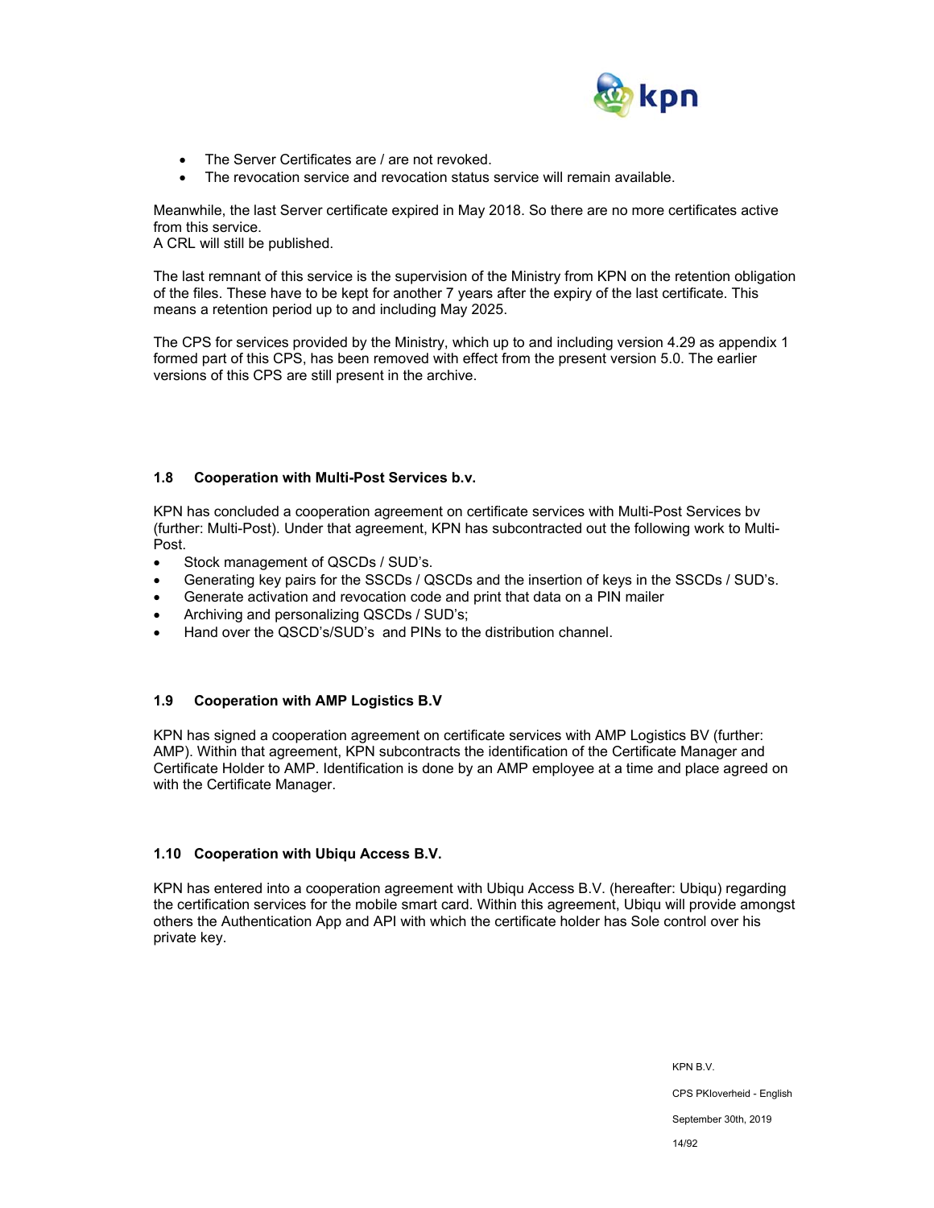- The Server Certificates are / are not revoked.
- The revocation service and revocation status service will remain available.

Meanwhile, the last Server certificate expired in May 2018. So there are no more certificates active from this service.
A CRL will still be published.

The last remnant of this service is the supervision of the Ministry from KPN on the retention obligation of the files. These have to be kept for another 7 years after the expiry of the last certificate. This means a retention period up to and including May 2025.

The CPS for services provided by the Ministry, which up to and including version 4.29 as appendix 1 formed part of this CPS, has been removed with effect from the present version 5.0. The earlier versions of this CPS are still present in the archive.

### 1.8 Cooperation with Multi-Post Services b.v.

KPN has concluded a cooperation agreement on certificate services with Multi-Post Services bv (further: Multi-Post). Under that agreement, KPN has subcontracted out the following work to Multi-Post.

- Stock management of QSCDs / SUD's.
- Generating key pairs for the SSCDs / QSCDs and the insertion of keys in the SSCDs / SUD's.
- Generate activation and revocation code and print that data on a PIN mailer
- Archiving and personalizing QSCDs / SUD's;
- Hand over the QSCD's/SUD's and PINs to the distribution channel.

### 1.9 Cooperation with AMP Logistics B.V

KPN has signed a cooperation agreement on certificate services with AMP Logistics BV (further: AMP). Within that agreement, KPN subcontracts the identification of the Certificate Manager and Certificate Holder to AMP. Identification is done by an AMP employee at a time and place agreed on with the Certificate Manager.

### 1.10 Cooperation with Ubiqu Access B.V.

KPN has entered into a cooperation agreement with Ubiqu Access B.V. (hereafter: Ubiqu) regarding the certification services for the mobile smart card. Within this agreement, Ubiqu will provide amongst others the Authentication App and API with which the certificate holder has Sole control over his private key.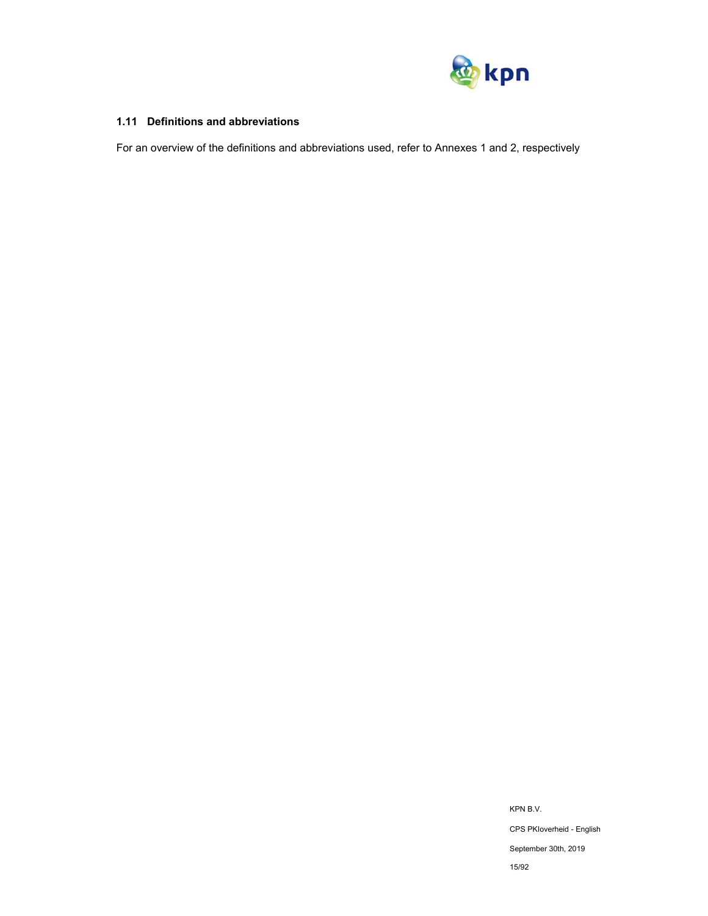### 1.11 Definitions and abbreviations

For an overview of the definitions and abbreviations used, refer to Annexes 1 and 2, respectively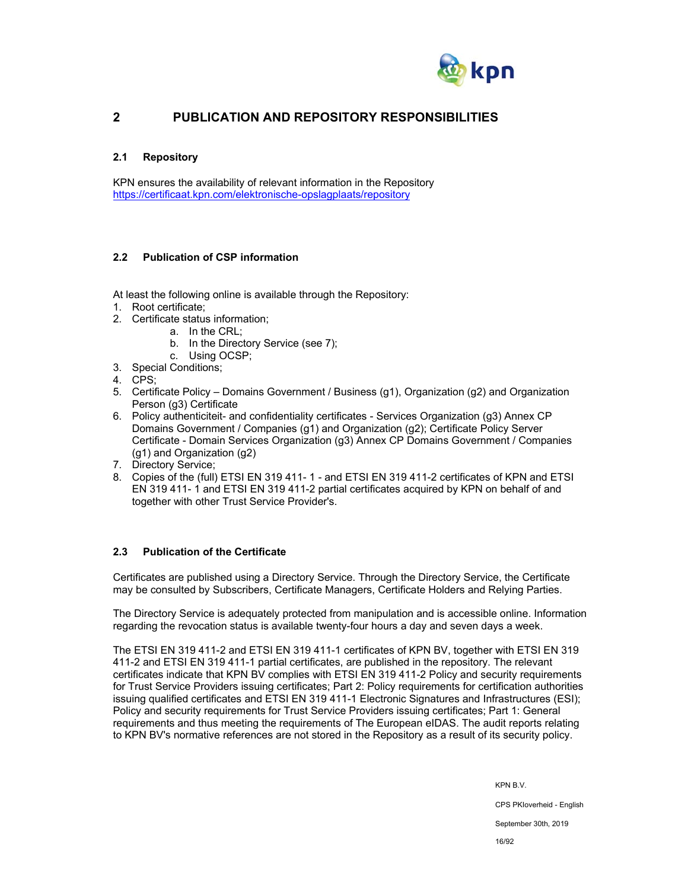# 2 PUBLICATION AND REPOSITORY RESPONSIBILITIES

## 2.1 Repository

KPN ensures the availability of relevant information in the Repository
https://certificaat.kpn.com/elektronische-opslagplaats/repository

## 2.2 Publication of CSP information

At least the following online is available through the Repository:

1. Root certificate;
2. Certificate status information;
    a. In the CRL;
    b. In the Directory Service (see 7);
    c. Using OCSP;
3. Special Conditions;
4. CPS;
5. Certificate Policy – Domains Government / Business (g1), Organization (g2) and Organization Person (g3) Certificate
6. Policy authenticiteit- and confidentiality certificates - Services Organization (g3) Annex CP Domains Government / Companies (g1) and Organization (g2); Certificate Policy Server Certificate - Domain Services Organization (g3) Annex CP Domains Government / Companies (g1) and Organization (g2)
7. Directory Service;
8. Copies of the (full) ETSI EN 319 411- 1 - and ETSI EN 319 411-2 certificates of KPN and ETSI EN 319 411- 1 and ETSI EN 319 411-2 partial certificates acquired by KPN on behalf of and together with other Trust Service Provider's.

## 2.3 Publication of the Certificate

Certificates are published using a Directory Service. Through the Directory Service, the Certificate may be consulted by Subscribers, Certificate Managers, Certificate Holders and Relying Parties.

The Directory Service is adequately protected from manipulation and is accessible online. Information regarding the revocation status is available twenty-four hours a day and seven days a week.

The ETSI EN 319 411-2 and ETSI EN 319 411-1 certificates of KPN BV, together with ETSI EN 319 411-2 and ETSI EN 319 411-1 partial certificates, are published in the repository. The relevant certificates indicate that KPN BV complies with ETSI EN 319 411-2 Policy and security requirements for Trust Service Providers issuing certificates; Part 2: Policy requirements for certification authorities issuing qualified certificates and ETSI EN 319 411-1 Electronic Signatures and Infrastructures (ESI); Policy and security requirements for Trust Service Providers issuing certificates; Part 1: General requirements and thus meeting the requirements of The European eIDAS. The audit reports relating to KPN BV's normative references are not stored in the Repository as a result of its security policy.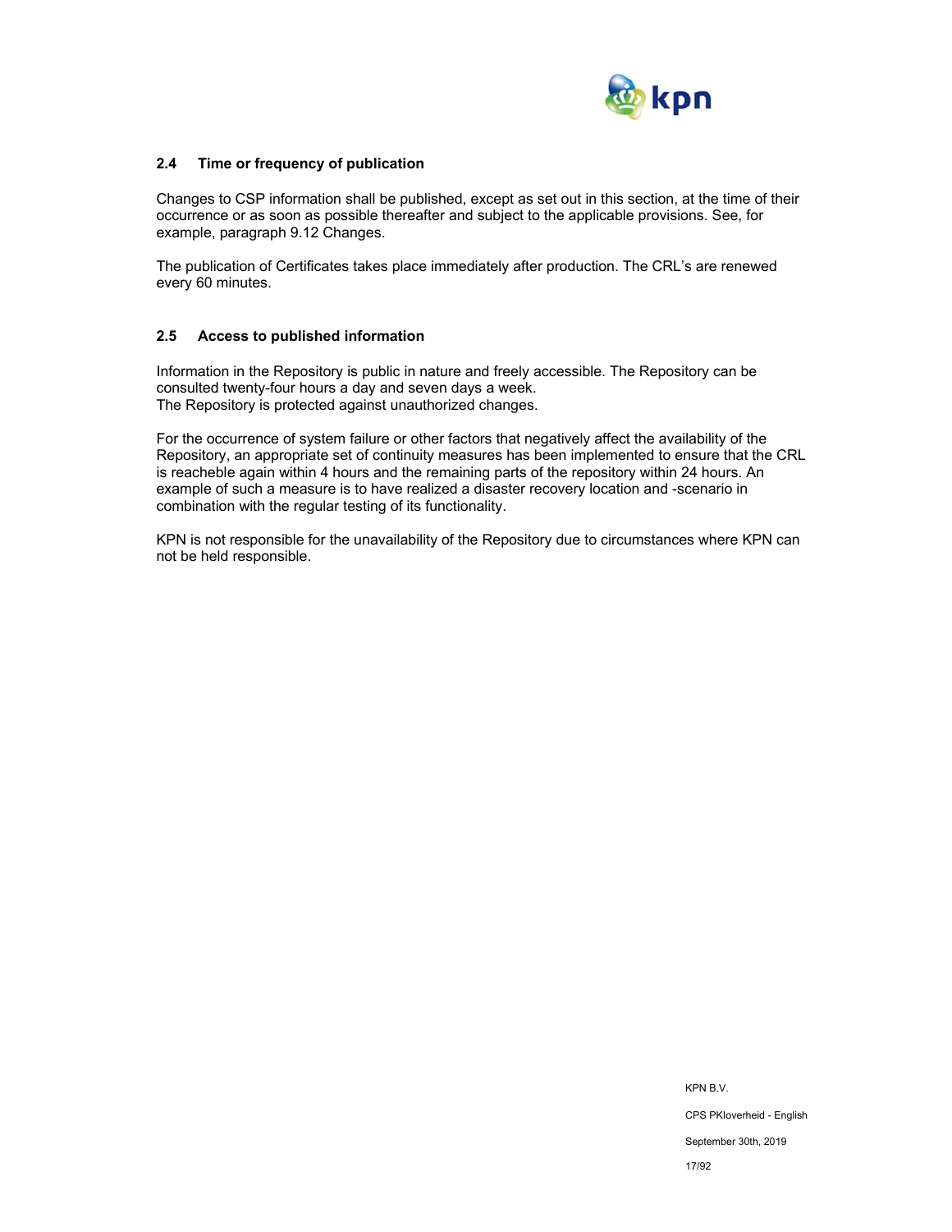## 2.4 Time or frequency of publication

Changes to CSP information shall be published, except as set out in this section, at the time of their occurrence or as soon as possible thereafter and subject to the applicable provisions. See, for example, paragraph 9.12 Changes.

The publication of Certificates takes place immediately after production. The CRL's are renewed every 60 minutes.

## 2.5 Access to published information

Information in the Repository is public in nature and freely accessible. The Repository can be consulted twenty-four hours a day and seven days a week.
The Repository is protected against unauthorized changes.

For the occurrence of system failure or other factors that negatively affect the availability of the Repository, an appropriate set of continuity measures has been implemented to ensure that the CRL is reacheble again within 4 hours and the remaining parts of the repository within 24 hours. An example of such a measure is to have realized a disaster recovery location and -scenario in combination with the regular testing of its functionality.

KPN is not responsible for the unavailability of the Repository due to circumstances where KPN can not be held responsible.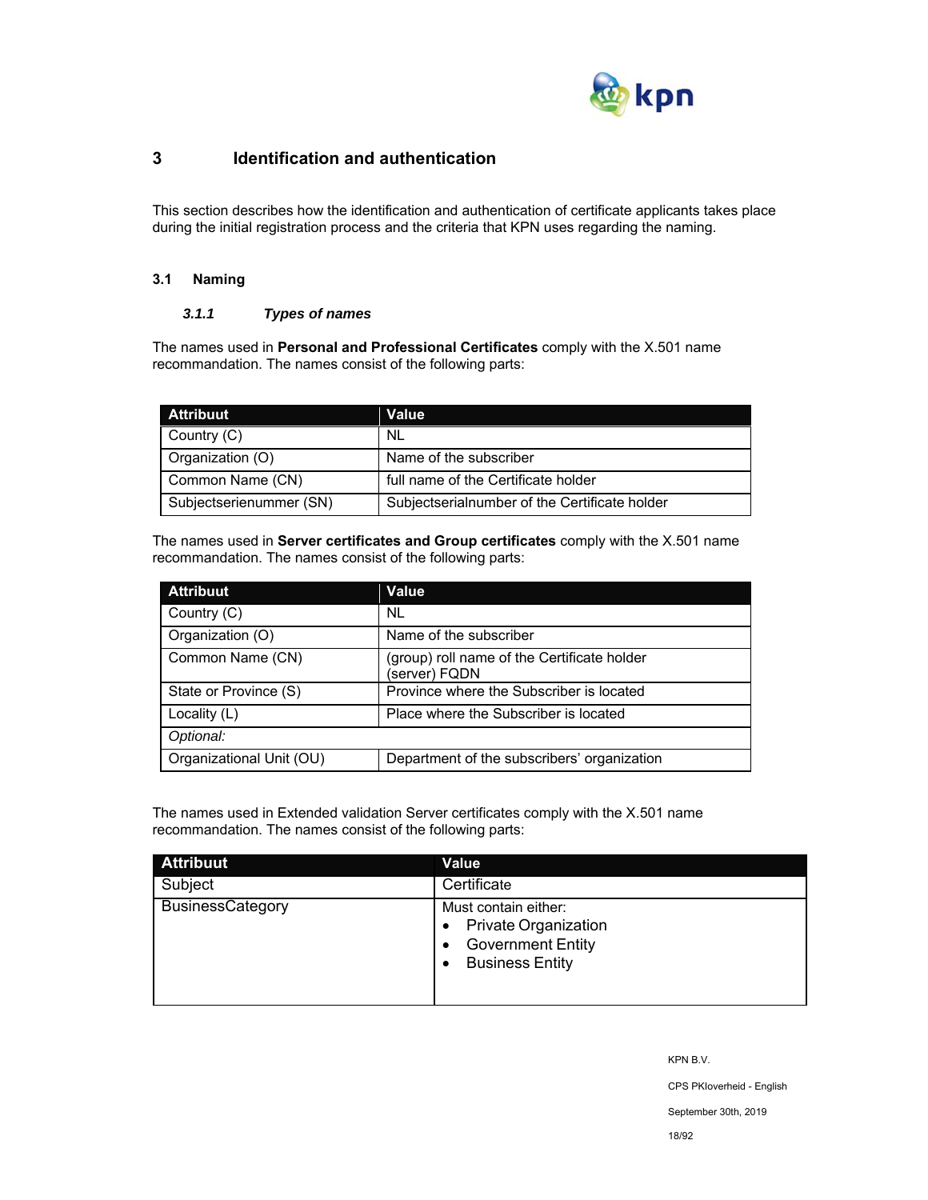# 3 Identification and authentication

This section describes how the identification and authentication of certificate applicants takes place during the initial registration process and the criteria that KPN uses regarding the naming.

## 3.1 Naming

### *3.1.1 Types of names*

The names used in **Personal and Professional Certificates** comply with the X.501 name recommandation. The names consist of the following parts:

| Attribuut | Value |
|---|---|
| Country (C) | NL |
| Organization (O) | Name of the subscriber |
| Common Name (CN) | full name of the Certificate holder |
| Subjectserienummer (SN) | Subjectserialnumber of the Certificate holder |

The names used in **Server certificates and Group certificates** comply with the X.501 name recommandation. The names consist of the following parts:

| Attribuut | Value |
|---|---|
| Country (C) | NL |
| Organization (O) | Name of the subscriber |
| Common Name (CN) | (group) roll name of the Certificate holder (server) FQDN |
| State or Province (S) | Province where the Subscriber is located |
| Locality (L) | Place where the Subscriber is located |
| *Optional:* | |
| Organizational Unit (OU) | Department of the subscribers' organization |

The names used in Extended validation Server certificates comply with the X.501 name recommandation. The names consist of the following parts:

| Attribuut | Value |
|---|---|
| Subject | Certificate |
| BusinessCategory | Must contain either:<br>• Private Organization<br>• Government Entity<br>• Business Entity |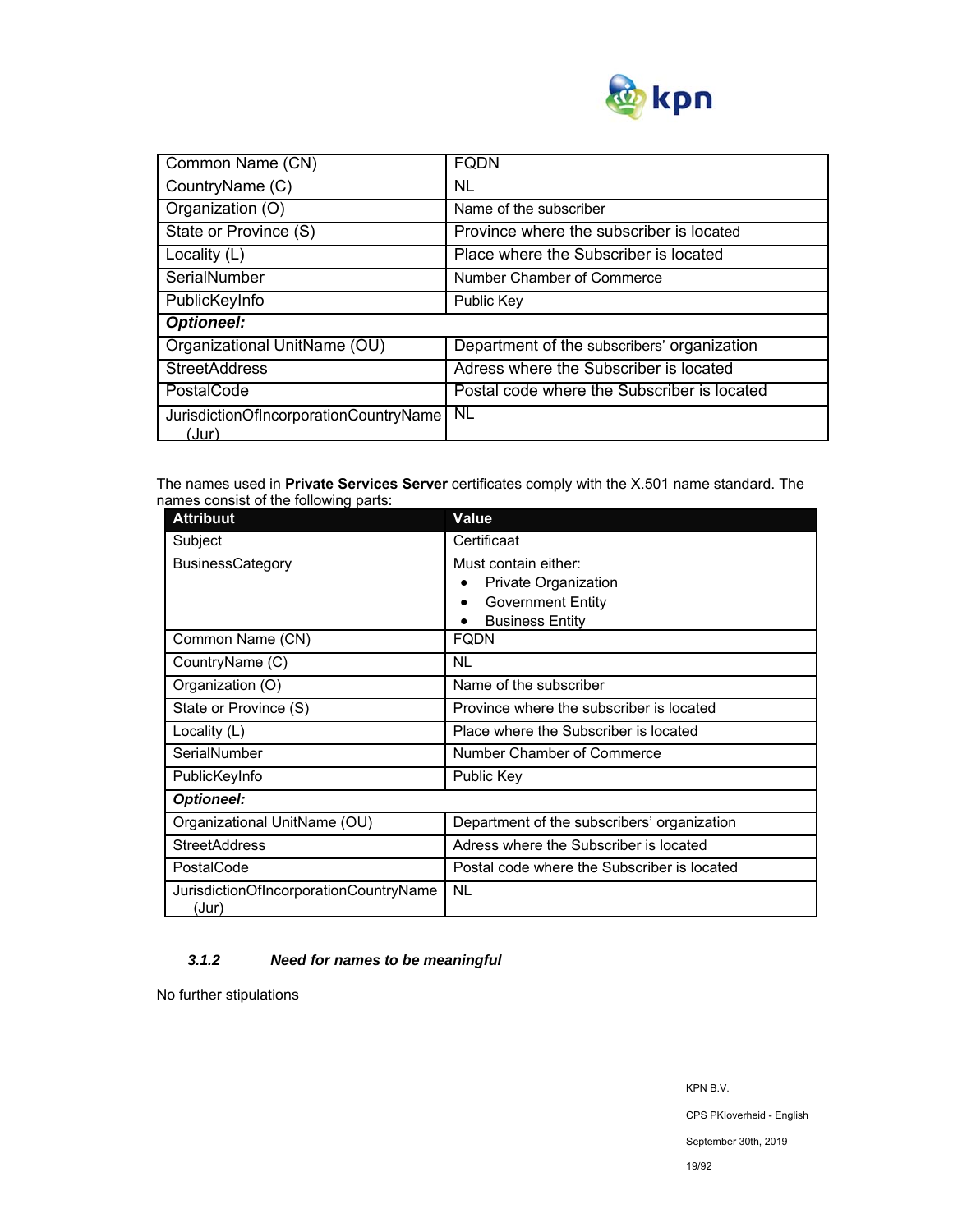| Common Name (CN) | FQDN |
|---|---|
| CountryName (C) | NL |
| Organization (O) | Name of the subscriber |
| State or Province (S) | Province where the subscriber is located |
| Locality (L) | Place where the Subscriber is located |
| SerialNumber | Number Chamber of Commerce |
| PublicKeyInfo | Public Key |
| ***Optioneel:*** | |
| Organizational UnitName (OU) | Department of the subscribers' organization |
| StreetAddress | Adress where the Subscriber is located |
| PostalCode | Postal code where the Subscriber is located |
| JurisdictionOfIncorporationCountryName (Jur) | NL |

The names used in **Private Services Server** certificates comply with the X.501 name standard. The names consist of the following parts:

| Attribuut | Value |
|---|---|
| Subject | Certificaat |
| BusinessCategory | Must contain either:<br>• Private Organization<br>• Government Entity<br>• Business Entity |
| Common Name (CN) | FQDN |
| CountryName (C) | NL |
| Organization (O) | Name of the subscriber |
| State or Province (S) | Province where the subscriber is located |
| Locality (L) | Place where the Subscriber is located |
| SerialNumber | Number Chamber of Commerce |
| PublicKeyInfo | Public Key |
| ***Optioneel:*** | |
| Organizational UnitName (OU) | Department of the subscribers' organization |
| StreetAddress | Adress where the Subscriber is located |
| PostalCode | Postal code where the Subscriber is located |
| JurisdictionOfIncorporationCountryName (Jur) | NL |

### *3.1.2 Need for names to be meaningful*

No further stipulations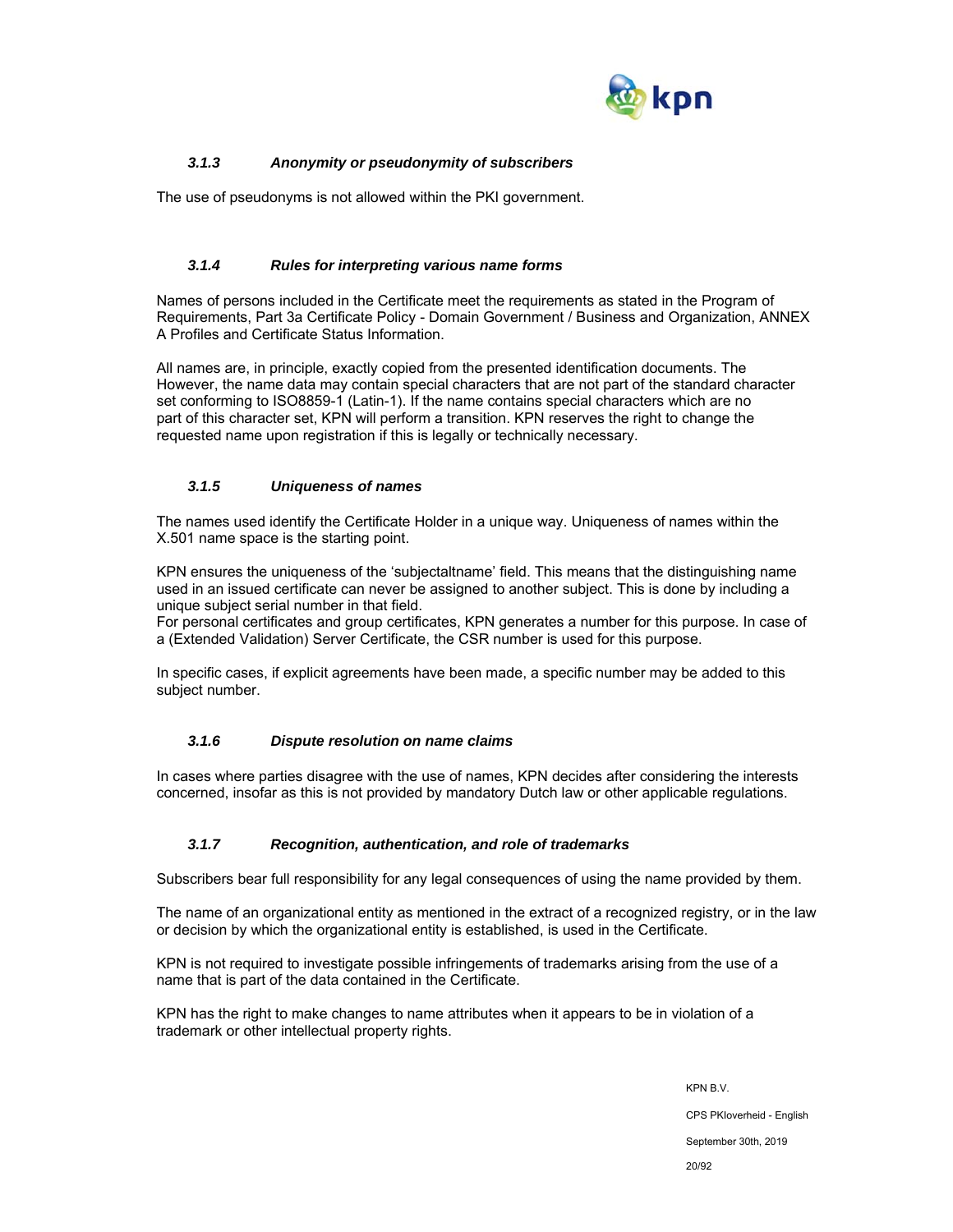### *3.1.3 Anonymity or pseudonymity of subscribers*

The use of pseudonyms is not allowed within the PKI government.

### *3.1.4 Rules for interpreting various name forms*

Names of persons included in the Certificate meet the requirements as stated in the Program of Requirements, Part 3a Certificate Policy - Domain Government / Business and Organization, ANNEX A Profiles and Certificate Status Information.

All names are, in principle, exactly copied from the presented identification documents. The However, the name data may contain special characters that are not part of the standard character set conforming to ISO8859-1 (Latin-1). If the name contains special characters which are no part of this character set, KPN will perform a transition. KPN reserves the right to change the requested name upon registration if this is legally or technically necessary.

### *3.1.5 Uniqueness of names*

The names used identify the Certificate Holder in a unique way. Uniqueness of names within the X.501 name space is the starting point.

KPN ensures the uniqueness of the 'subjectaltname' field. This means that the distinguishing name used in an issued certificate can never be assigned to another subject. This is done by including a unique subject serial number in that field.
For personal certificates and group certificates, KPN generates a number for this purpose. In case of a (Extended Validation) Server Certificate, the CSR number is used for this purpose.

In specific cases, if explicit agreements have been made, a specific number may be added to this subject number.

### *3.1.6 Dispute resolution on name claims*

In cases where parties disagree with the use of names, KPN decides after considering the interests concerned, insofar as this is not provided by mandatory Dutch law or other applicable regulations.

### *3.1.7 Recognition, authentication, and role of trademarks*

Subscribers bear full responsibility for any legal consequences of using the name provided by them.

The name of an organizational entity as mentioned in the extract of a recognized registry, or in the law or decision by which the organizational entity is established, is used in the Certificate.

KPN is not required to investigate possible infringements of trademarks arising from the use of a name that is part of the data contained in the Certificate.

KPN has the right to make changes to name attributes when it appears to be in violation of a trademark or other intellectual property rights.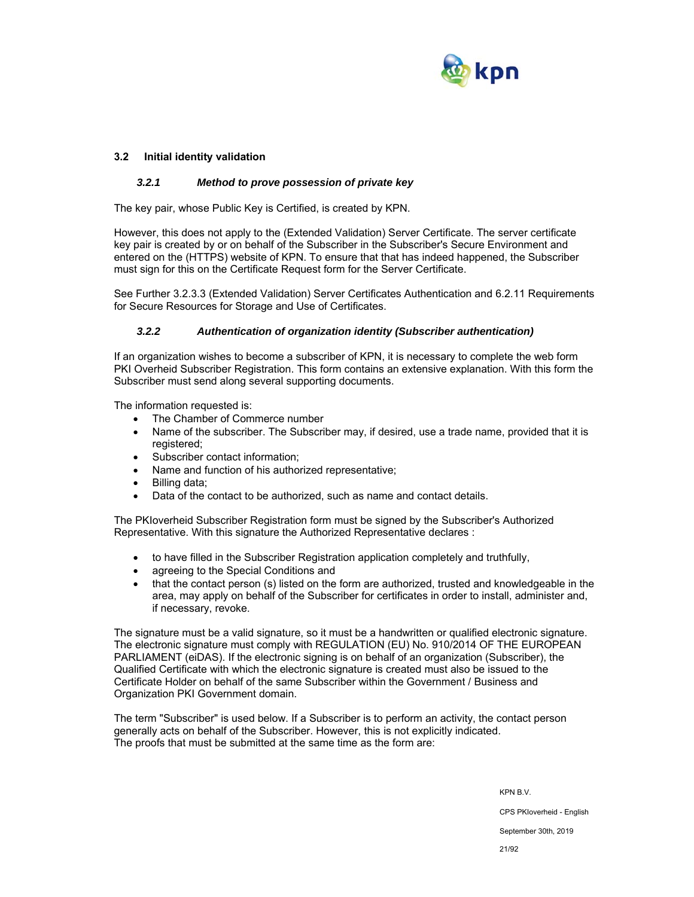## 3.2 Initial identity validation

### *3.2.1 Method to prove possession of private key*

The key pair, whose Public Key is Certified, is created by KPN.

However, this does not apply to the (Extended Validation) Server Certificate. The server certificate key pair is created by or on behalf of the Subscriber in the Subscriber's Secure Environment and entered on the (HTTPS) website of KPN. To ensure that that has indeed happened, the Subscriber must sign for this on the Certificate Request form for the Server Certificate.

See Further 3.2.3.3 (Extended Validation) Server Certificates Authentication and 6.2.11 Requirements for Secure Resources for Storage and Use of Certificates.

### *3.2.2 Authentication of organization identity (Subscriber authentication)*

If an organization wishes to become a subscriber of KPN, it is necessary to complete the web form PKI Overheid Subscriber Registration. This form contains an extensive explanation. With this form the Subscriber must send along several supporting documents.

The information requested is:

- The Chamber of Commerce number
- Name of the subscriber. The Subscriber may, if desired, use a trade name, provided that it is registered;
- Subscriber contact information;
- Name and function of his authorized representative;
- Billing data;
- Data of the contact to be authorized, such as name and contact details.

The PKIoverheid Subscriber Registration form must be signed by the Subscriber's Authorized Representative. With this signature the Authorized Representative declares :

- to have filled in the Subscriber Registration application completely and truthfully,
- agreeing to the Special Conditions and
- that the contact person (s) listed on the form are authorized, trusted and knowledgeable in the area, may apply on behalf of the Subscriber for certificates in order to install, administer and, if necessary, revoke.

The signature must be a valid signature, so it must be a handwritten or qualified electronic signature. The electronic signature must comply with REGULATION (EU) No. 910/2014 OF THE EUROPEAN PARLIAMENT (eiDAS). If the electronic signing is on behalf of an organization (Subscriber), the Qualified Certificate with which the electronic signature is created must also be issued to the Certificate Holder on behalf of the same Subscriber within the Government / Business and Organization PKI Government domain.

The term "Subscriber" is used below. If a Subscriber is to perform an activity, the contact person generally acts on behalf of the Subscriber. However, this is not explicitly indicated.
The proofs that must be submitted at the same time as the form are: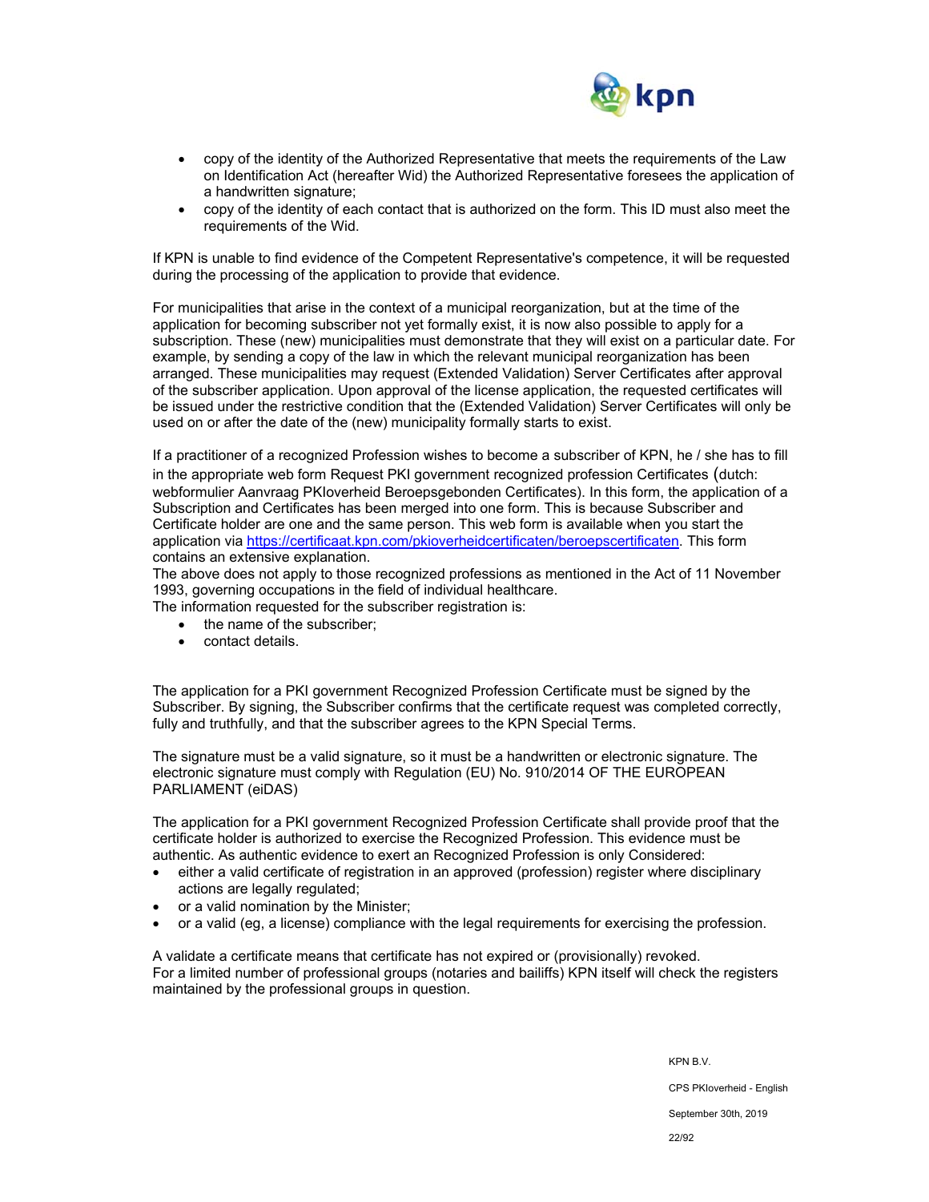- copy of the identity of the Authorized Representative that meets the requirements of the Law on Identification Act (hereafter Wid) the Authorized Representative foresees the application of a handwritten signature;
- copy of the identity of each contact that is authorized on the form. This ID must also meet the requirements of the Wid.

If KPN is unable to find evidence of the Competent Representative's competence, it will be requested during the processing of the application to provide that evidence.

For municipalities that arise in the context of a municipal reorganization, but at the time of the application for becoming subscriber not yet formally exist, it is now also possible to apply for a subscription. These (new) municipalities must demonstrate that they will exist on a particular date. For example, by sending a copy of the law in which the relevant municipal reorganization has been arranged. These municipalities may request (Extended Validation) Server Certificates after approval of the subscriber application. Upon approval of the license application, the requested certificates will be issued under the restrictive condition that the (Extended Validation) Server Certificates will only be used on or after the date of the (new) municipality formally starts to exist.

If a practitioner of a recognized Profession wishes to become a subscriber of KPN, he / she has to fill in the appropriate web form Request PKI government recognized profession Certificates (dutch: webformulier Aanvraag PKIoverheid Beroepsgebonden Certificates). In this form, the application of a Subscription and Certificates has been merged into one form. This is because Subscriber and Certificate holder are one and the same person. This web form is available when you start the application via https://certificaat.kpn.com/pkioverheidcertificaten/beroepscertificaten. This form contains an extensive explanation.
The above does not apply to those recognized professions as mentioned in the Act of 11 November 1993, governing occupations in the field of individual healthcare.
The information requested for the subscriber registration is:

- the name of the subscriber;
- contact details.

The application for a PKI government Recognized Profession Certificate must be signed by the Subscriber. By signing, the Subscriber confirms that the certificate request was completed correctly, fully and truthfully, and that the subscriber agrees to the KPN Special Terms.

The signature must be a valid signature, so it must be a handwritten or electronic signature. The electronic signature must comply with Regulation (EU) No. 910/2014 OF THE EUROPEAN PARLIAMENT (eiDAS)

The application for a PKI government Recognized Profession Certificate shall provide proof that the certificate holder is authorized to exercise the Recognized Profession. This evidence must be authentic. As authentic evidence to exert an Recognized Profession is only Considered:

- either a valid certificate of registration in an approved (profession) register where disciplinary actions are legally regulated;
- or a valid nomination by the Minister;
- or a valid (eg, a license) compliance with the legal requirements for exercising the profession.

A validate a certificate means that certificate has not expired or (provisionally) revoked.
For a limited number of professional groups (notaries and bailiffs) KPN itself will check the registers maintained by the professional groups in question.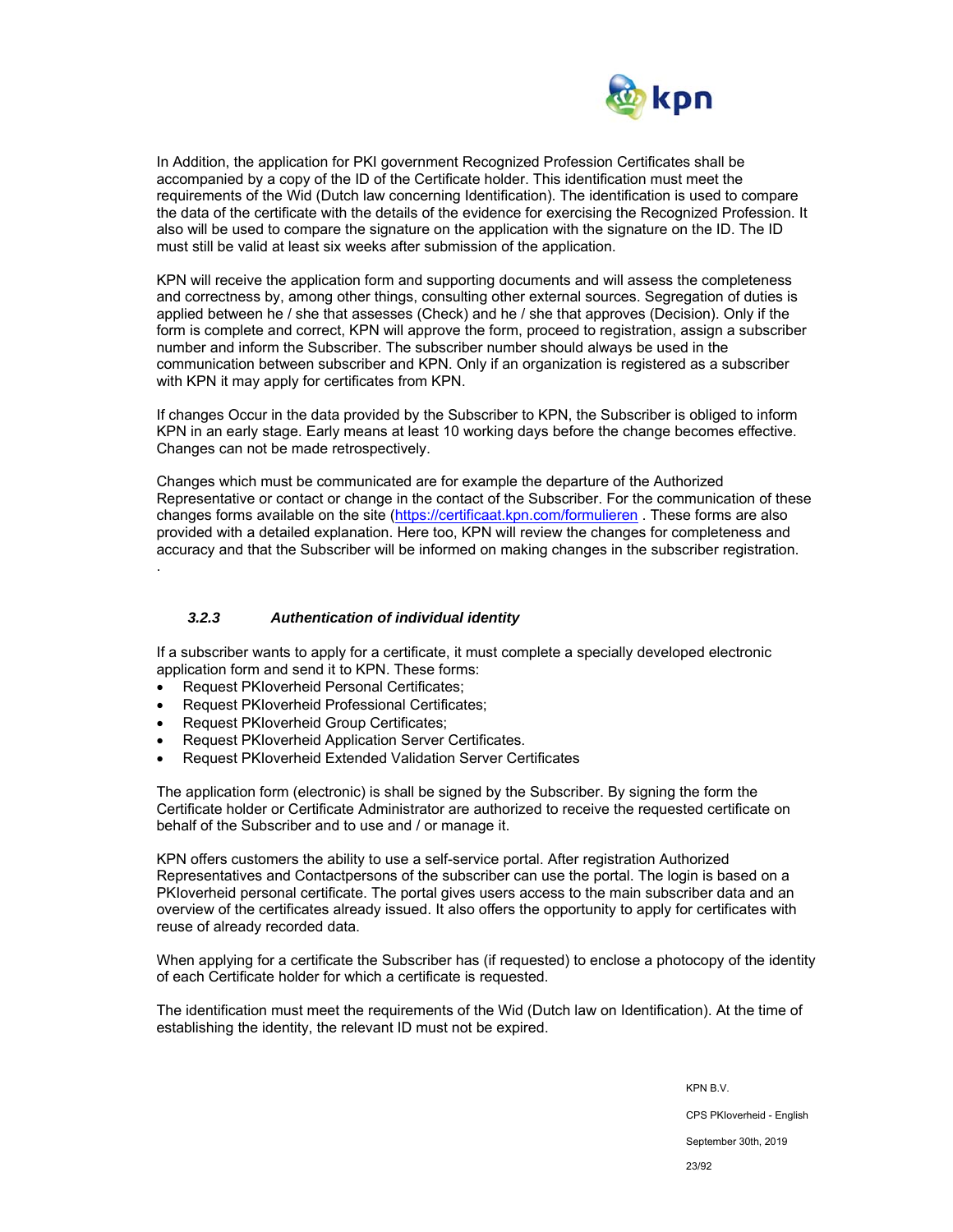In Addition, the application for PKI government Recognized Profession Certificates shall be accompanied by a copy of the ID of the Certificate holder. This identification must meet the requirements of the Wid (Dutch law concerning Identification). The identification is used to compare the data of the certificate with the details of the evidence for exercising the Recognized Profession. It also will be used to compare the signature on the application with the signature on the ID. The ID must still be valid at least six weeks after submission of the application.

KPN will receive the application form and supporting documents and will assess the completeness and correctness by, among other things, consulting other external sources. Segregation of duties is applied between he / she that assesses (Check) and he / she that approves (Decision). Only if the form is complete and correct, KPN will approve the form, proceed to registration, assign a subscriber number and inform the Subscriber. The subscriber number should always be used in the communication between subscriber and KPN. Only if an organization is registered as a subscriber with KPN it may apply for certificates from KPN.

If changes Occur in the data provided by the Subscriber to KPN, the Subscriber is obliged to inform KPN in an early stage. Early means at least 10 working days before the change becomes effective. Changes can not be made retrospectively.

Changes which must be communicated are for example the departure of the Authorized Representative or contact or change in the contact of the Subscriber. For the communication of these changes forms available on the site (https://certificaat.kpn.com/formulieren . These forms are also provided with a detailed explanation. Here too, KPN will review the changes for completeness and accuracy and that the Subscriber will be informed on making changes in the subscriber registration.
.

### 3.2.3 Authentication of individual identity

If a subscriber wants to apply for a certificate, it must complete a specially developed electronic application form and send it to KPN. These forms:

- Request PKIoverheid Personal Certificates;
- Request PKIoverheid Professional Certificates;
- Request PKIoverheid Group Certificates;
- Request PKIoverheid Application Server Certificates.
- Request PKIoverheid Extended Validation Server Certificates

The application form (electronic) is shall be signed by the Subscriber. By signing the form the Certificate holder or Certificate Administrator are authorized to receive the requested certificate on behalf of the Subscriber and to use and / or manage it.

KPN offers customers the ability to use a self-service portal. After registration Authorized Representatives and Contactpersons of the subscriber can use the portal. The login is based on a PKIoverheid personal certificate. The portal gives users access to the main subscriber data and an overview of the certificates already issued. It also offers the opportunity to apply for certificates with reuse of already recorded data.

When applying for a certificate the Subscriber has (if requested) to enclose a photocopy of the identity of each Certificate holder for which a certificate is requested.

The identification must meet the requirements of the Wid (Dutch law on Identification). At the time of establishing the identity, the relevant ID must not be expired.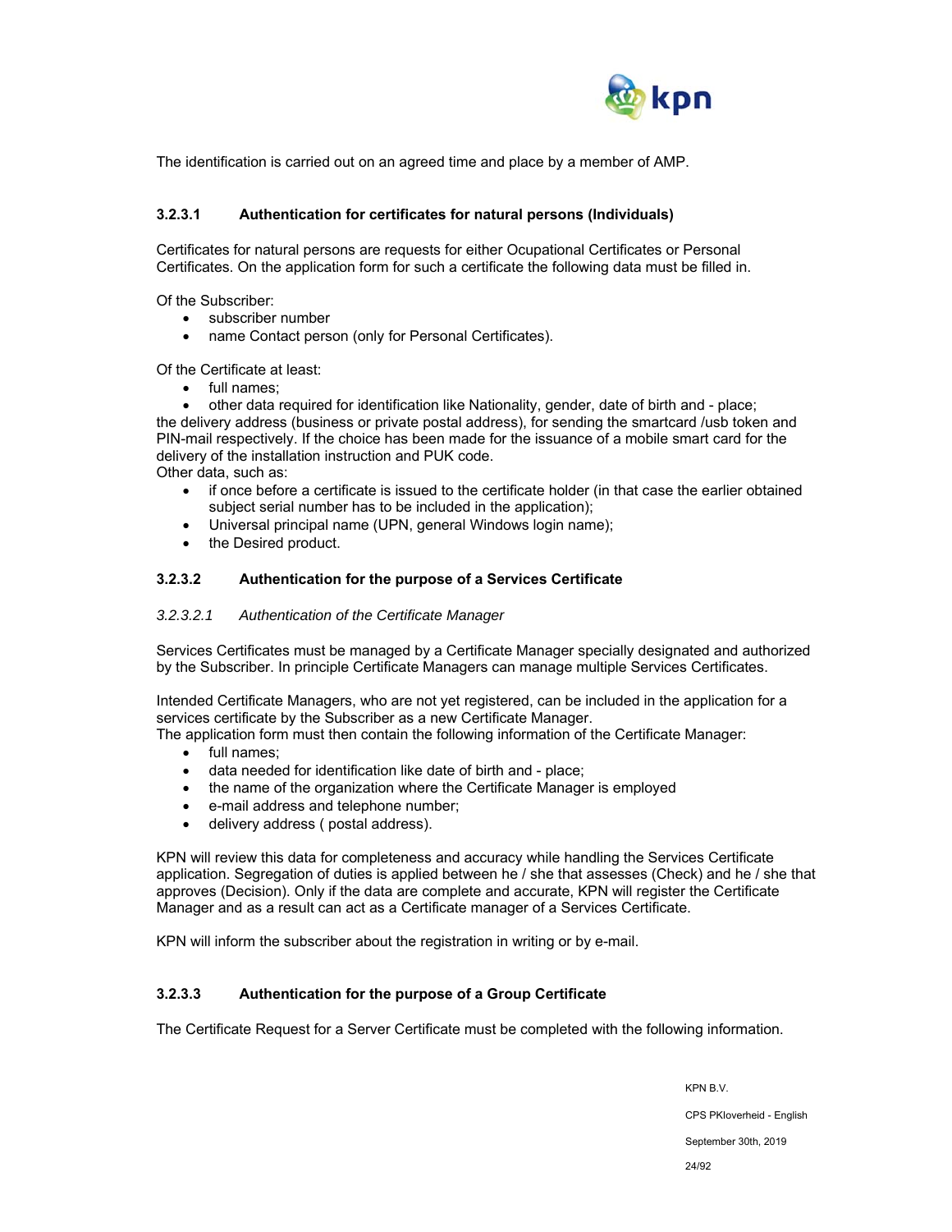The identification is carried out on an agreed time and place by a member of AMP.

#### 3.2.3.1 Authentication for certificates for natural persons (Individuals)

Certificates for natural persons are requests for either Ocupational Certificates or Personal Certificates. On the application form for such a certificate the following data must be filled in.

Of the Subscriber:

- subscriber number
- name Contact person (only for Personal Certificates).

Of the Certificate at least:

- full names;
- other data required for identification like Nationality, gender, date of birth and - place;

the delivery address (business or private postal address), for sending the smartcard /usb token and PIN-mail respectively. If the choice has been made for the issuance of a mobile smart card for the delivery of the installation instruction and PUK code.

Other data, such as:

- if once before a certificate is issued to the certificate holder (in that case the earlier obtained subject serial number has to be included in the application);
- Universal principal name (UPN, general Windows login name);
- the Desired product.

#### 3.2.3.2 Authentication for the purpose of a Services Certificate

##### *3.2.3.2.1 Authentication of the Certificate Manager*

Services Certificates must be managed by a Certificate Manager specially designated and authorized by the Subscriber. In principle Certificate Managers can manage multiple Services Certificates.

Intended Certificate Managers, who are not yet registered, can be included in the application for a services certificate by the Subscriber as a new Certificate Manager.

The application form must then contain the following information of the Certificate Manager:

- full names;
- data needed for identification like date of birth and - place;
- the name of the organization where the Certificate Manager is employed
- e-mail address and telephone number;
- delivery address ( postal address).

KPN will review this data for completeness and accuracy while handling the Services Certificate application. Segregation of duties is applied between he / she that assesses (Check) and he / she that approves (Decision). Only if the data are complete and accurate, KPN will register the Certificate Manager and as a result can act as a Certificate manager of a Services Certificate.

KPN will inform the subscriber about the registration in writing or by e-mail.

#### 3.2.3.3 Authentication for the purpose of a Group Certificate

The Certificate Request for a Server Certificate must be completed with the following information.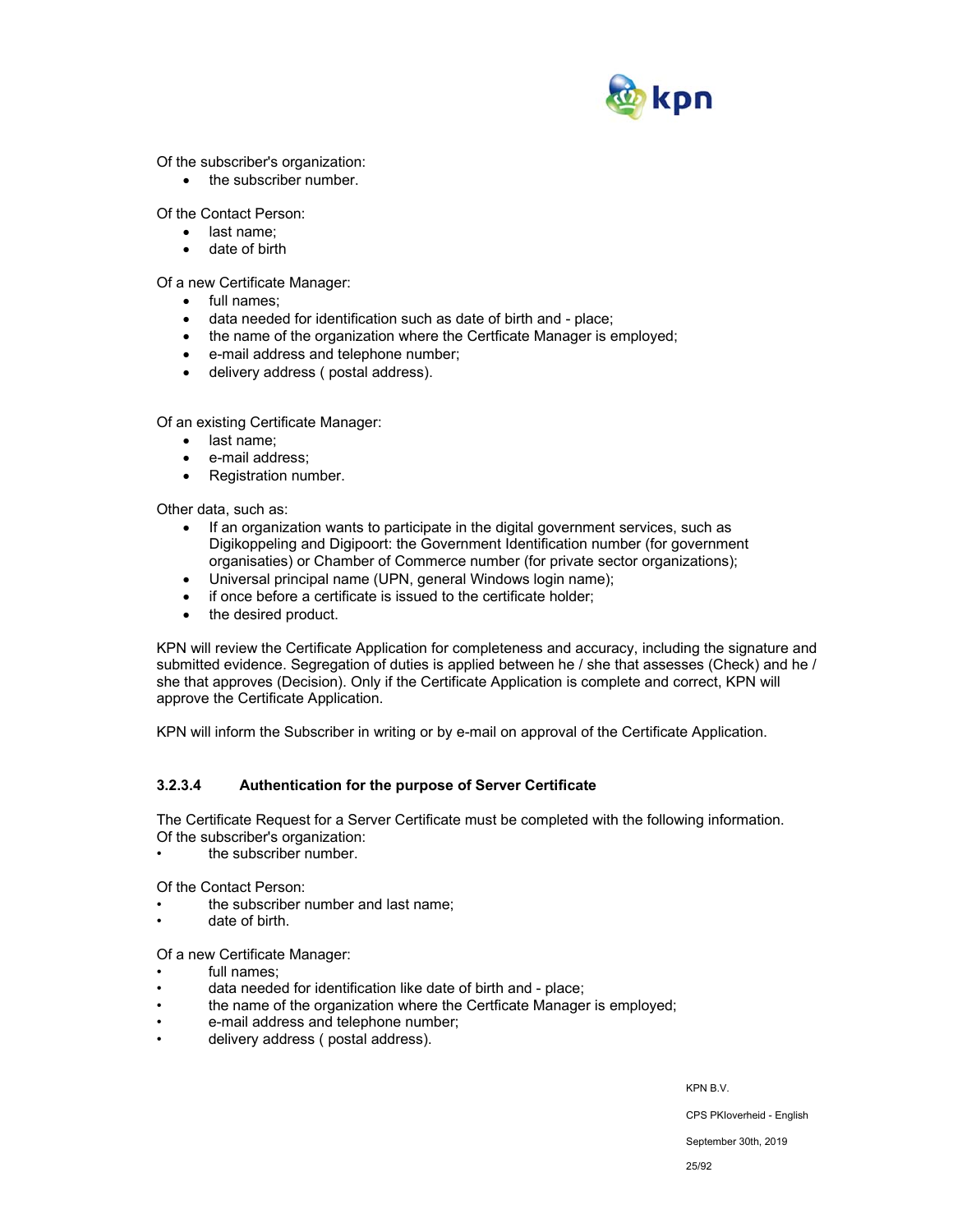Of the subscriber's organization:

- the subscriber number.

Of the Contact Person:

- last name;
- date of birth

Of a new Certificate Manager:

- full names;
- data needed for identification such as date of birth and - place;
- the name of the organization where the Certficate Manager is employed;
- e-mail address and telephone number;
- delivery address ( postal address).

Of an existing Certificate Manager:

- last name;
- e-mail address;
- Registration number.

Other data, such as:

- If an organization wants to participate in the digital government services, such as Digikoppeling and Digipoort: the Government Identification number (for government organisaties) or Chamber of Commerce number (for private sector organizations);
- Universal principal name (UPN, general Windows login name);
- if once before a certificate is issued to the certificate holder;
- the desired product.

KPN will review the Certificate Application for completeness and accuracy, including the signature and submitted evidence. Segregation of duties is applied between he / she that assesses (Check) and he / she that approves (Decision). Only if the Certificate Application is complete and correct, KPN will approve the Certificate Application.

KPN will inform the Subscriber in writing or by e-mail on approval of the Certificate Application.

#### 3.2.3.4 Authentication for the purpose of Server Certificate

The Certificate Request for a Server Certificate must be completed with the following information.
Of the subscriber's organization:

- the subscriber number.

Of the Contact Person:

- the subscriber number and last name;
- date of birth.

Of a new Certificate Manager:

- full names;
- data needed for identification like date of birth and - place;
- the name of the organization where the Certficate Manager is employed;
- e-mail address and telephone number;
- delivery address ( postal address).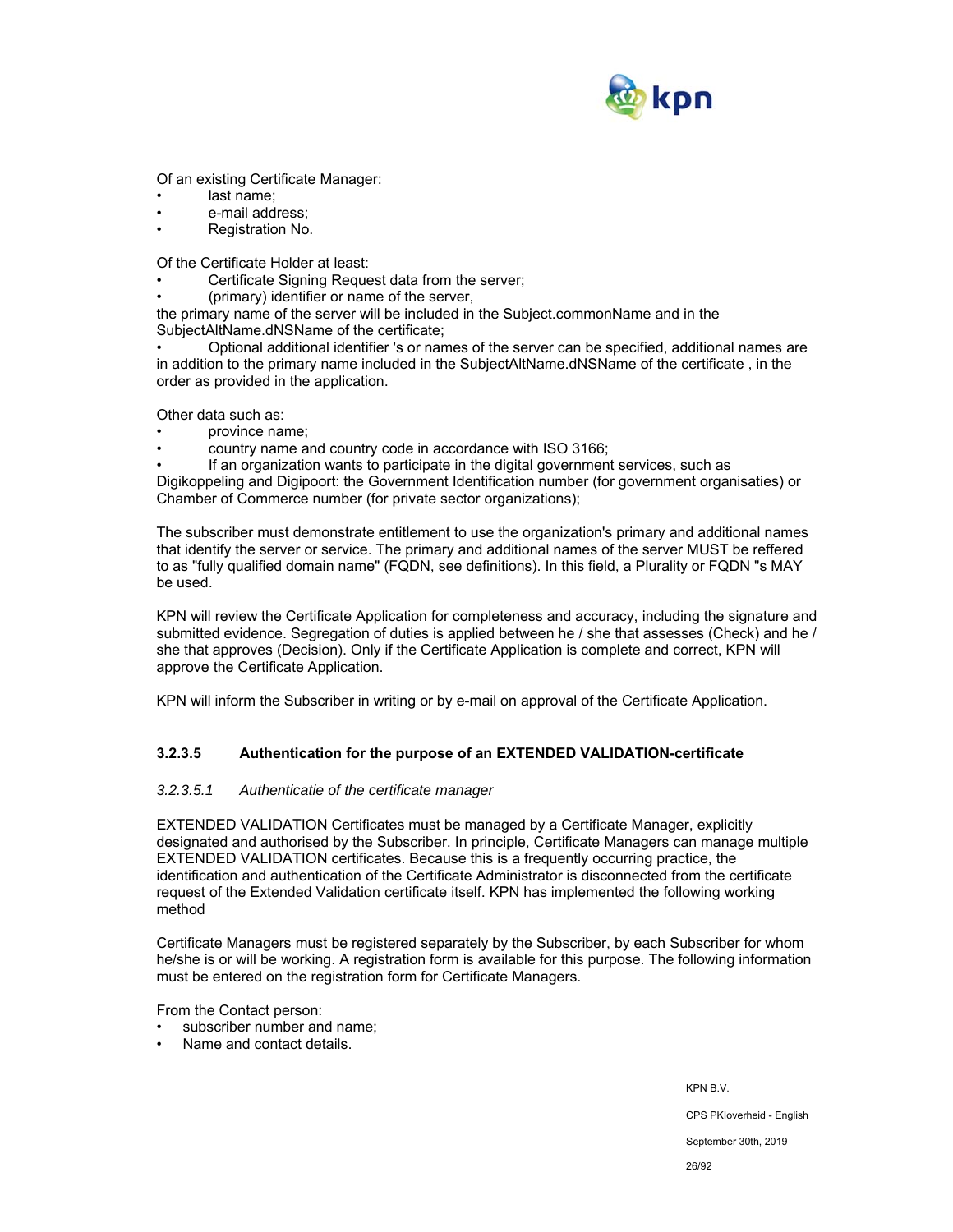Of an existing Certificate Manager:

- last name;
- e-mail address;
- Registration No.

Of the Certificate Holder at least:

- Certificate Signing Request data from the server;
- (primary) identifier or name of the server,

the primary name of the server will be included in the Subject.commonName and in the SubjectAltName.dNSName of the certificate;

- Optional additional identifier 's or names of the server can be specified, additional names are in addition to the primary name included in the SubjectAltName.dNSName of the certificate , in the order as provided in the application.

Other data such as:

- province name;
- country name and country code in accordance with ISO 3166;
- If an organization wants to participate in the digital government services, such as Digikoppeling and Digipoort: the Government Identification number (for government organisaties) or Chamber of Commerce number (for private sector organizations);

The subscriber must demonstrate entitlement to use the organization's primary and additional names that identify the server or service. The primary and additional names of the server MUST be reffered to as "fully qualified domain name" (FQDN, see definitions). In this field, a Plurality or FQDN "s MAY be used.

KPN will review the Certificate Application for completeness and accuracy, including the signature and submitted evidence. Segregation of duties is applied between he / she that assesses (Check) and he / she that approves (Decision). Only if the Certificate Application is complete and correct, KPN will approve the Certificate Application.

KPN will inform the Subscriber in writing or by e-mail on approval of the Certificate Application.

#### 3.2.3.5 Authentication for the purpose of an EXTENDED VALIDATION-certificate

##### *3.2.3.5.1 Authenticatie of the certificate manager*

EXTENDED VALIDATION Certificates must be managed by a Certificate Manager, explicitly designated and authorised by the Subscriber. In principle, Certificate Managers can manage multiple EXTENDED VALIDATION certificates. Because this is a frequently occurring practice, the identification and authentication of the Certificate Administrator is disconnected from the certificate request of the Extended Validation certificate itself. KPN has implemented the following working method

Certificate Managers must be registered separately by the Subscriber, by each Subscriber for whom he/she is or will be working. A registration form is available for this purpose. The following information must be entered on the registration form for Certificate Managers.

From the Contact person:

- subscriber number and name;
- Name and contact details.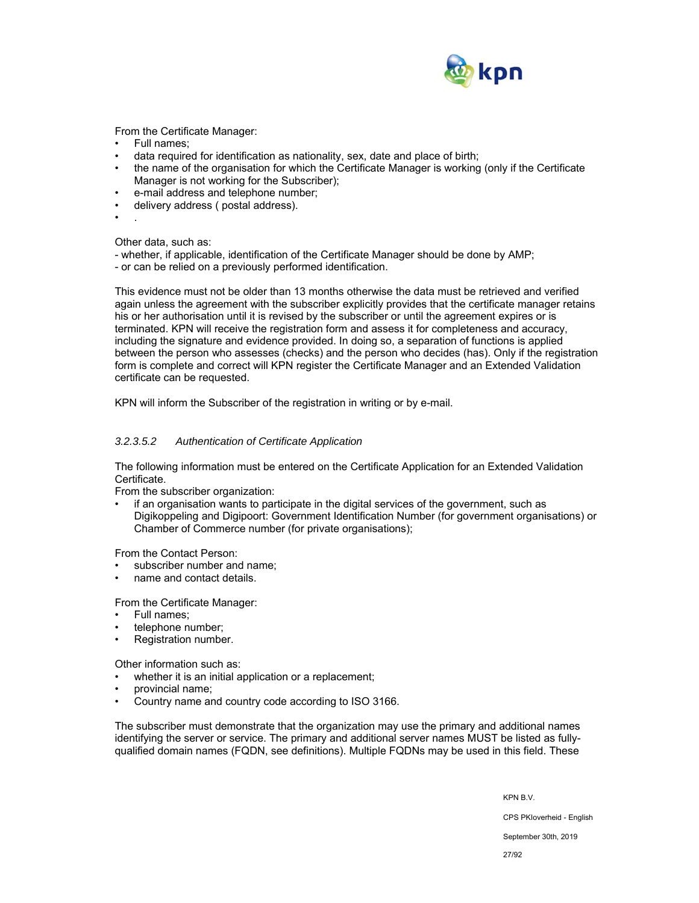From the Certificate Manager:

- Full names;
- data required for identification as nationality, sex, date and place of birth;
- the name of the organisation for which the Certificate Manager is working (only if the Certificate Manager is not working for the Subscriber);
- e-mail address and telephone number;
- delivery address ( postal address).
- .

Other data, such as:
- whether, if applicable, identification of the Certificate Manager should be done by AMP;
- or can be relied on a previously performed identification.

This evidence must not be older than 13 months otherwise the data must be retrieved and verified again unless the agreement with the subscriber explicitly provides that the certificate manager retains his or her authorisation until it is revised by the subscriber or until the agreement expires or is terminated. KPN will receive the registration form and assess it for completeness and accuracy, including the signature and evidence provided. In doing so, a separation of functions is applied between the person who assesses (checks) and the person who decides (has). Only if the registration form is complete and correct will KPN register the Certificate Manager and an Extended Validation certificate can be requested.

KPN will inform the Subscriber of the registration in writing or by e-mail.

#### *3.2.3.5.2 Authentication of Certificate Application*

The following information must be entered on the Certificate Application for an Extended Validation Certificate.
From the subscriber organization:

- if an organisation wants to participate in the digital services of the government, such as Digikoppeling and Digipoort: Government Identification Number (for government organisations) or Chamber of Commerce number (for private organisations);

From the Contact Person:

- subscriber number and name;
- name and contact details.

From the Certificate Manager:

- Full names;
- telephone number;
- Registration number.

Other information such as:

- whether it is an initial application or a replacement;
- provincial name;
- Country name and country code according to ISO 3166.

The subscriber must demonstrate that the organization may use the primary and additional names identifying the server or service. The primary and additional server names MUST be listed as fully-qualified domain names (FQDN, see definitions). Multiple FQDNs may be used in this field. These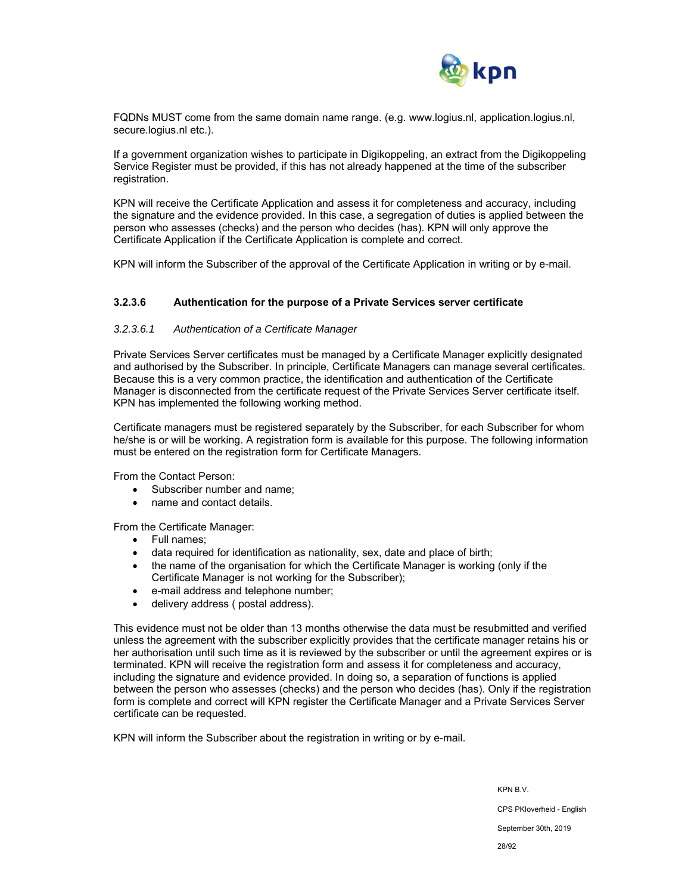FQDNs MUST come from the same domain name range. (e.g. www.logius.nl, application.logius.nl, secure.logius.nl etc.).

If a government organization wishes to participate in Digikoppeling, an extract from the Digikoppeling Service Register must be provided, if this has not already happened at the time of the subscriber registration.

KPN will receive the Certificate Application and assess it for completeness and accuracy, including the signature and the evidence provided. In this case, a segregation of duties is applied between the person who assesses (checks) and the person who decides (has). KPN will only approve the Certificate Application if the Certificate Application is complete and correct.

KPN will inform the Subscriber of the approval of the Certificate Application in writing or by e-mail.

#### 3.2.3.6 Authentication for the purpose of a Private Services server certificate

*3.2.3.6.1 Authentication of a Certificate Manager*

Private Services Server certificates must be managed by a Certificate Manager explicitly designated and authorised by the Subscriber. In principle, Certificate Managers can manage several certificates. Because this is a very common practice, the identification and authentication of the Certificate Manager is disconnected from the certificate request of the Private Services Server certificate itself. KPN has implemented the following working method.

Certificate managers must be registered separately by the Subscriber, for each Subscriber for whom he/she is or will be working. A registration form is available for this purpose. The following information must be entered on the registration form for Certificate Managers.

From the Contact Person:

- Subscriber number and name;
- name and contact details.

From the Certificate Manager:

- Full names;
- data required for identification as nationality, sex, date and place of birth;
- the name of the organisation for which the Certificate Manager is working (only if the Certificate Manager is not working for the Subscriber);
- e-mail address and telephone number;
- delivery address ( postal address).

This evidence must not be older than 13 months otherwise the data must be resubmitted and verified unless the agreement with the subscriber explicitly provides that the certificate manager retains his or her authorisation until such time as it is reviewed by the subscriber or until the agreement expires or is terminated. KPN will receive the registration form and assess it for completeness and accuracy, including the signature and evidence provided. In doing so, a separation of functions is applied between the person who assesses (checks) and the person who decides (has). Only if the registration form is complete and correct will KPN register the Certificate Manager and a Private Services Server certificate can be requested.

KPN will inform the Subscriber about the registration in writing or by e-mail.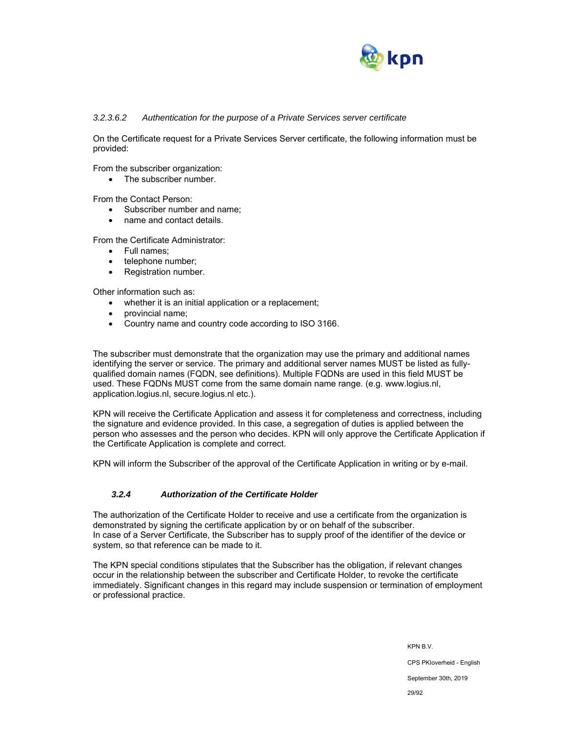##### *3.2.3.6.2 Authentication for the purpose of a Private Services server certificate*

On the Certificate request for a Private Services Server certificate, the following information must be provided:

From the subscriber organization:

- The subscriber number.

From the Contact Person:

- Subscriber number and name;
- name and contact details.

From the Certificate Administrator:

- Full names;
- telephone number;
- Registration number.

Other information such as:

- whether it is an initial application or a replacement;
- provincial name;
- Country name and country code according to ISO 3166.

The subscriber must demonstrate that the organization may use the primary and additional names identifying the server or service. The primary and additional server names MUST be listed as fully-qualified domain names (FQDN, see definitions). Multiple FQDNs are used in this field MUST be used. These FQDNs MUST come from the same domain name range. (e.g. www.logius.nl, application.logius.nl, secure.logius.nl etc.).

KPN will receive the Certificate Application and assess it for completeness and correctness, including the signature and evidence provided. In this case, a segregation of duties is applied between the person who assesses and the person who decides. KPN will only approve the Certificate Application if the Certificate Application is complete and correct.

KPN will inform the Subscriber of the approval of the Certificate Application in writing or by e-mail.

### *3.2.4 Authorization of the Certificate Holder*

The authorization of the Certificate Holder to receive and use a certificate from the organization is demonstrated by signing the certificate application by or on behalf of the subscriber.
In case of a Server Certificate, the Subscriber has to supply proof of the identifier of the device or system, so that reference can be made to it.

The KPN special conditions stipulates that the Subscriber has the obligation, if relevant changes occur in the relationship between the subscriber and Certificate Holder, to revoke the certificate immediately. Significant changes in this regard may include suspension or termination of employment or professional practice.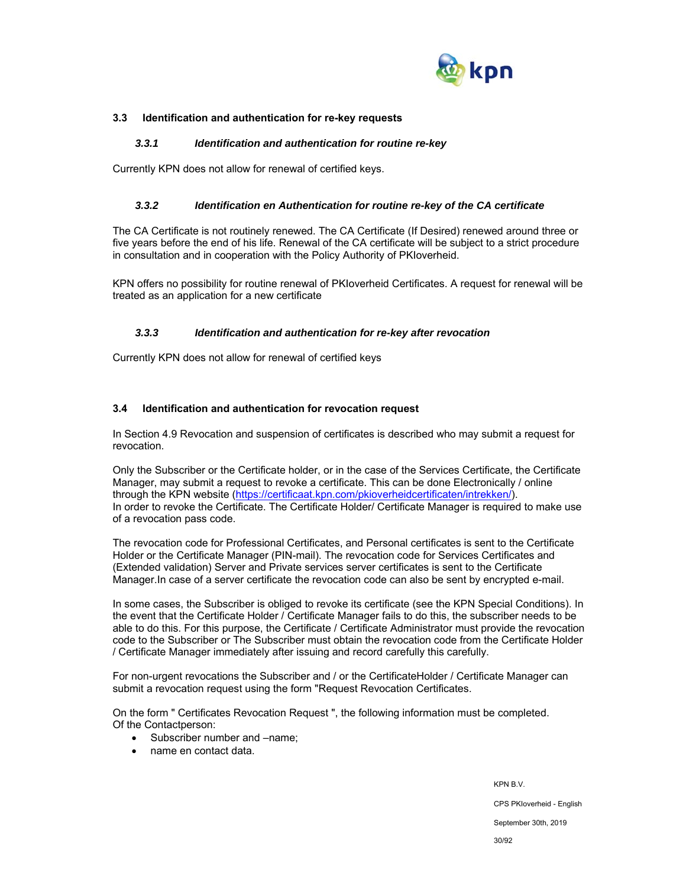## 3.3 Identification and authentication for re-key requests

### *3.3.1 Identification and authentication for routine re-key*

Currently KPN does not allow for renewal of certified keys.

### *3.3.2 Identification en Authentication for routine re-key of the CA certificate*

The CA Certificate is not routinely renewed. The CA Certificate (If Desired) renewed around three or five years before the end of his life. Renewal of the CA certificate will be subject to a strict procedure in consultation and in cooperation with the Policy Authority of PKIoverheid.

KPN offers no possibility for routine renewal of PKIoverheid Certificates. A request for renewal will be treated as an application for a new certificate

### *3.3.3 Identification and authentication for re-key after revocation*

Currently KPN does not allow for renewal of certified keys

## 3.4 Identification and authentication for revocation request

In Section 4.9 Revocation and suspension of certificates is described who may submit a request for revocation.

Only the Subscriber or the Certificate holder, or in the case of the Services Certificate, the Certificate Manager, may submit a request to revoke a certificate. This can be done Electronically / online through the KPN website (https://certificaat.kpn.com/pkioverheidcertificaten/intrekken/).
In order to revoke the Certificate. The Certificate Holder/ Certificate Manager is required to make use of a revocation pass code.

The revocation code for Professional Certificates, and Personal certificates is sent to the Certificate Holder or the Certificate Manager (PIN-mail). The revocation code for Services Certificates and (Extended validation) Server and Private services server certificates is sent to the Certificate Manager.In case of a server certificate the revocation code can also be sent by encrypted e-mail.

In some cases, the Subscriber is obliged to revoke its certificate (see the KPN Special Conditions). In the event that the Certificate Holder / Certificate Manager fails to do this, the subscriber needs to be able to do this. For this purpose, the Certificate / Certificate Administrator must provide the revocation code to the Subscriber or The Subscriber must obtain the revocation code from the Certificate Holder / Certificate Manager immediately after issuing and record carefully this carefully.

For non-urgent revocations the Subscriber and / or the CertificateHolder / Certificate Manager can submit a revocation request using the form "Request Revocation Certificates.

On the form " Certificates Revocation Request ", the following information must be completed.
Of the Contactperson:

- Subscriber number and –name;
- name en contact data.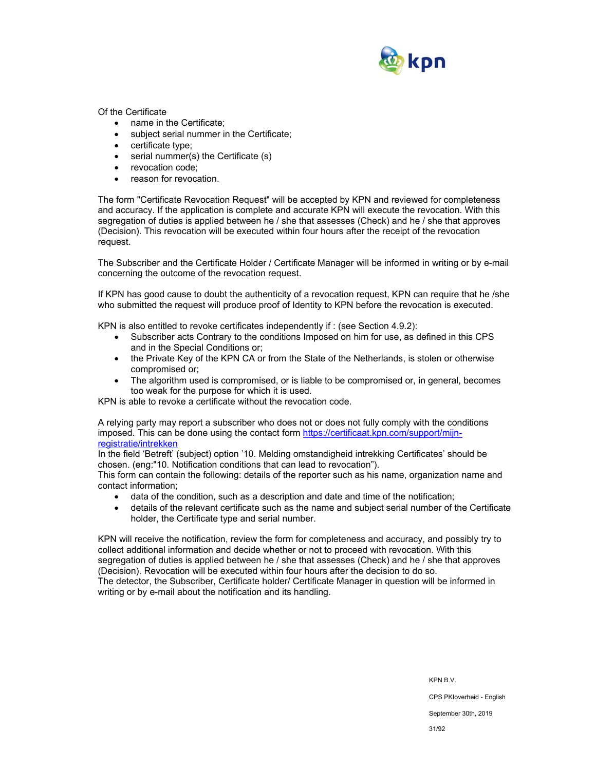Of the Certificate

- name in the Certificate;
- subject serial nummer in the Certificate;
- certificate type;
- serial nummer(s) the Certificate (s)
- revocation code;
- reason for revocation.

The form "Certificate Revocation Request" will be accepted by KPN and reviewed for completeness and accuracy. If the application is complete and accurate KPN will execute the revocation. With this segregation of duties is applied between he / she that assesses (Check) and he / she that approves (Decision). This revocation will be executed within four hours after the receipt of the revocation request.

The Subscriber and the Certificate Holder / Certificate Manager will be informed in writing or by e-mail concerning the outcome of the revocation request.

If KPN has good cause to doubt the authenticity of a revocation request, KPN can require that he /she who submitted the request will produce proof of Identity to KPN before the revocation is executed.

KPN is also entitled to revoke certificates independently if : (see Section 4.9.2):

- Subscriber acts Contrary to the conditions Imposed on him for use, as defined in this CPS and in the Special Conditions or;
- the Private Key of the KPN CA or from the State of the Netherlands, is stolen or otherwise compromised or;
- The algorithm used is compromised, or is liable to be compromised or, in general, becomes too weak for the purpose for which it is used.

KPN is able to revoke a certificate without the revocation code.

A relying party may report a subscriber who does not or does not fully comply with the conditions imposed. This can be done using the contact form [https://certificaat.kpn.com/support/mijn-registratie/intrekken](https://certificaat.kpn.com/support/mijn-registratie/intrekken)
In the field 'Betreft' (subject) option '10. Melding omstandigheid intrekking Certificates' should be chosen. (eng:"10. Notification conditions that can lead to revocation").
This form can contain the following: details of the reporter such as his name, organization name and contact information;

- data of the condition, such as a description and date and time of the notification;
- details of the relevant certificate such as the name and subject serial number of the Certificate holder, the Certificate type and serial number.

KPN will receive the notification, review the form for completeness and accuracy, and possibly try to collect additional information and decide whether or not to proceed with revocation. With this segregation of duties is applied between he / she that assesses (Check) and he / she that approves (Decision). Revocation will be executed within four hours after the decision to do so.
The detector, the Subscriber, Certificate holder/ Certificate Manager in question will be informed in writing or by e-mail about the notification and its handling.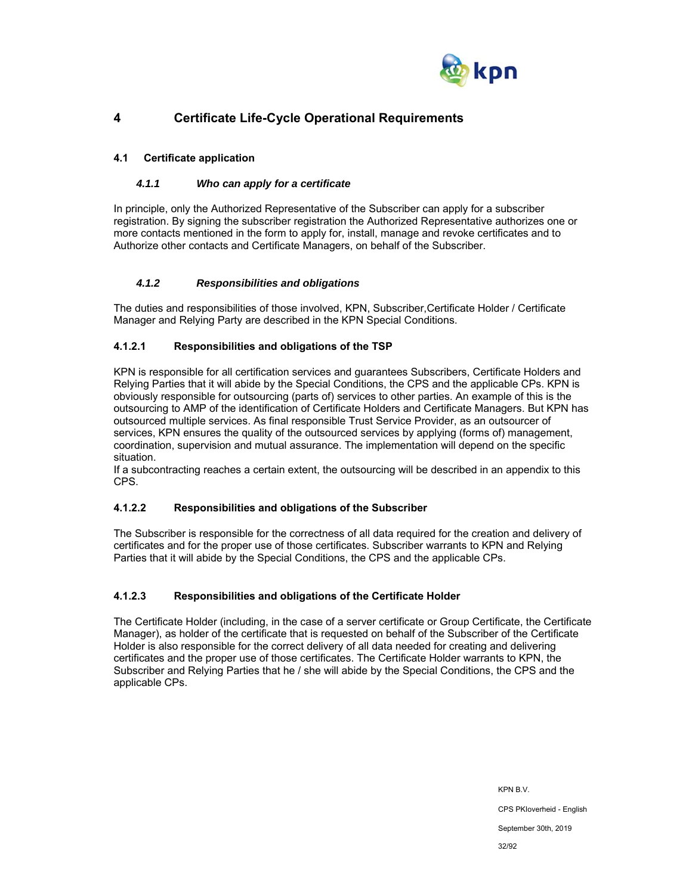# 4 Certificate Life-Cycle Operational Requirements

## 4.1 Certificate application

### *4.1.1 Who can apply for a certificate*

In principle, only the Authorized Representative of the Subscriber can apply for a subscriber registration. By signing the subscriber registration the Authorized Representative authorizes one or more contacts mentioned in the form to apply for, install, manage and revoke certificates and to Authorize other contacts and Certificate Managers, on behalf of the Subscriber.

### *4.1.2 Responsibilities and obligations*

The duties and responsibilities of those involved, KPN, Subscriber,Certificate Holder / Certificate Manager and Relying Party are described in the KPN Special Conditions.

#### 4.1.2.1 Responsibilities and obligations of the TSP

KPN is responsible for all certification services and guarantees Subscribers, Certificate Holders and Relying Parties that it will abide by the Special Conditions, the CPS and the applicable CPs. KPN is obviously responsible for outsourcing (parts of) services to other parties. An example of this is the outsourcing to AMP of the identification of Certificate Holders and Certificate Managers. But KPN has outsourced multiple services. As final responsible Trust Service Provider, as an outsourcer of services, KPN ensures the quality of the outsourced services by applying (forms of) management, coordination, supervision and mutual assurance. The implementation will depend on the specific situation.
If a subcontracting reaches a certain extent, the outsourcing will be described in an appendix to this CPS.

#### 4.1.2.2 Responsibilities and obligations of the Subscriber

The Subscriber is responsible for the correctness of all data required for the creation and delivery of certificates and for the proper use of those certificates. Subscriber warrants to KPN and Relying Parties that it will abide by the Special Conditions, the CPS and the applicable CPs.

#### 4.1.2.3 Responsibilities and obligations of the Certificate Holder

The Certificate Holder (including, in the case of a server certificate or Group Certificate, the Certificate Manager), as holder of the certificate that is requested on behalf of the Subscriber of the Certificate Holder is also responsible for the correct delivery of all data needed for creating and delivering certificates and the proper use of those certificates. The Certificate Holder warrants to KPN, the Subscriber and Relying Parties that he / she will abide by the Special Conditions, the CPS and the applicable CPs.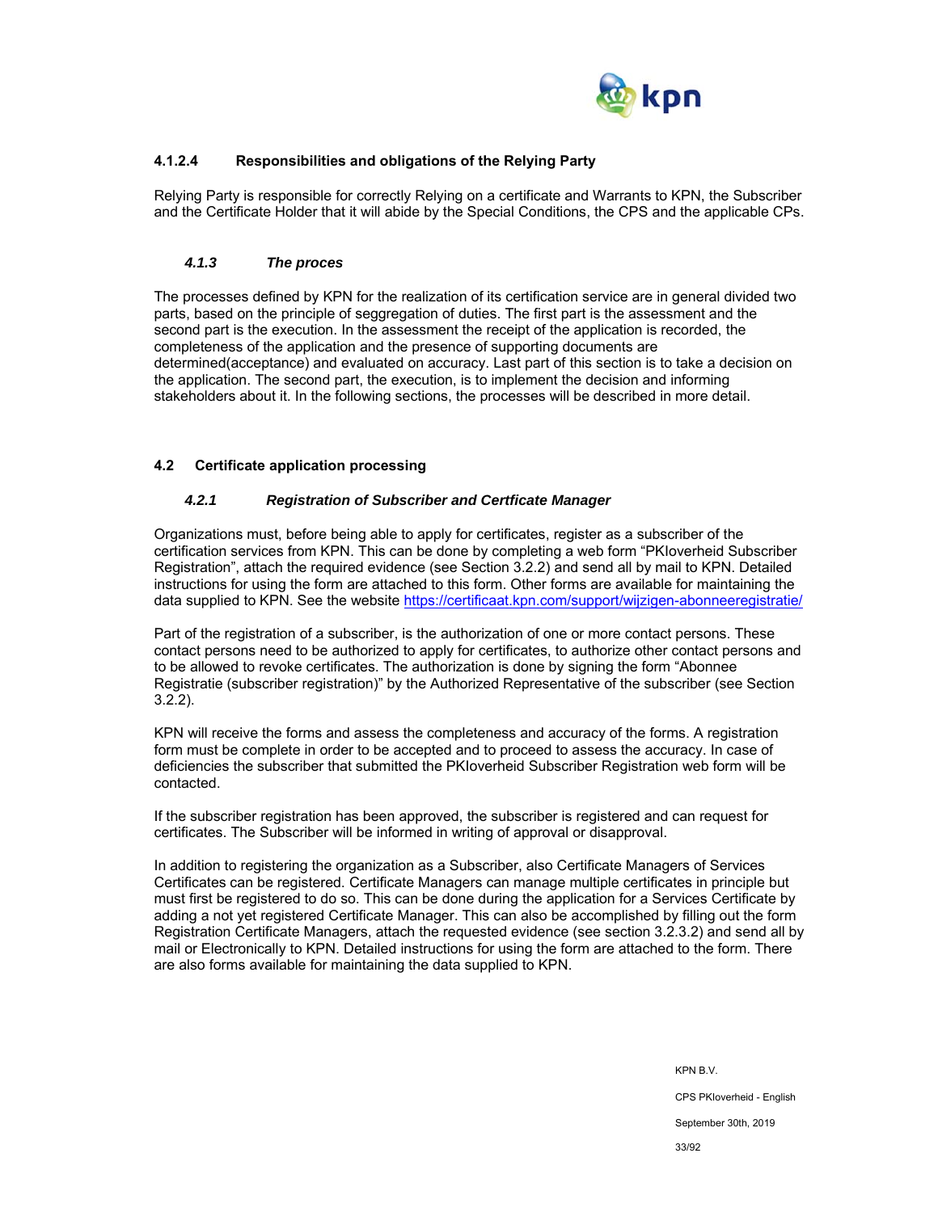#### 4.1.2.4 Responsibilities and obligations of the Relying Party

Relying Party is responsible for correctly Relying on a certificate and Warrants to KPN, the Subscriber and the Certificate Holder that it will abide by the Special Conditions, the CPS and the applicable CPs.

### *4.1.3 The proces*

The processes defined by KPN for the realization of its certification service are in general divided two parts, based on the principle of seggregation of duties. The first part is the assessment and the second part is the execution. In the assessment the receipt of the application is recorded, the completeness of the application and the presence of supporting documents are determened(acceptance) and evaluated on accuracy. Last part of this section is to take a decision on the application. The second part, the execution, is to implement the decision and informing stakeholders about it. In the following sections, the processes will be described in more detail.

## 4.2 Certificate application processing

### *4.2.1 Registration of Subscriber and Certficate Manager*

Organizations must, before being able to apply for certificates, register as a subscriber of the certification services from KPN. This can be done by completing a web form "PKIoverheid Subscriber Registration", attach the required evidence (see Section 3.2.2) and send all by mail to KPN. Detailed instructions for using the form are attached to this form. Other forms are available for maintaining the data supplied to KPN. See the website https://certificaat.kpn.com/support/wijzigen-abonneeregistratie/

Part of the registration of a subscriber, is the authorization of one or more contact persons. These contact persons need to be authorized to apply for certificates, to authorize other contact persons and to be allowed to revoke certificates. The authorization is done by signing the form "Abonnee Registratie (subscriber registration)" by the Authorized Representative of the subscriber (see Section 3.2.2).

KPN will receive the forms and assess the completeness and accuracy of the forms. A registration form must be complete in order to be accepted and to proceed to assess the accuracy. In case of deficiencies the subscriber that submitted the PKIoverheid Subscriber Registration web form will be contacted.

If the subscriber registration has been approved, the subscriber is registered and can request for certificates. The Subscriber will be informed in writing of approval or disapproval.

In addition to registering the organization as a Subscriber, also Certificate Managers of Services Certificates can be registered. Certificate Managers can manage multiple certificates in principle but must first be registered to do so. This can be done during the application for a Services Certificate by adding a not yet registered Certificate Manager. This can also be accomplished by filling out the form Registration Certificate Managers, attach the requested evidence (see section 3.2.3.2) and send all by mail or Electronically to KPN. Detailed instructions for using the form are attached to the form. There are also forms available for maintaining the data supplied to KPN.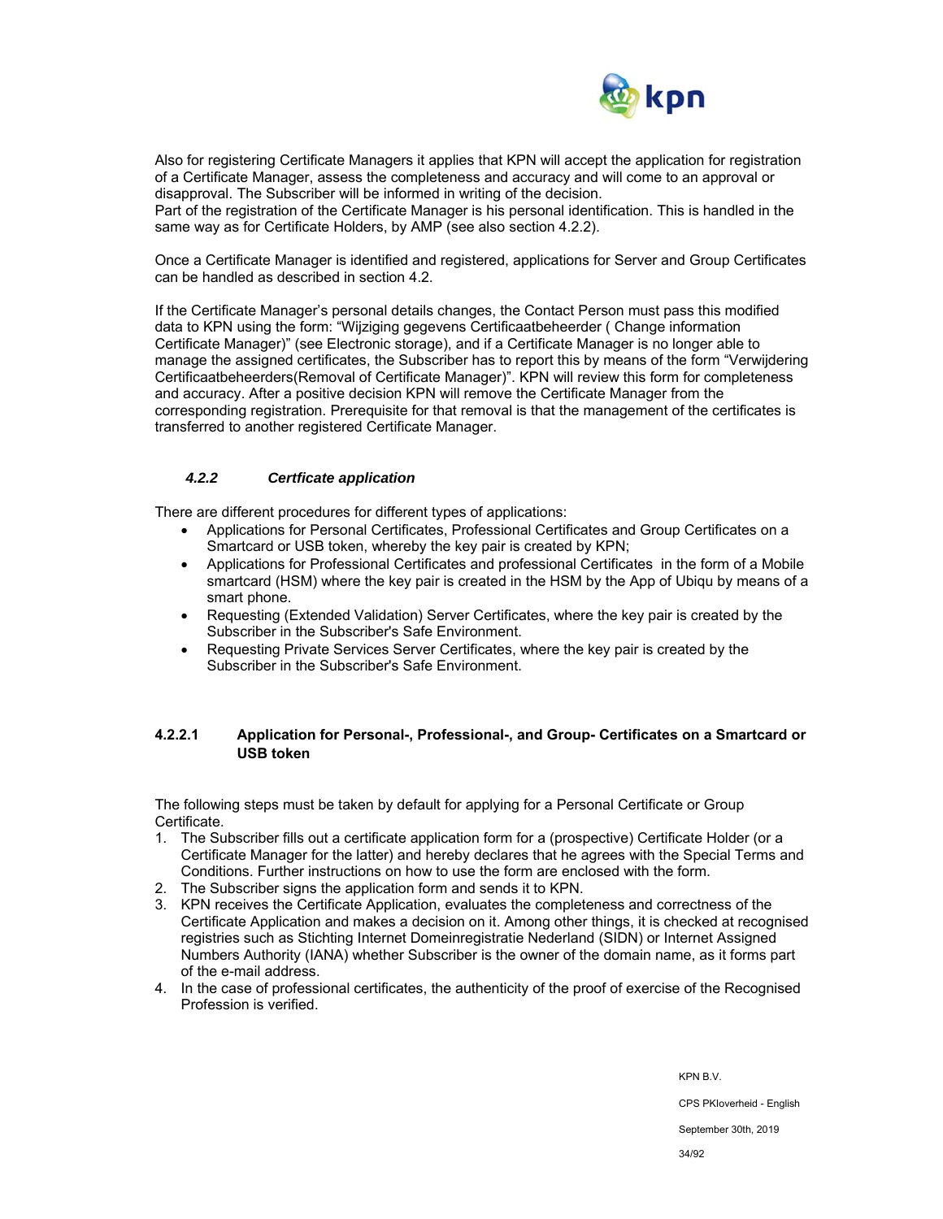Also for registering Certificate Managers it applies that KPN will accept the application for registration of a Certificate Manager, assess the completeness and accuracy and will come to an approval or disapproval. The Subscriber will be informed in writing of the decision.
Part of the registration of the Certificate Manager is his personal identification. This is handled in the same way as for Certificate Holders, by AMP (see also section 4.2.2).

Once a Certificate Manager is identified and registered, applications for Server and Group Certificates can be handled as described in section 4.2.

If the Certificate Manager's personal details changes, the Contact Person must pass this modified data to KPN using the form: "Wijziging gegevens Certificaatbeheerder ( Change information Certificate Manager)" (see Electronic storage), and if a Certificate Manager is no longer able to manage the assigned certificates, the Subscriber has to report this by means of the form "Verwijdering Certificaatbeheerders(Removal of Certificate Manager)". KPN will review this form for completeness and accuracy. After a positive decision KPN will remove the Certificate Manager from the corresponding registration. Prerequisite for that removal is that the management of the certificates is transferred to another registered Certificate Manager.

### *4.2.2 Certficate application*

There are different procedures for different types of applications:

- Applications for Personal Certificates, Professional Certificates and Group Certificates on a Smartcard or USB token, whereby the key pair is created by KPN;
- Applications for Professional Certificates and professional Certificates in the form of a Mobile smartcard (HSM) where the key pair is created in the HSM by the App of Ubiqu by means of a smart phone.
- Requesting (Extended Validation) Server Certificates, where the key pair is created by the Subscriber in the Subscriber's Safe Environment.
- Requesting Private Services Server Certificates, where the key pair is created by the Subscriber in the Subscriber's Safe Environment.

#### 4.2.2.1 Application for Personal-, Professional-, and Group- Certificates on a Smartcard or USB token

The following steps must be taken by default for applying for a Personal Certificate or Group Certificate.

1. The Subscriber fills out a certificate application form for a (prospective) Certificate Holder (or a Certificate Manager for the latter) and hereby declares that he agrees with the Special Terms and Conditions. Further instructions on how to use the form are enclosed with the form.
2. The Subscriber signs the application form and sends it to KPN.
3. KPN receives the Certificate Application, evaluates the completeness and correctness of the Certificate Application and makes a decision on it. Among other things, it is checked at recognised registries such as Stichting Internet Domeinregistratie Nederland (SIDN) or Internet Assigned Numbers Authority (IANA) whether Subscriber is the owner of the domain name, as it forms part of the e-mail address.
4. In the case of professional certificates, the authenticity of the proof of exercise of the Recognised Profession is verified.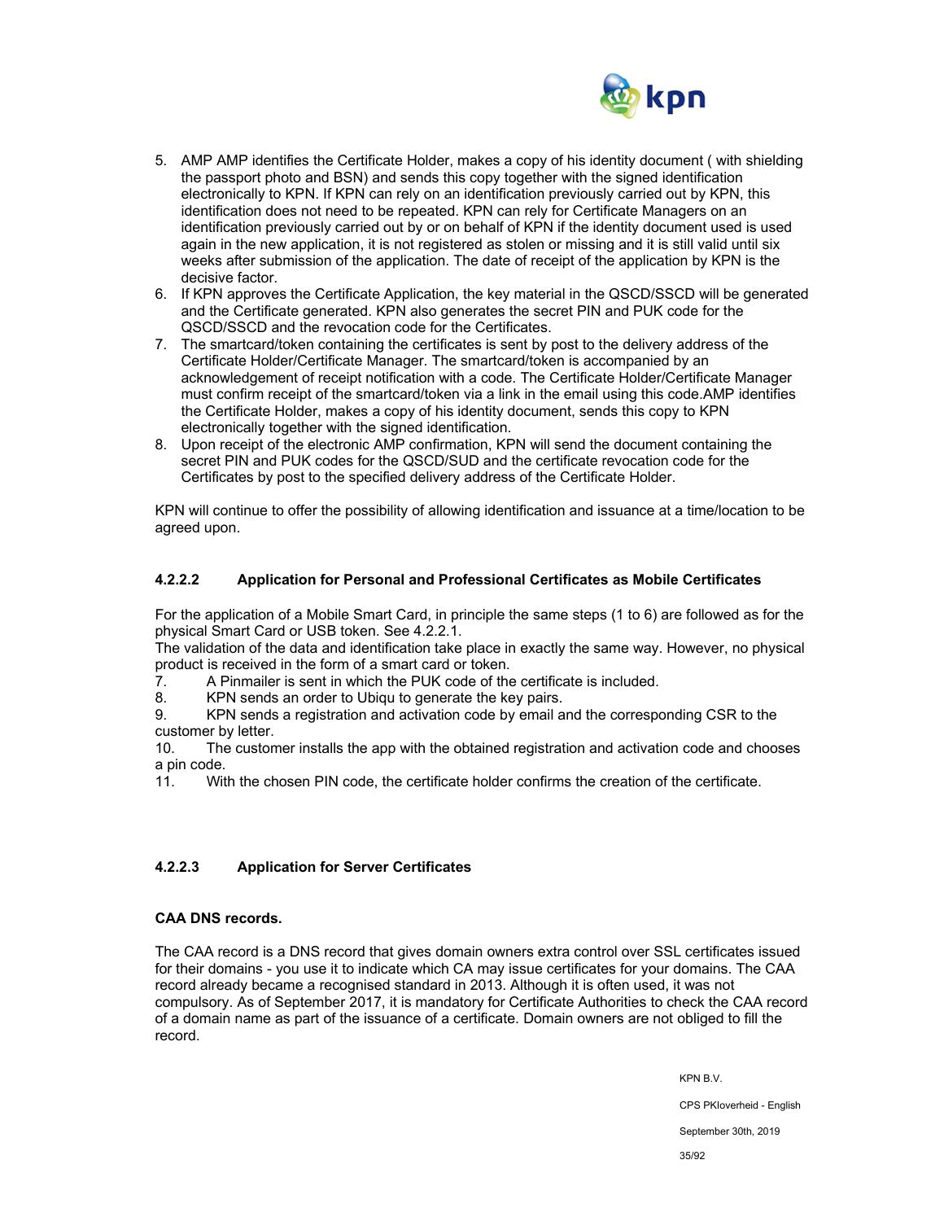5. AMP AMP identifies the Certificate Holder, makes a copy of his identity document ( with shielding the passport photo and BSN) and sends this copy together with the signed identification electronically to KPN. If KPN can rely on an identification previously carried out by KPN, this identification does not need to be repeated. KPN can rely for Certificate Managers on an identification previously carried out by or on behalf of KPN if the identity document used is used again in the new application, it is not registered as stolen or missing and it is still valid until six weeks after submission of the application. The date of receipt of the application by KPN is the decisive factor.
6. If KPN approves the Certificate Application, the key material in the QSCD/SSCD will be generated and the Certificate generated. KPN also generates the secret PIN and PUK code for the QSCD/SSCD and the revocation code for the Certificates.
7. The smartcard/token containing the certificates is sent by post to the delivery address of the Certificate Holder/Certificate Manager. The smartcard/token is accompanied by an acknowledgement of receipt notification with a code. The Certificate Holder/Certificate Manager must confirm receipt of the smartcard/token via a link in the email using this code.AMP identifies the Certificate Holder, makes a copy of his identity document, sends this copy to KPN electronically together with the signed identification.
8. Upon receipt of the electronic AMP confirmation, KPN will send the document containing the secret PIN and PUK codes for the QSCD/SUD and the certificate revocation code for the Certificates by post to the specified delivery address of the Certificate Holder.

KPN will continue to offer the possibility of allowing identification and issuance at a time/location to be agreed upon.

#### 4.2.2.2 Application for Personal and Professional Certificates as Mobile Certificates

For the application of a Mobile Smart Card, in principle the same steps (1 to 6) are followed as for the physical Smart Card or USB token. See 4.2.2.1.
The validation of the data and identification take place in exactly the same way. However, no physical product is received in the form of a smart card or token.

7. A Pinmailer is sent in which the PUK code of the certificate is included.
8. KPN sends an order to Ubiqu to generate the key pairs.
9. KPN sends a registration and activation code by email and the corresponding CSR to the customer by letter.
10. The customer installs the app with the obtained registration and activation code and chooses a pin code.
11. With the chosen PIN code, the certificate holder confirms the creation of the certificate.

#### 4.2.2.3 Application for Server Certificates

**CAA DNS records.**

The CAA record is a DNS record that gives domain owners extra control over SSL certificates issued for their domains - you use it to indicate which CA may issue certificates for your domains. The CAA record already became a recognised standard in 2013. Although it is often used, it was not compulsory. As of September 2017, it is mandatory for Certificate Authorities to check the CAA record of a domain name as part of the issuance of a certificate. Domain owners are not obliged to fill the record.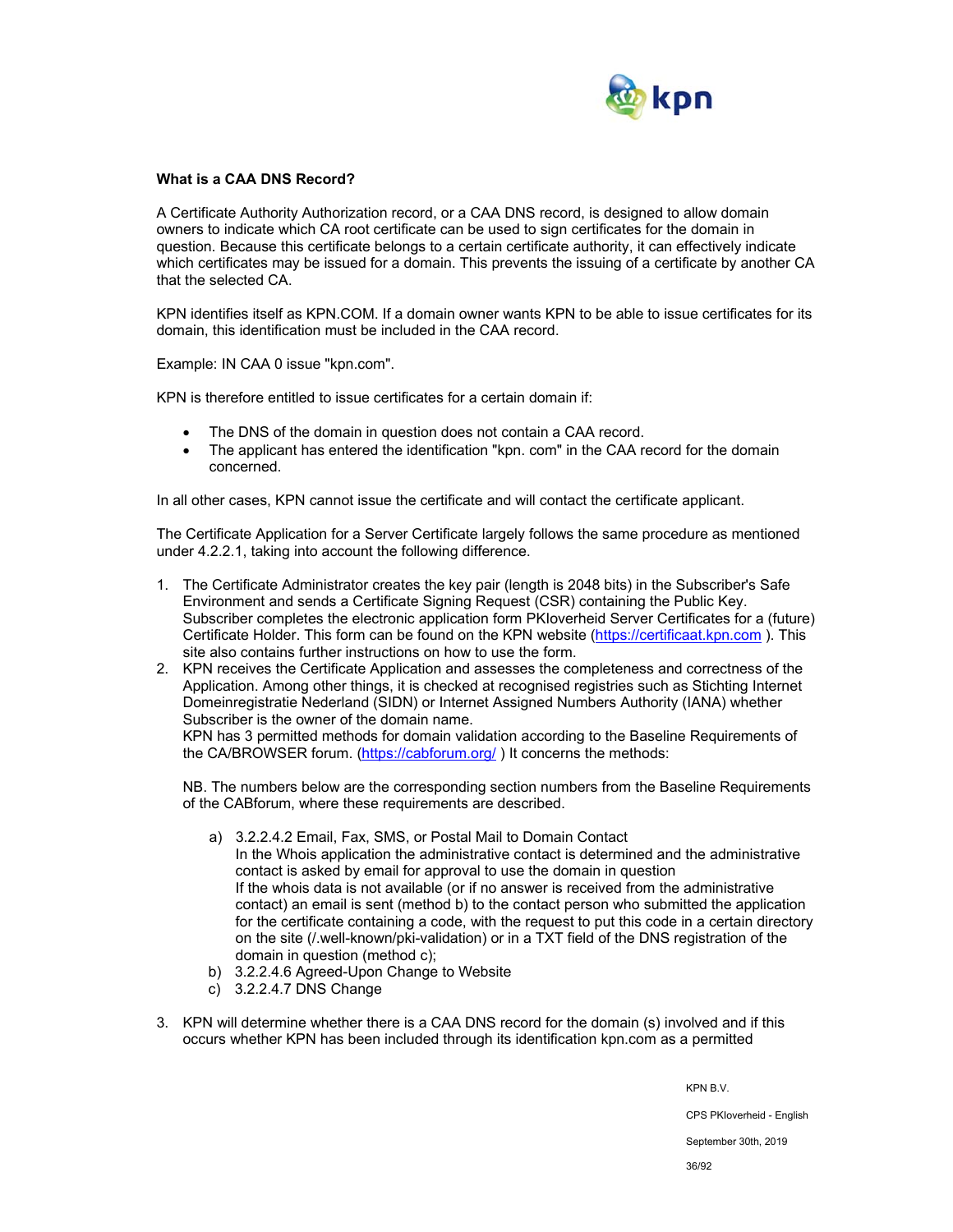**What is a CAA DNS Record?**

A Certificate Authority Authorization record, or a CAA DNS record, is designed to allow domain owners to indicate which CA root certificate can be used to sign certificates for the domain in question. Because this certificate belongs to a certain certificate authority, it can effectively indicate which certificates may be issued for a domain. This prevents the issuing of a certificate by another CA that the selected CA.

KPN identifies itself as KPN.COM. If a domain owner wants KPN to be able to issue certificates for its domain, this identification must be included in the CAA record.

Example: IN CAA 0 issue "kpn.com".

KPN is therefore entitled to issue certificates for a certain domain if:

- The DNS of the domain in question does not contain a CAA record.
- The applicant has entered the identification "kpn. com" in the CAA record for the domain concerned.

In all other cases, KPN cannot issue the certificate and will contact the certificate applicant.

The Certificate Application for a Server Certificate largely follows the same procedure as mentioned under 4.2.2.1, taking into account the following difference.

1. The Certificate Administrator creates the key pair (length is 2048 bits) in the Subscriber's Safe Environment and sends a Certificate Signing Request (CSR) containing the Public Key. Subscriber completes the electronic application form PKIoverheid Server Certificates for a (future) Certificate Holder. This form can be found on the KPN website (https://certificaat.kpn.com ). This site also contains further instructions on how to use the form.
2. KPN receives the Certificate Application and assesses the completeness and correctness of the Application. Among other things, it is checked at recognised registries such as Stichting Internet Domeinregistratie Nederland (SIDN) or Internet Assigned Numbers Authority (IANA) whether Subscriber is the owner of the domain name.
   KPN has 3 permitted methods for domain validation according to the Baseline Requirements of the CA/BROWSER forum. (https://cabforum.org/ ) It concerns the methods:

   NB. The numbers below are the corresponding section numbers from the Baseline Requirements of the CABforum, where these requirements are described.

   a) 3.2.2.4.2 Email, Fax, SMS, or Postal Mail to Domain Contact
      In the Whois application the administrative contact is determined and the administrative contact is asked by email for approval to use the domain in question
      If the whois data is not available (or if no answer is received from the administrative contact) an email is sent (method b) to the contact person who submitted the application for the certificate containing a code, with the request to put this code in a certain directory on the site (/.well-known/pki-validation) or in a TXT field of the DNS registration of the domain in question (method c);
   b) 3.2.2.4.6 Agreed-Upon Change to Website
   c) 3.2.2.4.7 DNS Change

3. KPN will determine whether there is a CAA DNS record for the domain (s) involved and if this occurs whether KPN has been included through its identification kpn.com as a permitted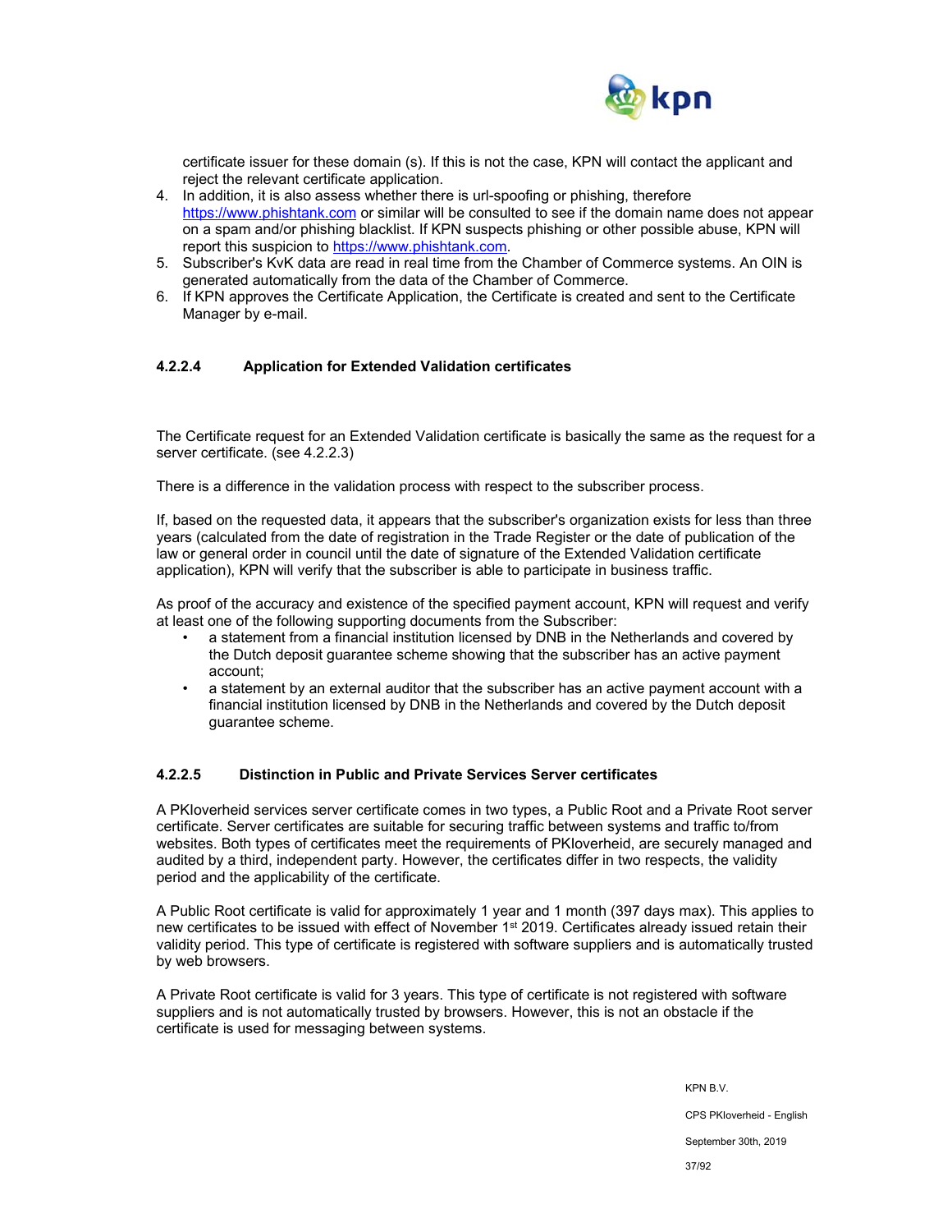certificate issuer for these domain (s). If this is not the case, KPN will contact the applicant and reject the relevant certificate application.

4. In addition, it is also assess whether there is url-spoofing or phishing, therefore https://www.phishtank.com or similar will be consulted to see if the domain name does not appear on a spam and/or phishing blacklist. If KPN suspects phishing or other possible abuse, KPN will report this suspicion to https://www.phishtank.com.
5. Subscriber's KvK data are read in real time from the Chamber of Commerce systems. An OIN is generated automatically from the data of the Chamber of Commerce.
6. If KPN approves the Certificate Application, the Certificate is created and sent to the Certificate Manager by e-mail.

#### 4.2.2.4 Application for Extended Validation certificates

The Certificate request for an Extended Validation certificate is basically the same as the request for a server certificate. (see 4.2.2.3)

There is a difference in the validation process with respect to the subscriber process.

If, based on the requested data, it appears that the subscriber's organization exists for less than three years (calculated from the date of registration in the Trade Register or the date of publication of the law or general order in council until the date of signature of the Extended Validation certificate application), KPN will verify that the subscriber is able to participate in business traffic.

As proof of the accuracy and existence of the specified payment account, KPN will request and verify at least one of the following supporting documents from the Subscriber:

- a statement from a financial institution licensed by DNB in the Netherlands and covered by the Dutch deposit guarantee scheme showing that the subscriber has an active payment account;
- a statement by an external auditor that the subscriber has an active payment account with a financial institution licensed by DNB in the Netherlands and covered by the Dutch deposit guarantee scheme.

#### 4.2.2.5 Distinction in Public and Private Services Server certificates

A PKIoverheid services server certificate comes in two types, a Public Root and a Private Root server certificate. Server certificates are suitable for securing traffic between systems and traffic to/from websites. Both types of certificates meet the requirements of PKIoverheid, are securely managed and audited by a third, independent party. However, the certificates differ in two respects, the validity period and the applicability of the certificate.

A Public Root certificate is valid for approximately 1 year and 1 month (397 days max). This applies to new certificates to be issued with effect of November 1st 2019. Certificates already issued retain their validity period. This type of certificate is registered with software suppliers and is automatically trusted by web browsers.

A Private Root certificate is valid for 3 years. This type of certificate is not registered with software suppliers and is not automatically trusted by browsers. However, this is not an obstacle if the certificate is used for messaging between systems.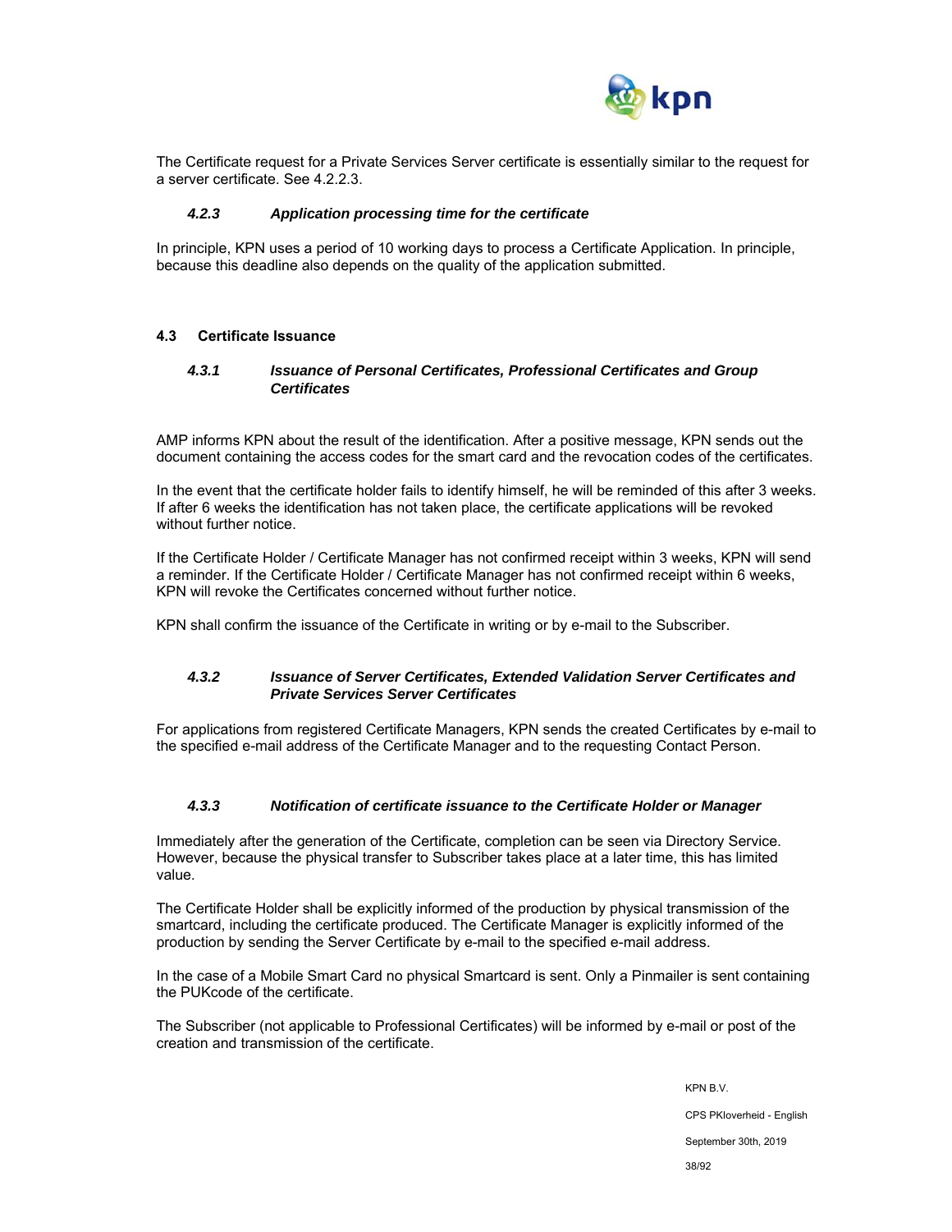The Certificate request for a Private Services Server certificate is essentially similar to the request for a server certificate. See 4.2.2.3.

### *4.2.3 Application processing time for the certificate*

In principle, KPN uses a period of 10 working days to process a Certificate Application. In principle, because this deadline also depends on the quality of the application submitted.

## 4.3 Certificate Issuance

### *4.3.1 Issuance of Personal Certificates, Professional Certificates and Group Certificates*

AMP informs KPN about the result of the identification. After a positive message, KPN sends out the document containing the access codes for the smart card and the revocation codes of the certificates.

In the event that the certificate holder fails to identify himself, he will be reminded of this after 3 weeks. If after 6 weeks the identification has not taken place, the certificate applications will be revoked without further notice.

If the Certificate Holder / Certificate Manager has not confirmed receipt within 3 weeks, KPN will send a reminder. If the Certificate Holder / Certificate Manager has not confirmed receipt within 6 weeks, KPN will revoke the Certificates concerned without further notice.

KPN shall confirm the issuance of the Certificate in writing or by e-mail to the Subscriber.

### *4.3.2 Issuance of Server Certificates, Extended Validation Server Certificates and Private Services Server Certificates*

For applications from registered Certificate Managers, KPN sends the created Certificates by e-mail to the specified e-mail address of the Certificate Manager and to the requesting Contact Person.

### *4.3.3 Notification of certificate issuance to the Certificate Holder or Manager*

Immediately after the generation of the Certificate, completion can be seen via Directory Service. However, because the physical transfer to Subscriber takes place at a later time, this has limited value.

The Certificate Holder shall be explicitly informed of the production by physical transmission of the smartcard, including the certificate produced. The Certificate Manager is explicitly informed of the production by sending the Server Certificate by e-mail to the specified e-mail address.

In the case of a Mobile Smart Card no physical Smartcard is sent. Only a Pinmailer is sent containing the PUKcode of the certificate.

The Subscriber (not applicable to Professional Certificates) will be informed by e-mail or post of the creation and transmission of the certificate.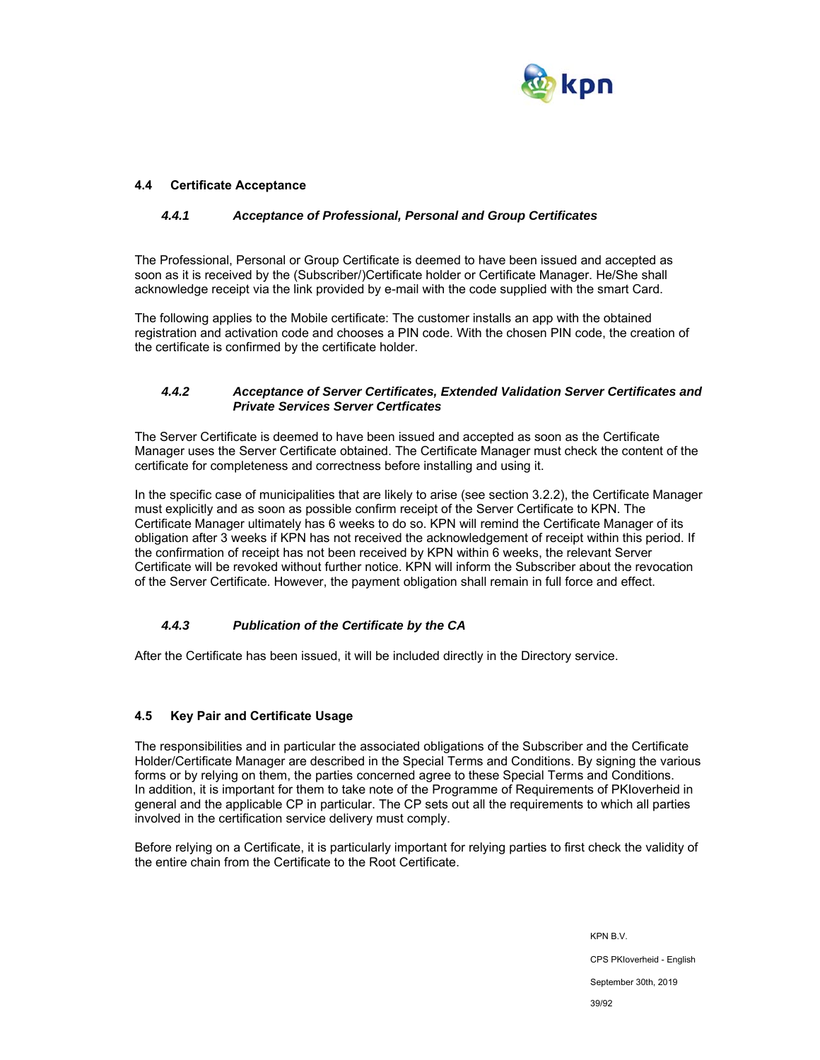## 4.4 Certificate Acceptance

### *4.4.1 Acceptance of Professional, Personal and Group Certificates*

The Professional, Personal or Group Certificate is deemed to have been issued and accepted as soon as it is received by the (Subscriber/)Certificate holder or Certificate Manager. He/She shall acknowledge receipt via the link provided by e-mail with the code supplied with the smart Card.

The following applies to the Mobile certificate: The customer installs an app with the obtained registration and activation code and chooses a PIN code. With the chosen PIN code, the creation of the certificate is confirmed by the certificate holder.

### *4.4.2 Acceptance of Server Certificates, Extended Validation Server Certificates and Private Services Server Certficates*

The Server Certificate is deemed to have been issued and accepted as soon as the Certificate Manager uses the Server Certificate obtained. The Certificate Manager must check the content of the certificate for completeness and correctness before installing and using it.

In the specific case of municipalities that are likely to arise (see section 3.2.2), the Certificate Manager must explicitly and as soon as possible confirm receipt of the Server Certificate to KPN. The Certificate Manager ultimately has 6 weeks to do so. KPN will remind the Certificate Manager of its obligation after 3 weeks if KPN has not received the acknowledgement of receipt within this period. If the confirmation of receipt has not been received by KPN within 6 weeks, the relevant Server Certificate will be revoked without further notice. KPN will inform the Subscriber about the revocation of the Server Certificate. However, the payment obligation shall remain in full force and effect.

### *4.4.3 Publication of the Certificate by the CA*

After the Certificate has been issued, it will be included directly in the Directory service.

## 4.5 Key Pair and Certificate Usage

The responsibilities and in particular the associated obligations of the Subscriber and the Certificate Holder/Certificate Manager are described in the Special Terms and Conditions. By signing the various forms or by relying on them, the parties concerned agree to these Special Terms and Conditions. In addition, it is important for them to take note of the Programme of Requirements of PKIoverheid in general and the applicable CP in particular. The CP sets out all the requirements to which all parties involved in the certification service delivery must comply.

Before relying on a Certificate, it is particularly important for relying parties to first check the validity of the entire chain from the Certificate to the Root Certificate.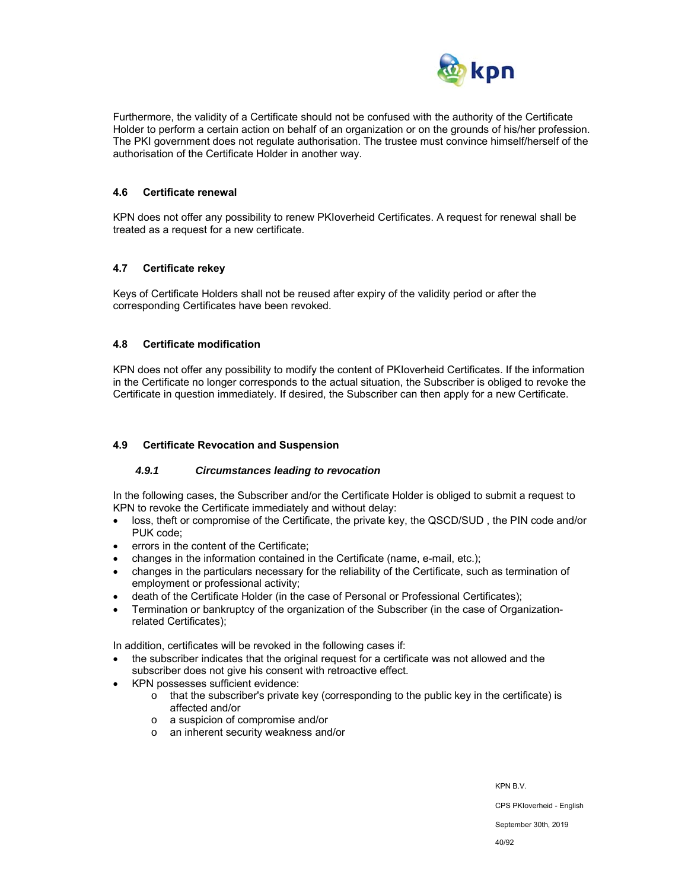Furthermore, the validity of a Certificate should not be confused with the authority of the Certificate Holder to perform a certain action on behalf of an organization or on the grounds of his/her profession. The PKI government does not regulate authorisation. The trustee must convince himself/herself of the authorisation of the Certificate Holder in another way.

## 4.6 Certificate renewal

KPN does not offer any possibility to renew PKIoverheid Certificates. A request for renewal shall be treated as a request for a new certificate.

## 4.7 Certificate rekey

Keys of Certificate Holders shall not be reused after expiry of the validity period or after the corresponding Certificates have been revoked.

## 4.8 Certificate modification

KPN does not offer any possibility to modify the content of PKIoverheid Certificates. If the information in the Certificate no longer corresponds to the actual situation, the Subscriber is obliged to revoke the Certificate in question immediately. If desired, the Subscriber can then apply for a new Certificate.

## 4.9 Certificate Revocation and Suspension

### *4.9.1 Circumstances leading to revocation*

In the following cases, the Subscriber and/or the Certificate Holder is obliged to submit a request to KPN to revoke the Certificate immediately and without delay:

- loss, theft or compromise of the Certificate, the private key, the QSCD/SUD , the PIN code and/or PUK code;
- errors in the content of the Certificate;
- changes in the information contained in the Certificate (name, e-mail, etc.);
- changes in the particulars necessary for the reliability of the Certificate, such as termination of employment or professional activity;
- death of the Certificate Holder (in the case of Personal or Professional Certificates);
- Termination or bankruptcy of the organization of the Subscriber (in the case of Organization-related Certificates);

In addition, certificates will be revoked in the following cases if:

- the subscriber indicates that the original request for a certificate was not allowed and the subscriber does not give his consent with retroactive effect.
- KPN possesses sufficient evidence:
  - that the subscriber's private key (corresponding to the public key in the certificate) is affected and/or
  - a suspicion of compromise and/or
  - an inherent security weakness and/or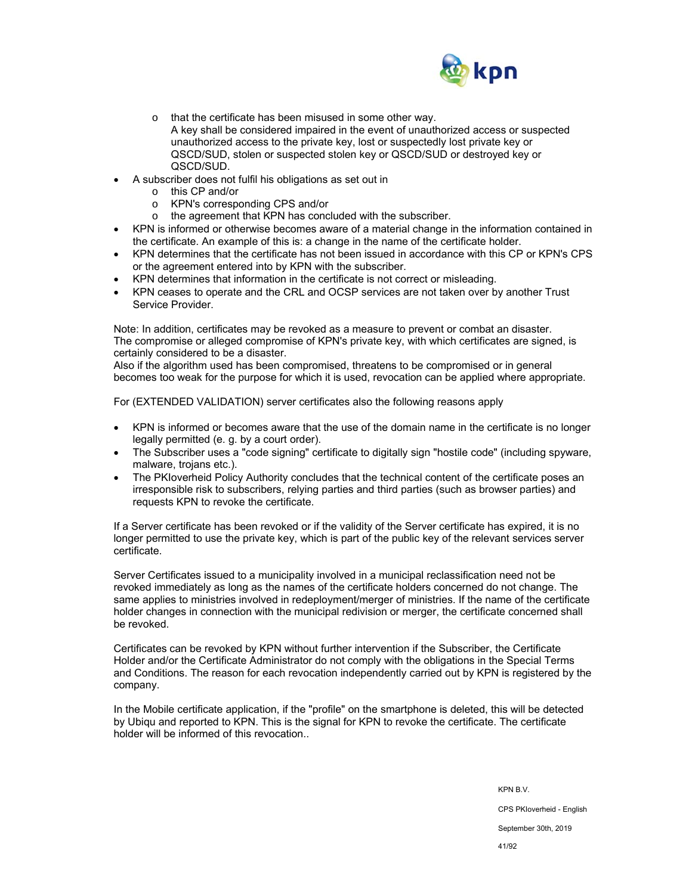- that the certificate has been misused in some other way.
    A key shall be considered impaired in the event of unauthorized access or suspected unauthorized access to the private key, lost or suspectedly lost private key or QSCD/SUD, stolen or suspected stolen key or QSCD/SUD or destroyed key or QSCD/SUD.
- A subscriber does not fulfil his obligations as set out in
  - this CP and/or
  - KPN's corresponding CPS and/or
  - the agreement that KPN has concluded with the subscriber.
- KPN is informed or otherwise becomes aware of a material change in the information contained in the certificate. An example of this is: a change in the name of the certificate holder.
- KPN determines that the certificate has not been issued in accordance with this CP or KPN's CPS or the agreement entered into by KPN with the subscriber.
- KPN determines that information in the certificate is not correct or misleading.
- KPN ceases to operate and the CRL and OCSP services are not taken over by another Trust Service Provider.

Note: In addition, certificates may be revoked as a measure to prevent or combat an disaster. The compromise or alleged compromise of KPN's private key, with which certificates are signed, is certainly considered to be a disaster.
Also if the algorithm used has been compromised, threatens to be compromised or in general becomes too weak for the purpose for which it is used, revocation can be applied where appropriate.

For (EXTENDED VALIDATION) server certificates also the following reasons apply

- KPN is informed or becomes aware that the use of the domain name in the certificate is no longer legally permitted (e. g. by a court order).
- The Subscriber uses a "code signing" certificate to digitally sign "hostile code" (including spyware, malware, trojans etc.).
- The PKIoverheid Policy Authority concludes that the technical content of the certificate poses an irresponsible risk to subscribers, relying parties and third parties (such as browser parties) and requests KPN to revoke the certificate.

If a Server certificate has been revoked or if the validity of the Server certificate has expired, it is no longer permitted to use the private key, which is part of the public key of the relevant services server certificate.

Server Certificates issued to a municipality involved in a municipal reclassification need not be revoked immediately as long as the names of the certificate holders concerned do not change. The same applies to ministries involved in redeployment/merger of ministries. If the name of the certificate holder changes in connection with the municipal redivision or merger, the certificate concerned shall be revoked.

Certificates can be revoked by KPN without further intervention if the Subscriber, the Certificate Holder and/or the Certificate Administrator do not comply with the obligations in the Special Terms and Conditions. The reason for each revocation independently carried out by KPN is registered by the company.

In the Mobile certificate application, if the "profile" on the smartphone is deleted, this will be detected by Ubiqu and reported to KPN. This is the signal for KPN to revoke the certificate. The certificate holder will be informed of this revocation..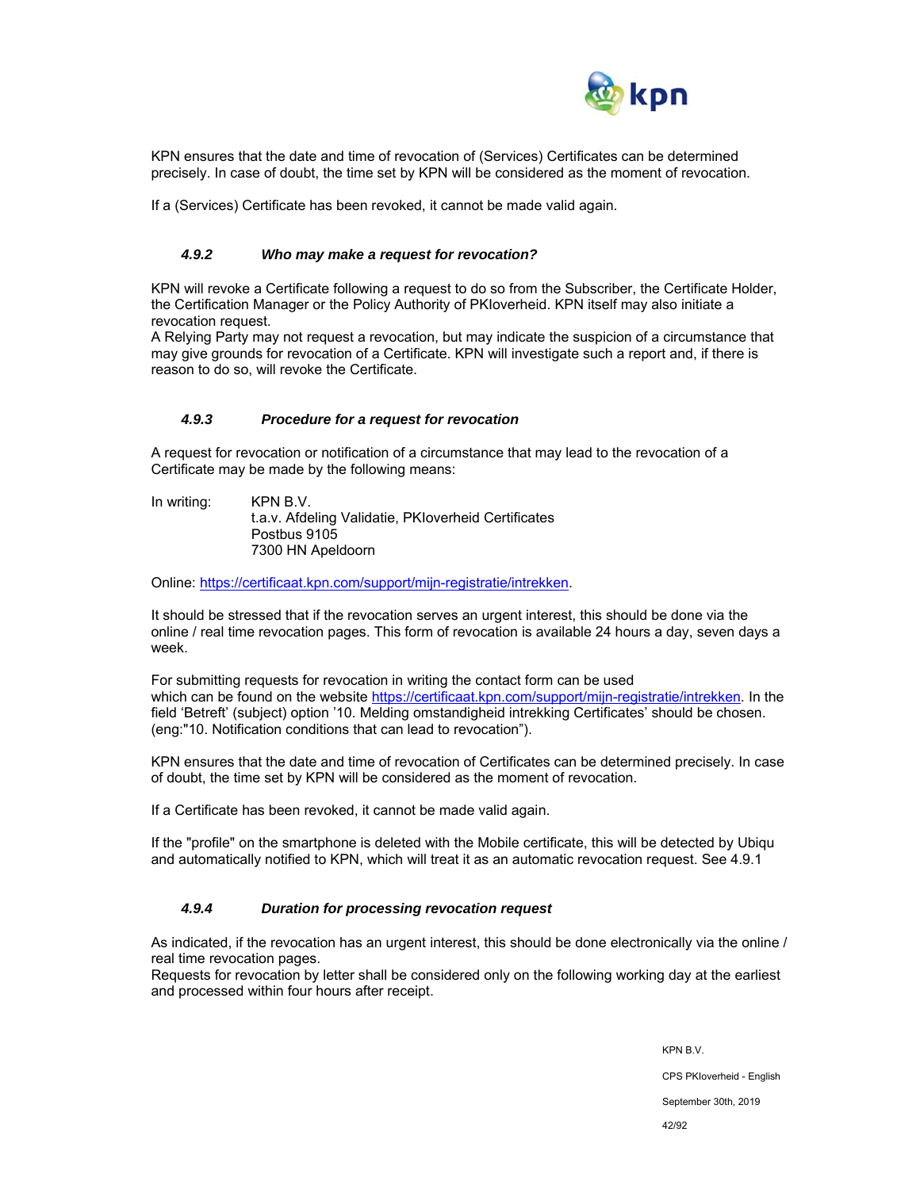KPN ensures that the date and time of revocation of (Services) Certificates can be determined precisely. In case of doubt, the time set by KPN will be considered as the moment of revocation.

If a (Services) Certificate has been revoked, it cannot made valid again.

### *4.9.2 Who may make a request for revocation?*

KPN will revoke a Certificate following a request to do so from the Subscriber, the Certificate Holder, the Certification Manager or the Policy Authority of PKIoverheid. KPN itself may also initiate a revocation request.
A Relying Party may not request a revocation, but may indicate the suspicion of a circumstance that may give grounds for revocation of a Certificate. KPN will investigate such a report and, if there is reason to do so, will revoke the Certificate.

### *4.9.3 Procedure for a request for revocation*

A request for revocation or notification of a circumstance that may lead to the revocation of a Certificate may be made by the following means:

In writing:
KPN B.V.
t.a.v. Afdeling Validatie, PKIoverheid Certificates
Postbus 9105
7300 HN Apeldoorn

Online: [https://certificaat.kpn.com/support/mijn-registratie/intrekken](https://certificaat.kpn.com/support/mijn-registratie/intrekken).

It should be stressed that if the revocation serves an urgent interest, this should be done via the online / real time revocation pages. This form of revocation is available 24 hours a day, seven days a week.

For submitting requests for revocation in writing the contact form can be used which can be found on the website [https://certificaat.kpn.com/support/mijn-registratie/intrekken](https://certificaat.kpn.com/support/mijn-registratie/intrekken). In the field 'Betreft' (subject) option '10. Melding omstandigheid intrekking Certificates' should be chosen. (eng:"10. Notification conditions that can lead to revocation").

KPN ensures that the date and time of revocation of Certificates can be determined precisely. In case of doubt, the time set by KPN will be considered as the moment of revocation.

If a Certificate has been revoked, it cannot be made valid again.

If the "profile" on the smartphone is deleted with the Mobile certificate, this will be detected by Ubiqu and automatically notified to KPN, which will treat it as an automatic revocation request. See 4.9.1

### *4.9.4 Duration for processing revocation request*

As indicated, if the revocation has an urgent interest, this should be done electronically via the online / real time revocation pages.
Requests for revocation by letter shall be considered only on the following working day at the earliest and processed within four hours after receipt.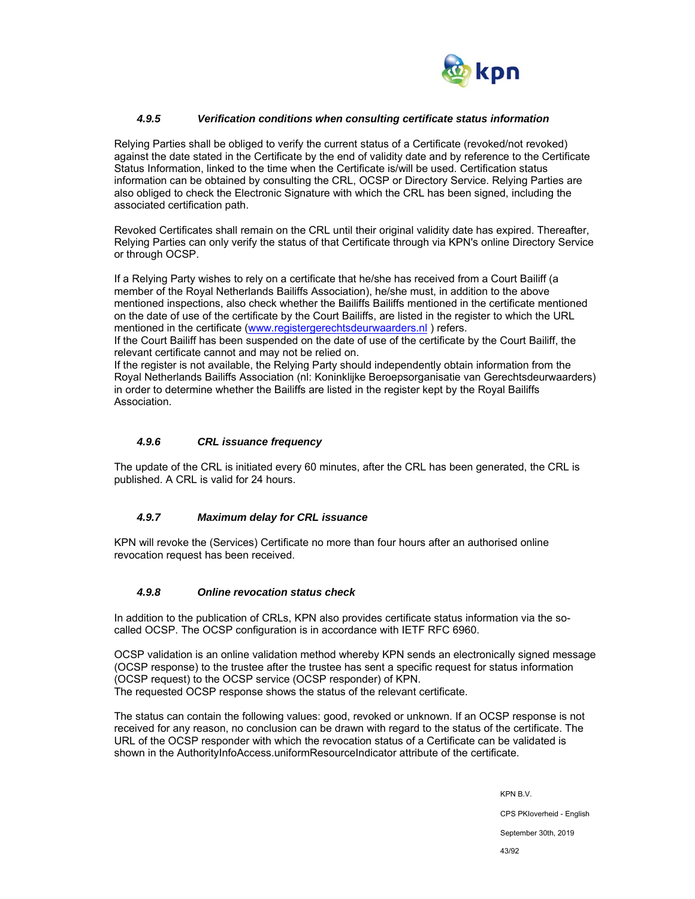### *4.9.5 Verification conditions when consulting certificate status information*

Relying Parties shall be obliged to verify the current status of a Certificate (revoked/not revoked) against the date stated in the Certificate by the end of validity date and by reference to the Certificate Status Information, linked to the time when the Certificate is/will be used. Certification status information can be obtained by consulting the CRL, OCSP or Directory Service. Relying Parties are also obliged to check the Electronic Signature with which the CRL has been signed, including the associated certification path.

Revoked Certificates shall remain on the CRL until their original validity date has expired. Thereafter, Relying Parties can only verify the status of that Certificate through via KPN's online Directory Service or through OCSP.

If a Relying Party wishes to rely on a certificate that he/she has received from a Court Bailiff (a member of the Royal Netherlands Bailiffs Association), he/she must, in addition to the above mentioned inspections, also check whether the Bailiffs Bailiffs mentioned in the certificate mentioned on the date of use of the certificate by the Court Bailiffs, are listed in the register to which the URL mentioned in the certificate ([www.registergerechtsdeurwaarders.nl](www.registergerechtsdeurwaarders.nl) ) refers.
If the Court Bailiff has been suspended on the date of use of the certificate by the Court Bailiff, the relevant certificate cannot and may not be relied on.
If the register is not available, the Relying Party should independently obtain information from the Royal Netherlands Bailiffs Association (nl: Koninklijke Beroepsorganisatie van Gerechtsdeurwaarders) in order to determine whether the Bailiffs are listed in the register kept by the Royal Bailiffs Association.

### *4.9.6 CRL issuance frequency*

The update of the CRL is initiated every 60 minutes, after the CRL has been generated, the CRL is published. A CRL is valid for 24 hours.

### *4.9.7 Maximum delay for CRL issuance*

KPN will revoke the (Services) Certificate no more than four hours after an authorised online revocation request has been received.

### *4.9.8 Online revocation status check*

In addition to the publication of CRLs, KPN also provides certificate status information via the so-called OCSP. The OCSP configuration is in accordance with IETF RFC 6960.

OCSP validation is an online validation method whereby KPN sends an electronically signed message (OCSP response) to the trustee after the trustee has sent a specific request for status information (OCSP request) to the OCSP service (OCSP responder) of KPN.
The requested OCSP response shows the status of the relevant certificate.

The status can contain the following values: good, revoked or unknown. If an OCSP response is not received for any reason, no conclusion can be drawn with regard to the status of the certificate. The URL of the OCSP responder with which the revocation status of a Certificate can be validated is shown in the AuthorityInfoAccess.uniformResourceIndicator attribute of the certificate.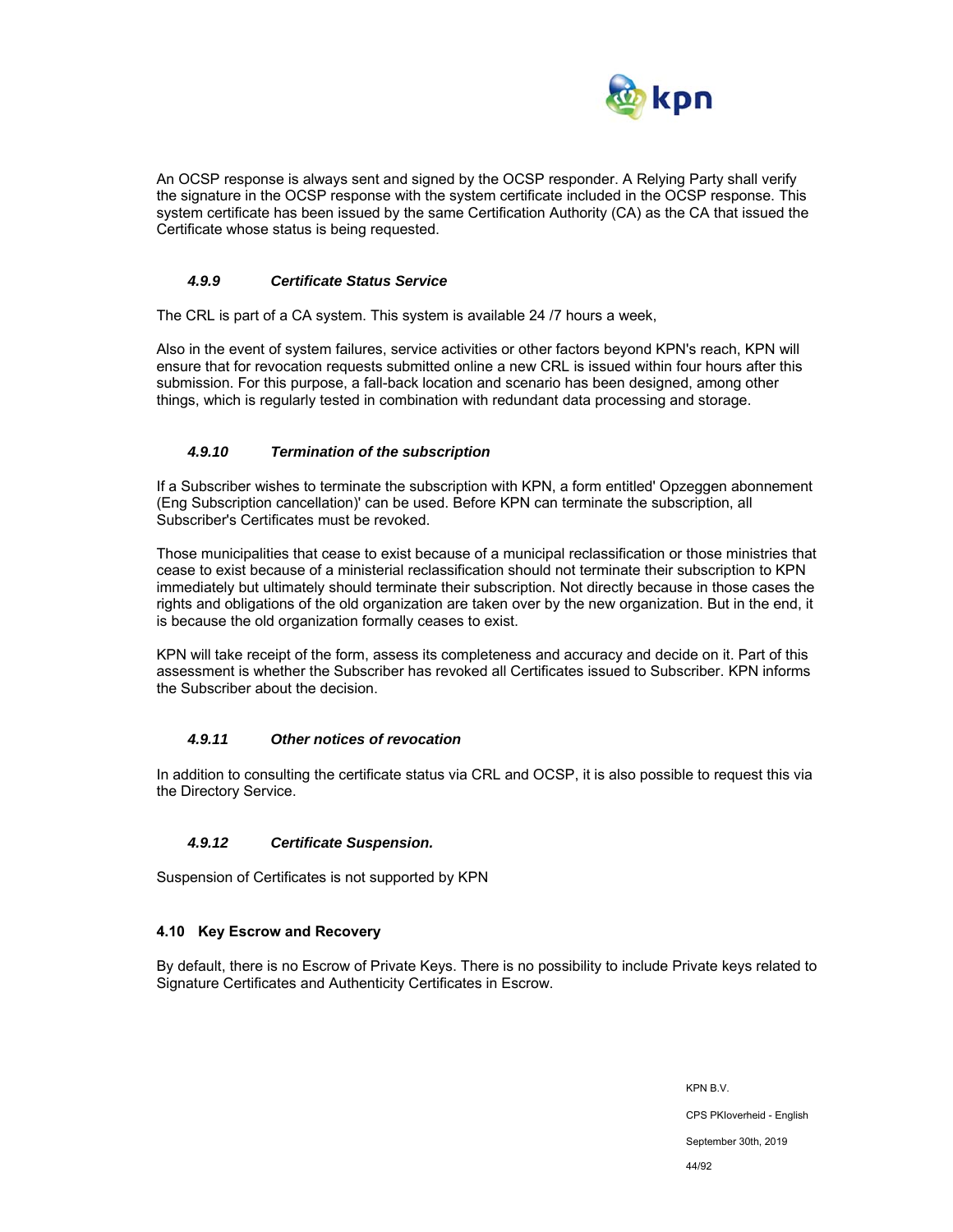An OCSP response is always sent and signed by the OCSP responder. A Relying Party shall verify the signature in the OCSP response with the system certificate included in the OCSP response. This system certificate has been issued by the same Certification Authority (CA) as the CA that issued the Certificate whose status is being requested.

#### *4.9.9 Certificate Status Service*

The CRL is part of a CA system. This system is available 24 /7 hours a week,

Also in the event of system failures, service activities or other factors beyond KPN's reach, KPN will ensure that for revocation requests submitted online a new CRL is issued within four hours after this submission. For this purpose, a fall-back location and scenario has been designed, among other things, which is regularly tested in combination with redundant data processing and storage.

#### *4.9.10 Termination of the subscription*

If a Subscriber wishes to terminate the subscription with KPN, a form entitled' Opzeggen abonnement (Eng Subscription cancellation)' can be used. Before KPN can terminate the subscription, all Subscriber's Certificates must be revoked.

Those municipalities that cease to exist because of a municipal reclassification or those ministries that cease to exist because of a ministerial reclassification should not terminate their subscription to KPN immediately but ultimately should terminate their subscription. Not directly because in those cases the rights and obligations of the old organization are taken over by the new organization. But in the end, it is because the old organization formally ceases to exist.

KPN will take receipt of the form, assess its completeness and accuracy and decide on it. Part of this assessment is whether the Subscriber has revoked all Certificates issued to Subscriber. KPN informs the Subscriber about the decision.

#### *4.9.11 Other notices of revocation*

In addition to consulting the certificate status via CRL and OCSP, it is also possible to request this via the Directory Service.

#### *4.9.12 Certificate Suspension.*

Suspension of Certificates is not supported by KPN

### 4.10 Key Escrow and Recovery

By default, there is no Escrow of Private Keys. There is no possibility to include Private keys related to Signature Certificates and Authenticity Certificates in Escrow.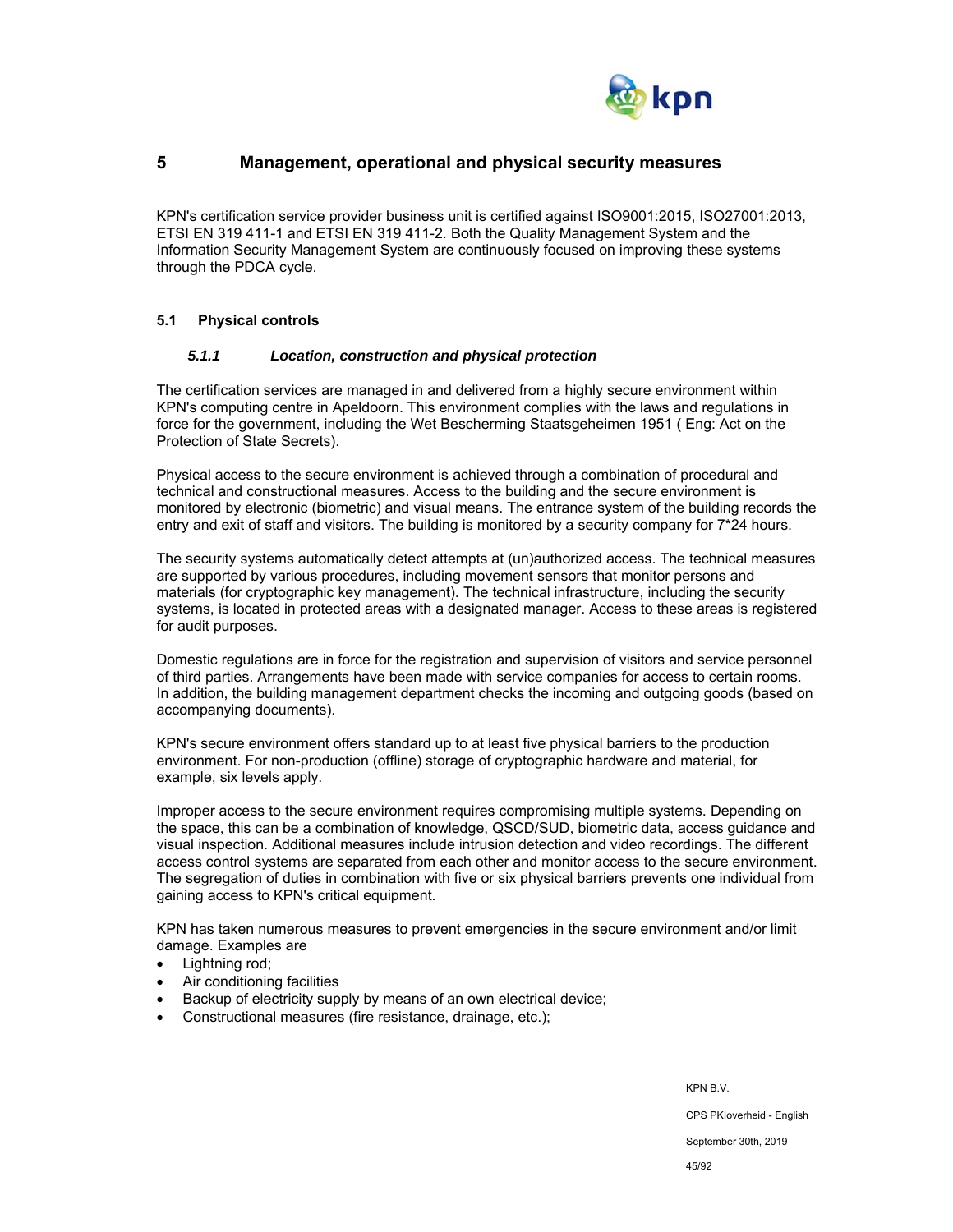# 5 Management, operational and physical security measures

KPN's certification service provider business unit is certified against ISO9001:2015, ISO27001:2013, ETSI EN 319 411-1 and ETSI EN 319 411-2. Both the Quality Management System and the Information Security Management System are continuously focused on improving these systems through the PDCA cycle.

## 5.1 Physical controls

### *5.1.1 Location, construction and physical protection*

The certification services are managed in and delivered from a highly secure environment within KPN's computing centre in Apeldoorn. This environment complies with the laws and regulations in force for the government, including the Wet Bescherming Staatsgeheimen 1951 ( Eng: Act on the Protection of State Secrets).

Physical access to the secure environment is achieved through a combination of procedural and technical and constructional measures. Access to the building and the secure environment is monitored by electronic (biometric) and visual means. The entrance system of the building records the entry and exit of staff and visitors. The building is monitored by a security company for 7*24 hours.

The security systems automatically detect attempts at (un)authorized access. The technical measures are supported by various procedures, including movement sensors that monitor persons and materials (for cryptographic key management). The technical infrastructure, including the security systems, is located in protected areas with a designated manager. Access to these areas is registered for audit purposes.

Domestic regulations are in force for the registration and supervision of visitors and service personnel of third parties. Arrangements have been made with service companies for access to certain rooms. In addition, the building management department checks the incoming and outgoing goods (based on accompanying documents).

KPN's secure environment offers standard up to at least five physical barriers to the production environment. For non-production (offline) storage of cryptographic hardware and material, for example, six levels apply.

Improper access to the secure environment requires compromising multiple systems. Depending on the space, this can be a combination of knowledge, QSCD/SUD, biometric data, access guidance and visual inspection. Additional measures include intrusion detection and video recordings. The different access control systems are separated from each other and monitor access to the secure environment. The segregation of duties in combination with five or six physical barriers prevents one individual from gaining access to KPN's critical equipment.

KPN has taken numerous measures to prevent emergencies in the secure environment and/or limit damage. Examples are

- Lightning rod;
- Air conditioning facilities
- Backup of electricity supply by means of an own electrical device;
- Constructional measures (fire resistance, drainage, etc.);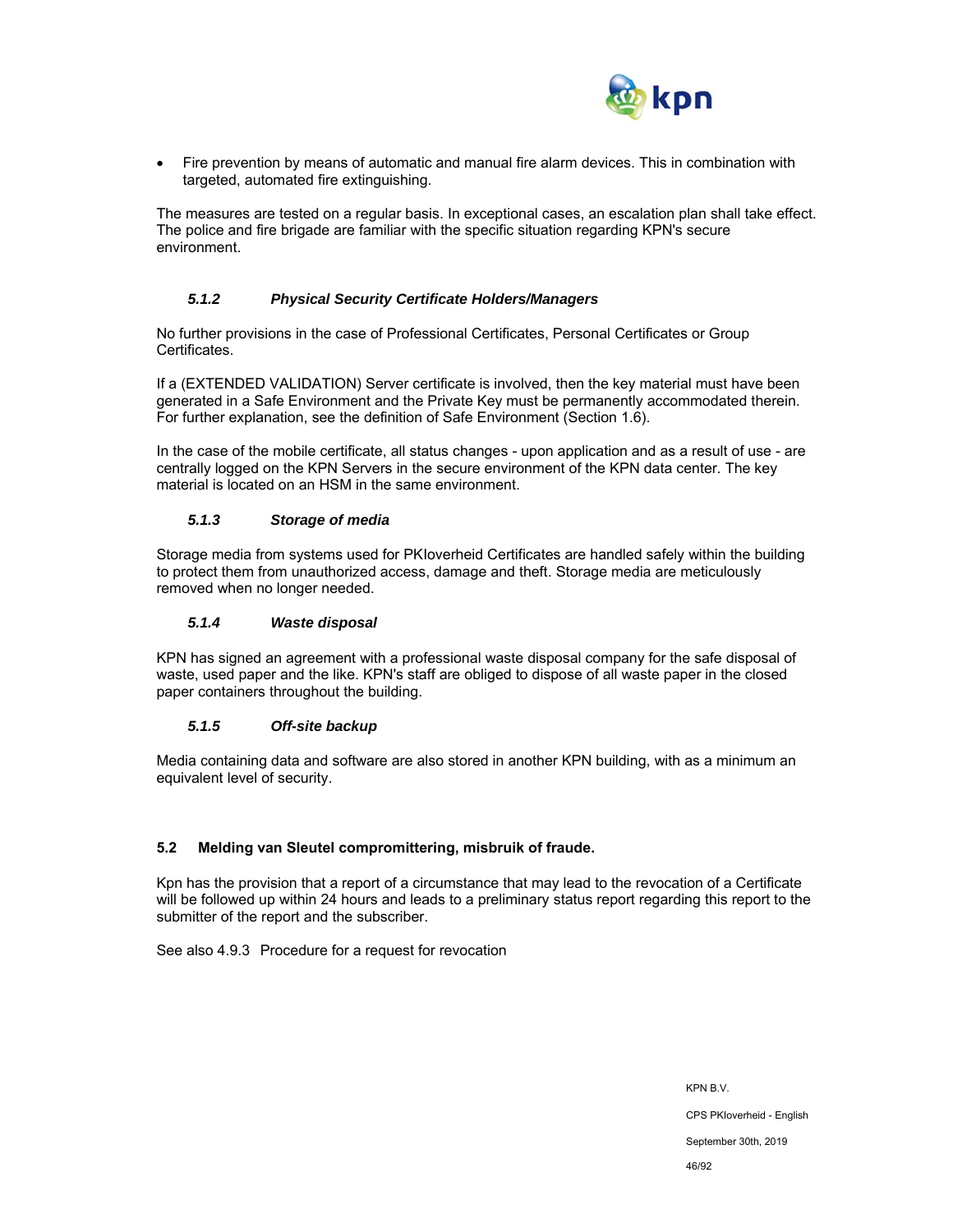- Fire prevention by means of automatic and manual fire alarm devices. This in combination with targeted, automated fire extinguishing.

The measures are tested on a regular basis. In exceptional cases, an escalation plan shall take effect. The police and fire brigade are familiar with the specific situation regarding KPN's secure environment.

#### *5.1.2 Physical Security Certificate Holders/Managers*

No further provisions in the case of Professional Certificates, Personal Certificates or Group Certificates.

If a (EXTENDED VALIDATION) Server certificate is involved, then the key material must have been generated in a Safe Environment and the Private Key must be permanently accommodated therein. For further explanation, see the definition of Safe Environment (Section 1.6).

In the case of the mobile certificate, all status changes - upon application and as a result of use - are centrally logged on the KPN Servers in the secure environment of the KPN data center. The key material is located on an HSM in the same environment.

#### *5.1.3 Storage of media*

Storage media from systems used for PKIoverheid Certificates are handled safely within the building to protect them from unauthorized access, damage and theft. Storage media are meticulously removed when no longer needed.

#### *5.1.4 Waste disposal*

KPN has signed an agreement with a professional waste disposal company for the safe disposal of waste, used paper and the like. KPN's staff are obliged to dispose of all waste paper in the closed paper containers throughout the building.

#### *5.1.5 Off-site backup*

Media containing data and software are also stored in another KPN building, with as a minimum an equivalent level of security.

### 5.2 Melding van Sleutel compromittering, misbruik of fraude.

Kpn has the provision that a report of a circumstance that may lead to the revocation of a Certificate will be followed up within 24 hours and leads to a preliminary status report regarding this report to the submitter of the report and the subscriber.

See also 4.9.3 Procedure for a request for revocation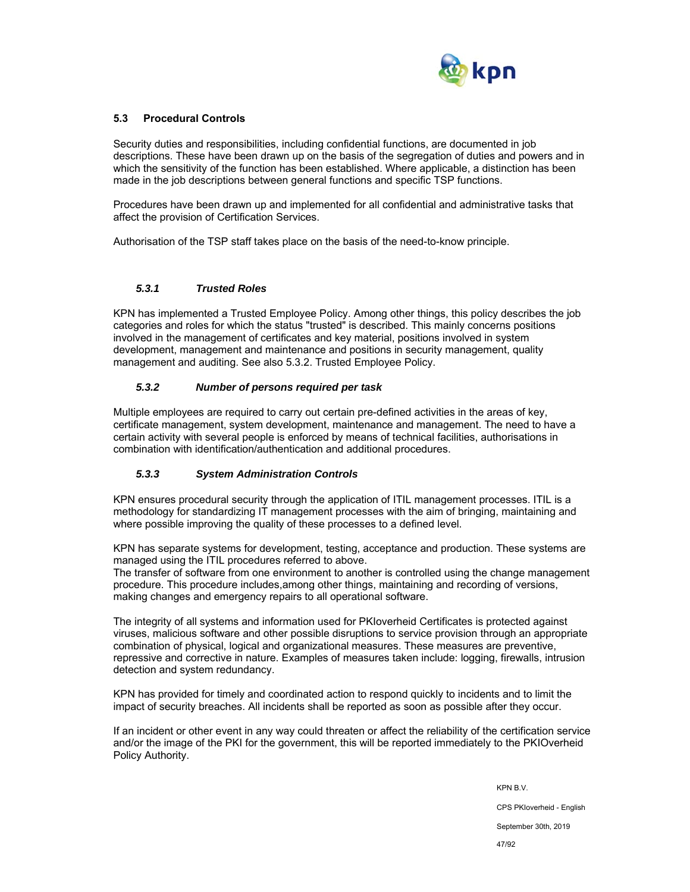## 5.3 Procedural Controls

Security duties and responsibilities, including confidential functions, are documented in job descriptions. These have been drawn up on the basis of the segregation of duties and powers and in which the sensitivity of the function has been established. Where applicable, a distinction has been made in the job descriptions between general functions and specific TSP functions.

Procedures have been drawn up and implemented for all confidential and administrative tasks that affect the provision of Certification Services.

Authorisation of the TSP staff takes place on the basis of the need-to-know principle.

### *5.3.1 Trusted Roles*

KPN has implemented a Trusted Employee Policy. Among other things, this policy describes the job categories and roles for which the status "trusted" is described. This mainly concerns positions involved in the management of certificates and key material, positions involved in system development, management and maintenance and positions in security management, quality management and auditing. See also 5.3.2. Trusted Employee Policy.

### *5.3.2 Number of persons required per task*

Multiple employees are required to carry out certain pre-defined activities in the areas of key, certificate management, system development, maintenance and management. The need to have a certain activity with several people is enforced by means of technical facilities, authorisations in combination with identification/authentication and additional procedures.

### *5.3.3 System Administration Controls*

KPN ensures procedural security through the application of ITIL management processes. ITIL is a methodology for standardizing IT management processes with the aim of bringing, maintaining and where possible improving the quality of these processes to a defined level.

KPN has separate systems for development, testing, acceptance and production. These systems are managed using the ITIL procedures referred to above.
The transfer of software from one environment to another is controlled using the change management procedure. This procedure includes,among other things, maintaining and recording of versions, making changes and emergency repairs to all operational software.

The integrity of all systems and information used for PKIoverheid Certificates is protected against viruses, malicious software and other possible disruptions to service provision through an appropriate combination of physical, logical and organizational measures. These measures are preventive, repressive and corrective in nature. Examples of measures taken include: logging, firewalls, intrusion detection and system redundancy.

KPN has provided for timely and coordinated action to respond quickly to incidents and to limit the impact of security breaches. All incidents shall be reported as soon as possible after they occur.

If an incident or other event in any way could threaten or affect the reliability of the certification service and/or the image of the PKI for the government, this will be reported immediately to the PKIOverheid Policy Authority.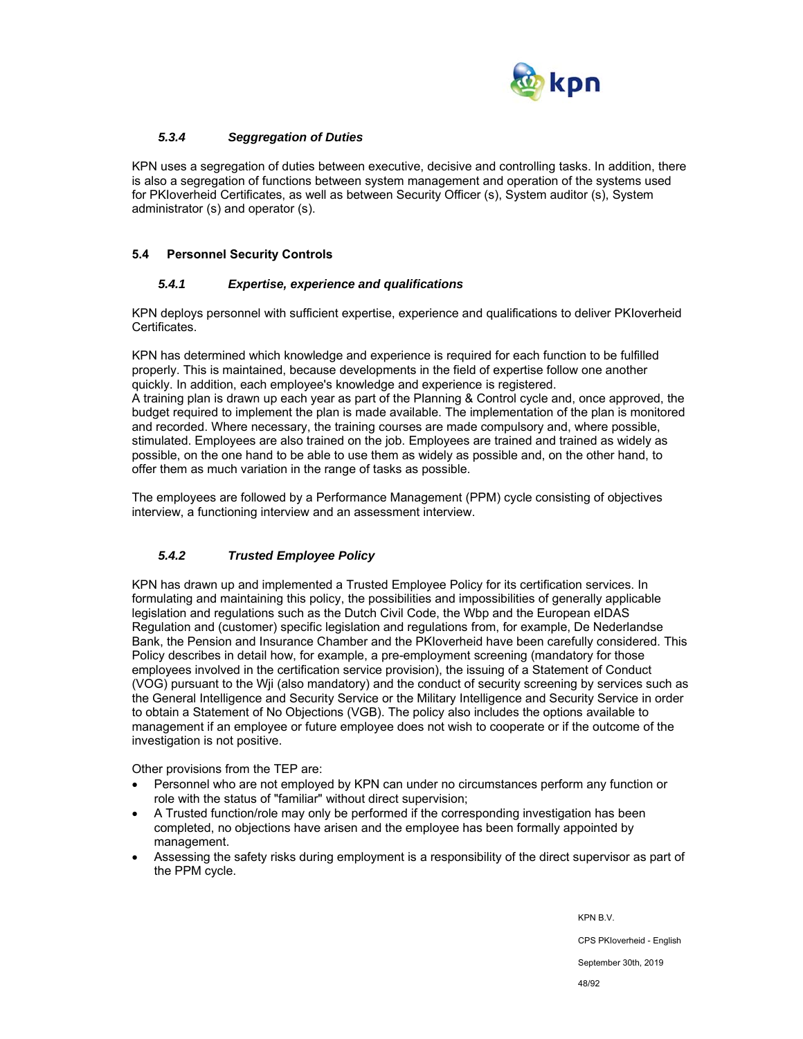### *5.3.4 Seggregation of Duties*

KPN uses a segregation of duties between executive, decisive and controlling tasks. In addition, there is also a segregation of functions between system management and operation of the systems used for PKIoverheid Certificates, as well as between Security Officer (s), System auditor (s), System administrator (s) and operator (s).

## 5.4 Personnel Security Controls

### *5.4.1 Expertise, experience and qualifications*

KPN deploys personnel with sufficient expertise, experience and qualifications to deliver PKIoverheid Certificates.

KPN has determined which knowledge and experience is required for each function to be fulfilled properly. This is maintained, because developments in the field of expertise follow one another quickly. In addition, each employee's knowledge and experience is registered.
A training plan is drawn up each year as part of the Planning & Control cycle and, once approved, the budget required to implement the plan is made available. The implementation of the plan is monitored and recorded. Where necessary, the training courses are made compulsory and, where possible, stimulated. Employees are also trained on the job. Employees are trained and trained as widely as possible, on the one hand to be able to use them as widely as possible and, on the other hand, to offer them as much variation in the range of tasks as possible.

The employees are followed by a Performance Management (PPM) cycle consisting of objectives interview, a functioning interview and an assessment interview.

### *5.4.2 Trusted Employee Policy*

KPN has drawn up and implemented a Trusted Employee Policy for its certification services. In formulating and maintaining this policy, the possibilities and impossibilities of generally applicable legislation and regulations such as the Dutch Civil Code, the Wbp and the European eIDAS Regulation and (customer) specific legislation and regulations from, for example, De Nederlandse Bank, the Pension and Insurance Chamber and the PKIoverheid have been carefully considered. This Policy describes in detail how, for example, a pre-employment screening (mandatory for those employees involved in the certification service provision), the issuing of a Statement of Conduct (VOG) pursuant to the Wji (also mandatory) and the conduct of security screening by services such as the General Intelligence and Security Service or the Military Intelligence and Security Service in order to obtain a Statement of No Objections (VGB). The policy also includes the options available to management if an employee or future employee does not wish to cooperate or if the outcome of the investigation is not positive.

Other provisions from the TEP are:

- Personnel who are not employed by KPN can under no circumstances perform any function or role with the status of "familiar" without direct supervision;
- A Trusted function/role may only be performed if the corresponding investigation has been completed, no objections have arisen and the employee has been formally appointed by management.
- Assessing the safety risks during employment is a responsibility of the direct supervisor as part of the PPM cycle.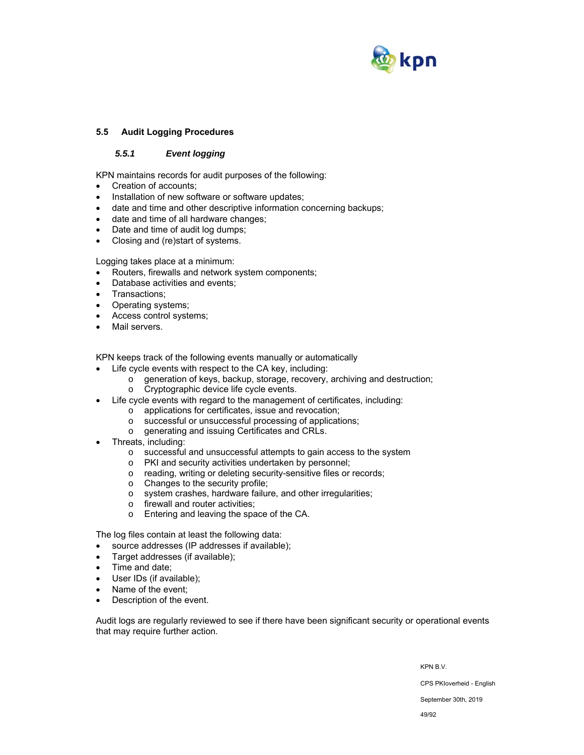## 5.5 Audit Logging Procedures

### *5.5.1 Event logging*

KPN maintains records for audit purposes of the following:

- Creation of accounts;
- Installation of new software or software updates;
- date and time and other descriptive information concerning backups;
- date and time of all hardware changes;
- Date and time of audit log dumps;
- Closing and (re)start of systems.

Logging takes place at a minimum:

- Routers, firewalls and network system components;
- Database activities and events;
- Transactions;
- Operating systems;
- Access control systems;
- Mail servers.

KPN keeps track of the following events manually or automatically

- Life cycle events with respect to the CA key, including:
  - generation of keys, backup, storage, recovery, archiving and destruction;
  - Cryptographic device life cycle events.
- Life cycle events with regard to the management of certificates, including:
  - applications for certificates, issue and revocation;
  - successful or unsuccessful processing of applications;
  - generating and issuing Certificates and CRLs.
- Threats, including:
  - successful and unsuccessful attempts to gain access to the system
  - PKI and security activities undertaken by personnel;
  - reading, writing or deleting security-sensitive files or records;
  - Changes to the security profile;
  - system crashes, hardware failure, and other irregularities;
  - firewall and router activities;
  - Entering and leaving the space of the CA.

The log files contain at least the following data:

- source addresses (IP addresses if available);
- Target addresses (if available);
- Time and date;
- User IDs (if available);
- Name of the event;
- Description of the event.

Audit logs are regularly reviewed to see if there have been significant security or operational events that may require further action.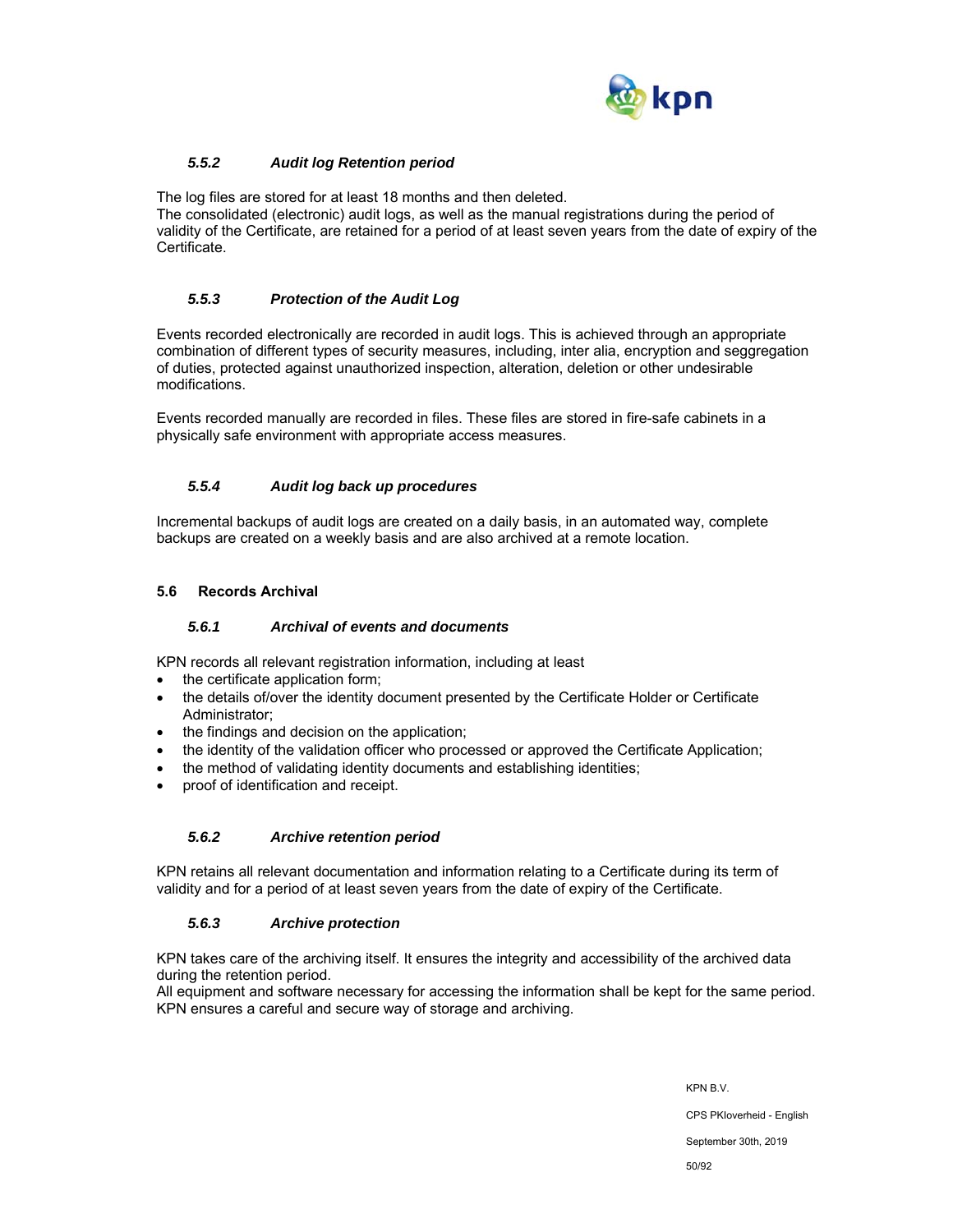### *5.5.2 Audit log Retention period*

The log files are stored for at least 18 months and then deleted.
The consolidated (electronic) audit logs, as well as the manual registrations during the period of validity of the Certificate, are retained for a period of at least seven years from the date of expiry of the Certificate.

### *5.5.3 Protection of the Audit Log*

Events recorded electronically are recorded in audit logs. This is achieved through an appropriate combination of different types of security measures, including, inter alia, encryption and seggregation of duties, protected against unauthorized inspection, alteration, deletion or other undesirable modifications.

Events recorded manually are recorded in files. These files are stored in fire-safe cabinets in a physically safe environment with appropriate access measures.

### *5.5.4 Audit log back up procedures*

Incremental backups of audit logs are created on a daily basis, in an automated way, complete backups are created on a weekly basis and are also archived at a remote location.

## 5.6 Records Archival

### *5.6.1 Archival of events and documents*

KPN records all relevant registration information, including at least

- the certificate application form;
- the details of/over the identity document presented by the Certificate Holder or Certificate Administrator;
- the findings and decision on the application;
- the identity of the validation officer who processed or approved the Certificate Application;
- the method of validating identity documents and establishing identities;
- proof of identification and receipt.

### *5.6.2 Archive retention period*

KPN retains all relevant documentation and information relating to a Certificate during its term of validity and for a period of at least seven years from the date of expiry of the Certificate.

### *5.6.3 Archive protection*

KPN takes care of the archiving itself. It ensures the integrity and accessibility of the archived data during the retention period.
All equipment and software necessary for accessing the information shall be kept for the same period.
KPN ensures a careful and secure way of storage and archiving.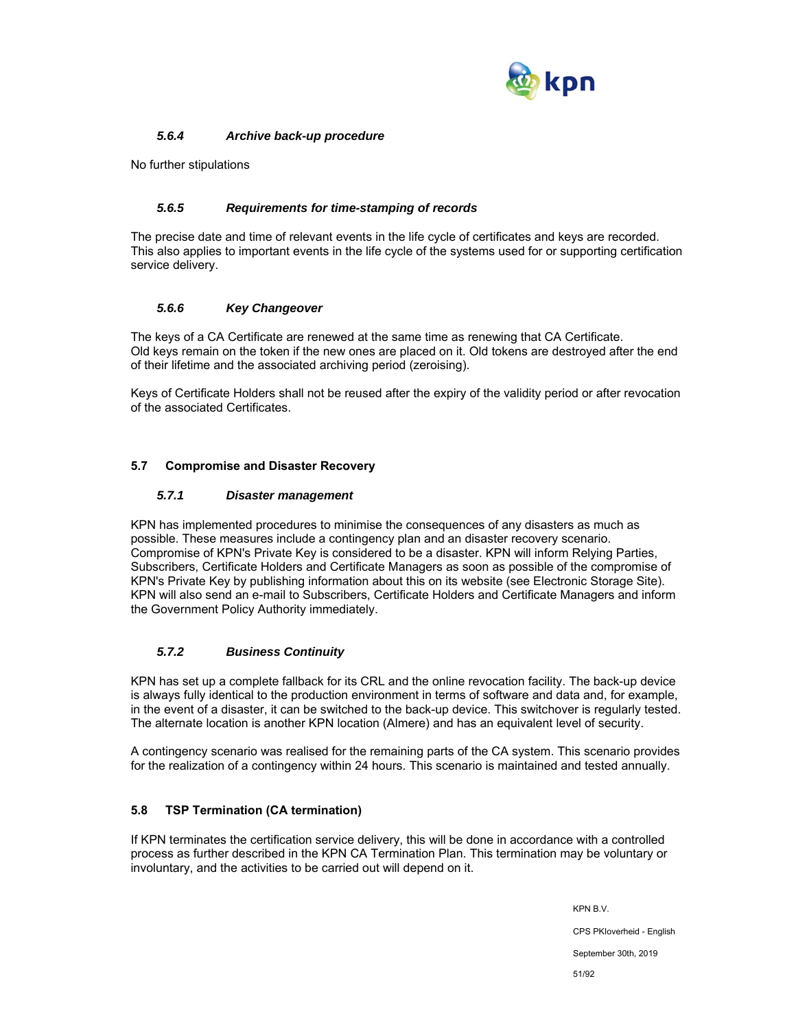#### *5.6.4 Archive back-up procedure*

No further stipulations

#### *5.6.5 Requirements for time-stamping of records*

The precise date and time of relevant events in the life cycle of certificates and keys are recorded. This also applies to important events in the life cycle of the systems used for or supporting certification service delivery.

#### *5.6.6 Key Changeover*

The keys of a CA Certificate are renewed at the same time as renewing that CA Certificate. Old keys remain on the token if the new ones are placed on it. Old tokens are destroyed after the end of their lifetime and the associated archiving period (zeroising).

Keys of Certificate Holders shall not be reused after the expiry of the validity period or after revocation of the associated Certificates.

### 5.7 Compromise and Disaster Recovery

#### *5.7.1 Disaster management*

KPN has implemented procedures to minimise the consequences of any disasters as much as possible. These measures include a contingency plan and an disaster recovery scenario. Compromise of KPN's Private Key is considered to be a disaster. KPN will inform Relying Parties, Subscribers, Certificate Holders and Certificate Managers as soon as possible of the compromise of KPN's Private Key by publishing information about this on its website (see Electronic Storage Site). KPN will also send an e-mail to Subscribers, Certificate Holders and Certificate Managers and inform the Government Policy Authority immediately.

#### *5.7.2 Business Continuity*

KPN has set up a complete fallback for its CRL and the online revocation facility. The back-up device is always fully identical to the production environment in terms of software and data and, for example, in the event of a disaster, it can be switched to the back-up device. This switchover is regularly tested. The alternate location is another KPN location (Almere) and has an equivalent level of security.

A contingency scenario was realised for the remaining parts of the CA system. This scenario provides for the realization of a contingency within 24 hours. This scenario is maintained and tested annually.

### 5.8 TSP Termination (CA termination)

If KPN terminates the certification service delivery, this will be done in accordance with a controlled process as further described in the KPN CA Termination Plan. This termination may be voluntary or involuntary, and the activities to be carried out will depend on it.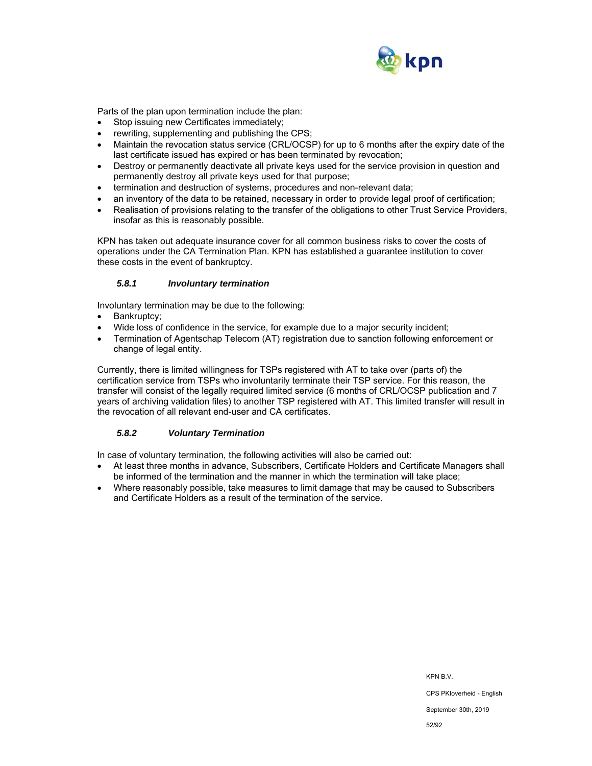Parts of the plan upon termination include the plan:

- Stop issuing new Certificates immediately;
- rewriting, supplementing and publishing the CPS;
- Maintain the revocation status service (CRL/OCSP) for up to 6 months after the expiry date of the last certificate issued has expired or has been terminated by revocation;
- Destroy or permanently deactivate all private keys used for the service provision in question and permanently destroy all private keys used for that purpose;
- termination and destruction of systems, procedures and non-relevant data;
- an inventory of the data to be retained, necessary in order to provide legal proof of certification;
- Realisation of provisions relating to the transfer of the obligations to other Trust Service Providers, insofar as this is reasonably possible.

KPN has taken out adequate insurance cover for all common business risks to cover the costs of operations under the CA Termination Plan. KPN has established a guarantee institution to cover these costs in the event of bankruptcy.

### *5.8.1 Involuntary termination*

Involuntary termination may be due to the following:

- Bankruptcy;
- Wide loss of confidence in the service, for example due to a major security incident;
- Termination of Agentschap Telecom (AT) registration due to sanction following enforcement or change of legal entity.

Currently, there is limited willingness for TSPs registered with AT to take over (parts of) the certification service from TSPs who involuntarily terminate their TSP service. For this reason, the transfer will consist of the legally required limited service (6 months of CRL/OCSP publication and 7 years of archiving validation files) to another TSP registered with AT. This limited transfer will result in the revocation of all relevant end-user and CA certificates.

### *5.8.2 Voluntary Termination*

In case of voluntary termination, the following activities will also be carried out:

- At least three months in advance, Subscribers, Certificate Holders and Certificate Managers shall be informed of the termination and the manner in which the termination will take place;
- Where reasonably possible, take measures to limit damage that may be caused to Subscribers and Certificate Holders as a result of the termination of the service.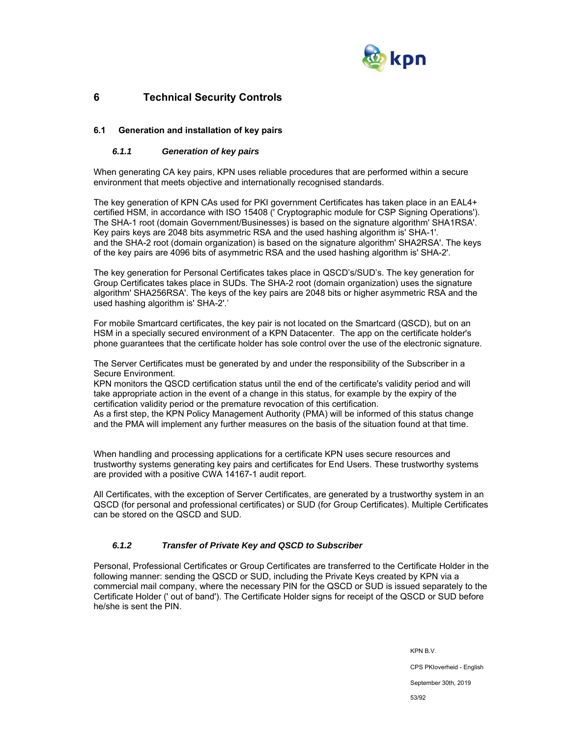# 6 Technical Security Controls

## 6.1 Generation and installation of key pairs

### *6.1.1 Generation of key pairs*

When generating CA key pairs, KPN uses reliable procedures that are performed within a secure environment that meets objective and internationally recognised standards.

The key generation of KPN CAs used for PKI government Certificates has taken place in an EAL4+ certified HSM, in accordance with ISO 15408 (' Cryptographic module for CSP Signing Operations'). The SHA-1 root (domain Government/Businesses) is based on the signature algorithm' SHA1RSA'. Key pairs keys are 2048 bits asymmetric RSA and the used hashing algorithm is' SHA-1'. and the SHA-2 root (domain organization) is based on the signature algorithm' SHA2RSA'. The keys of the key pairs are 4096 bits of asymmetric RSA and the used hashing algorithm is' SHA-2'.

The key generation for Personal Certificates takes place in QSCD's/SUD's. The key generation for Group Certificates takes place in SUDs. The SHA-2 root (domain organization) uses the signature algorithm' SHA256RSA'. The keys of the key pairs are 2048 bits or higher asymmetric RSA and the used hashing algorithm is' SHA-2'.'

For mobile Smartcard certificates, the key pair is not located on the Smartcard (QSCD), but on an HSM in a specially secured environment of a KPN Datacenter. The app on the certificate holder's phone guarantees that the certificate holder has sole control over the use of the electronic signature.

The Server Certificates must be generated by and under the responsibility of the Subscriber in a Secure Environment.
KPN monitors the QSCD certification status until the end of the certificate's validity period and will take appropriate action in the event of a change in this status, for example by the expiry of the certification validity period or the premature revocation of this certification.
As a first step, the KPN Policy Management Authority (PMA) will be informed of this status change and the PMA will implement any further measures on the basis of the situation found at that time.

When handling and processing applications for a certificate KPN uses secure resources and trustworthy systems generating key pairs and certificates for End Users. These trustworthy systems are provided with a positive CWA 14167-1 audit report.

All Certificates, with the exception of Server Certificates, are generated by a trustworthy system in an QSCD (for personal and professional certificates) or SUD (for Group Certificates). Multiple Certificates can be stored on the QSCD and SUD.

### *6.1.2 Transfer of Private Key and QSCD to Subscriber*

Personal, Professional Certificates or Group Certificates are transferred to the Certificate Holder in the following manner: sending the QSCD or SUD, including the Private Keys created by KPN via a commercial mail company, where the necessary PIN for the QSCD or SUD is issued separately to the Certificate Holder (' out of band'). The Certificate Holder signs for receipt of the QSCD or SUD before he/she is sent the PIN.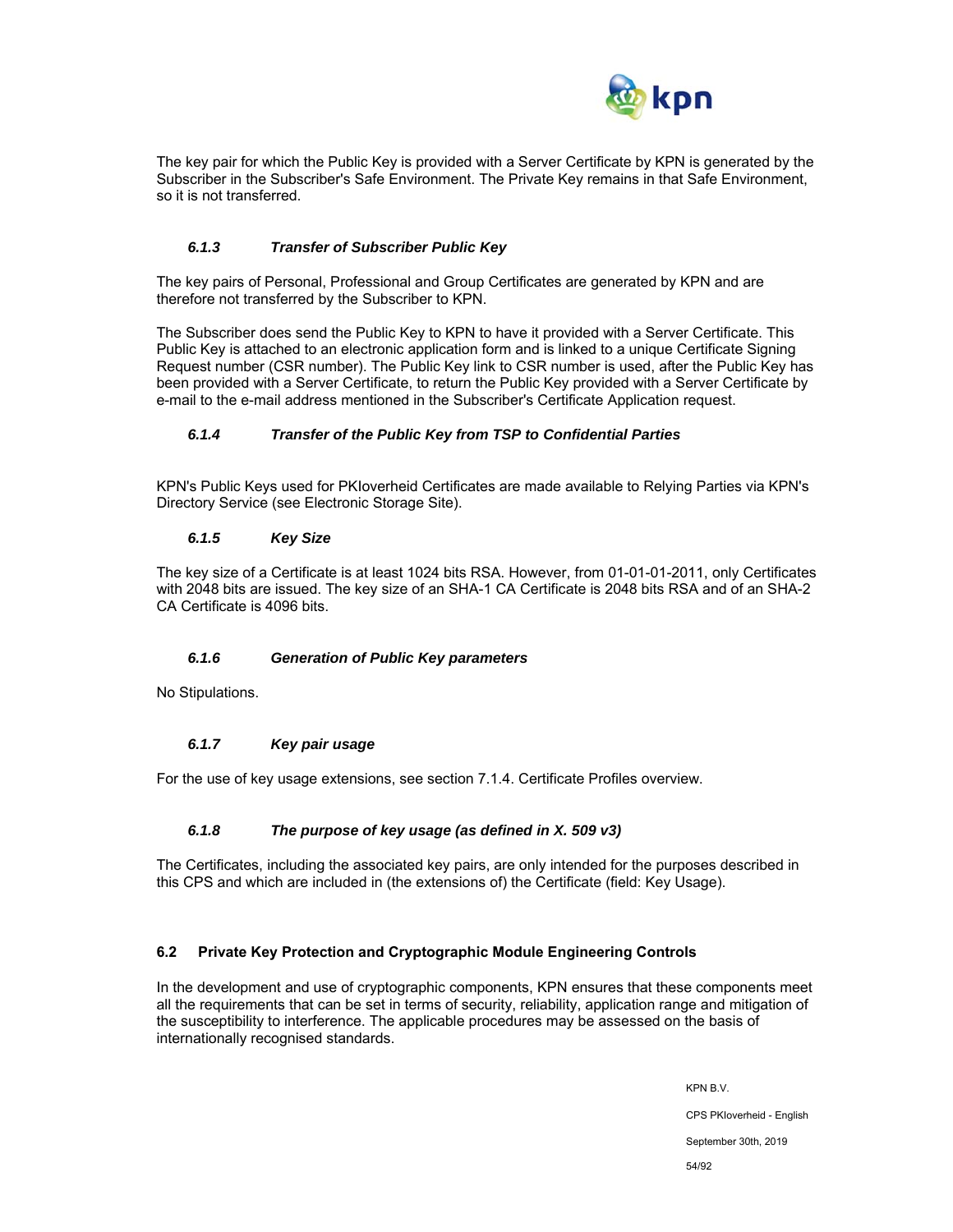The key pair for which the Public Key is provided with a Server Certificate by KPN is generated by the Subscriber in the Subscriber's Safe Environment. The Private Key remains in that Safe Environment, so it is not transferred.

#### *6.1.3 Transfer of Subscriber Public Key*

The key pairs of Personal, Professional and Group Certificates are generated by KPN and are therefore not transferred by the Subscriber to KPN.

The Subscriber does send the Public Key to KPN to have it provided with a Server Certificate. This Public Key is attached to an electronic application form and is linked to a unique Certificate Signing Request number (CSR number). The Public Key link to CSR number is used, after the Public Key has been provided with a Server Certificate, to return the Public Key provided with a Server Certificate by e-mail to the e-mail address mentioned in the Subscriber's Certificate Application request.

#### *6.1.4 Transfer of the Public Key from TSP to Confidential Parties*

KPN's Public Keys used for PKIoverheid Certificates are made available to Relying Parties via KPN's Directory Service (see Electronic Storage Site).

#### *6.1.5 Key Size*

The key size of a Certificate is at least 1024 bits RSA. However, from 01-01-01-2011, only Certificates with 2048 bits are issued. The key size of an SHA-1 CA Certificate is 2048 bits RSA and of an SHA-2 CA Certificate is 4096 bits.

#### *6.1.6 Generation of Public Key parameters*

No Stipulations.

#### *6.1.7 Key pair usage*

For the use of key usage extensions, see section 7.1.4. Certificate Profiles overview.

#### *6.1.8 The purpose of key usage (as defined in X. 509 v3)*

The Certificates, including the associated key pairs, are only intended for the purposes described in this CPS and which are included in (the extensions of) the Certificate (field: Key Usage).

### 6.2 Private Key Protection and Cryptographic Module Engineering Controls

In the development and use of cryptographic components, KPN ensures that these components meet all the requirements that can be set in terms of security, reliability, application range and mitigation of the susceptibility to interference. The applicable procedures may be assessed on the basis of internationally recognised standards.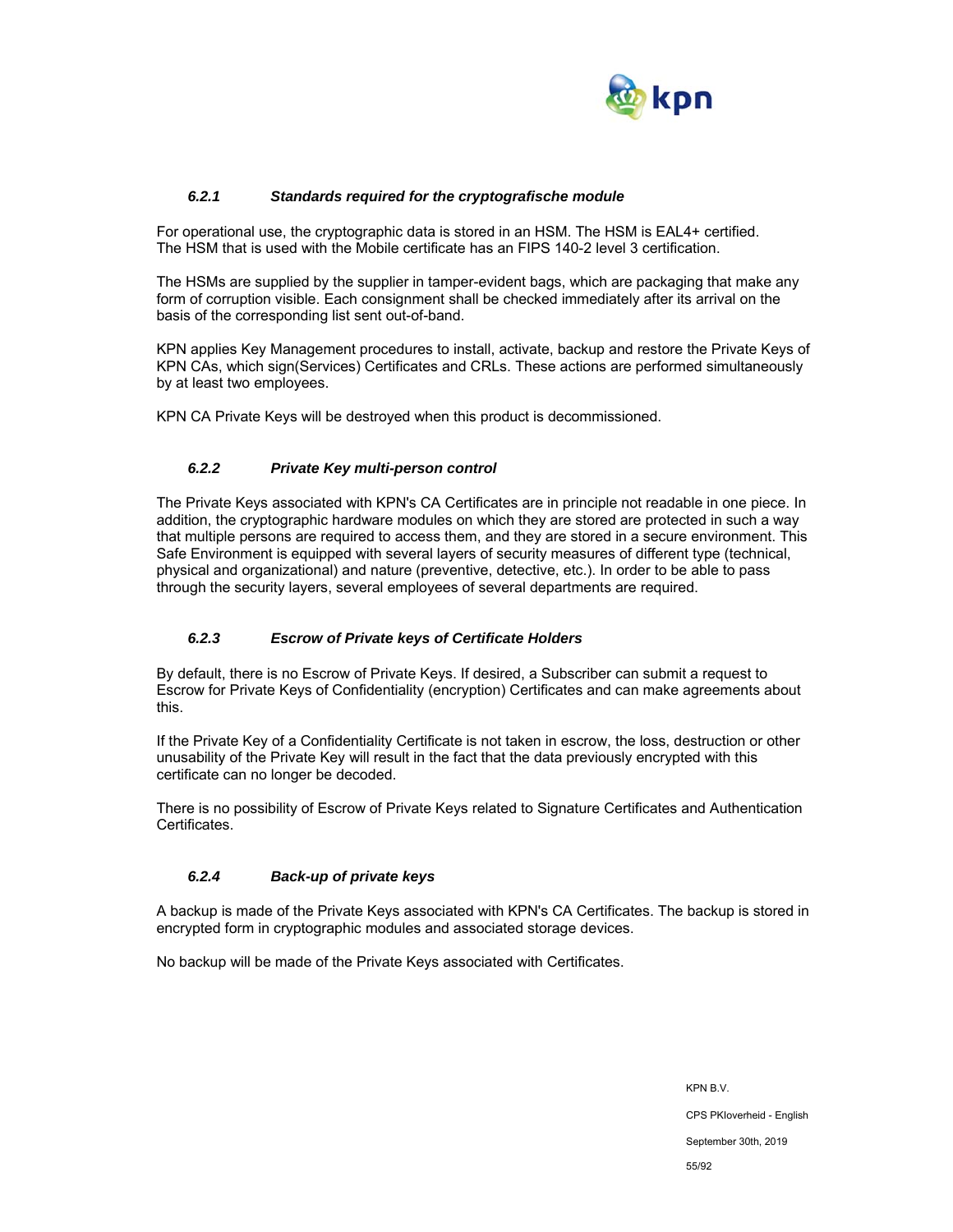### *6.2.1 Standards required for the cryptografische module*

For operational use, the cryptographic data is stored in an HSM. The HSM is EAL4+ certified. The HSM that is used with the Mobile certificate has an FIPS 140-2 level 3 certification.

The HSMs are supplied by the supplier in tamper-evident bags, which are packaging that make any form of corruption visible. Each consignment shall be checked immediately after its arrival on the basis of the corresponding list sent out-of-band.

KPN applies Key Management procedures to install, activate, backup and restore the Private Keys of KPN CAs, which sign(Services) Certificates and CRLs. These actions are performed simultaneously by at least two employees.

KPN CA Private Keys will be destroyed when this product is decommissioned.

### *6.2.2 Private Key multi-person control*

The Private Keys associated with KPN's CA Certificates are in principle not readable in one piece. In addition, the cryptographic hardware modules on which they are stored are protected in such a way that multiple persons are required to access them, and they are stored in a secure environment. This Safe Environment is equipped with several layers of security measures of different type (technical, physical and organizational) and nature (preventive, detective, etc.). In order to be able to pass through the security layers, several employees of several departments are required.

### *6.2.3 Escrow of Private keys of Certificate Holders*

By default, there is no Escrow of Private Keys. If desired, a Subscriber can submit a request to Escrow for Private Keys of Confidentiality (encryption) Certificates and can make agreements about this.

If the Private Key of a Confidentiality Certificate is not taken in escrow, the loss, destruction or other unusability of the Private Key will result in the fact that the data previously encrypted with this certificate can no longer be decoded.

There is no possibility of Escrow of Private Keys related to Signature Certificates and Authentication Certificates.

### *6.2.4 Back-up of private keys*

A backup is made of the Private Keys associated with KPN's CA Certificates. The backup is stored in encrypted form in cryptographic modules and associated storage devices.

No backup will be made of the Private Keys associated with Certificates.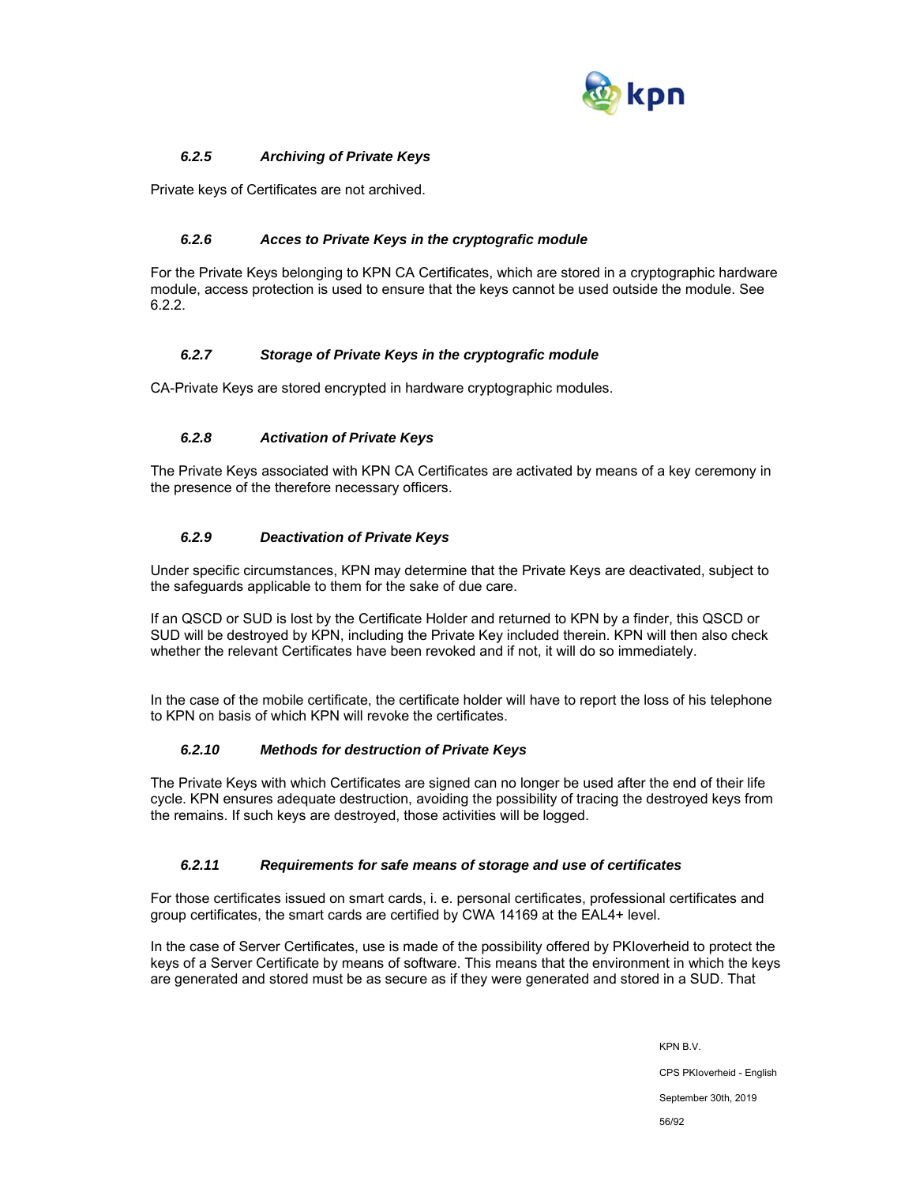### *6.2.5 Archiving of Private Keys*

Private keys of Certificates are not archived.

### *6.2.6 Acces to Private Keys in the cryptografic module*

For the Private Keys belonging to KPN CA Certificates, which are stored in a cryptographic hardware module, access protection is used to ensure that the keys cannot be used outside the module. See 6.2.2.

### *6.2.7 Storage of Private Keys in the cryptografic module*

CA-Private Keys are stored encrypted in hardware cryptographic modules.

### *6.2.8 Activation of Private Keys*

The Private Keys associated with KPN CA Certificates are activated by means of a key ceremony in the presence of the therefore necessary officers.

### *6.2.9 Deactivation of Private Keys*

Under specific circumstances, KPN may determine that the Private Keys are deactivated, subject to the safeguards applicable to them for the sake of due care.

If an QSCD or SUD is lost by the Certificate Holder and returned to KPN by a finder, this QSCD or SUD will be destroyed by KPN, including the Private Key included therein. KPN will then also check whether the relevant Certificates have been revoked and if not, it will do so immediately.

In the case of the mobile certificate, the certificate holder will have to report the loss of his telephone to KPN on basis of which KPN will revoke the certificates.

### *6.2.10 Methods for destruction of Private Keys*

The Private Keys with which Certificates are signed can no longer be used after the end of their life cycle. KPN ensures adequate destruction, avoiding the possibility of tracing the destroyed keys from the remains. If such keys are destroyed, those activities will be logged.

### *6.2.11 Requirements for safe means of storage and use of certificates*

For those certificates issued on smart cards, i. e. personal certificates, professional certificates and group certificates, the smart cards are certified by CWA 14169 at the EAL4+ level.

In the case of Server Certificates, use is made of the possibility offered by PKIoverheid to protect the keys of a Server Certificate by means of software. This means that the environment in which the keys are generated and stored must be as secure as if they were generated and stored in a SUD. That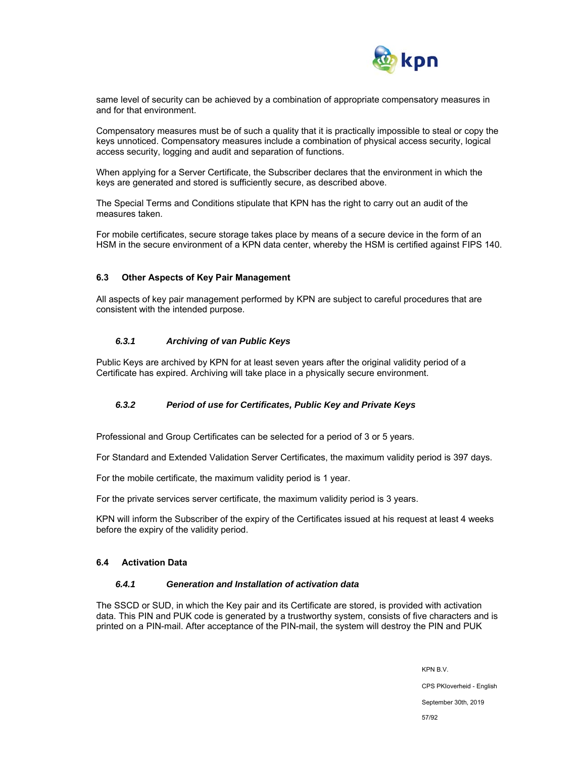same level of security can be achieved by a combination of appropriate compensatory measures in and for that environment.

Compensatory measures must be of such a quality that it is practically impossible to steal or copy the keys unnoticed. Compensatory measures include a combination of physical access security, logical access security, logging and audit and separation of functions.

When applying for a Server Certificate, the Subscriber declares that the environment in which the keys are generated and stored is sufficiently secure, as described above.

The Special Terms and Conditions stipulate that KPN has the right to carry out an audit of the measures taken.

For mobile certificates, secure storage takes place by means of a secure device in the form of an HSM in the secure environment of a KPN data center, whereby the HSM is certified against FIPS 140.

## 6.3 Other Aspects of Key Pair Management

All aspects of key pair management performed by KPN are subject to careful procedures that are consistent with the intended purpose.

### *6.3.1 Archiving of van Public Keys*

Public Keys are archived by KPN for at least seven years after the original validity period of a Certificate has expired. Archiving will take place in a physically secure environment.

### *6.3.2 Period of use for Certificates, Public Key and Private Keys*

Professional and Group Certificates can be selected for a period of 3 or 5 years.

For Standard and Extended Validation Server Certificates, the maximum validity period is 397 days.

For the mobile certificate, the maximum validity period is 1 year.

For the private services server certificate, the maximum validity period is 3 years.

KPN will inform the Subscriber of the expiry of the Certificates issued at his request at least 4 weeks before the expiry of the validity period.

## 6.4 Activation Data

### *6.4.1 Generation and Installation of activation data*

The SSCD or SUD, in which the Key pair and its Certificate are stored, is provided with activation data. This PIN and PUK code is generated by a trustworthy system, consists of five characters and is printed on a PIN-mail. After acceptance of the PIN-mail, the system will destroy the PIN and PUK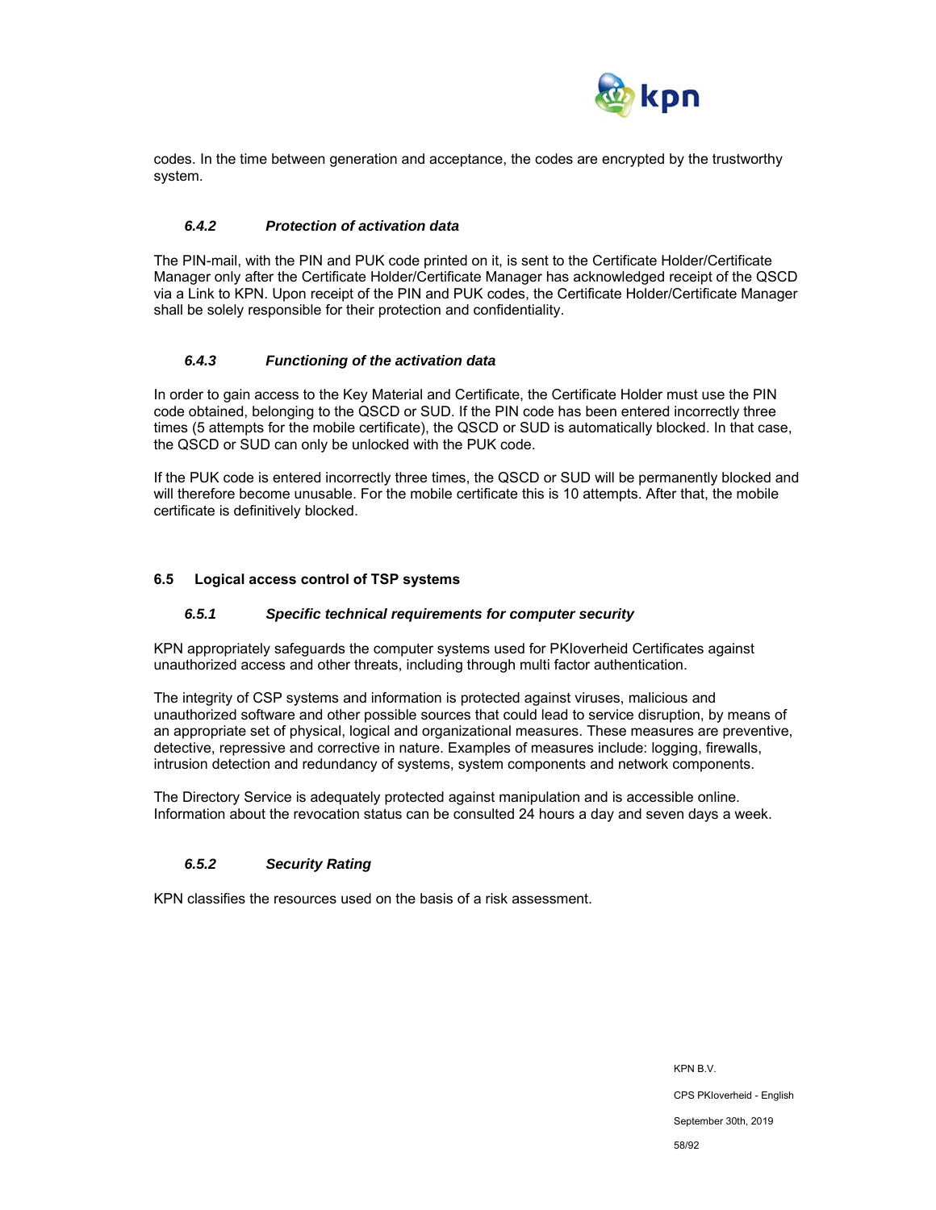codes. In the time between generation and acceptance, the codes are encrypted by the trustworthy system.

### *6.4.2 Protection of activation data*

The PIN-mail, with the PIN and PUK code printed on it, is sent to the Certificate Holder/Certificate Manager only after the Certificate Holder/Certificate Manager has acknowledged receipt of the QSCD via a Link to KPN. Upon receipt of the PIN and PUK codes, the Certificate Holder/Certificate Manager shall be solely responsible for their protection and confidentiality.

### *6.4.3 Functioning of the activation data*

In order to gain access to the Key Material and Certificate, the Certificate Holder must use the PIN code obtained, belonging to the QSCD or SUD. If the PIN code has been entered incorrectly three times (5 attempts for the mobile certificate), the QSCD or SUD is automatically blocked. In that case, the QSCD or SUD can only be unlocked with the PUK code.

If the PUK code is entered incorrectly three times, the QSCD or SUD will be permanently blocked and will therefore become unusable. For the mobile certificate this is 10 attempts. After that, the mobile certificate is definitively blocked.

## 6.5 Logical access control of TSP systems

### *6.5.1 Specific technical requirements for computer security*

KPN appropriately safeguards the computer systems used for PKIoverheid Certificates against unauthorized access and other threats, including through multi factor authentication.

The integrity of CSP systems and information is protected against viruses, malicious and unauthorized software and other possible sources that could lead to service disruption, by means of an appropriate set of physical, logical and organizational measures. These measures are preventive, detective, repressive and corrective in nature. Examples of measures include: logging, firewalls, intrusion detection and redundancy of systems, system components and network components.

The Directory Service is adequately protected against manipulation and is accessible online. Information about the revocation status can be consulted 24 hours a day and seven days a week.

### *6.5.2 Security Rating*

KPN classifies the resources used on the basis of a risk assessment.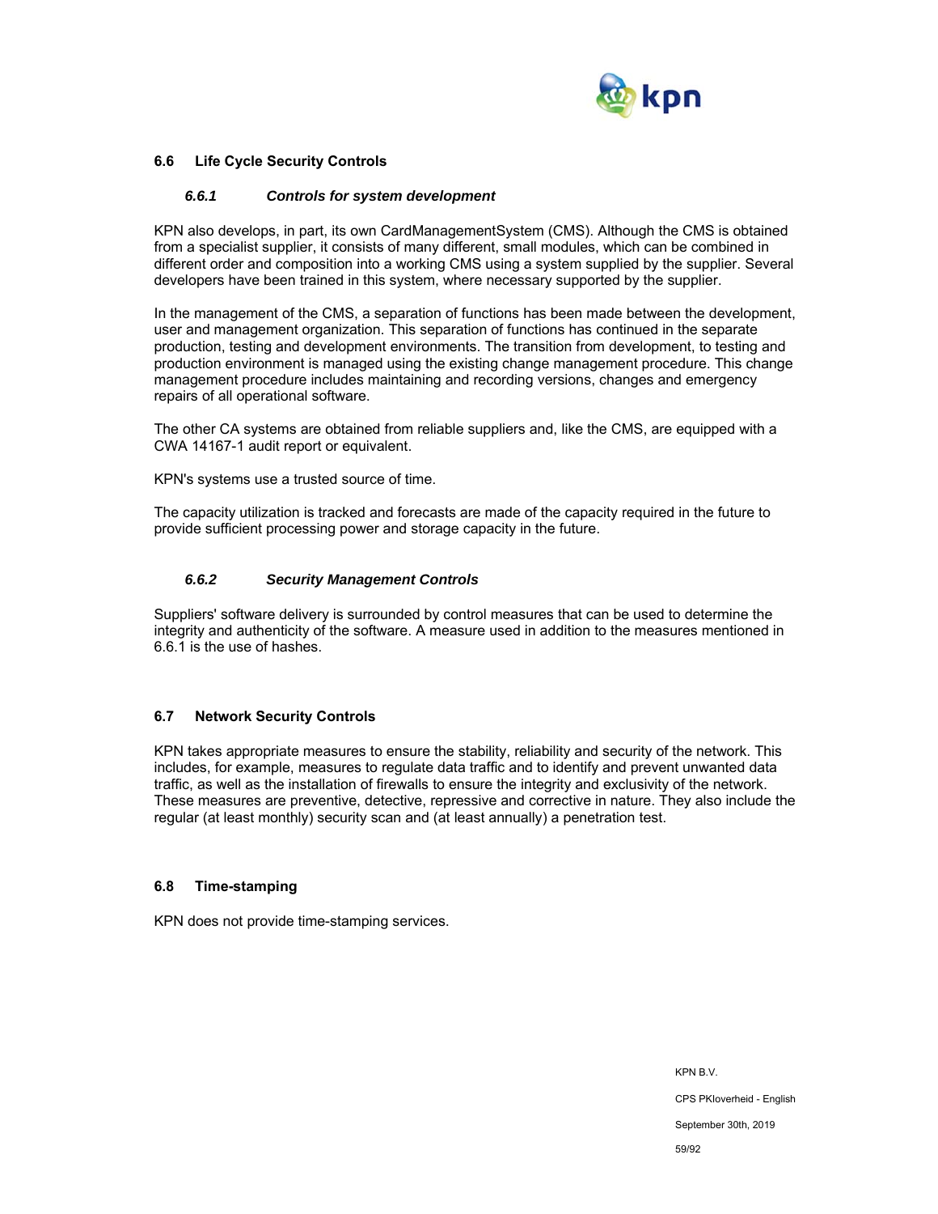## 6.6 Life Cycle Security Controls

### *6.6.1 Controls for system development*

KPN also develops, in part, its own CardManagementSystem (CMS). Although the CMS is obtained from a specialist supplier, it consists of many different, small modules, which can be combined in different order and composition into a working CMS using a system supplied by the supplier. Several developers have been trained in this system, where necessary supported by the supplier.

In the management of the CMS, a separation of functions has been made between the development, user and management organization. This separation of functions has continued in the separate production, testing and development environments. The transition from development, to testing and production environment is managed using the existing change management procedure. This change management procedure includes maintaining and recording versions, changes and emergency repairs of all operational software.

The other CA systems are obtained from reliable suppliers and, like the CMS, are equipped with a CWA 14167-1 audit report or equivalent.

KPN's systems use a trusted source of time.

The capacity utilization is tracked and forecasts are made of the capacity required in the future to provide sufficient processing power and storage capacity in the future.

### *6.6.2 Security Management Controls*

Suppliers' software delivery is surrounded by control measures that can be used to determine the integrity and authenticity of the software. A measure used in addition to the measures mentioned in 6.6.1 is the use of hashes.

## 6.7 Network Security Controls

KPN takes appropriate measures to ensure the stability, reliability and security of the network. This includes, for example, measures to regulate data traffic and to identify and prevent unwanted data traffic, as well as the installation of firewalls to ensure the integrity and exclusivity of the network. These measures are preventive, detective, repressive and corrective in nature. They also include the regular (at least monthly) security scan and (at least annually) a penetration test.

## 6.8 Time-stamping

KPN does not provide time-stamping services.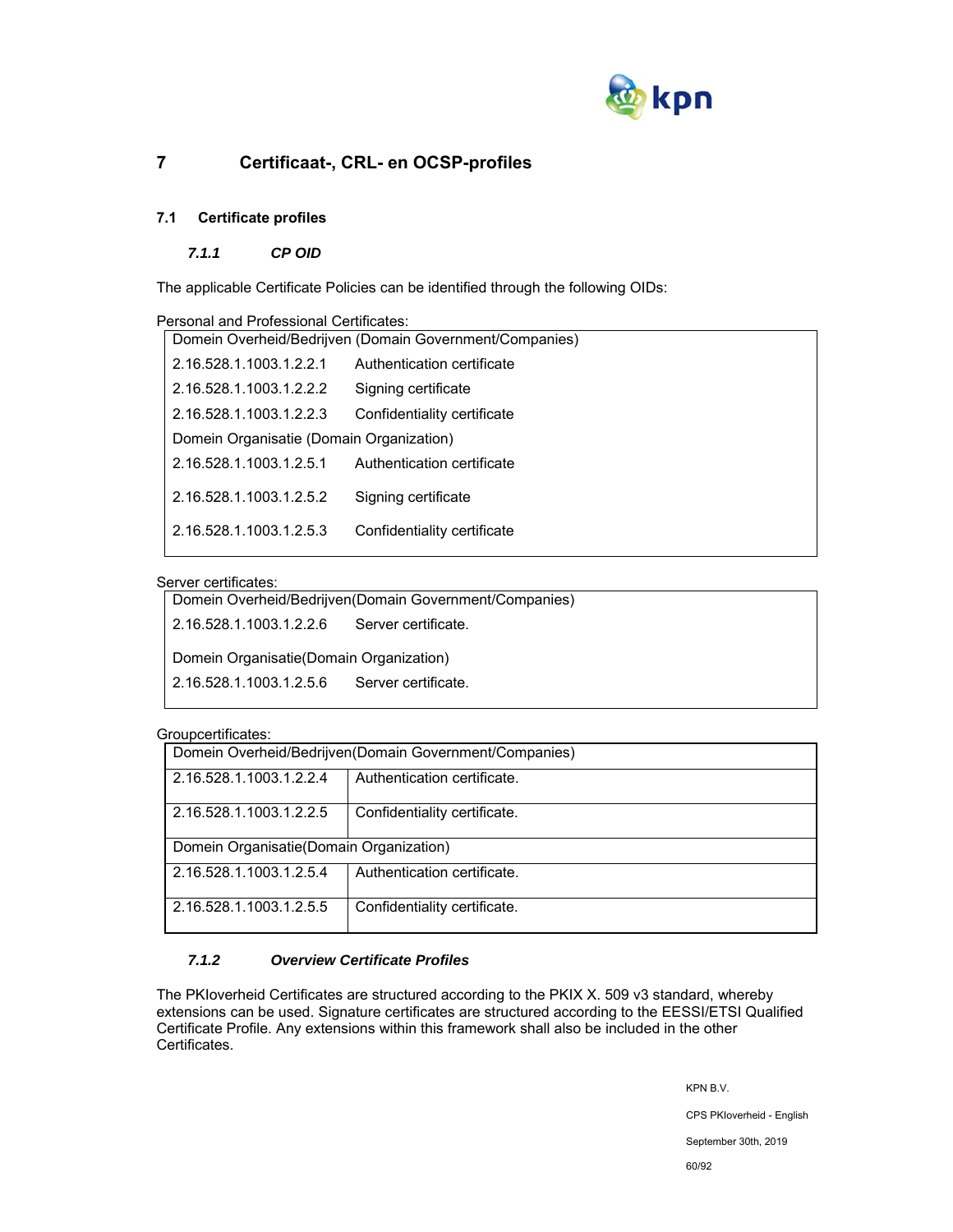# 7 Certificaat-, CRL- en OCSP-profiles

## 7.1 Certificate profiles

### *7.1.1 CP OID*

The applicable Certificate Policies can be identified through the following OIDs:

Personal and Professional Certificates:

| Domein Overheid/Bedrijven (Domain Government/Companies) | |
|---|---|
| 2.16.528.1.1003.1.2.2.1 | Authentication certificate |
| 2.16.528.1.1003.1.2.2.2 | Signing certificate |
| 2.16.528.1.1003.1.2.2.3 | Confidentiality certificate |
| Domein Organisatie (Domain Organization) | |
| 2.16.528.1.1003.1.2.5.1 | Authentication certificate |
| 2.16.528.1.1003.1.2.5.2 | Signing certificate |
| 2.16.528.1.1003.1.2.5.3 | Confidentiality certificate |

Server certificates:

| Domein Overheid/Bedrijven(Domain Government/Companies) | |
|---|---|
| 2.16.528.1.1003.1.2.2.6 | Server certificate. |
| Domein Organisatie(Domain Organization) | |
| 2.16.528.1.1003.1.2.5.6 | Server certificate. |

Groupcertificates:

| Domein Overheid/Bedrijven(Domain Government/Companies) | |
|---|---|
| 2.16.528.1.1003.1.2.2.4 | Authentication certificate. |
| 2.16.528.1.1003.1.2.2.5 | Confidentiality certificate. |
| Domein Organisatie(Domain Organization) | |
| 2.16.528.1.1003.1.2.5.4 | Authentication certificate. |
| 2.16.528.1.1003.1.2.5.5 | Confidentiality certificate. |

### *7.1.2 Overview Certificate Profiles*

The PKIoverheid Certificates are structured according to the PKIX X. 509 v3 standard, whereby extensions can be used. Signature certificates are structured according to the EESSI/ETSI Qualified Certificate Profile. Any extensions within this framework shall also be included in the other Certificates.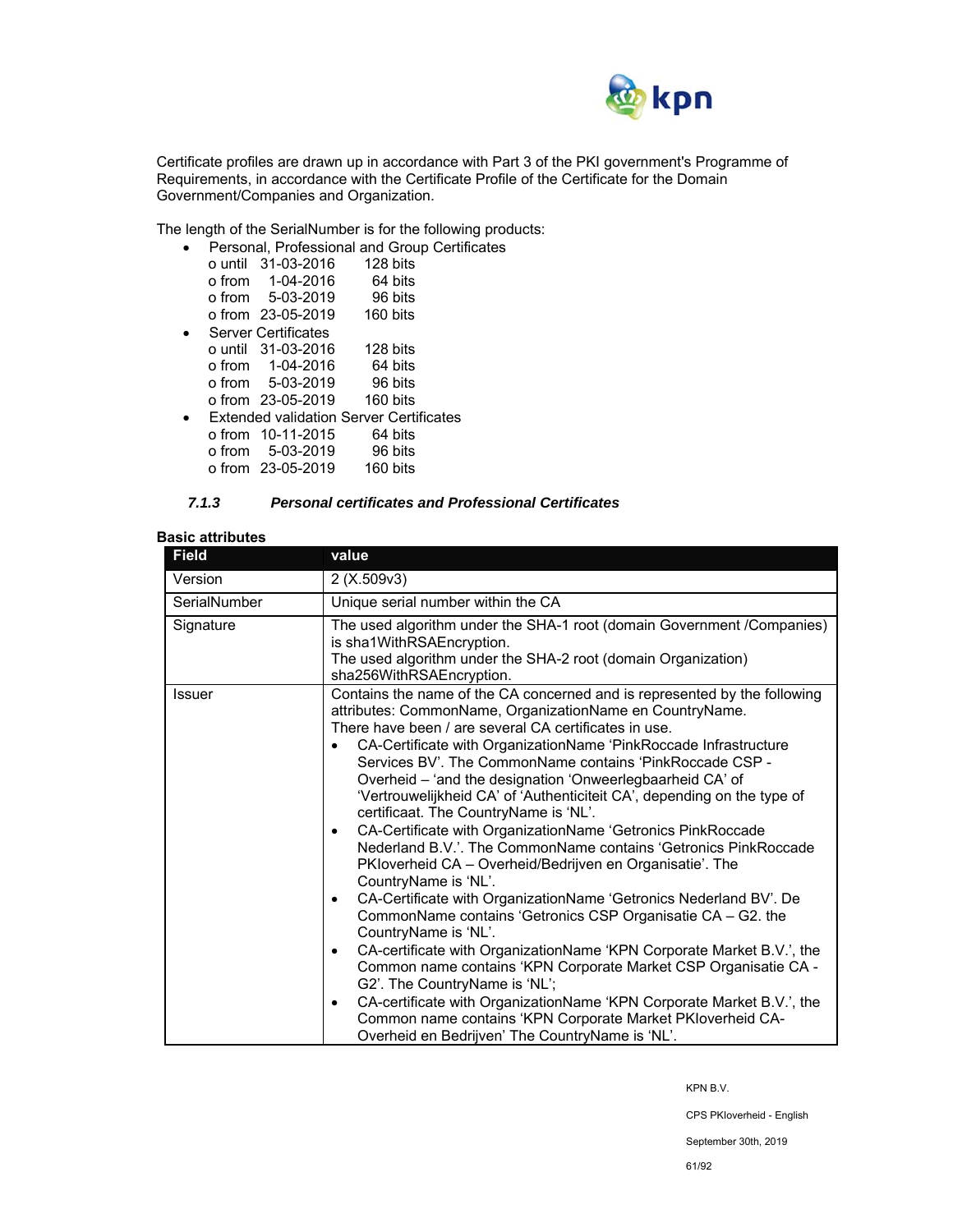Certificate profiles are drawn up in accordance with Part 3 of the PKI government's Programme of Requirements, in accordance with the Certificate Profile of the Certificate for the Domain Government/Companies and Organization.

The length of the SerialNumber is for the following products:

- Personal, Professional and Group Certificates
  - o until 31-03-2016 128 bits
  - o from 1-04-2016 64 bits
  - o from 5-03-2019 96 bits
  - o from 23-05-2019 160 bits
- Server Certificates
  - o until 31-03-2016 128 bits
  - o from 1-04-2016 64 bits
  - o from 5-03-2019 96 bits
  - o from 23-05-2019 160 bits
- Extended validation Server Certificates
  - o from 10-11-2015 64 bits
  - o from 5-03-2019 96 bits
  - o from 23-05-2019 160 bits

### *7.1.3 Personal certificates and Professional Certificates*

**Basic attributes**

| Field | value |
|---|---|
| Version | 2 (X.509v3) |
| SerialNumber | Unique serial number within the CA |
| Signature | The used algorithm under the SHA-1 root (domain Government /Companies) is sha1WithRSAEncryption.<br>The used algorithm under the SHA-2 root (domain Organization) sha256WithRSAEncryption. |
| Issuer | Contains the name of the CA concerned and is represented by the following attributes: CommonName, OrganizationName en CountryName.<br>There have been / are several CA certificates in use.<br>• CA-Certificate with OrganizationName 'PinkRoccade Infrastructure Services BV'. The CommonName contains 'PinkRoccade CSP - Overheid – 'and the designation 'Onweerlegbaarheid CA' of 'Vertrouwelijkheid CA' of 'Authenticiteit CA', depending on the type of certificaat. The CountryName is 'NL'.<br>• CA-Certificate with OrganizationName 'Getronics PinkRoccade Nederland B.V.'. The CommonName contains 'Getronics PinkRoccade PKIoverheid CA – Overheid/Bedrijven en Organisatie'. The CountryName is 'NL'.<br>• CA-Certificate with OrganizationName 'Getronics Nederland BV'. De CommonName contains 'Getronics CSP Organisatie CA – G2. the CountryName is 'NL'.<br>• CA-certificate with OrganizationName 'KPN Corporate Market B.V.', the Common name contains 'KPN Corporate Market CSP Organisatie CA - G2'. The CountryName is 'NL';<br>• CA-certificate with OrganizationName 'KPN Corporate Market B.V.', the Common name contains 'KPN Corporate Market PKIoverheid CA-Overheid en Bedrijven' The CountryName is 'NL'. |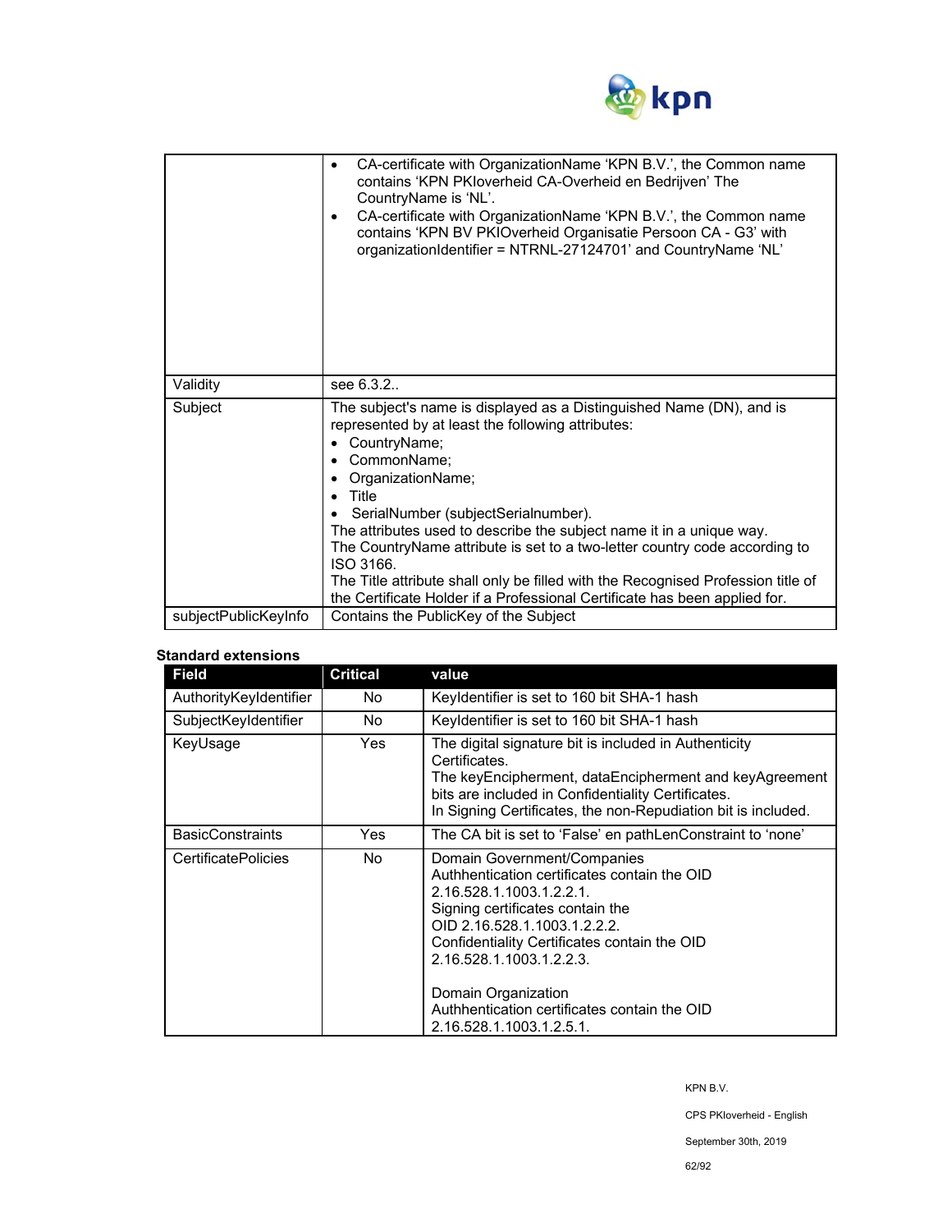| | |
|---|---|
| | • CA-certificate with OrganizationName 'KPN B.V.', the Common name contains 'KPN PKIoverheid CA-Overheid en Bedrijven' The CountryName is 'NL'.<br>• CA-certificate with OrganizationName 'KPN B.V.', the Common name contains 'KPN BV PKIOverheid Organisatie Persoon CA - G3' with organizationIdentifier = NTRNL-27124701' and CountryName 'NL' |
| Validity | see 6.3.2.. |
| Subject | The subject's name is displayed as a Distinguished Name (DN), and is represented by at least the following attributes:<br>• CountryName;<br>• CommonName;<br>• OrganizationName;<br>• Title<br>• SerialNumber (subjectSerialnumber).<br>The attributes used to describe the subject name it in a unique way.<br>The CountryName attribute is set to a two-letter country code according to ISO 3166.<br>The Title attribute shall only be filled with the Recognised Profession title of the Certificate Holder if a Professional Certificate has been applied for. |
| subjectPublicKeyInfo | Contains the PublicKey of the Subject |

**Standard extensions**

| Field | Critical | value |
|---|---|---|
| AuthorityKeyIdentifier | No | KeyIdentifier is set to 160 bit SHA-1 hash |
| SubjectKeyIdentifier | No | KeyIdentifier is set to 160 bit SHA-1 hash |
| KeyUsage | Yes | The digital signature bit is included in Authenticity Certificates.<br>The keyEncipherment, dataEncipherment and keyAgreement bits are included in Confidentiality Certificates.<br>In Signing Certificates, the non-Repudiation bit is included. |
| BasicConstraints | Yes | The CA bit is set to 'False' en pathLenConstraint to 'none' |
| CertificatePolicies | No | Domain Government/Companies<br>Authhentication certificates contain the OID 2.16.528.1.1003.1.2.2.1.<br>Signing certificates contain the OID 2.16.528.1.1003.1.2.2.2.<br>Confidentiality Certificates contain the OID 2.16.528.1.1003.1.2.2.3.<br><br>Domain Organization<br>Authhentication certificates contain the OID 2.16.528.1.1003.1.2.5.1. |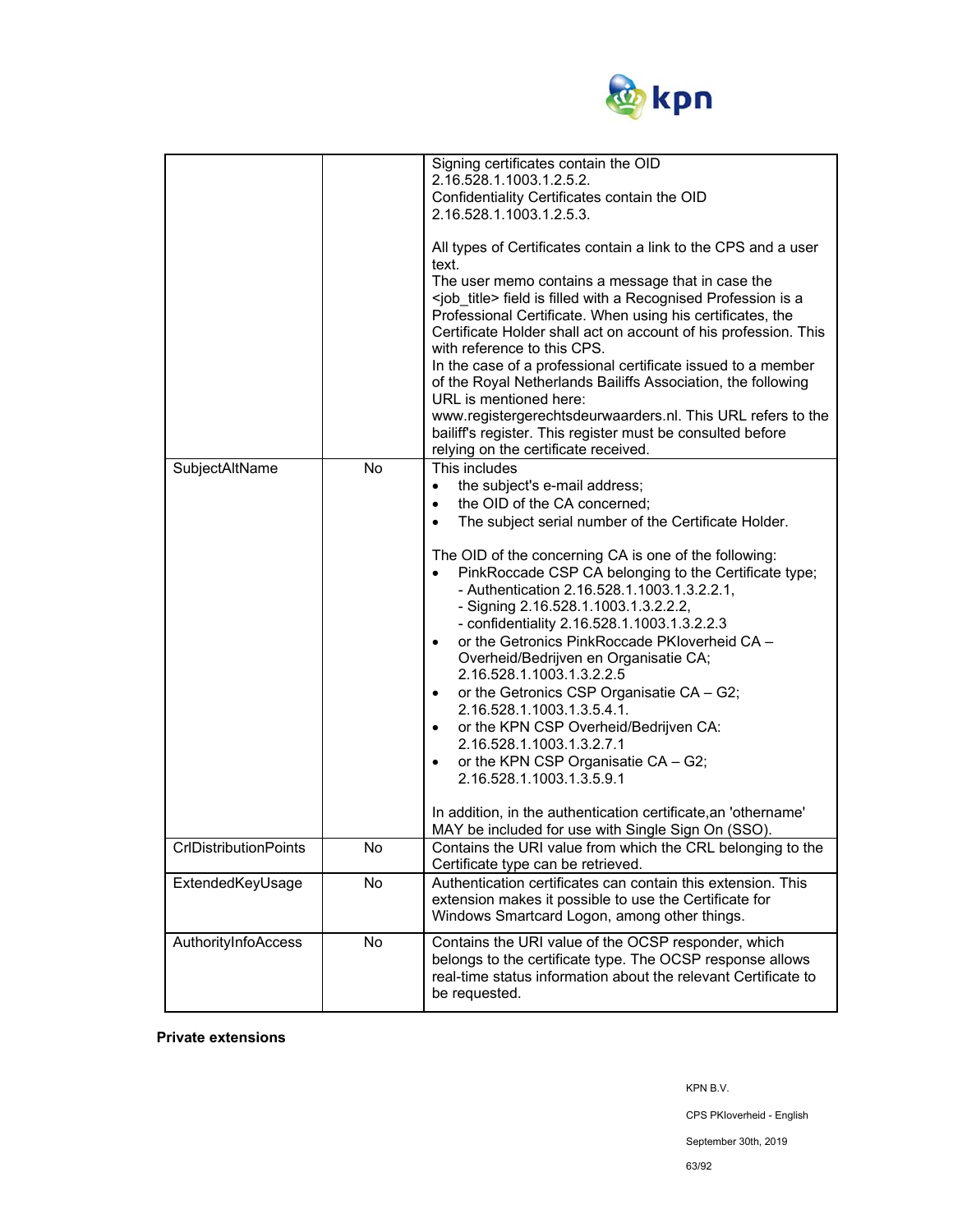| | | |
|---|---|---|
| | | Signing certificates contain the OID 2.16.528.1.1003.1.2.5.2.<br>Confidentiality Certificates contain the OID 2.16.528.1.1003.1.2.5.3.<br><br>All types of Certificates contain a link to the CPS and a user text.<br>The user memo contains a message that in case the <job_title> field is filled with a Recognised Profession is a Professional Certificate. When using his certificates, the Certificate Holder shall act on account of his profession. This with reference to this CPS.<br>In the case of a professional certificate issued to a member of the Royal Netherlands Bailiffs Association, the following URL is mentioned here: www.registergerechtsdeurwaarders.nl. This URL refers to the bailiff's register. This register must be consulted before relying on the certificate received. |
| SubjectAltName | No | This includes<br>• the subject's e-mail address;<br>• the OID of the CA concerned;<br>• The subject serial number of the Certificate Holder.<br><br>The OID of the concerning CA is one of the following:<br>• PinkRoccade CSP CA belonging to the Certificate type;<br>- Authentication 2.16.528.1.1003.1.3.2.2.1,<br>- Signing 2.16.528.1.1003.1.3.2.2.2,<br>- confidentiality 2.16.528.1.1003.1.3.2.2.3<br>• or the Getronics PinkRoccade PKIoverheid CA – Overheid/Bedrijven en Organisatie CA; 2.16.528.1.1003.1.3.2.2.5<br>• or the Getronics CSP Organisatie CA – G2; 2.16.528.1.1003.1.3.5.4.1.<br>• or the KPN CSP Overheid/Bedrijven CA: 2.16.528.1.1003.1.3.2.7.1<br>• or the KPN CSP Organisatie CA – G2; 2.16.528.1.1003.1.3.5.9.1<br><br>In addition, in the authentication certificate,an 'othername' MAY be included for use with Single Sign On (SSO). |
| CrlDistributionPoints | No | Contains the URI value from which the CRL belonging to the Certificate type can be retrieved. |
| ExtendedKeyUsage | No | Authentication certificates can contain this extension. This extension makes it possible to use the Certificate for Windows Smartcard Logon, among other things. |
| AuthorityInfoAccess | No | Contains the URI value of the OCSP responder, which belongs to the certificate type. The OCSP response allows real-time status information about the relevant Certificate to be requested. |

**Private extensions**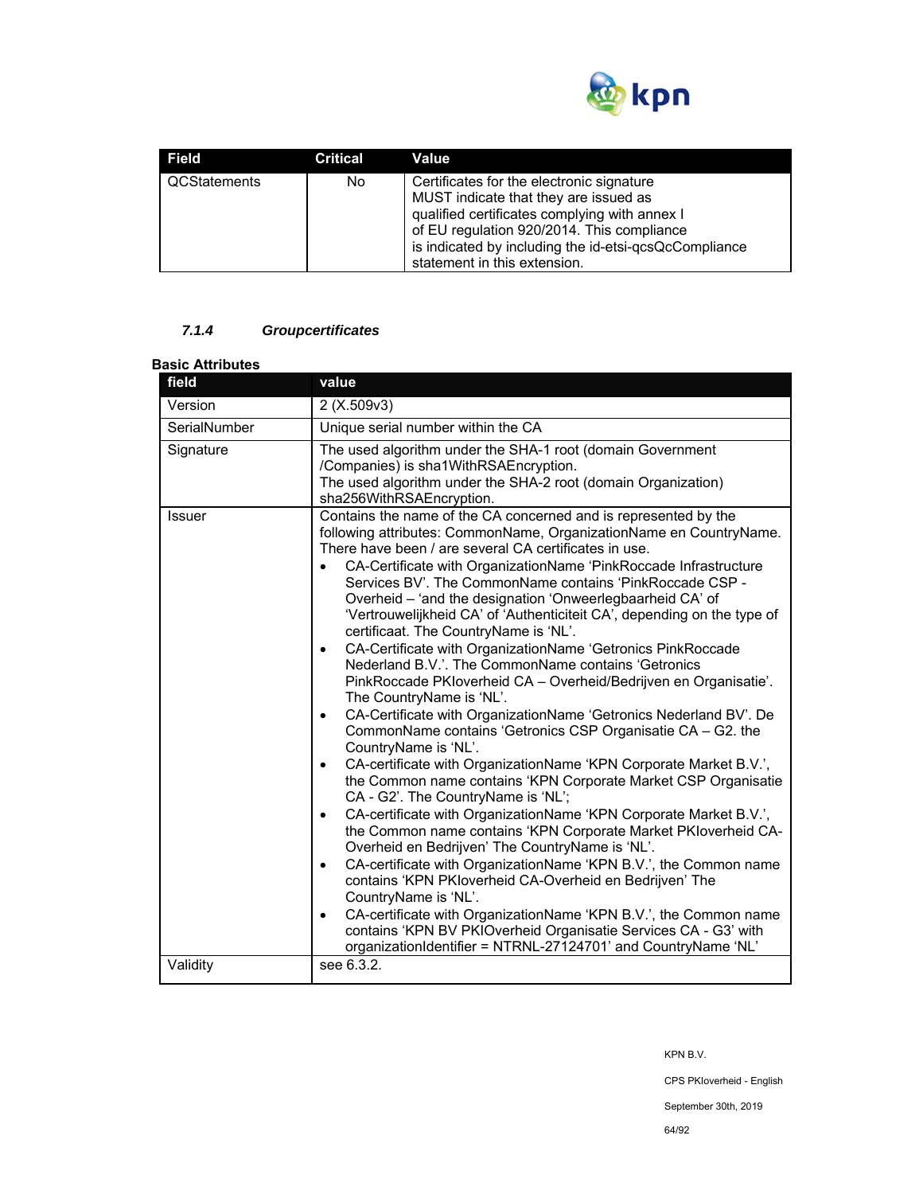| Field | Critical | Value |
|---|---|---|
| QCStatements | No | Certificates for the electronic signature MUST indicate that they are issued as qualified certificates complying with annex I of EU regulation 920/2014. This compliance is indicated by including the id-etsi-qcsQcCompliance statement in this extension. |

#### *7.1.4 Groupcertificates*

**Basic Attributes**

| field | value |
|---|---|
| Version | 2 (X.509v3) |
| SerialNumber | Unique serial number within the CA |
| Signature | The used algorithm under the SHA-1 root (domain Government /Companies) is sha1WithRSAEncryption.<br>The used algorithm under the SHA-2 root (domain Organization) sha256WithRSAEncryption. |
| Issuer | Contains the name of the CA concerned and is represented by the following attributes: CommonName, OrganizationName en CountryName. There have been / are several CA certificates in use.<br>• CA-Certificate with OrganizationName 'PinkRoccade Infrastructure Services BV'. The CommonName contains 'PinkRoccade CSP - Overheid – 'and the designation 'Onweerlegbaarheid CA' of 'Vertrouwelijkheid CA' of 'Authenticiteit CA', depending on the type of certificaat. The CountryName is 'NL'.<br>• CA-Certificate with OrganizationName 'Getronics PinkRoccade Nederland B.V.'. The CommonName contains 'Getronics PinkRoccade PKIoverheid CA – Overheid/Bedrijven en Organisatie'. The CountryName is 'NL'.<br>• CA-Certificate with OrganizationName 'Getronics Nederland BV'. De CommonName contains 'Getronics CSP Organisatie CA – G2. the CountryName is 'NL'.<br>• CA-certificate with OrganizationName 'KPN Corporate Market B.V.', the Common name contains 'KPN Corporate Market CSP Organisatie CA - G2'. The CountryName is 'NL';<br>• CA-certificate with OrganizationName 'KPN Corporate Market B.V.', the Common name contains 'KPN Corporate Market PKIoverheid CA-Overheid en Bedrijven' The CountryName is 'NL'.<br>• CA-certificate with OrganizationName 'KPN B.V.', the Common name contains 'KPN PKIoverheid CA-Overheid en Bedrijven' The CountryName is 'NL'.<br>• CA-certificate with OrganizationName 'KPN B.V.', the Common name contains 'KPN BV PKIOverheid Organisatie Services CA - G3' with organizationIdentifier = NTRNL-27124701' and CountryName 'NL' |
| Validity | see 6.3.2. |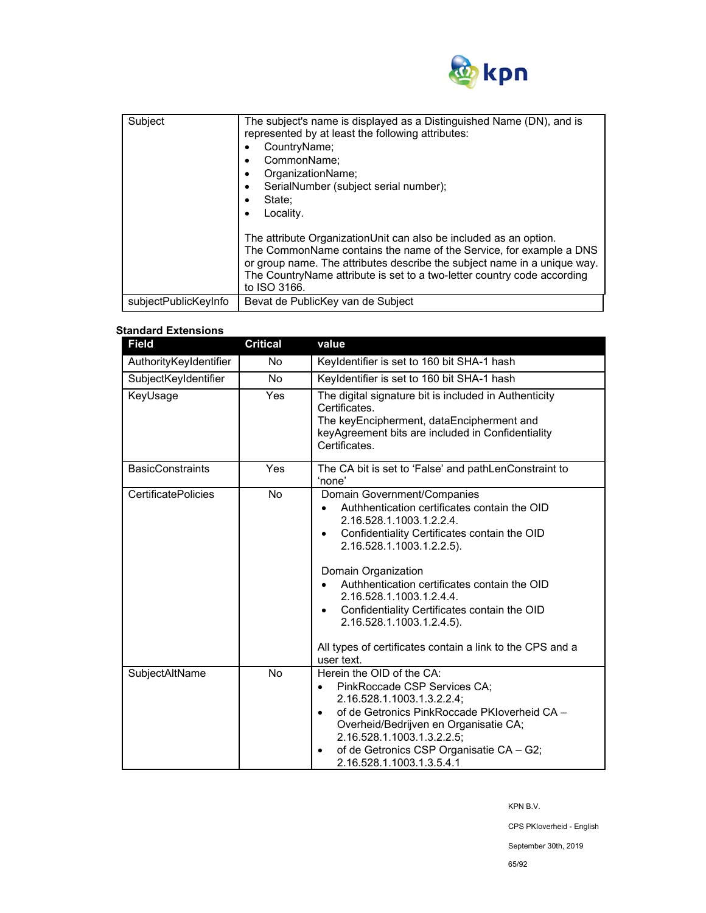| | |
|---|---|
| Subject | The subject's name is displayed as a Distinguished Name (DN), and is represented by at least the following attributes:<br>• CountryName;<br>• CommonName;<br>• OrganizationName;<br>• SerialNumber (subject serial number);<br>• State;<br>• Locality.<br><br>The attribute OrganizationUnit can also be included as an option. The CommonName contains the name of the Service, for example a DNS or group name. The attributes describe the subject name in a unique way. The CountryName attribute is set to a two-letter country code according to ISO 3166. |
| subjectPublicKeyInfo | Bevat de PublicKey van de Subject |

**Standard Extensions**

| Field | Critical | value |
|---|---|---|
| AuthorityKeyIdentifier | No | KeyIdentifier is set to 160 bit SHA-1 hash |
| SubjectKeyIdentifier | No | KeyIdentifier is set to 160 bit SHA-1 hash |
| KeyUsage | Yes | The digital signature bit is included in Authenticity Certificates.<br>The keyEncipherment, dataEncipherment and keyAgreement bits are included in Confidentiality Certificates. |
| BasicConstraints | Yes | The CA bit is set to 'False' and pathLenConstraint to 'none' |
| CertificatePolicies | No | Domain Government/Companies<br>• Authhentication certificates contain the OID 2.16.528.1.1003.1.2.2.4.<br>• Confidentiality Certificates contain the OID 2.16.528.1.1003.1.2.2.5).<br><br>Domain Organization<br>• Authhentication certificates contain the OID 2.16.528.1.1003.1.2.4.4.<br>• Confidentiality Certificates contain the OID 2.16.528.1.1003.1.2.4.5).<br><br>All types of certificates contain a link to the CPS and a user text. |
| SubjectAltName | No | Herein the OID of the CA:<br>• PinkRoccade CSP Services CA; 2.16.528.1.1003.1.3.2.2.4;<br>• of de Getronics PinkRoccade PKIoverheid CA – Overheid/Bedrijven en Organisatie CA; 2.16.528.1.1003.1.3.2.2.5;<br>• of de Getronics CSP Organisatie CA – G2; 2.16.528.1.1003.1.3.5.4.1 |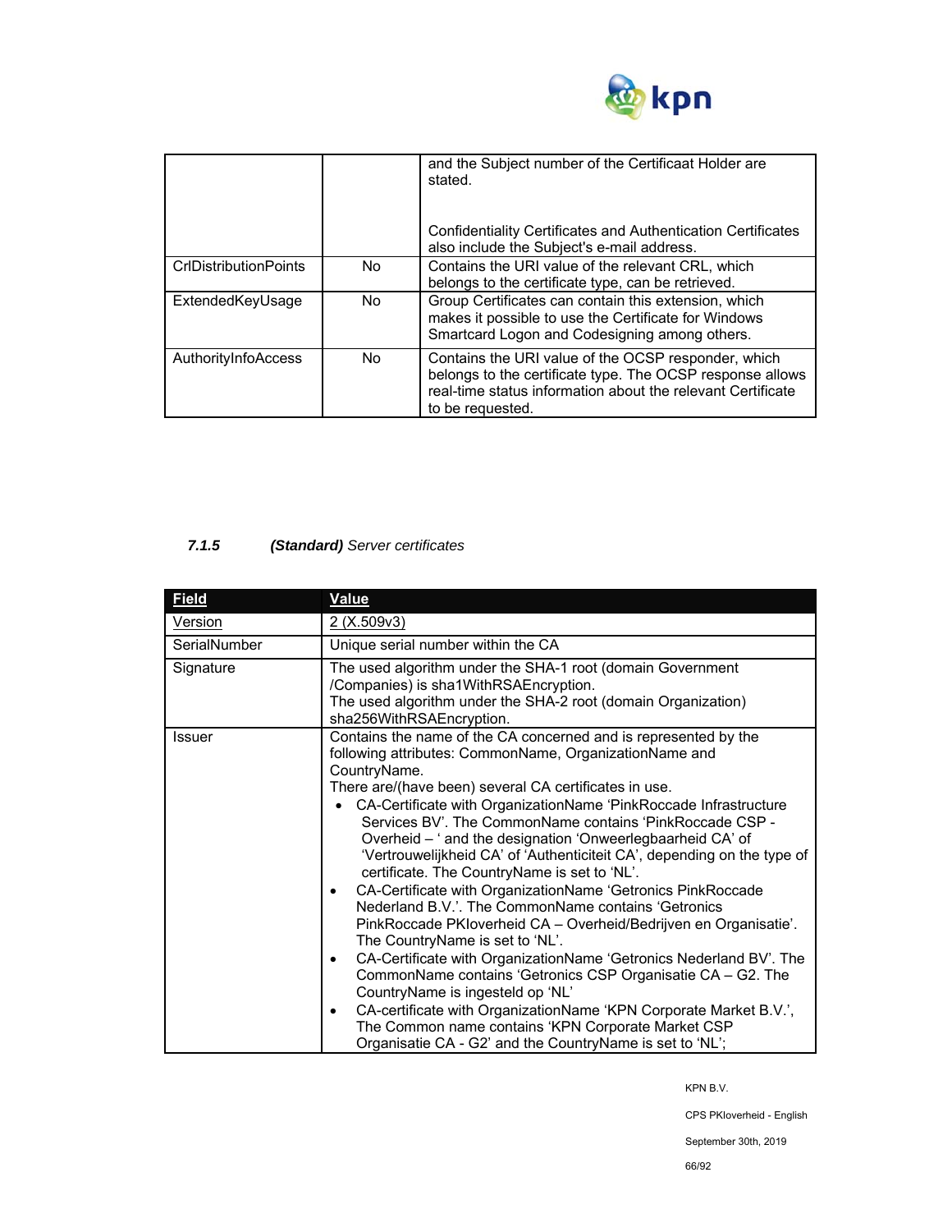|  |  |  |
|---|---|---|
|  |  | and the Subject number of the Certificaat Holder are stated.<br><br>Confidentiality Certificates and Authentication Certificates also include the Subject's e-mail address. |
| CrlDistributionPoints | No | Contains the URI value of the relevant CRL, which belongs to the certificate type, can be retrieved. |
| ExtendedKeyUsage | No | Group Certificates can contain this extension, which makes it possible to use the Certificate for Windows Smartcard Logon and Codesigning among others. |
| AuthorityInfoAccess | No | Contains the URI value of the OCSP responder, which belongs to the certificate type. The OCSP response allows real-time status information about the relevant Certificate to be requested. |

#### 7.1.5 ***(Standard)*** *Server certificates*

| Field | Value |
|---|---|
| Version | 2 (X.509v3) |
| SerialNumber | Unique serial number within the CA |
| Signature | The used algorithm under the SHA-1 root (domain Government /Companies) is sha1WithRSAEncryption.<br>The used algorithm under the SHA-2 root (domain Organization) sha256WithRSAEncryption. |
| Issuer | Contains the name of the CA concerned and is represented by the following attributes: CommonName, OrganizationName and CountryName.<br>There are/(have been) several CA certificates in use.<br>• CA-Certificate with OrganizationName 'PinkRoccade Infrastructure Services BV'. The CommonName contains 'PinkRoccade CSP - Overheid – ' and the designation 'Onweerlegbaarheid CA' of 'Vertrouwelijkheid CA' of 'Authenticiteit CA', depending on the type of certificate. The CountryName is set to 'NL'.<br>• CA-Certificate with OrganizationName 'Getronics PinkRoccade Nederland B.V.'. The CommonName contains 'Getronics PinkRoccade PKIoverheid CA – Overheid/Bedrijven en Organisatie'. The CountryName is set to 'NL'.<br>• CA-Certificate with OrganizationName 'Getronics Nederland BV'. The CommonName contains 'Getronics CSP Organisatie CA – G2. The CountryName is ingesteld op 'NL'<br>• CA-certificate with OrganizationName 'KPN Corporate Market B.V.', The Common name contains 'KPN Corporate Market CSP Organisatie CA - G2' and the CountryName is set to 'NL'; |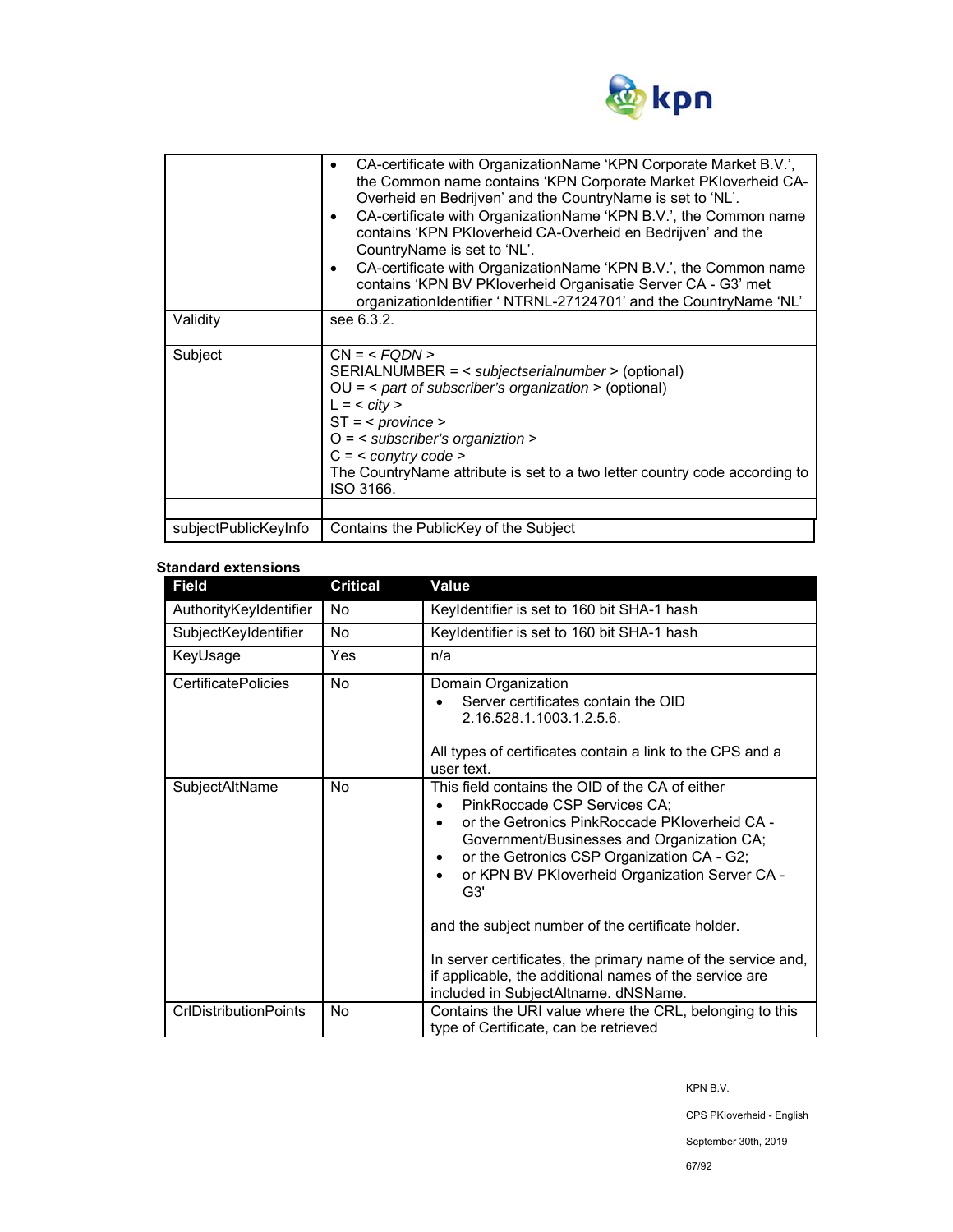| | |
|---|---|
| | • CA-certificate with OrganizationName 'KPN Corporate Market B.V.', the Common name contains 'KPN Corporate Market PKIoverheid CA-Overheid en Bedrijven' and the CountryName is set to 'NL'.<br>• CA-certificate with OrganizationName 'KPN B.V.', the Common name contains 'KPN PKIoverheid CA-Overheid en Bedrijven' and the CountryName is set to 'NL'.<br>• CA-certificate with OrganizationName 'KPN B.V.', the Common name contains 'KPN BV PKIoverheid Organisatie Server CA - G3' met organizationIdentifier ' NTRNL-27124701' and the CountryName 'NL' |
| Validity | see 6.3.2. |
| Subject | CN = < *FQDN* ><br>SERIALNUMBER = < *subjectserialnumber* > (optional)<br>OU = < *part of subscriber's organization* > (optional)<br>L = < *city* ><br>ST = < *province* ><br>O = < *subscriber's organiztion* ><br>C = < *conytry code* ><br>The CountryName attribute is set to a two letter country code according to ISO 3166. |
| | |
| subjectPublicKeyInfo | Contains the PublicKey of the Subject |

**Standard extensions**

| Field | Critical | Value |
|---|---|---|
| AuthorityKeyIdentifier | No | KeyIdentifier is set to 160 bit SHA-1 hash |
| SubjectKeyIdentifier | No | KeyIdentifier is set to 160 bit SHA-1 hash |
| KeyUsage | Yes | n/a |
| CertificatePolicies | No | Domain Organization<br>• Server certificates contain the OID 2.16.528.1.1003.1.2.5.6.<br><br>All types of certificates contain a link to the CPS and a user text. |
| SubjectAltName | No | This field contains the OID of the CA of either<br>• PinkRoccade CSP Services CA;<br>• or the Getronics PinkRoccade PKIoverheid CA - Government/Businesses and Organization CA;<br>• or the Getronics CSP Organization CA - G2;<br>• or KPN BV PKIoverheid Organization Server CA - G3'<br><br>and the subject number of the certificate holder.<br><br>In server certificates, the primary name of the service and, if applicable, the additional names of the service are included in SubjectAltname. dNSName. |
| CrlDistributionPoints | No | Contains the URI value where the CRL, belonging to this type of Certificate, can be retrieved |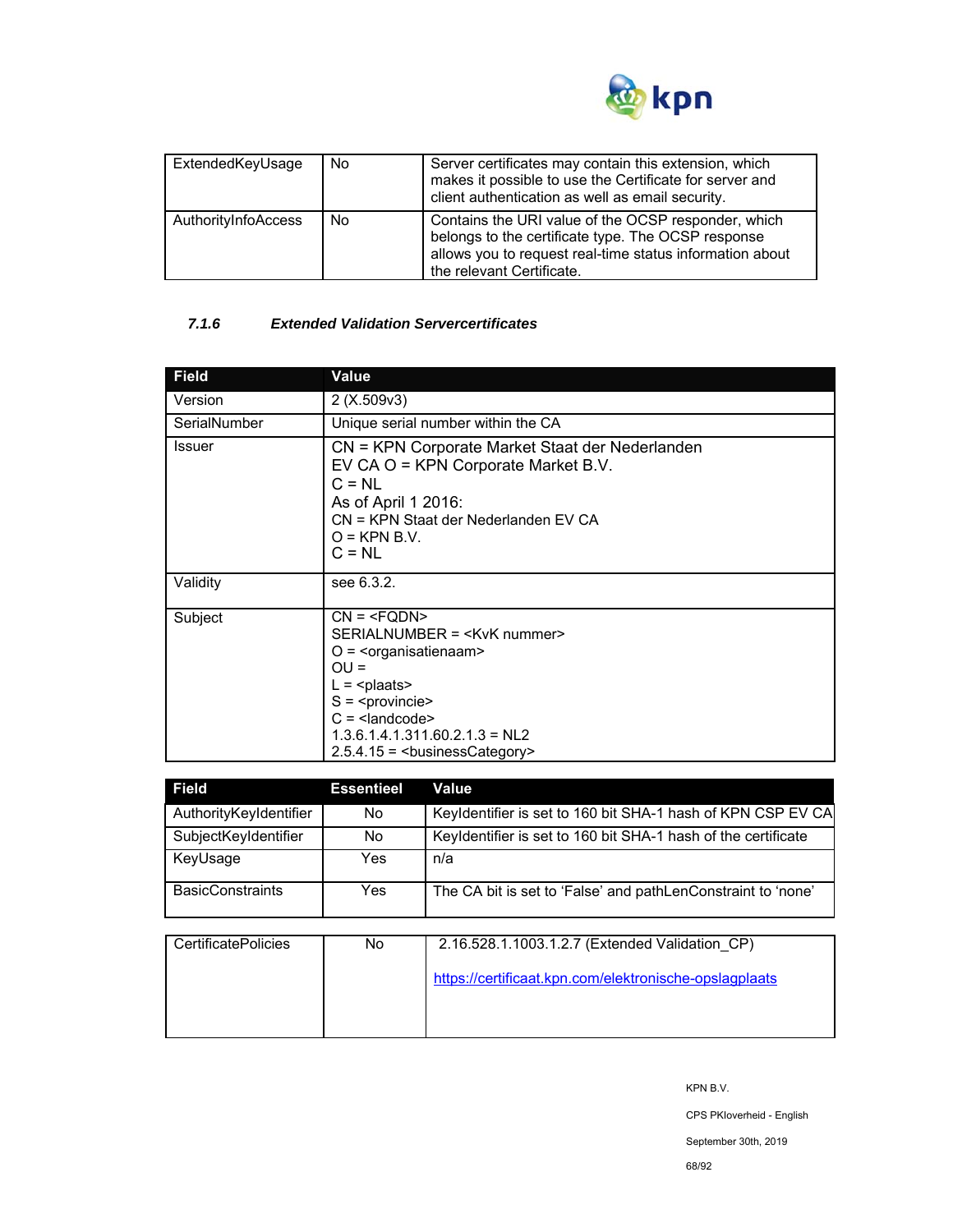| ExtendedKeyUsage | No | Server certificates may contain this extension, which makes it possible to use the Certificate for server and client authentication as well as email security. |
|---|---|---|
| AuthorityInfoAccess | No | Contains the URI value of the OCSP responder, which belongs to the certificate type. The OCSP response allows you to request real-time status information about the relevant Certificate. |

### *7.1.6 Extended Validation Servercertificates*

| Field | Value |
|---|---|
| Version | 2 (X.509v3) |
| SerialNumber | Unique serial number within the CA |
| Issuer | CN = KPN Corporate Market Staat der Nederlanden EV CA O = KPN Corporate Market B.V.<br>C = NL<br>As of April 1 2016:<br>CN = KPN Staat der Nederlanden EV CA<br>O = KPN B.V.<br>C = NL |
| Validity | see 6.3.2. |
| Subject | CN = <FQDN><br>SERIALNUMBER = <KvK nummer><br>O = <organisatienaam><br>OU =<br>L = <plaats><br>S = <provincie><br>C = <landcode><br>1.3.6.1.4.1.311.60.2.1.3 = NL2<br>2.5.4.15 = <businessCategory> |

| Field | Essentieel | Value |
|---|---|---|
| AuthorityKeyIdentifier | No | KeyIdentifier is set to 160 bit SHA-1 hash of KPN CSP EV CA |
| SubjectKeyIdentifier | No | KeyIdentifier is set to 160 bit SHA-1 hash of the certificate |
| KeyUsage | Yes | n/a |
| BasicConstraints | Yes | The CA bit is set to 'False' and pathLenConstraint to 'none' |
| CertificatePolicies | No | 2.16.528.1.1003.1.2.7 (Extended Validation_CP)<br><br>https://certificaat.kpn.com/elektronische-opslagplaats |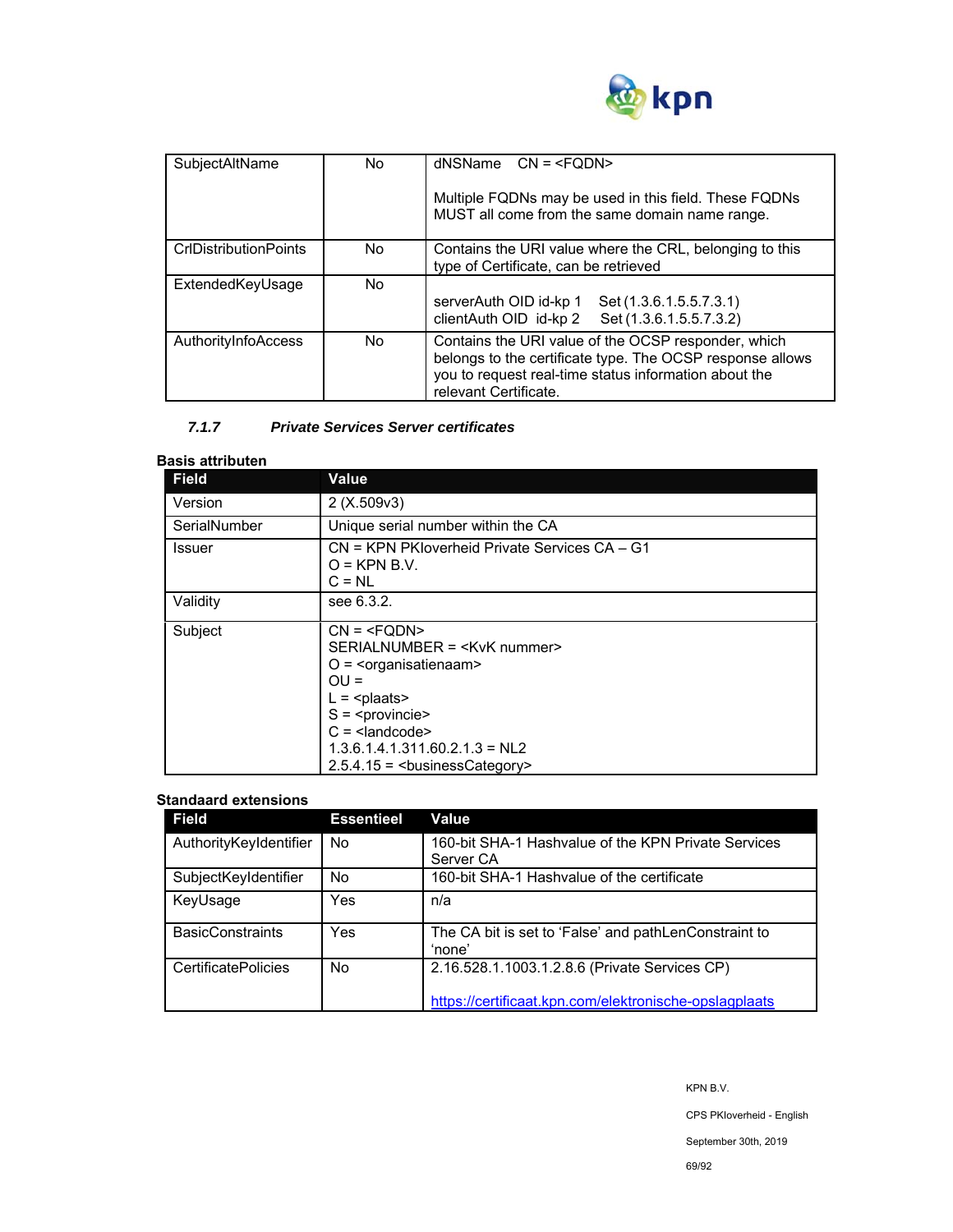| | | |
|---|---|---|
| SubjectAltName | No | dNSName CN = <FQDN><br><br>Multiple FQDNs may be used in this field. These FQDNs MUST all come from the same domain name range. |
| CrlDistributionPoints | No | Contains the URI value where the CRL, belonging to this type of Certificate, can be retrieved |
| ExtendedKeyUsage | No | serverAuth OID id-kp 1 Set (1.3.6.1.5.5.7.3.1)<br>clientAuth OID id-kp 2 Set (1.3.6.1.5.5.7.3.2) |
| AuthorityInfoAccess | No | Contains the URI value of the OCSP responder, which belongs to the certificate type. The OCSP response allows you to request real-time status information about the relevant Certificate. |

### *7.1.7 Private Services Server certificates*

**Basis attributen**

| Field | Value |
|---|---|
| Version | 2 (X.509v3) |
| SerialNumber | Unique serial number within the CA |
| Issuer | CN = KPN PKIoverheid Private Services CA – G1<br>O = KPN B.V.<br>C = NL |
| Validity | see 6.3.2. |
| Subject | CN = <FQDN><br>SERIALNUMBER = <KvK nummer><br>O = <organisatienaam><br>OU =<br>L = <plaats><br>S = <provincie><br>C = <landcode><br>1.3.6.1.4.1.311.60.2.1.3 = NL2<br>2.5.4.15 = <businessCategory> |

**Standaard extensions**

| Field | Essentieel | Value |
|---|---|---|
| AuthorityKeyIdentifier | No | 160-bit SHA-1 Hashvalue of the KPN Private Services Server CA |
| SubjectKeyIdentifier | No | 160-bit SHA-1 Hashvalue of the certificate |
| KeyUsage | Yes | n/a |
| BasicConstraints | Yes | The CA bit is set to 'False' and pathLenConstraint to 'none' |
| CertificatePolicies | No | 2.16.528.1.1003.1.2.8.6 (Private Services CP)<br><br>https://certificaat.kpn.com/elektronische-opslagplaats |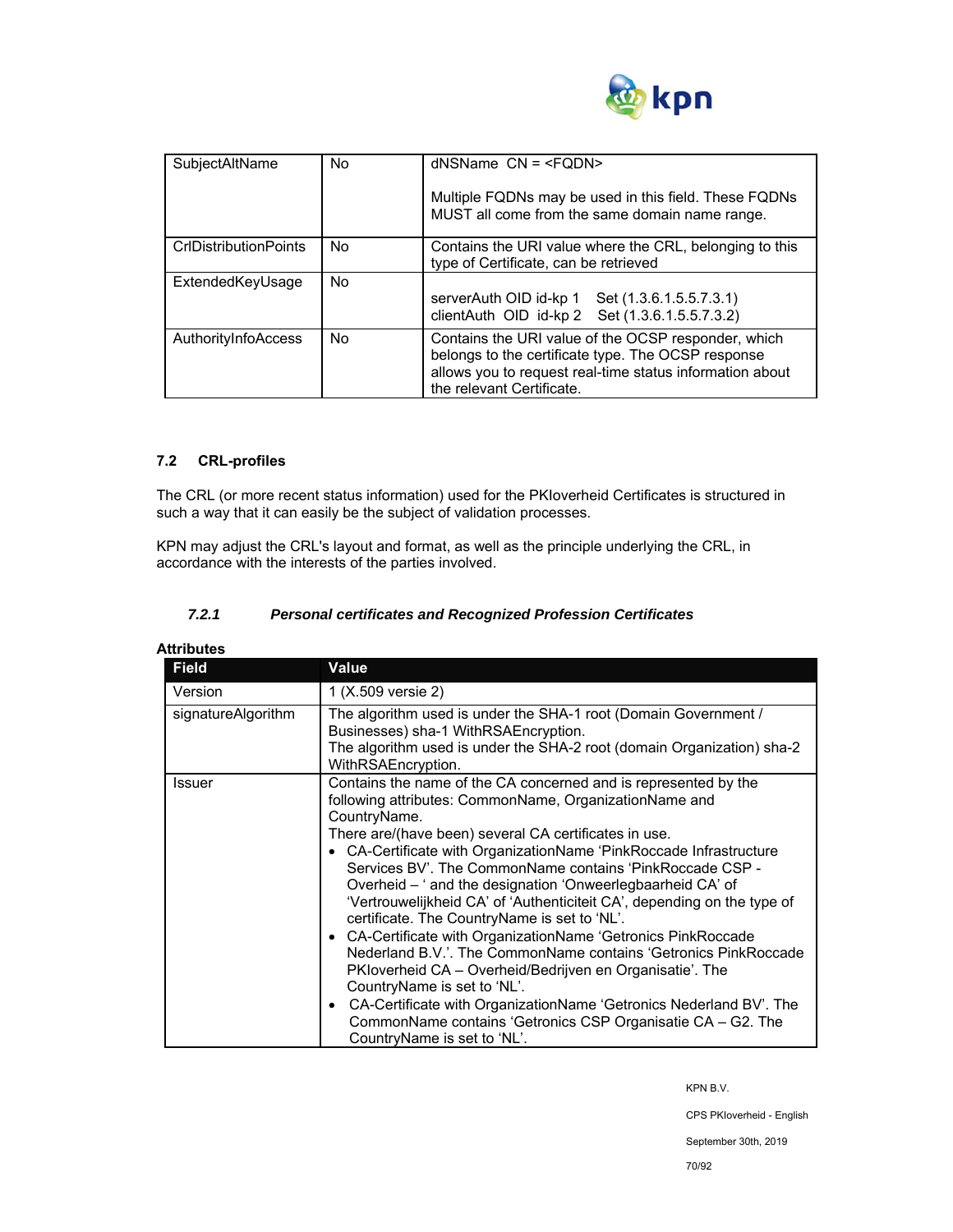| SubjectAltName | No | dNSName CN = <FQDN><br><br>Multiple FQDNs may be used in this field. These FQDNs MUST all come from the same domain name range. |
|---|---|---|
| CrlDistributionPoints | No | Contains the URI value where the CRL, belonging to this type of Certificate, can be retrieved |
| ExtendedKeyUsage | No | serverAuth OID id-kp 1 Set (1.3.6.1.5.5.7.3.1)<br>clientAuth OID id-kp 2 Set (1.3.6.1.5.5.7.3.2) |
| AuthorityInfoAccess | No | Contains the URI value of the OCSP responder, which belongs to the certificate type. The OCSP response allows you to request real-time status information about the relevant Certificate. |

## 7.2 CRL-profiles

The CRL (or more recent status information) used for the PKIoverheid Certificates is structured in such a way that it can easily be the subject of validation processes.

KPN may adjust the CRL's layout and format, as well as the principle underlying the CRL, in accordance with the interests of the parties involved.

### *7.2.1 Personal certificates and Recognized Profession Certificates*

**Attributes**

| Field | Value |
|---|---|
| Version | 1 (X.509 versie 2) |
| signatureAlgorithm | The algorithm used is under the SHA-1 root (Domain Government / Businesses) sha-1 WithRSAEncryption.<br>The algorithm used is under the SHA-2 root (domain Organization) sha-2 WithRSAEncryption. |
| Issuer | Contains the name of the CA concerned and is represented by the following attributes: CommonName, OrganizationName and CountryName.<br>There are/(have been) several CA certificates in use.<br>• CA-Certificate with OrganizationName 'PinkRoccade Infrastructure Services BV'. The CommonName contains 'PinkRoccade CSP - Overheid – ' and the designation 'Onweerlegbaarheid CA' of 'Vertrouwelijkheid CA' of 'Authenticiteit CA', depending on the type of certificate. The CountryName is set to 'NL'.<br>• CA-Certificate with OrganizationName 'Getronics PinkRoccade Nederland B.V.'. The CommonName contains 'Getronics PinkRoccade PKIoverheid CA – Overheid/Bedrijven en Organisatie'. The CountryName is set to 'NL'.<br>• CA-Certificate with OrganizationName 'Getronics Nederland BV'. The CommonName contains 'Getronics CSP Organisatie CA – G2. The CountryName is set to 'NL'. |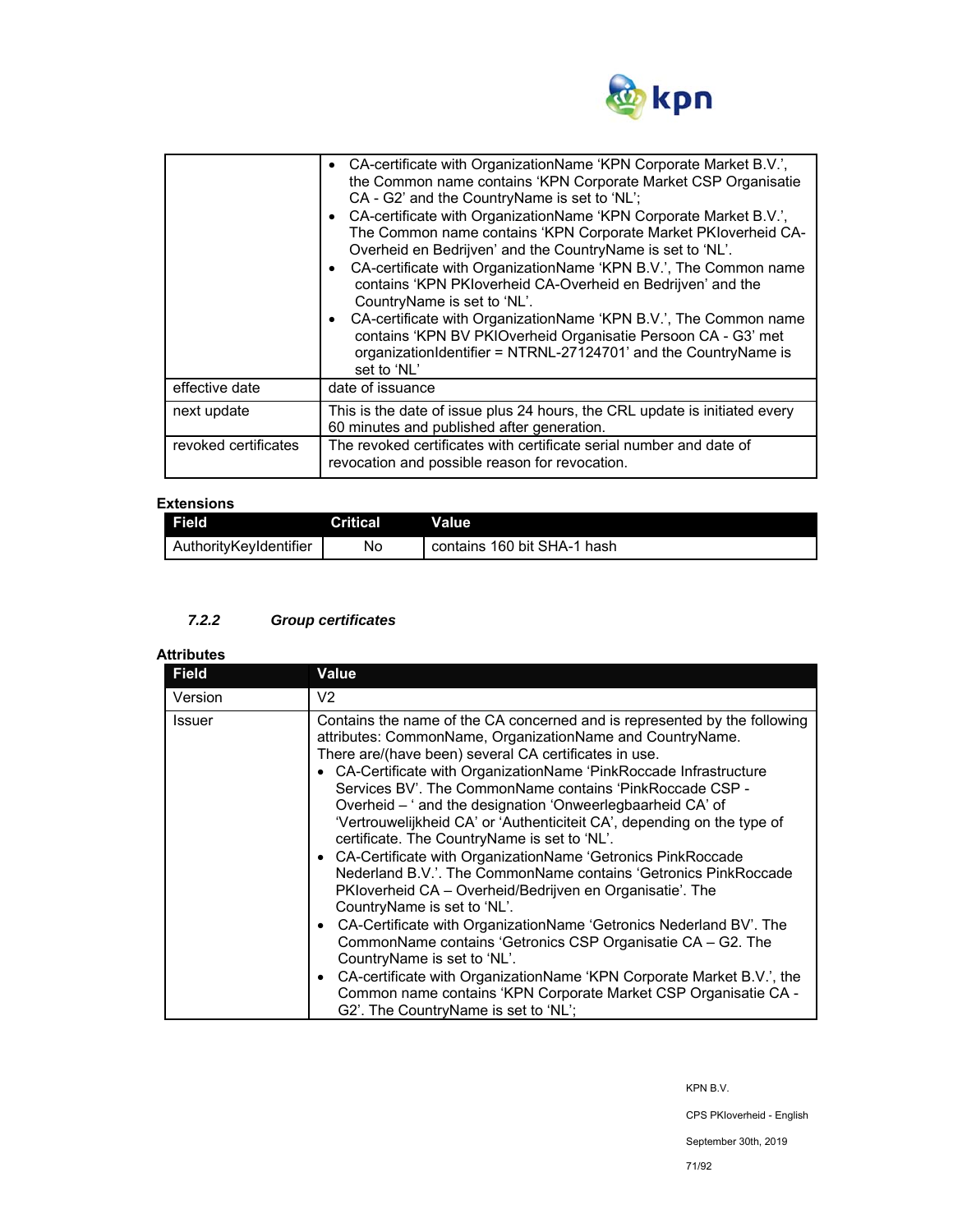| | |
|---|---|
| | • CA-certificate with OrganizationName 'KPN Corporate Market B.V.', the Common name contains 'KPN Corporate Market CSP Organisatie CA - G2' and the CountryName is set to 'NL';<br>• CA-certificate with OrganizationName 'KPN Corporate Market B.V.', The Common name contains 'KPN Corporate Market PKIoverheid CA-Overheid en Bedrijven' and the CountryName is set to 'NL'.<br>• CA-certificate with OrganizationName 'KPN B.V.', The Common name contains 'KPN PKIoverheid CA-Overheid en Bedrijven' and the CountryName is set to 'NL'.<br>• CA-certificate with OrganizationName 'KPN B.V.', The Common name contains 'KPN BV PKIOverheid Organisatie Persoon CA - G3' met organizationIdentifier = NTRNL-27124701' and the CountryName is set to 'NL' |
| effective date | date of issuance |
| next update | This is the date of issue plus 24 hours, the CRL update is initiated every 60 minutes and published after generation. |
| revoked certificates | The revoked certificates with certificate serial number and date of revocation and possible reason for revocation. |

**Extensions**

| Field | Critical | Value |
|---|---|---|
| AuthorityKeyIdentifier | No | contains 160 bit SHA-1 hash |

### *7.2.2 Group certificates*

**Attributes**

| Field | Value |
|---|---|
| Version | V2 |
| Issuer | Contains the name of the CA concerned and is represented by the following attributes: CommonName, OrganizationName and CountryName.<br>There are/(have been) several CA certificates in use.<br>• CA-Certificate with OrganizationName 'PinkRoccade Infrastructure Services BV'. The CommonName contains 'PinkRoccade CSP - Overheid – ' and the designation 'Onweerlegbaarheid CA' of 'Vertrouwelijkheid CA' or 'Authenticiteit CA', depending on the type of certificate. The CountryName is set to 'NL'.<br>• CA-Certificate with OrganizationName 'Getronics PinkRoccade Nederland B.V.'. The CommonName contains 'Getronics PinkRoccade PKIoverheid CA – Overheid/Bedrijven en Organisatie'. The CountryName is set to 'NL'.<br>• CA-Certificate with OrganizationName 'Getronics Nederland BV'. The CommonName contains 'Getronics CSP Organisatie CA – G2. The CountryName is set to 'NL'.<br>• CA-certificate with OrganizationName 'KPN Corporate Market B.V.', the Common name contains 'KPN Corporate Market CSP Organisatie CA - G2'. The CountryName is set to 'NL'; |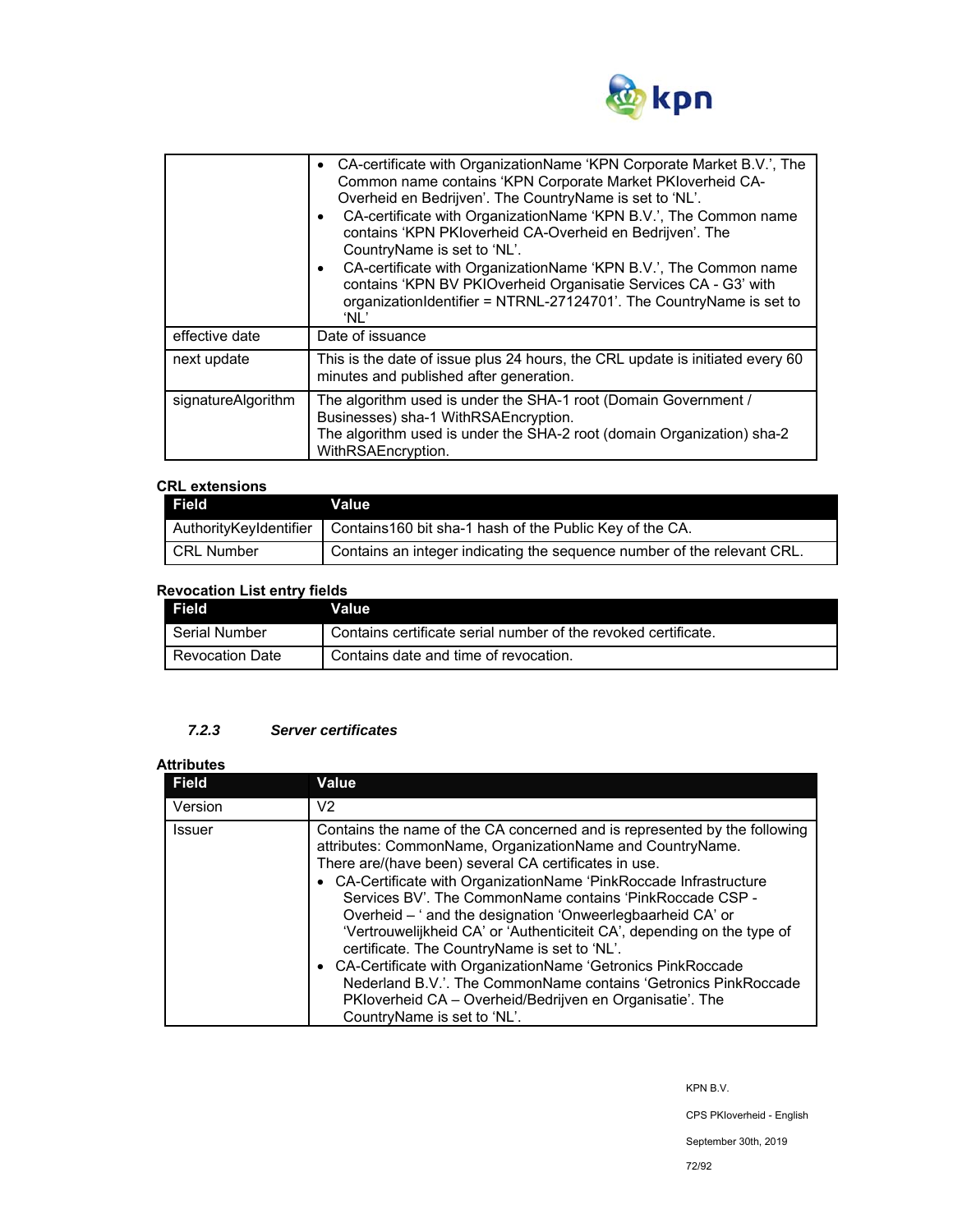| | |
|---|---|
| | • CA-certificate with OrganizationName 'KPN Corporate Market B.V.', The Common name contains 'KPN Corporate Market PKIoverheid CA-Overheid en Bedrijven'. The CountryName is set to 'NL'. • CA-certificate with OrganizationName 'KPN B.V.', The Common name contains 'KPN PKIoverheid CA-Overheid en Bedrijven'. The CountryName is set to 'NL'. • CA-certificate with OrganizationName 'KPN B.V.', The Common name contains 'KPN BV PKIOverheid Organisatie Services CA - G3' with organizationIdentifier = NTRNL-27124701'. The CountryName is set to 'NL' |
| effective date | Date of issuance |
| next update | This is the date of issue plus 24 hours, the CRL update is initiated every 60 minutes and published after generation. |
| signatureAlgorithm | The algorithm used is under the SHA-1 root (Domain Government / Businesses) sha-1 WithRSAEncryption. The algorithm used is under the SHA-2 root (domain Organization) sha-2 WithRSAEncryption. |

**CRL extensions**

| Field | Value |
|---|---|
| AuthorityKeyIdentifier | Contains160 bit sha-1 hash of the Public Key of the CA. |
| CRL Number | Contains an integer indicating the sequence number of the relevant CRL. |

**Revocation List entry fields**

| Field | Value |
|---|---|
| Serial Number | Contains certificate serial number of the revoked certificate. |
| Revocation Date | Contains date and time of revocation. |

### *7.2.3 Server certificates*

**Attributes**

| Field | Value |
|---|---|
| Version | V2 |
| Issuer | Contains the name of the CA concerned and is represented by the following attributes: CommonName, OrganizationName and CountryName. There are/(have been) several CA certificates in use. • CA-Certificate with OrganizationName 'PinkRoccade Infrastructure Services BV'. The CommonName contains 'PinkRoccade CSP - Overheid – ' and the designation 'Onweerlegbaarheid CA' or 'Vertrouwelijkheid CA' or 'Authenticiteit CA', depending on the type of certificate. The CountryName is set to 'NL'. • CA-Certificate with OrganizationName 'Getronics PinkRoccade Nederland B.V.'. The CommonName contains 'Getronics PinkRoccade PKIoverheid CA – Overheid/Bedrijven en Organisatie'. The CountryName is set to 'NL'. |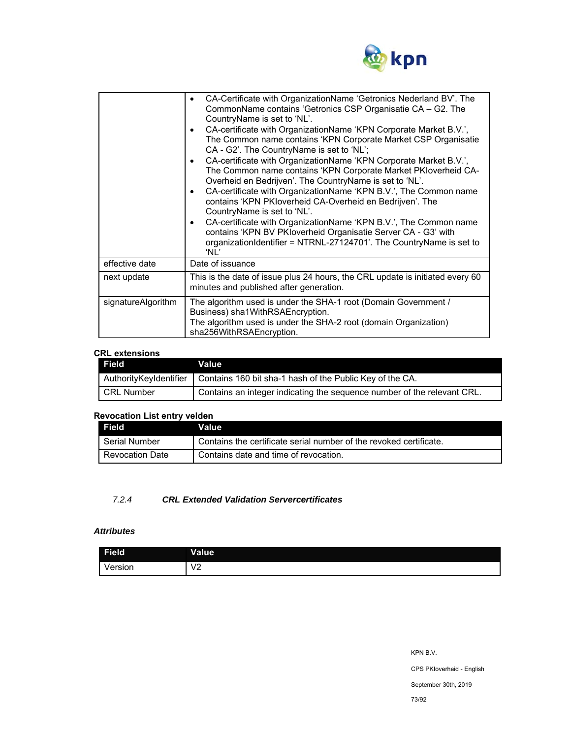| | |
|---|---|
| | • CA-Certificate with OrganizationName 'Getronics Nederland BV'. The CommonName contains 'Getronics CSP Organisatie CA – G2. The CountryName is set to 'NL'. • CA-certificate with OrganizationName 'KPN Corporate Market B.V.', The Common name contains 'KPN Corporate Market CSP Organisatie CA - G2'. The CountryName is set to 'NL'; • CA-certificate with OrganizationName 'KPN Corporate Market B.V.', The Common name contains 'KPN Corporate Market PKIoverheid CA-Overheid en Bedrijven'. The CountryName is set to 'NL'. • CA-certificate with OrganizationName 'KPN B.V.', The Common name contains 'KPN PKIoverheid CA-Overheid en Bedrijven'. The CountryName is set to 'NL'. • CA-certificate with OrganizationName 'KPN B.V.', The Common name contains 'KPN BV PKIoverheid Organisatie Server CA - G3' with organizationIdentifier = NTRNL-27124701'. The CountryName is set to 'NL' |
| effective date | Date of issuance |
| next update | This is the date of issue plus 24 hours, the CRL update is initiated every 60 minutes and published after generation. |
| signatureAlgorithm | The algorithm used is under the SHA-1 root (Domain Government / Business) sha1WithRSAEncryption. The algorithm used is under the SHA-2 root (domain Organization) sha256WithRSAEncryption. |

**CRL extensions**

| Field | Value |
|---|---|
| AuthorityKeyIdentifier | Contains 160 bit sha-1 hash of the Public Key of the CA. |
| CRL Number | Contains an integer indicating the sequence number of the relevant CRL. |

**Revocation List entry velden**

| Field | Value |
|---|---|
| Serial Number | Contains the certificate serial number of the revoked certificate. |
| Revocation Date | Contains date and time of revocation. |

### *7.2.4 CRL Extended Validation Servercertificates*

***Attributes***

| Field | Value |
|---|---|
| Version | V2 |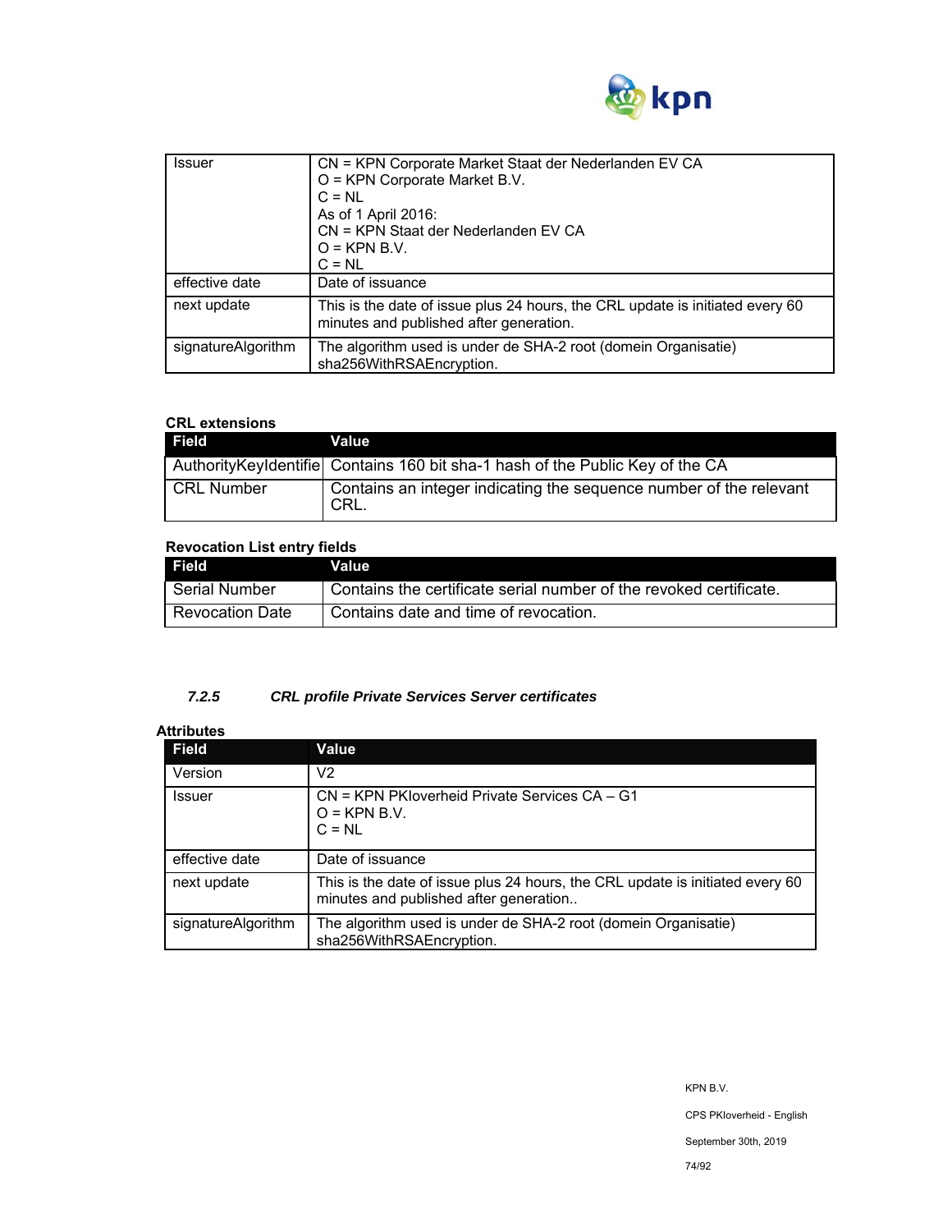| Issuer | CN = KPN Corporate Market Staat der Nederlanden EV CA<br>O = KPN Corporate Market B.V.<br>C = NL<br>As of 1 April 2016:<br>CN = KPN Staat der Nederlanden EV CA<br>O = KPN B.V.<br>C = NL |
|---|---|
| effective date | Date of issuance |
| next update | This is the date of issue plus 24 hours, the CRL update is initiated every 60 minutes and published after generation. |
| signatureAlgorithm | The algorithm used is under de SHA-2 root (domein Organisatie) sha256WithRSAEncryption. |

**CRL extensions**

| Field | Value |
|---|---|
| AuthorityKeyIdentifie | Contains 160 bit sha-1 hash of the Public Key of the CA |
| CRL Number | Contains an integer indicating the sequence number of the relevant CRL. |

**Revocation List entry fields**

| Field | Value |
|---|---|
| Serial Number | Contains the certificate serial number of the revoked certificate. |
| Revocation Date | Contains date and time of revocation. |

### *7.2.5 CRL profile Private Services Server certificates*

**Attributes**

| Field | Value |
|---|---|
| Version | V2 |
| Issuer | CN = KPN PKIoverheid Private Services CA – G1<br>O = KPN B.V.<br>C = NL |
| effective date | Date of issuance |
| next update | This is the date of issue plus 24 hours, the CRL update is initiated every 60 minutes and published after generation.. |
| signatureAlgorithm | The algorithm used is under de SHA-2 root (domein Organisatie) sha256WithRSAEncryption. |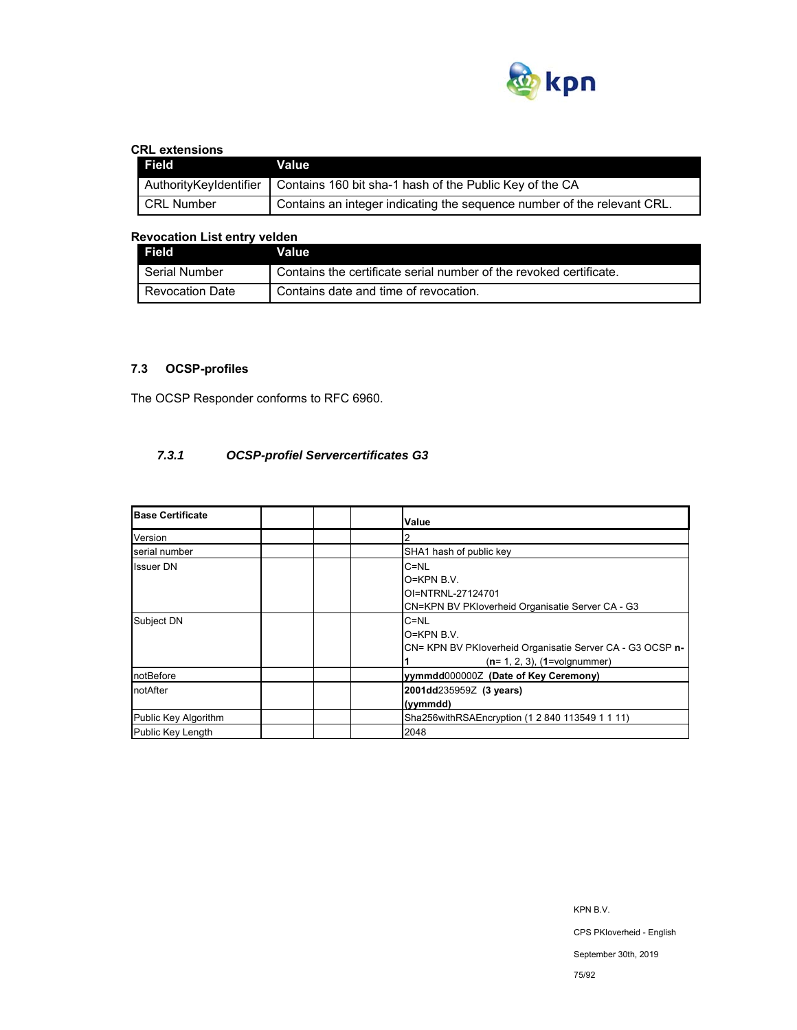**CRL extensions**

| Field | Value |
|---|---|
| AuthorityKeyIdentifier | Contains 160 bit sha-1 hash of the Public Key of the CA |
| CRL Number | Contains an integer indicating the sequence number of the relevant CRL. |

**Revocation List entry velden**

| Field | Value |
|---|---|
| Serial Number | Contains the certificate serial number of the revoked certificate. |
| Revocation Date | Contains date and time of revocation. |

### 7.3 OCSP-profiles

The OCSP Responder conforms to RFC 6960.

#### *7.3.1 OCSP-profiel Servercertificates G3*

| Base Certificate | | | | Value |
|---|---|---|---|---|
| Version | | | | 2 |
| serial number | | | | SHA1 hash of public key |
| Issuer DN | | | | C=NL<br>O=KPN B.V.<br>OI=NTRNL-27124701<br>CN=KPN BV PKIoverheid Organisatie Server CA - G3 |
| Subject DN | | | | C=NL<br>O=KPN B.V.<br>CN= KPN BV PKIoverheid Organisatie Server CA - G3 OCSP **n-1** (**n**= 1, 2, 3), (**1**=volgnummer) |
| notBefore | | | | **yymmdd**000000Z **(Date of Key Ceremony)** |
| notAfter | | | | **2001dd**235959Z **(3 years) (yymmdd)** |
| Public Key Algorithm | | | | Sha256withRSAEncryption (1 2 840 113549 1 1 11) |
| Public Key Length | | | | 2048 |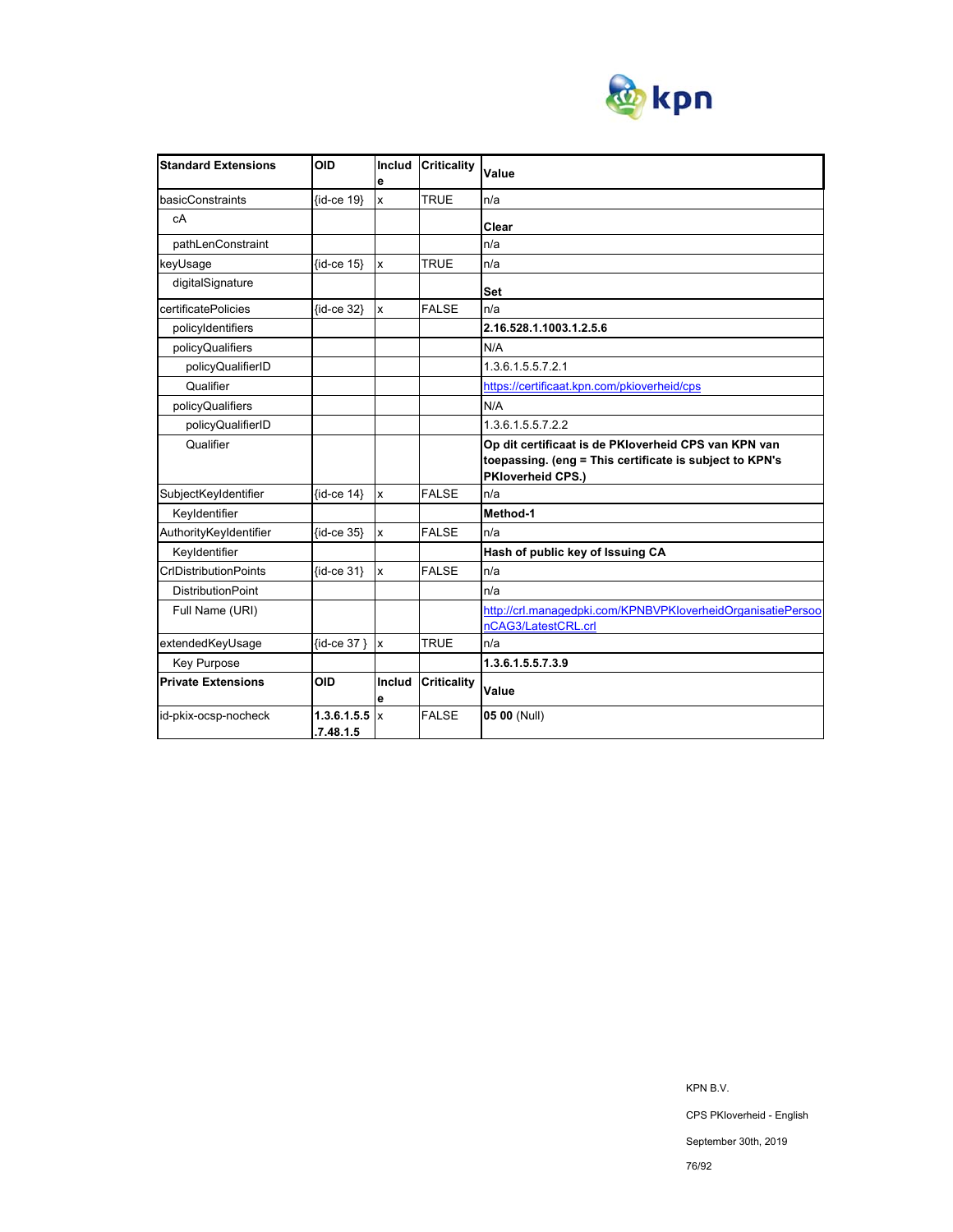| **Standard Extensions** | **OID** | **Include** | **Criticality** | **Value** |
|---|---|---|---|---|
| basicConstraints | {id-ce 19} | x | TRUE | n/a |
| cA | | | | **Clear** |
| pathLenConstraint | | | | n/a |
| keyUsage | {id-ce 15} | x | TRUE | n/a |
| digitalSignature | | | | **Set** |
| certificatePolicies | {id-ce 32} | x | FALSE | n/a |
| policyIdentifiers | | | | **2.16.528.1.1003.1.2.5.6** |
| policyQualifiers | | | | N/A |
| policyQualifierID | | | | 1.3.6.1.5.5.7.2.1 |
| Qualifier | | | | https://certificaat.kpn.com/pkioverheid/cps |
| policyQualifiers | | | | N/A |
| policyQualifierID | | | | 1.3.6.1.5.5.7.2.2 |
| Qualifier | | | | **Op dit certificaat is de PKIoverheid CPS van KPN van toepassing. (eng = This certificate is subject to KPN's PKIoverheid CPS.)** |
| SubjectKeyIdentifier | {id-ce 14} | x | FALSE | n/a |
| KeyIdentifier | | | | **Method-1** |
| AuthorityKeyIdentifier | {id-ce 35} | x | FALSE | n/a |
| KeyIdentifier | | | | **Hash of public key of Issuing CA** |
| CrlDistributionPoints | {id-ce 31} | x | FALSE | n/a |
| DistributionPoint | | | | n/a |
| Full Name (URI) | | | | http://crl.managedpki.com/KPNBVPKIoverheidOrganisatiePersoonCAG3/LatestCRL.crl |
| extendedKeyUsage | {id-ce 37 } | x | TRUE | n/a |
| Key Purpose | | | | **1.3.6.1.5.5.7.3.9** |
| **Private Extensions** | **OID** | **Include** | **Criticality** | **Value** |
| id-pkix-ocsp-nocheck | **1.3.6.1.5.5.7.48.1.5** | x | FALSE | **05 00** (Null) |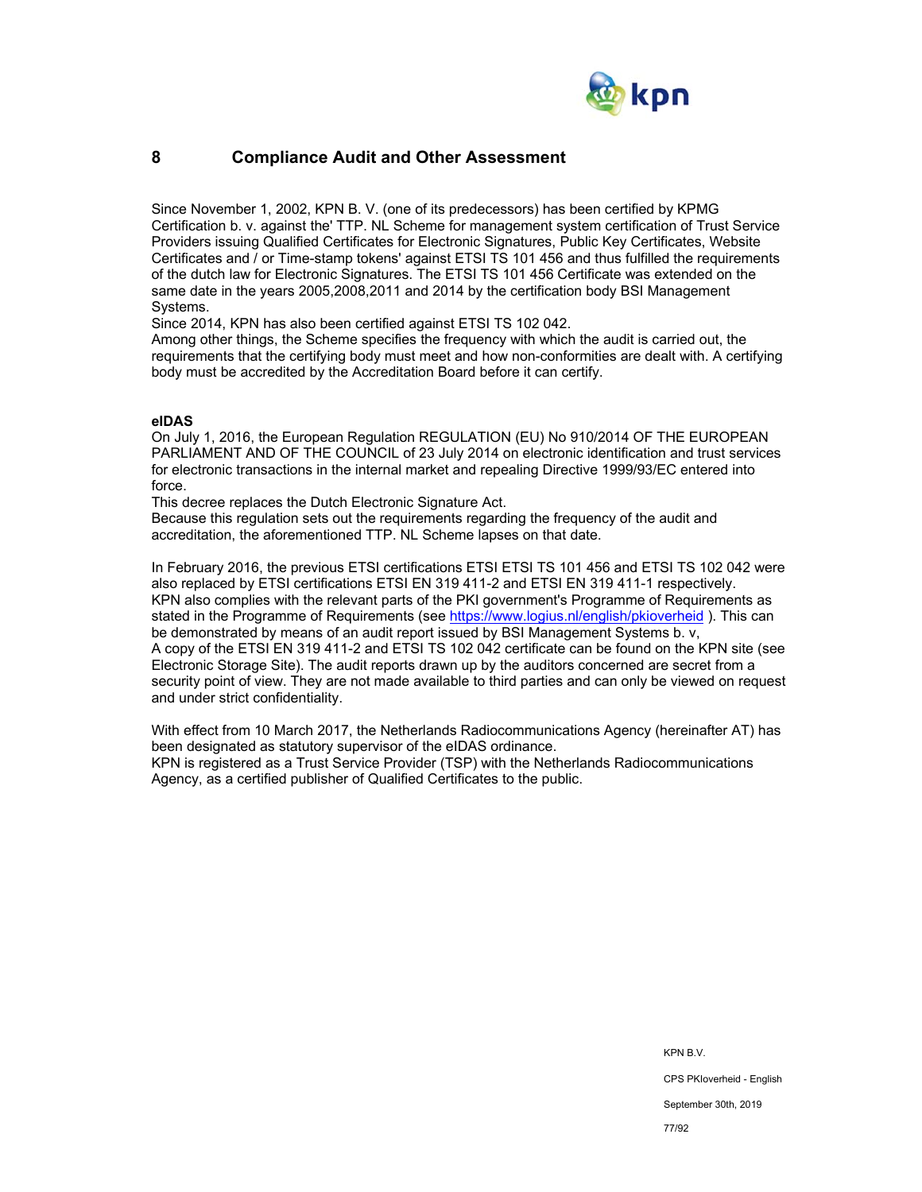# 8 Compliance Audit and Other Assessment

Since November 1, 2002, KPN B. V. (one of its predecessors) has been certified by KPMG Certification b. v. against the' TTP. NL Scheme for management system certification of Trust Service Providers issuing Qualified Certificates for Electronic Signatures, Public Key Certificates, Website Certificates and / or Time-stamp tokens' against ETSI TS 101 456 and thus fulfilled the requirements of the dutch law for Electronic Signatures. The ETSI TS 101 456 Certificate was extended on the same date in the years 2005,2008,2011 and 2014 by the certification body BSI Management Systems.
Since 2014, KPN has also been certified against ETSI TS 102 042.
Among other things, the Scheme specifies the frequency with which the audit is carried out, the requirements that the certifying body must meet and how non-conformities are dealt with. A certifying body must be accredited by the Accreditation Board before it can certify.

**eIDAS**
On July 1, 2016, the European Regulation REGULATION (EU) No 910/2014 OF THE EUROPEAN PARLIAMENT AND OF THE COUNCIL of 23 July 2014 on electronic identification and trust services for electronic transactions in the internal market and repealing Directive 1999/93/EC entered into force.
This decree replaces the Dutch Electronic Signature Act.
Because this regulation sets out the requirements regarding the frequency of the audit and accreditation, the aforementioned TTP. NL Scheme lapses on that date.

In February 2016, the previous ETSI certifications ETSI ETSI TS 101 456 and ETSI TS 102 042 were also replaced by ETSI certifications ETSI EN 319 411-2 and ETSI EN 319 411-1 respectively.
KPN also complies with the relevant parts of the PKI government's Programme of Requirements as stated in the Programme of Requirements (see https://www.logius.nl/english/pkioverheid ). This can be demonstrated by means of an audit report issued by BSI Management Systems b. v,
A copy of the ETSI EN 319 411-2 and ETSI TS 102 042 certificate can be found on the KPN site (see Electronic Storage Site). The audit reports drawn up by the auditors concerned are secret from a security point of view. They are not made available to third parties and can only be viewed on request and under strict confidentiality.

With effect from 10 March 2017, the Netherlands Radiocommunications Agency (hereinafter AT) has been designated as statutory supervisor of the eIDAS ordinance.
KPN is registered as a Trust Service Provider (TSP) with the Netherlands Radiocommunications Agency, as a certified publisher of Qualified Certificates to the public.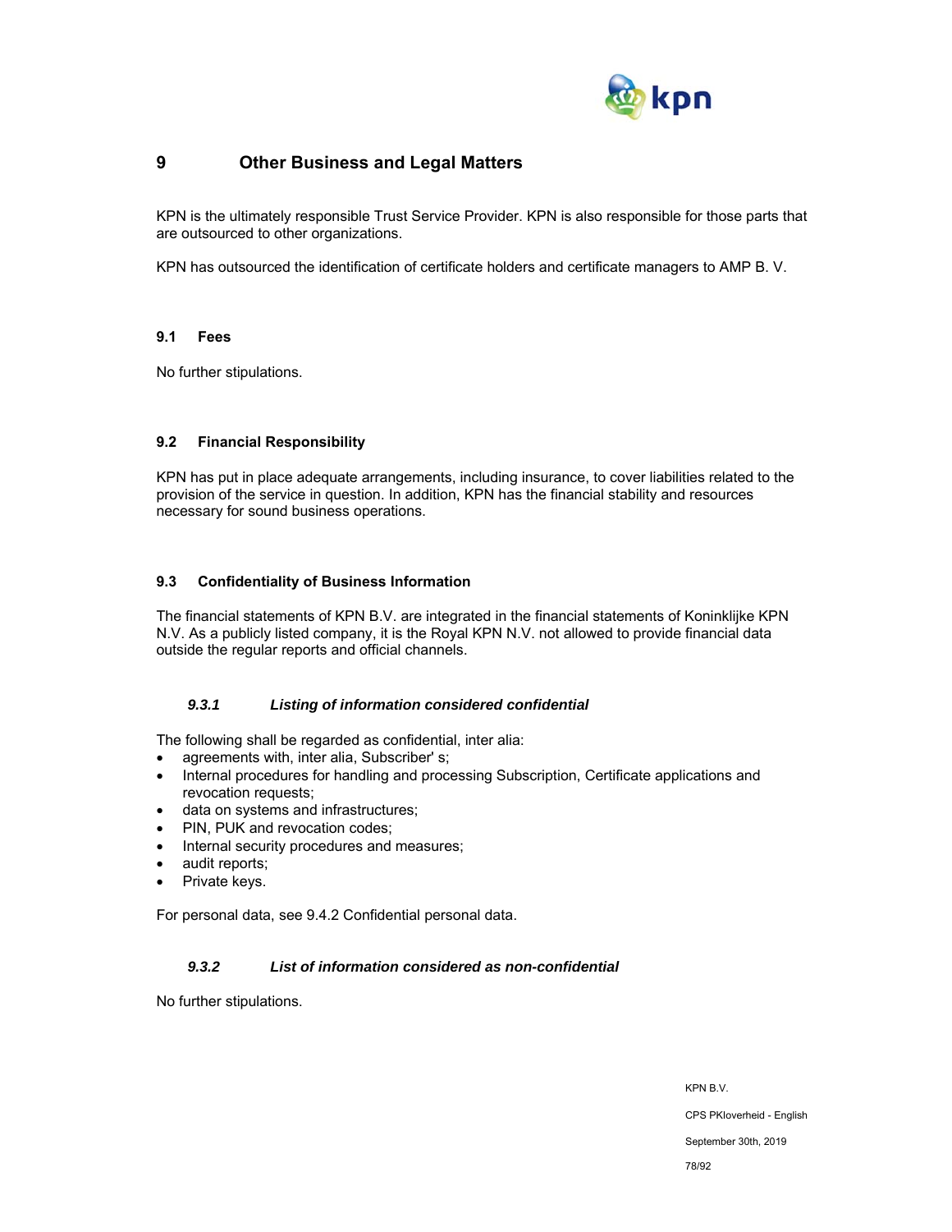# 9 Other Business and Legal Matters

KPN is the ultimately responsible Trust Service Provider. KPN is also responsible for those parts that are outsourced to other organizations.

KPN has outsourced the identification of certificate holders and certificate managers to AMP B. V.

## 9.1 Fees

No further stipulations.

## 9.2 Financial Responsibility

KPN has put in place adequate arrangements, including insurance, to cover liabilities related to the provision of the service in question. In addition, KPN has the financial stability and resources necessary for sound business operations.

## 9.3 Confidentiality of Business Information

The financial statements of KPN B.V. are integrated in the financial statements of Koninklijke KPN N.V. As a publicly listed company, it is the Royal KPN N.V. not allowed to provide financial data outside the regular reports and official channels.

### *9.3.1 Listing of information considered confidential*

The following shall be regarded as confidential, inter alia:

- agreements with, inter alia, Subscriber' s;
- Internal procedures for handling and processing Subscription, Certificate applications and revocation requests;
- data on systems and infrastructures;
- PIN, PUK and revocation codes;
- Internal security procedures and measures;
- audit reports;
- Private keys.

For personal data, see 9.4.2 Confidential personal data.

### *9.3.2 List of information considered as non-confidential*

No further stipulations.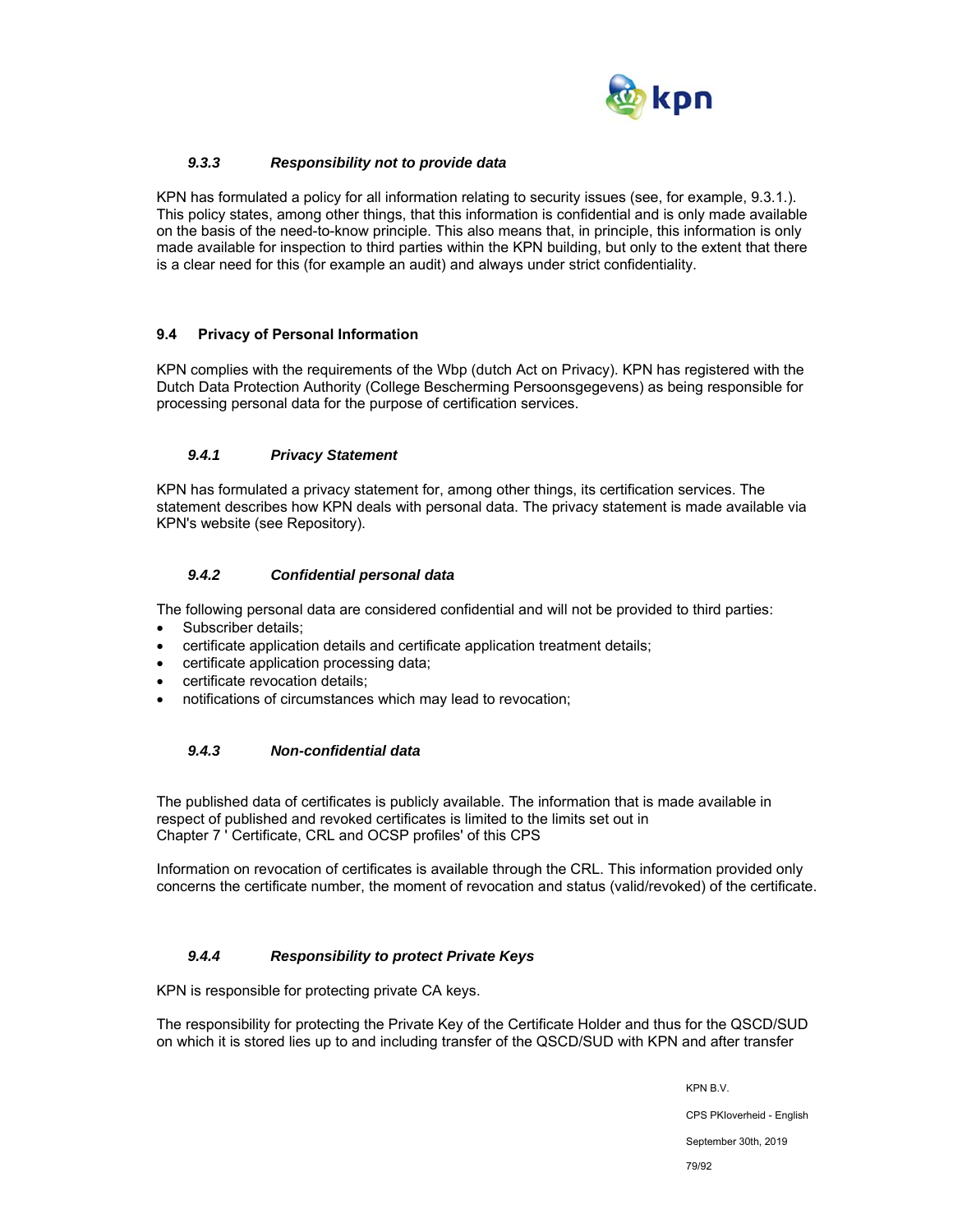#### *9.3.3 Responsibility not to provide data*

KPN has formulated a policy for all information relating to security issues (see, for example, 9.3.1.). This policy states, among other things, that this information is confidential and is only made available on the basis of the need-to-know principle. This also means that, in principle, this information is only made available for inspection to third parties within the KPN building, but only to the extent that there is a clear need for this (for example an audit) and always under strict confidentiality.

### 9.4 Privacy of Personal Information

KPN complies with the requirements of the Wbp (dutch Act on Privacy). KPN has registered with the Dutch Data Protection Authority (College Bescherming Persoonsgegevens) as being responsible for processing personal data for the purpose of certification services.

#### *9.4.1 Privacy Statement*

KPN has formulated a privacy statement for, among other things, its certification services. The statement describes how KPN deals with personal data. The privacy statement is made available via KPN's website (see Repository).

#### *9.4.2 Confidential personal data*

The following personal data are considered confidential and will not be provided to third parties:

- Subscriber details;
- certificate application details and certificate application treatment details;
- certificate application processing data;
- certificate revocation details;
- notifications of circumstances which may lead to revocation;

#### *9.4.3 Non-confidential data*

The published data of certificates is publicly available. The information that is made available in respect of published and revoked certificates is limited to the limits set out in Chapter 7 ' Certificate, CRL and OCSP profiles' of this CPS

Information on revocation of certificates is available through the CRL. This information provided only concerns the certificate number, the moment of revocation and status (valid/revoked) of the certificate.

#### *9.4.4 Responsibility to protect Private Keys*

KPN is responsible for protecting private CA keys.

The responsibility for protecting the Private Key of the Certificate Holder and thus for the QSCD/SUD on which it is stored lies up to and including transfer of the QSCD/SUD with KPN and after transfer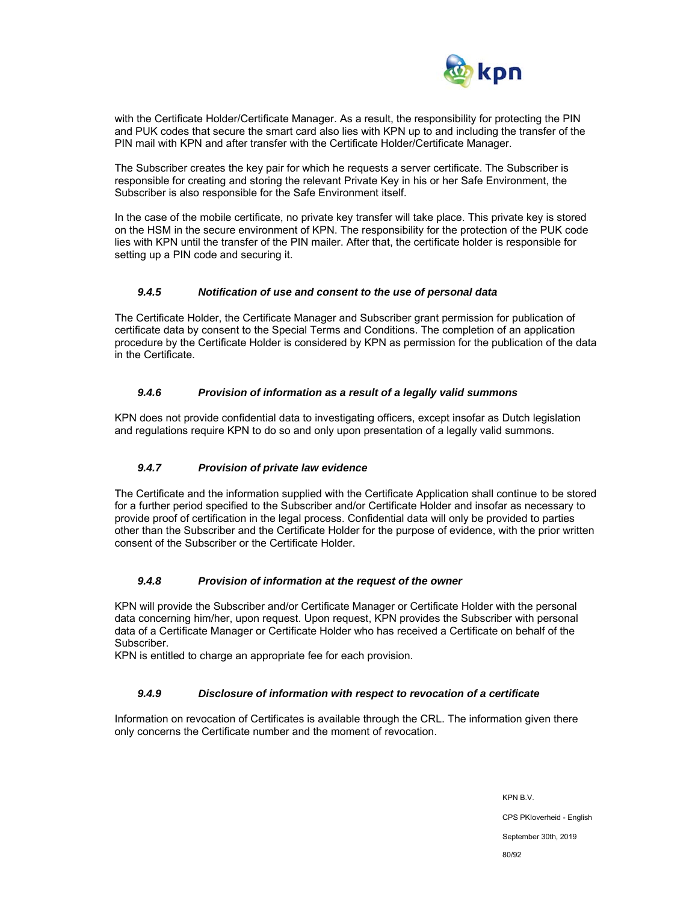with the Certificate Holder/Certificate Manager. As a result, the responsibility for protecting the PIN and PUK codes that secure the smart card also lies with KPN up to and including the transfer of the PIN mail with KPN and after transfer with the Certificate Holder/Certificate Manager.

The Subscriber creates the key pair for which he requests a server certificate. The Subscriber is responsible for creating and storing the relevant Private Key in his or her Safe Environment, the Subscriber is also responsible for the Safe Environment itself.

In the case of the mobile certificate, no private key transfer will take place. This private key is stored on the HSM in the secure environment of KPN. The responsibility for the protection of the PUK code lies with KPN until the transfer of the PIN mailer. After that, the certificate holder is responsible for setting up a PIN code and securing it.

### *9.4.5 Notification of use and consent to the use of personal data*

The Certificate Holder, the Certificate Manager and Subscriber grant permission for publication of certificate data by consent to the Special Terms and Conditions. The completion of an application procedure by the Certificate Holder is considered by KPN as permission for the publication of the data in the Certificate.

### *9.4.6 Provision of information as a result of a legally valid summons*

KPN does not provide confidential data to investigating officers, except insofar as Dutch legislation and regulations require KPN to do so and only upon presentation of a legally valid summons.

### *9.4.7 Provision of private law evidence*

The Certificate and the information supplied with the Certificate Application shall continue to be stored for a further period specified to the Subscriber and/or Certificate Holder and insofar as necessary to provide proof of certification in the legal process. Confidential data will only be provided to parties other than the Subscriber and the Certificate Holder for the purpose of evidence, with the prior written consent of the Subscriber or the Certificate Holder.

### *9.4.8 Provision of information at the request of the owner*

KPN will provide the Subscriber and/or Certificate Manager or Certificate Holder with the personal data concerning him/her, upon request. Upon request, KPN provides the Subscriber with personal data of a Certificate Manager or Certificate Holder who has received a Certificate on behalf of the Subscriber.
KPN is entitled to charge an appropriate fee for each provision.

### *9.4.9 Disclosure of information with respect to revocation of a certificate*

Information on revocation of Certificates is available through the CRL. The information given there only concerns the Certificate number and the moment of revocation.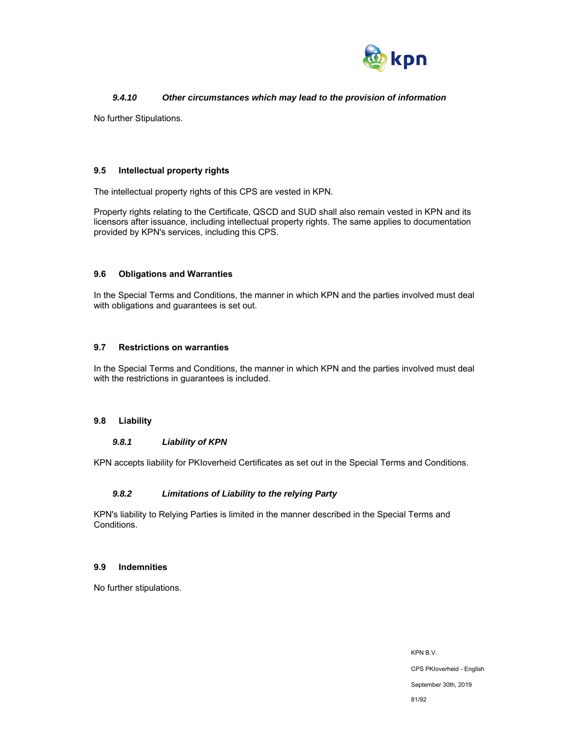#### *9.4.10 Other circumstances which may lead to the provision of information*

No further Stipulations.

### 9.5 Intellectual property rights

The intellectual property rights of this CPS are vested in KPN.

Property rights relating to the Certificate, QSCD and SUD shall also remain vested in KPN and its licensors after issuance, including intellectual property rights. The same applies to documentation provided by KPN's services, including this CPS.

### 9.6 Obligations and Warranties

In the Special Terms and Conditions, the manner in which KPN and the parties involved must deal with obligations and guarantees is set out.

### 9.7 Restrictions on warranties

In the Special Terms and Conditions, the manner in which KPN and the parties involved must deal with the restrictions in guarantees is included.

### 9.8 Liability

#### *9.8.1 Liability of KPN*

KPN accepts liability for PKIoverheid Certificates as set out in the Special Terms and Conditions.

#### *9.8.2 Limitations of Liability to the relying Party*

KPN's liability to Relying Parties is limited in the manner described in the Special Terms and Conditions.

### 9.9 Indemnities

No further stipulations.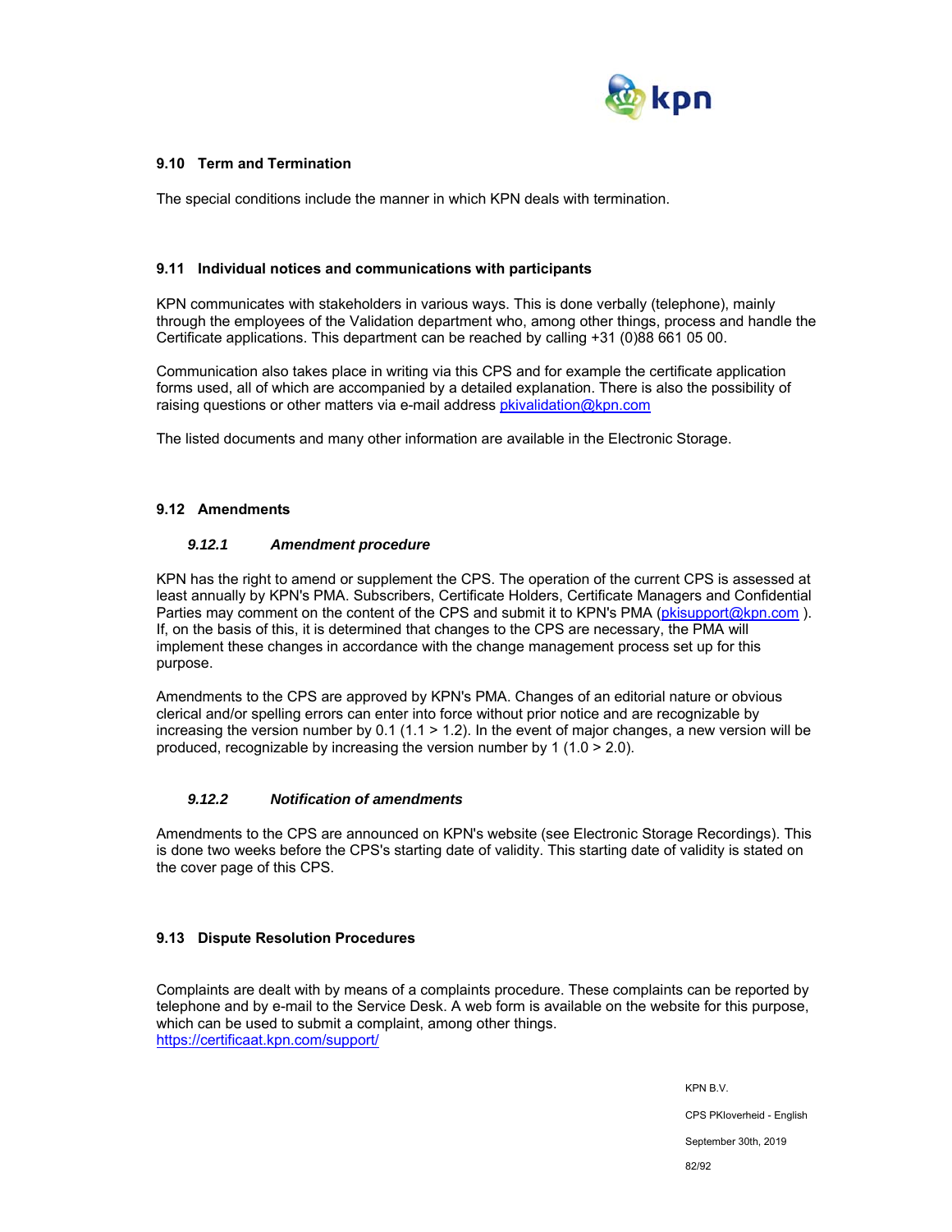## 9.10 Term and Termination

The special conditions include the manner in which KPN deals with termination.

## 9.11 Individual notices and communications with participants

KPN communicates with stakeholders in various ways. This is done verbally (telephone), mainly through the employees of the Validation department who, among other things, process and handle the Certificate applications. This department can be reached by calling +31 (0)88 661 05 00.

Communication also takes place in writing via this CPS and for example the certificate application forms used, all of which are accompanied by a detailed explanation. There is also the possibility of raising questions or other matters via e-mail address pkivalidation@kpn.com

The listed documents and many other information are available in the Electronic Storage.

## 9.12 Amendments

### *9.12.1 Amendment procedure*

KPN has the right to amend or supplement the CPS. The operation of the current CPS is assessed at least annually by KPN's PMA. Subscribers, Certificate Holders, Certificate Managers and Confidential Parties may comment on the content of the CPS and submit it to KPN's PMA (pkisupport@kpn.com ). If, on the basis of this, it is determined that changes to the CPS are necessary, the PMA will implement these changes in accordance with the change management process set up for this purpose.

Amendments to the CPS are approved by KPN's PMA. Changes of an editorial nature or obvious clerical and/or spelling errors can enter into force without prior notice and are recognizable by increasing the version number by 0.1 (1.1 > 1.2). In the event of major changes, a new version will be produced, recognizable by increasing the version number by 1 (1.0 > 2.0).

### *9.12.2 Notification of amendments*

Amendments to the CPS are announced on KPN's website (see Electronic Storage Recordings). This is done two weeks before the CPS's starting date of validity. This starting date of validity is stated on the cover page of this CPS.

## 9.13 Dispute Resolution Procedures

Complaints are dealt with by means of a complaints procedure. These complaints can be reported by telephone and by e-mail to the Service Desk. A web form is available on the website for this purpose, which can be used to submit a complaint, among other things.
https://certificaat.kpn.com/support/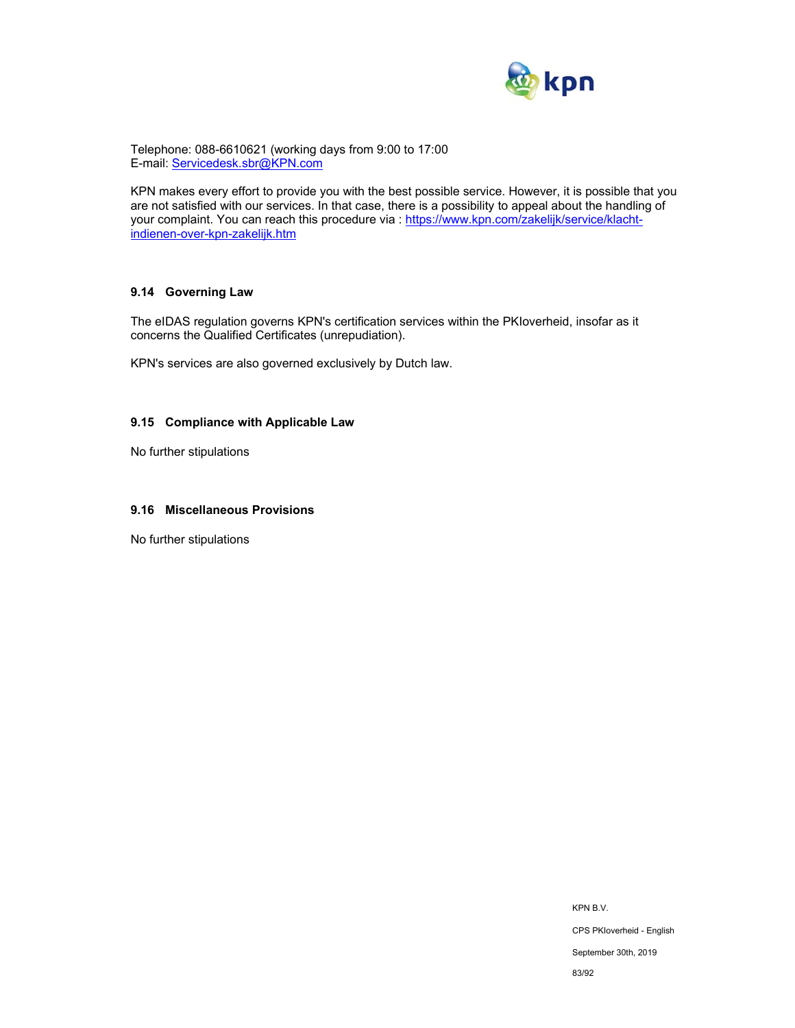Telephone: 088-6610621 (working days from 9:00 to 17:00
E-mail: Servicedesk.sbr@KPN.com

KPN makes every effort to provide you with the best possible service. However, it is possible that you are not satisfied with our services. In that case, there is a possibility to appeal about the handling of your complaint. You can reach this procedure via : https://www.kpn.com/zakelijk/service/klacht-indienen-over-kpn-zakelijk.htm

### 9.14 Governing Law

The eIDAS regulation governs KPN's certification services within the PKIoverheid, insofar as it concerns the Qualified Certificates (unrepudiation).

KPN's services are also governed exclusively by Dutch law.

### 9.15 Compliance with Applicable Law

No further stipulations

### 9.16 Miscellaneous Provisions

No further stipulations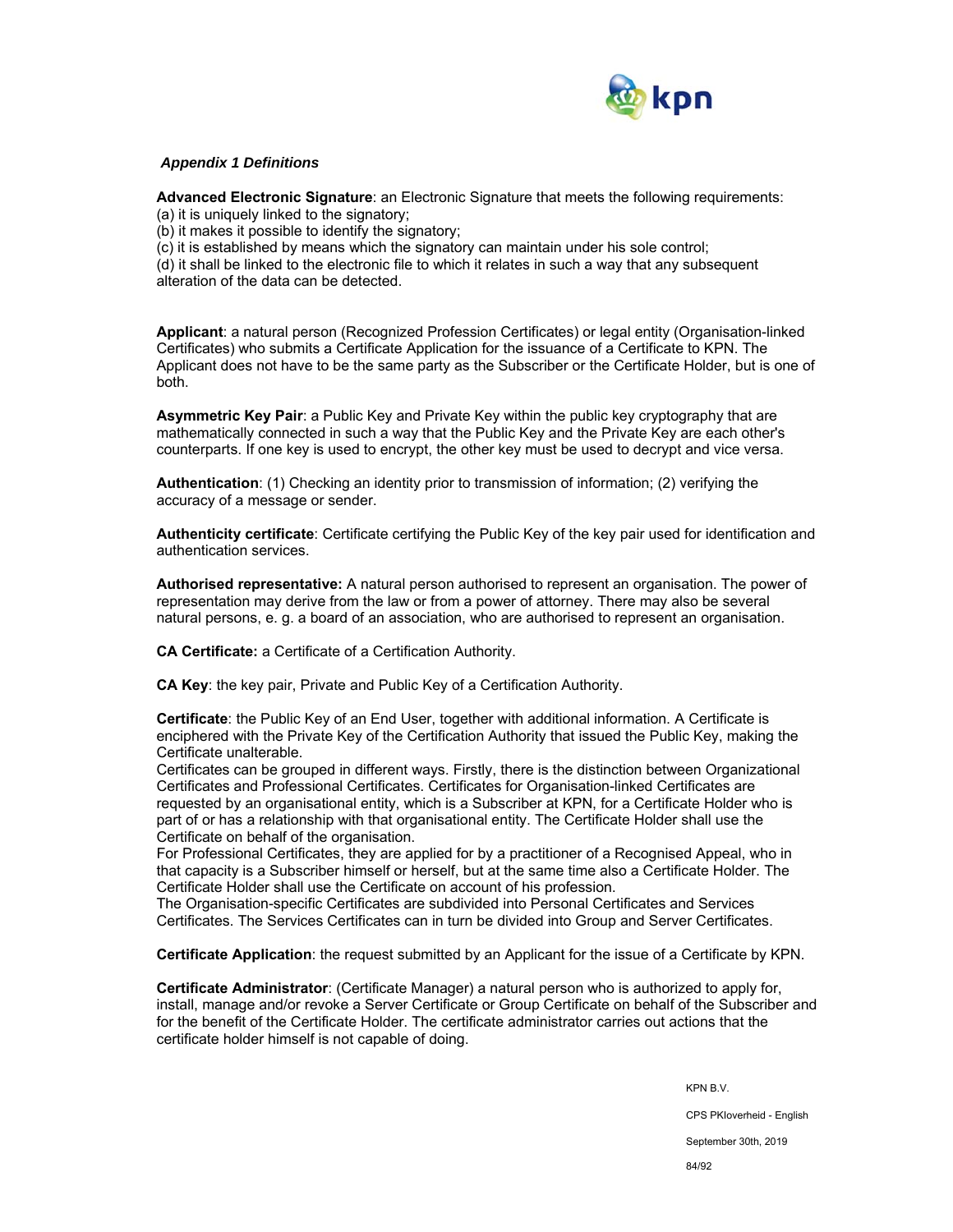***Appendix 1 Definitions***

**Advanced Electronic Signature**: an Electronic Signature that meets the following requirements:
(a) it is uniquely linked to the signatory;
(b) it makes it possible to identify the signatory;
(c) it is established by means which the signatory can maintain under his sole control;
(d) it shall be linked to the electronic file to which it relates in such a way that any subsequent alteration of the data can be detected.

**Applicant**: a natural person (Recognized Profession Certificates) or legal entity (Organisation-linked Certificates) who submits a Certificate Application for the issuance of a Certificate to KPN. The Applicant does not have to be the same party as the Subscriber or the Certificate Holder, but is one of both.

**Asymmetric Key Pair**: a Public Key and Private Key within the public key cryptography that are mathematically connected in such a way that the Public Key and the Private Key are each other's counterparts. If one key is used to encrypt, the other key must be used to decrypt and vice versa.

**Authentication**: (1) Checking an identity prior to transmission of information; (2) verifying the accuracy of a message or sender.

**Authenticity certificate**: Certificate certifying the Public Key of the key pair used for identification and authentication services.

**Authorised representative:** A natural person authorised to represent an organisation. The power of representation may derive from the law or from a power of attorney. There may also be several natural persons, e. g. a board of an association, who are authorised to represent an organisation.

**CA Certificate:** a Certificate of a Certification Authority.

**CA Key**: the key pair, Private and Public Key of a Certification Authority.

**Certificate**: the Public Key of an End User, together with additional information. A Certificate is enciphered with the Private Key of the Certification Authority that issued the Public Key, making the Certificate unalterable.
Certificates can be grouped in different ways. Firstly, there is the distinction between Organizational Certificates and Professional Certificates. Certificates for Organisation-linked Certificates are requested by an organisational entity, which is a Subscriber at KPN, for a Certificate Holder who is part of or has a relationship with that organisational entity. The Certificate Holder shall use the Certificate on behalf of the organisation.
For Professional Certificates, they are applied for by a practitioner of a Recognised Appeal, who in that capacity is a Subscriber himself or herself, but at the same time also a Certificate Holder. The Certificate Holder shall use the Certificate on account of his profession.
The Organisation-specific Certificates are subdivided into Personal Certificates and Services Certificates. The Services Certificates can in turn be divided into Group and Server Certificates.

**Certificate Application**: the request submitted by an Applicant for the issue of a Certificate by KPN.

**Certificate Administrator**: (Certificate Manager) a natural person who is authorized to apply for, install, manage and/or revoke a Server Certificate or Group Certificate on behalf of the Subscriber and for the benefit of the Certificate Holder. The certificate administrator carries out actions that the certificate holder himself is not capable of doing.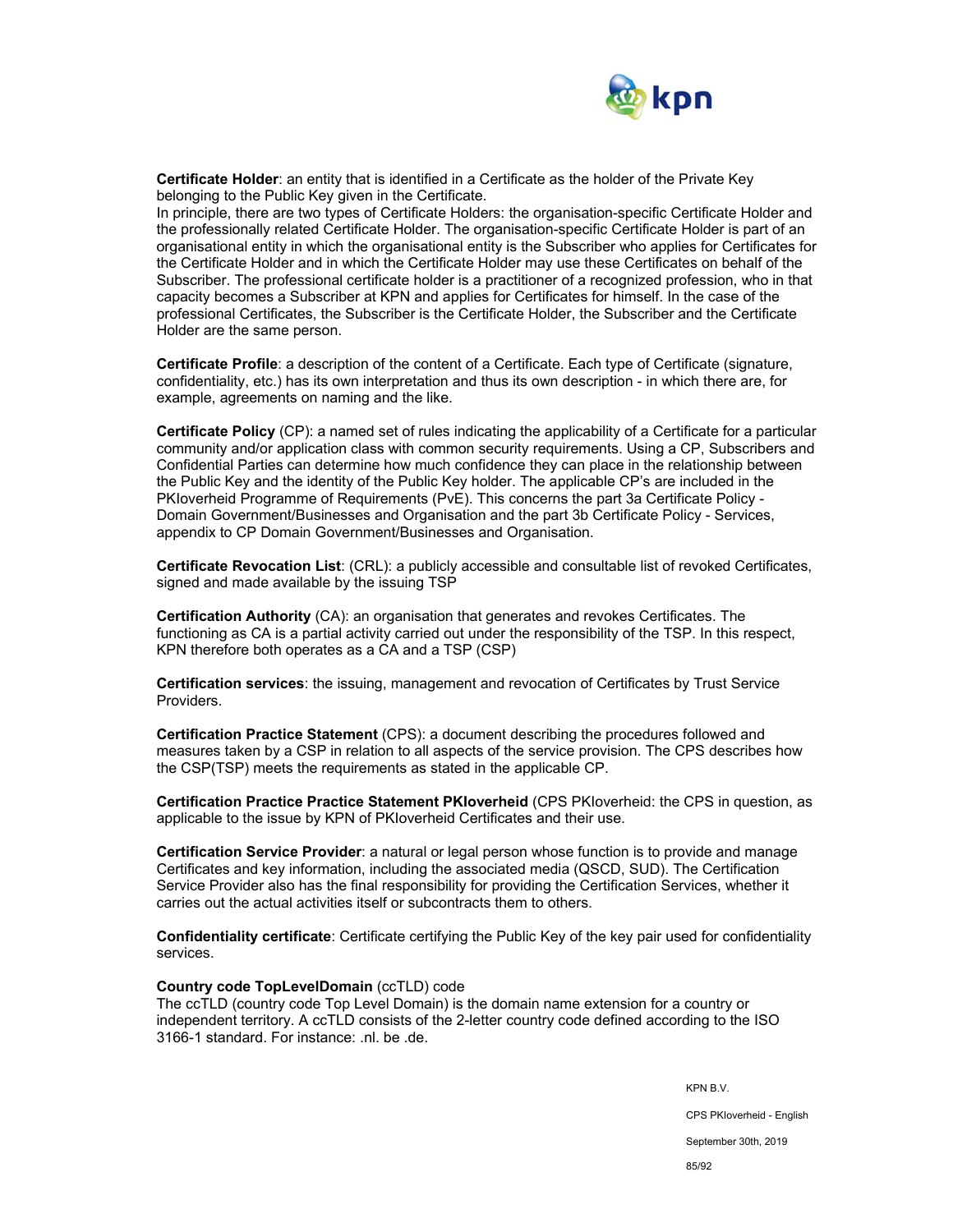**Certificate Holder**: an entity that is identified in a Certificate as the holder of the Private Key belonging to the Public Key given in the Certificate.
In principle, there are two types of Certificate Holders: the organisation-specific Certificate Holder and the professionally related Certificate Holder. The organisation-specific Certificate Holder is part of an organisational entity in which the organisational entity is the Subscriber who applies for Certificates for the Certificate Holder and in which the Certificate Holder may use these Certificates on behalf of the Subscriber. The professional certificate holder is a practitioner of a recognized profession, who in that capacity becomes a Subscriber at KPN and applies for Certificates for himself. In the case of the professional Certificates, the Subscriber is the Certificate Holder, the Subscriber and the Certificate Holder are the same person.

**Certificate Profile**: a description of the content of a Certificate. Each type of Certificate (signature, confidentiality, etc.) has its own interpretation and thus its own description - in which there are, for example, agreements on naming and the like.

**Certificate Policy** (CP): a named set of rules indicating the applicability of a Certificate for a particular community and/or application class with common security requirements. Using a CP, Subscribers and Confidential Parties can determine how much confidence they can place in the relationship between the Public Key and the identity of the Public Key holder. The applicable CP's are included in the PKIoverheid Programme of Requirements (PvE). This concerns the part 3a Certificate Policy - Domain Government/Businesses and Organisation and the part 3b Certificate Policy - Services, appendix to CP Domain Government/Businesses and Organisation.

**Certificate Revocation List**: (CRL): a publicly accessible and consultable list of revoked Certificates, signed and made available by the issuing TSP

**Certification Authority** (CA): an organisation that generates and revokes Certificates. The functioning as CA is a partial activity carried out under the responsibility of the TSP. In this respect, KPN therefore both operates as a CA and a TSP (CSP)

**Certification services**: the issuing, management and revocation of Certificates by Trust Service Providers.

**Certification Practice Statement** (CPS): a document describing the procedures followed and measures taken by a CSP in relation to all aspects of the service provision. The CPS describes how the CSP(TSP) meets the requirements as stated in the applicable CP.

**Certification Practice Practice Statement PKIoverheid** (CPS PKIoverheid: the CPS in question, as applicable to the issue by KPN of PKIoverheid Certificates and their use.

**Certification Service Provider**: a natural or legal person whose function is to provide and manage Certificates and key information, including the associated media (QSCD, SUD). The Certification Service Provider also has the final responsibility for providing the Certification Services, whether it carries out the actual activities itself or subcontracts them to others.

**Confidentiality certificate**: Certificate certifying the Public Key of the key pair used for confidentiality services.

**Country code TopLevelDomain** (ccTLD) code
The ccTLD (country code Top Level Domain) is the domain name extension for a country or independent territory. A ccTLD consists of the 2-letter country code defined according to the ISO 3166-1 standard. For instance: .nl. be .de.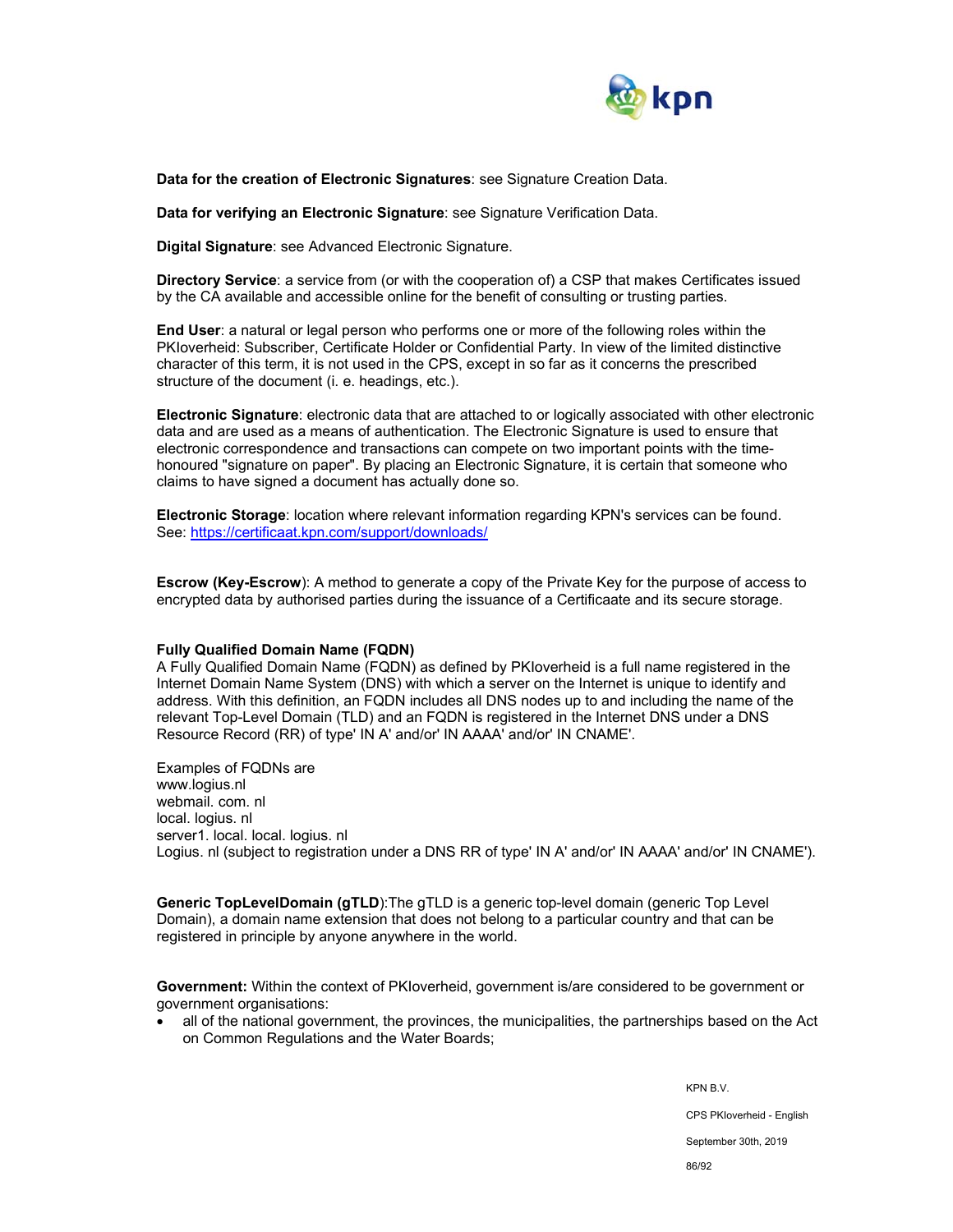**Data for the creation of Electronic Signatures**: see Signature Creation Data.

**Data for verifying an Electronic Signature**: see Signature Verification Data.

**Digital Signature**: see Advanced Electronic Signature.

**Directory Service**: a service from (or with the cooperation of) a CSP that makes Certificates issued by the CA available and accessible online for the benefit of consulting or trusting parties.

**End User**: a natural or legal person who performs one or more of the following roles within the PKIoverheid: Subscriber, Certificate Holder or Confidential Party. In view of the limited distinctive character of this term, it is not used in the CPS, except in so far as it concerns the prescribed structure of the document (i. e. headings, etc.).

**Electronic Signature**: electronic data that are attached to or logically associated with other electronic data and are used as a means of authentication. The Electronic Signature is used to ensure that electronic correspondence and transactions can compete on two important points with the time-honoured "signature on paper". By placing an Electronic Signature, it is certain that someone who claims to have signed a document has actually done so.

**Electronic Storage**: location where relevant information regarding KPN's services can be found. See: https://certificaat.kpn.com/support/downloads/

**Escrow (Key-Escrow**): A method to generate a copy of the Private Key for the purpose of access to encrypted data by authorised parties during the issuance of a Certificaate and its secure storage.

**Fully Qualified Domain Name (FQDN)**
A Fully Qualified Domain Name (FQDN) as defined by PKIoverheid is a full name registered in the Internet Domain Name System (DNS) with which a server on the Internet is unique to identify and address. With this definition, an FQDN includes all DNS nodes up to and including the name of the relevant Top-Level Domain (TLD) and an FQDN is registered in the Internet DNS under a DNS Resource Record (RR) of type' IN A' and/or' IN AAAA' and/or' IN CNAME'.

Examples of FQDNs are
www.logius.nl
webmail. com. nl
local. logius. nl
server1. local. local. logius. nl
Logius. nl (subject to registration under a DNS RR of type' IN A' and/or' IN AAAA' and/or' IN CNAME').

**Generic TopLevelDomain (gTLD)**:The gTLD is a generic top-level domain (generic Top Level Domain), a domain name extension that does not belong to a particular country and that can be registered in principle by anyone anywhere in the world.

**Government:** Within the context of PKIoverheid, government is/are considered to be government or government organisations:

- all of the national government, the provinces, the municipalities, the partnerships based on the Act on Common Regulations and the Water Boards;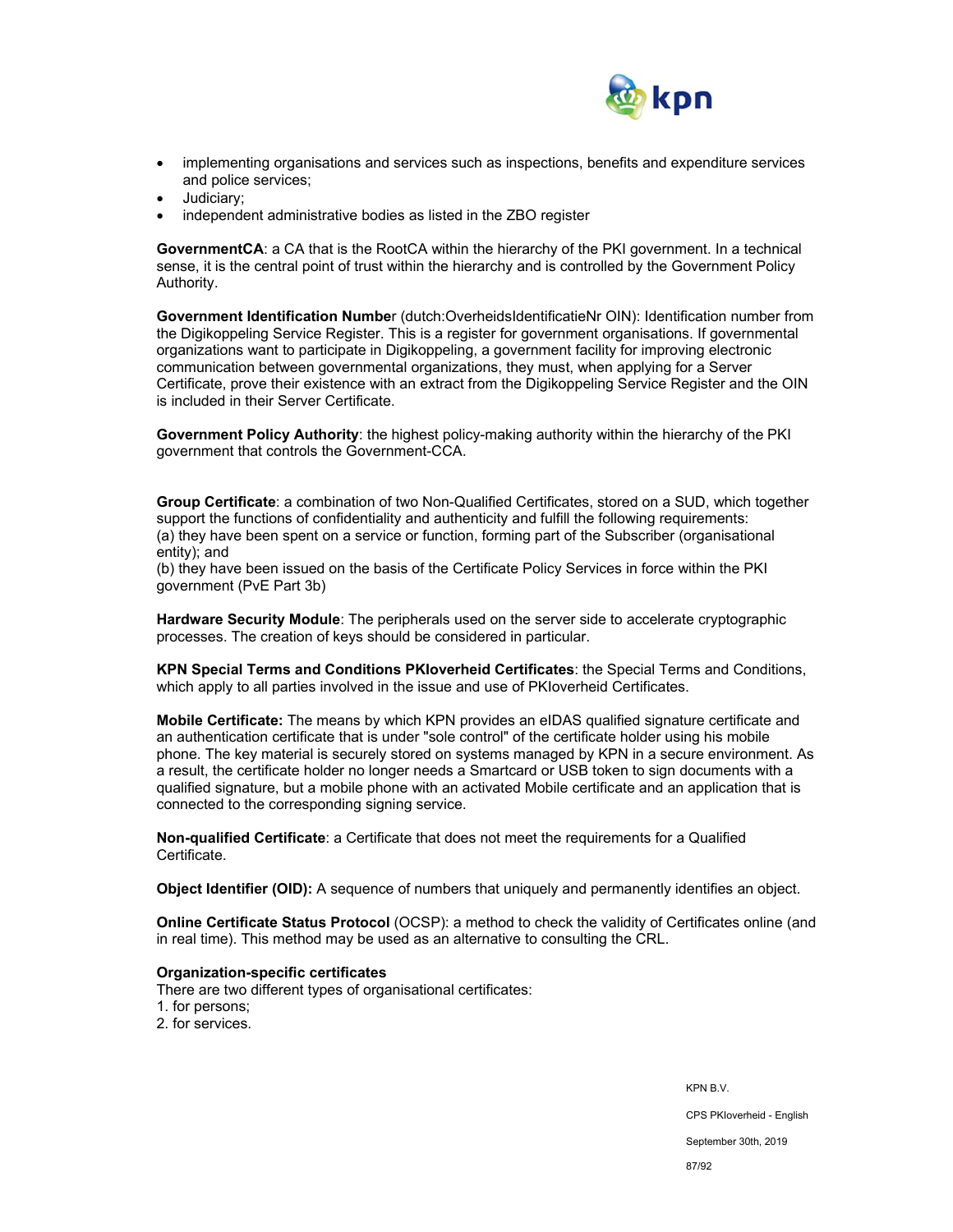- implementing organisations and services such as inspections, benefits and expenditure services and police services;
- Judiciary;
- independent administrative bodies as listed in the ZBO register

**GovernmentCA**: a CA that is the RootCA within the hierarchy of the PKI government. In a technical sense, it is the central point of trust within the hierarchy and is controlled by the Government Policy Authority.

**Government Identification Number** (dutch:OverheidsIdentificatieNr OIN): Identification number from the Digikoppeling Service Register. This is a register for government organisations. If governmental organizations want to participate in Digikoppeling, a government facility for improving electronic communication between governmental organizations, they must, when applying for a Server Certificate, prove their existence with an extract from the Digikoppeling Service Register and the OIN is included in their Server Certificate.

**Government Policy Authority**: the highest policy-making authority within the hierarchy of the PKI government that controls the Government-CCA.

**Group Certificate**: a combination of two Non-Qualified Certificates, stored on a SUD, which together support the functions of confidentiality and authenticity and fulfill the following requirements:
(a) they have been spent on a service or function, forming part of the Subscriber (organisational entity); and
(b) they have been issued on the basis of the Certificate Policy Services in force within the PKI government (PvE Part 3b)

**Hardware Security Module**: The peripherals used on the server side to accelerate cryptographic processes. The creation of keys should be considered in particular.

**KPN Special Terms and Conditions PKIoverheid Certificates**: the Special Terms and Conditions, which apply to all parties involved in the issue and use of PKIoverheid Certificates.

**Mobile Certificate:** The means by which KPN provides an eIDAS qualified signature certificate and an authentication certificate that is under "sole control" of the certificate holder using his mobile phone. The key material is securely stored on systems managed by KPN in a secure environment. As a result, the certificate holder no longer needs a Smartcard or USB token to sign documents with a qualified signature, but a mobile phone with an activated Mobile certificate and an application that is connected to the corresponding signing service.

**Non-qualified Certificate**: a Certificate that does not meet the requirements for a Qualified Certificate.

**Object Identifier (OID):** A sequence of numbers that uniquely and permanently identifies an object.

**Online Certificate Status Protocol** (OCSP): a method to check the validity of Certificates online (and in real time). This method may be used as an alternative to consulting the CRL.

**Organization-specific certificates**
There are two different types of organisational certificates:
1. for persons;
2. for services.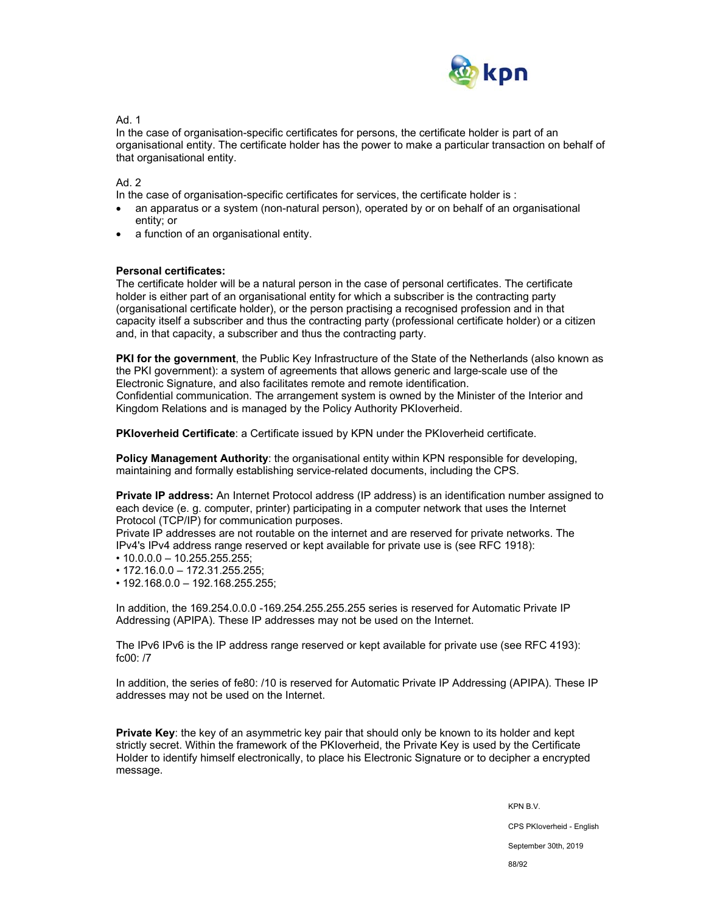Ad. 1

In the case of organisation-specific certificates for persons, the certificate holder is part of an organisational entity. The certificate holder has the power to make a particular transaction on behalf of that organisational entity.

Ad. 2

In the case of organisation-specific certificates for services, the certificate holder is :

- an apparatus or a system (non-natural person), operated by or on behalf of an organisational entity; or
- a function of an organisational entity.

**Personal certificates:**

The certificate holder will be a natural person in the case of personal certificates. The certificate holder is either part of an organisational entity for which a subscriber is the contracting party (organisational certificate holder), or the person practising a recognised profession and in that capacity itself a subscriber and thus the contracting party (professional certificate holder) or a citizen and, in that capacity, a subscriber and thus the contracting party.

**PKI for the government**, the Public Key Infrastructure of the State of the Netherlands (also known as the PKI government): a system of agreements that allows generic and large-scale use of the Electronic Signature, and also facilitates remote and remote identification.
Confidential communication. The arrangement system is owned by the Minister of the Interior and Kingdom Relations and is managed by the Policy Authority PKIoverheid.

**PKIoverheid Certificate**: a Certificate issued by KPN under the PKIoverheid certificate.

**Policy Management Authority**: the organisational entity within KPN responsible for developing, maintaining and formally establishing service-related documents, including the CPS.

**Private IP address:** An Internet Protocol address (IP address) is an identification number assigned to each device (e. g. computer, printer) participating in a computer network that uses the Internet Protocol (TCP/IP) for communication purposes.
Private IP addresses are not routable on the internet and are reserved for private networks. The IPv4's IPv4 address range reserved or kept available for private use is (see RFC 1918):

- 10.0.0.0 – 10.255.255.255;
- 172.16.0.0 – 172.31.255.255;
- 192.168.0.0 – 192.168.255.255;

In addition, the 169.254.0.0.0 -169.254.255.255.255 series is reserved for Automatic Private IP Addressing (APIPA). These IP addresses may not be used on the Internet.

The IPv6 IPv6 is the IP address range reserved or kept available for private use (see RFC 4193): fc00: /7

In addition, the series of fe80: /10 is reserved for Automatic Private IP Addressing (APIPA). These IP addresses may not be used on the Internet.

**Private Key**: the key of an asymmetric key pair that should only be known to its holder and kept strictly secret. Within the framework of the PKIoverheid, the Private Key is used by the Certificate Holder to identify himself electronically, to place his Electronic Signature or to decipher a encrypted message.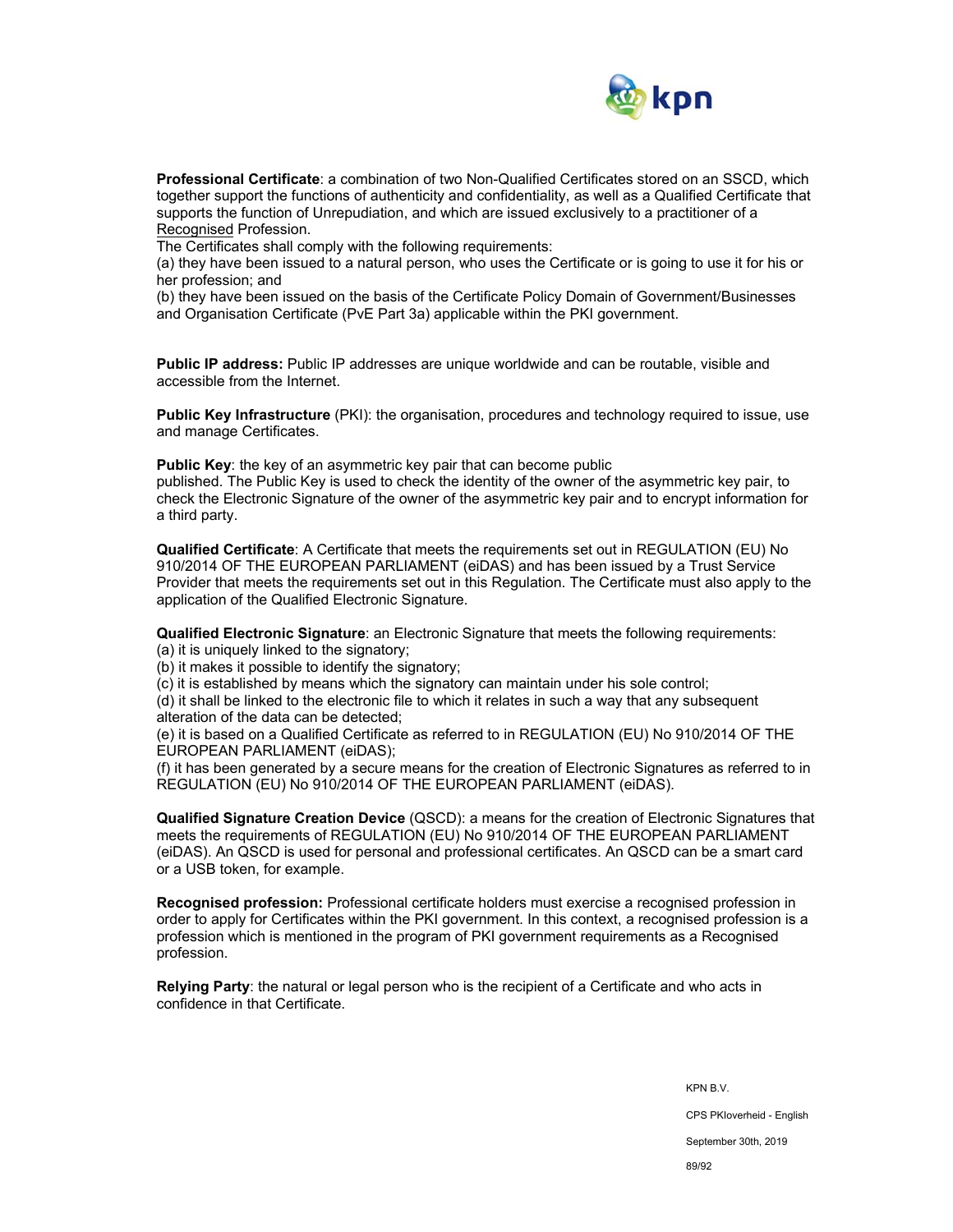**Professional Certificate**: a combination of two Non-Qualified Certificates stored on an SSCD, which together support the functions of authenticity and confidentiality, as well as a Qualified Certificate that supports the function of Unrepudiation, and which are issued exclusively to a practitioner of a Recognised Profession.
The Certificates shall comply with the following requirements:
(a) they have been issued to a natural person, who uses the Certificate or is going to use it for his or her profession; and
(b) they have been issued on the basis of the Certificate Policy Domain of Government/Businesses and Organisation Certificate (PvE Part 3a) applicable within the PKI government.

**Public IP address:** Public IP addresses are unique worldwide and can be routable, visible and accessible from the Internet.

**Public Key Infrastructure** (PKI): the organisation, procedures and technology required to issue, use and manage Certificates.

**Public Key**: the key of an asymmetric key pair that can become public published. The Public Key is used to check the identity of the owner of the asymmetric key pair, to check the Electronic Signature of the owner of the asymmetric key pair and to encrypt information for a third party.

**Qualified Certificate**: A Certificate that meets the requirements set out in REGULATION (EU) No 910/2014 OF THE EUROPEAN PARLIAMENT (eiDAS) and has been issued by a Trust Service Provider that meets the requirements set out in this Regulation. The Certificate must also apply to the application of the Qualified Electronic Signature.

**Qualified Electronic Signature**: an Electronic Signature that meets the following requirements:
(a) it is uniquely linked to the signatory;
(b) it makes it possible to identify the signatory;
(c) it is established by means which the signatory can maintain under his sole control;
(d) it shall be linked to the electronic file to which it relates in such a way that any subsequent alteration of the data can be detected;
(e) it is based on a Qualified Certificate as referred to in REGULATION (EU) No 910/2014 OF THE EUROPEAN PARLIAMENT (eiDAS);
(f) it has been generated by a secure means for the creation of Electronic Signatures as referred to in REGULATION (EU) No 910/2014 OF THE EUROPEAN PARLIAMENT (eiDAS).

**Qualified Signature Creation Device** (QSCD): a means for the creation of Electronic Signatures that meets the requirements of REGULATION (EU) No 910/2014 OF THE EUROPEAN PARLIAMENT (eiDAS). An QSCD is used for personal and professional certificates. An QSCD can be a smart card or a USB token, for example.

**Recognised profession:** Professional certificate holders must exercise a recognised profession in order to apply for Certificates within the PKI government. In this context, a recognised profession is a profession which is mentioned in the program of PKI government requirements as a Recognised profession.

**Relying Party**: the natural or legal person who is the recipient of a Certificate and who acts in confidence in that Certificate.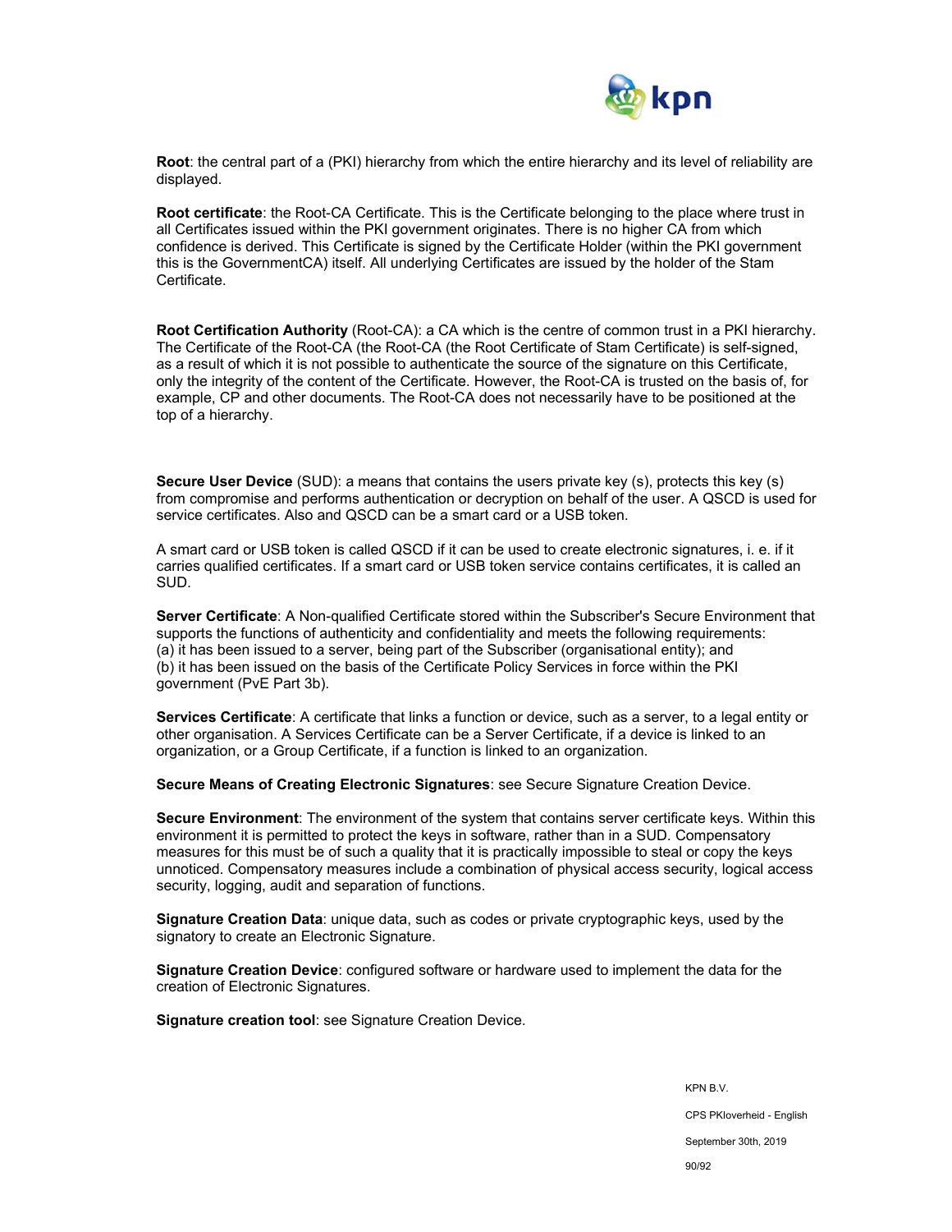**Root**: the central part of a (PKI) hierarchy from which the entire hierarchy and its level of reliability are displayed.

**Root certificate**: the Root-CA Certificate. This is the Certificate belonging to the place where trust in all Certificates issued within the PKI government originates. There is no higher CA from which confidence is derived. This Certificate is signed by the Certificate Holder (within the PKI government this is the GovernmentCA) itself. All underlying Certificates are issued by the holder of the Stam Certificate.

**Root Certification Authority** (Root-CA): a CA which is the centre of common trust in a PKI hierarchy. The Certificate of the Root-CA (the Root-CA (the Root Certificate of Stam Certificate) is self-signed, as a result of which it is not possible to authenticate the source of the signature on this Certificate, only the integrity of the content of the Certificate. However, the Root-CA is trusted on the basis of, for example, CP and other documents. The Root-CA does not necessarily have to be positioned at the top of a hierarchy.

**Secure User Device** (SUD): a means that contains the users private key (s), protects this key (s) from compromise and performs authentication or decryption on behalf of the user. A QSCD is used for service certificates. Also and QSCD can be a smart card or a USB token.

A smart card or USB token is called QSCD if it can be used to create electronic signatures, i. e. if it carries qualified certificates. If a smart card or USB token service contains certificates, it is called an SUD.

**Server Certificate**: A Non-qualified Certificate stored within the Subscriber's Secure Environment that supports the functions of authenticity and confidentiality and meets the following requirements:
(a) it has been issued to a server, being part of the Subscriber (organisational entity); and
(b) it has been issued on the basis of the Certificate Policy Services in force within the PKI government (PvE Part 3b).

**Services Certificate**: A certificate that links a function or device, such as a server, to a legal entity or other organisation. A Services Certificate can be a Server Certificate, if a device is linked to an organization, or a Group Certificate, if a function is linked to an organization.

**Secure Means of Creating Electronic Signatures**: see Secure Signature Creation Device.

**Secure Environment**: The environment of the system that contains server certificate keys. Within this environment it is permitted to protect the keys in software, rather than in a SUD. Compensatory measures for this must be of such a quality that it is practically impossible to steal or copy the keys unnoticed. Compensatory measures include a combination of physical access security, logical access security, logging, audit and separation of functions.

**Signature Creation Data**: unique data, such as codes or private cryptographic keys, used by the signatory to create an Electronic Signature.

**Signature Creation Device**: configured software or hardware used to implement the data for the creation of Electronic Signatures.

**Signature creation tool**: see Signature Creation Device.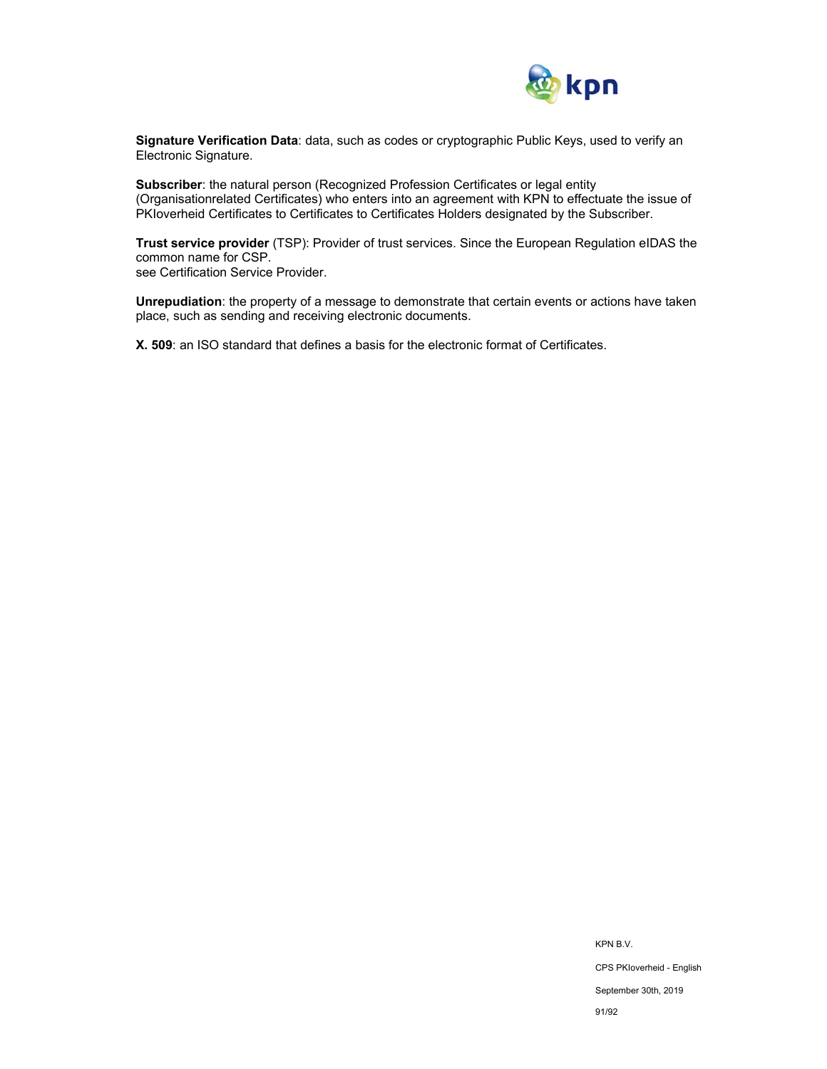**Signature Verification Data**: data, such as codes or cryptographic Public Keys, used to verify an Electronic Signature.

**Subscriber**: the natural person (Recognized Profession Certificates or legal entity (Organisationrelated Certificates) who enters into an agreement with KPN to effectuate the issue of PKIoverheid Certificates to Certificates to Certificates Holders designated by the Subscriber.

**Trust service provider** (TSP): Provider of trust services. Since the European Regulation eIDAS the common name for CSP.
see Certification Service Provider.

**Unrepudiation**: the property of a message to demonstrate that certain events or actions have taken place, such as sending and receiving electronic documents.

**X. 509**: an ISO standard that defines a basis for the electronic format of Certificates.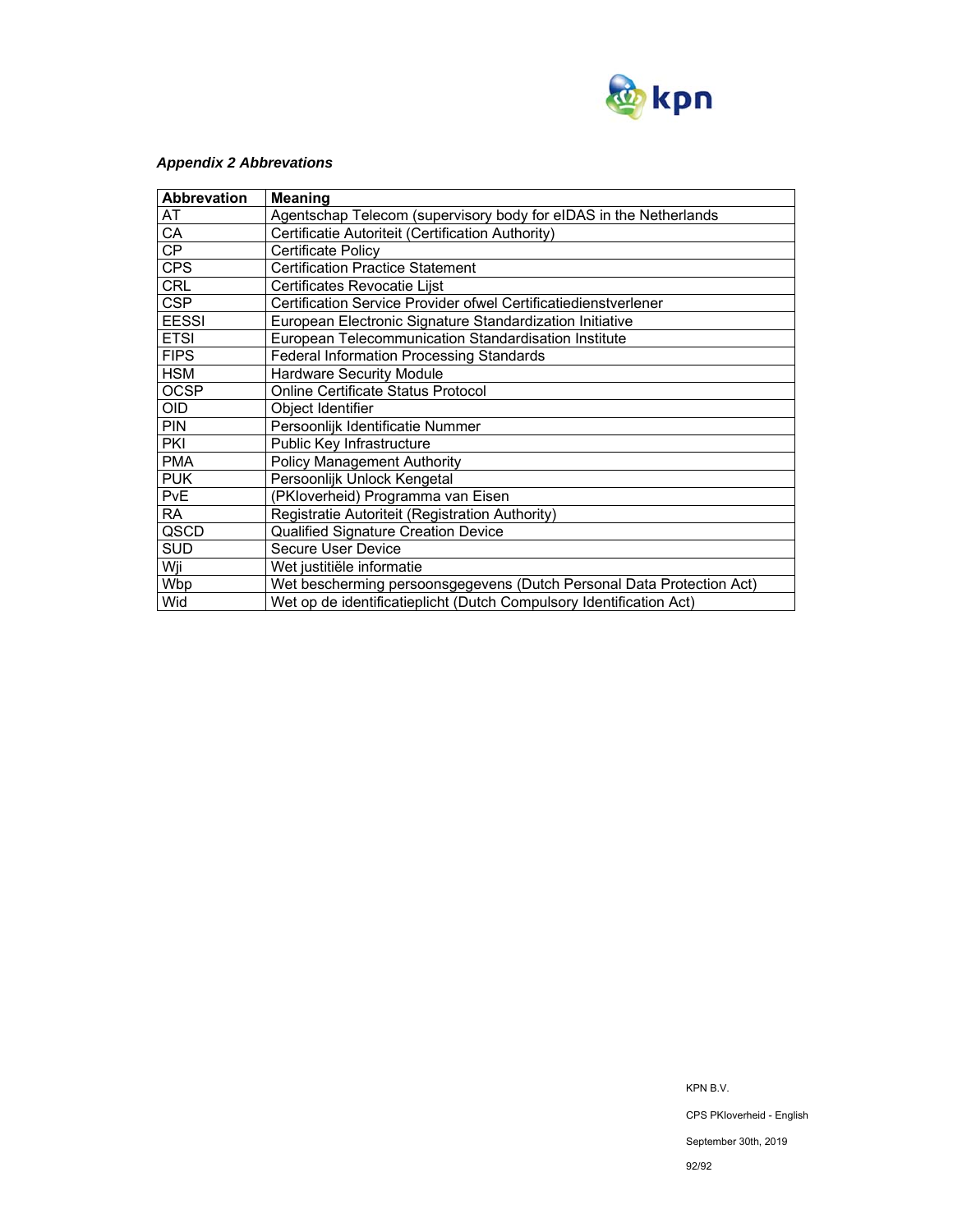*Appendix 2 Abbrevations*

| Abbrevation | Meaning |
|---|---|
| AT | Agentschap Telecom (supervisory body for eIDAS in the Netherlands |
| CA | Certificatie Autoriteit (Certification Authority) |
| CP | Certificate Policy |
| CPS | Certification Practice Statement |
| CRL | Certificates Revocatie Lijst |
| CSP | Certification Service Provider ofwel Certificatiedienstverlener |
| EESSI | European Electronic Signature Standardization Initiative |
| ETSI | European Telecommunication Standardisation Institute |
| FIPS | Federal Information Processing Standards |
| HSM | Hardware Security Module |
| OCSP | Online Certificate Status Protocol |
| OID | Object Identifier |
| PIN | Persoonlijk Identificatie Nummer |
| PKI | Public Key Infrastructure |
| PMA | Policy Management Authority |
| PUK | Persoonlijk Unlock Kengetal |
| PvE | (PKIoverheid) Programma van Eisen |
| RA | Registratie Autoriteit (Registration Authority) |
| QSCD | Qualified Signature Creation Device |
| SUD | Secure User Device |
| Wji | Wet justitiële informatie |
| Wbp | Wet bescherming persoonsgegevens (Dutch Personal Data Protection Act) |
| Wid | Wet op de identificatieplicht (Dutch Compulsory Identification Act) |